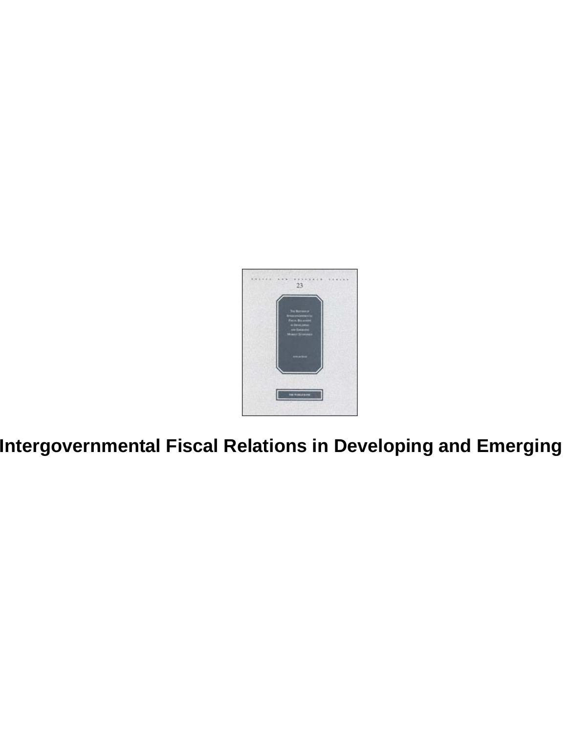# Intergovernmental Fiscal Relations in Developing and Emerging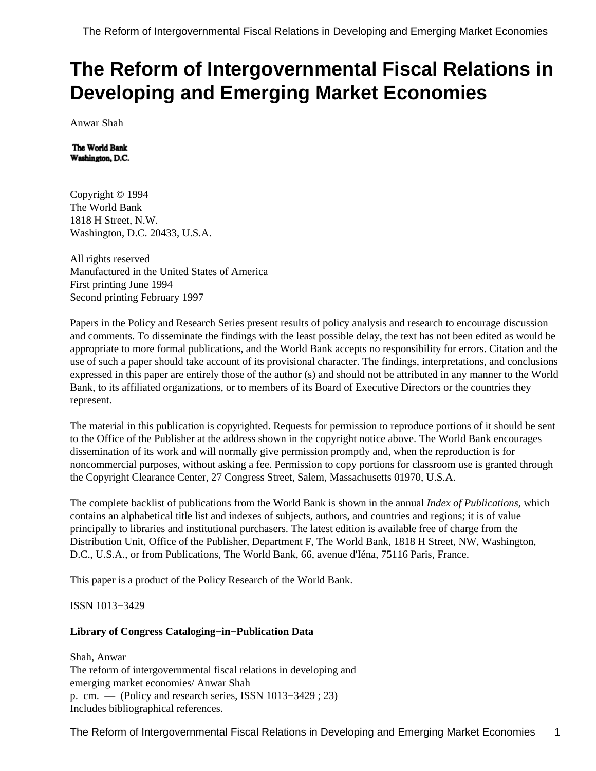# The Reform of Intergovernmental Fiscal Relations in Developing and Emerging Market Economies

Anwar Shah

**The World Bank**
**Washington, D.C.**

Copyright © 1994
The World Bank
1818 H Street, N.W.
Washington, D.C. 20433, U.S.A.

All rights reserved
Manufactured in the United States of America
First printing June 1994
Second printing February 1997

Papers in the Policy and Research Series present results of policy analysis and research to encourage discussion and comments. To disseminate the findings with the least possible delay, the text has not been edited as would be appropriate to more formal publications, and the World Bank accepts no responsibility for errors. Citation and the use of such a paper should take account of its provisional character. The findings, interpretations, and conclusions expressed in this paper are entirely those of the author (s) and should not be attributed in any manner to the World Bank, to its affiliated organizations, or to members of its Board of Executive Directors or the countries they represent.

The material in this publication is copyrighted. Requests for permission to reproduce portions of it should be sent to the Office of the Publisher at the address shown in the copyright notice above. The World Bank encourages dissemination of its work and will normally give permission promptly and, when the reproduction is for noncommercial purposes, without asking a fee. Permission to copy portions for classroom use is granted through the Copyright Clearance Center, 27 Congress Street, Salem, Massachusetts 01970, U.S.A.

The complete backlist of publications from the World Bank is shown in the annual *Index of Publications,* which contains an alphabetical title list and indexes of subjects, authors, and countries and regions; it is of value principally to libraries and institutional purchasers. The latest edition is available free of charge from the Distribution Unit, Office of the Publisher, Department F, The World Bank, 1818 H Street, NW, Washington, D.C., U.S.A., or from Publications, The World Bank, 66, avenue d'Iéna, 75116 Paris, France.

This paper is a product of the Policy Research of the World Bank.

ISSN 1013−3429

**Library of Congress Cataloging−in−Publication Data**

Shah, Anwar
The reform of intergovernmental fiscal relations in developing and
emerging market economies/ Anwar Shah
p. cm. — (Policy and research series, ISSN 1013−3429 ; 23)
Includes bibliographical references.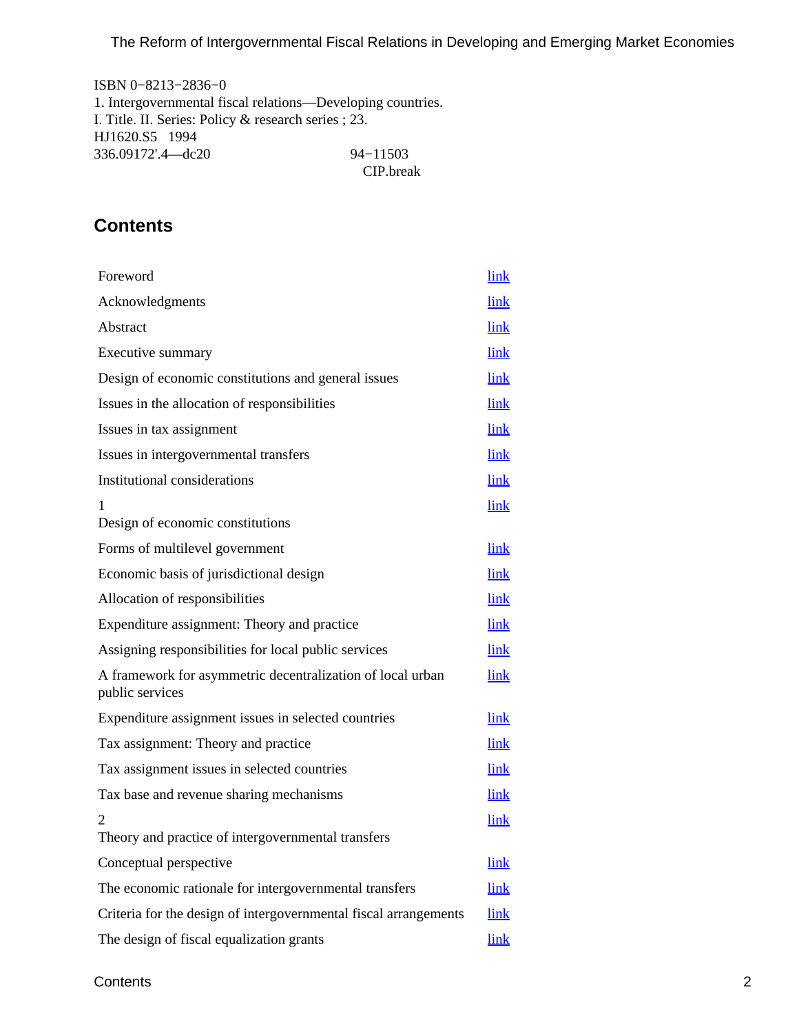ISBN 0−8213−2836−0
1. Intergovernmental fiscal relations—Developing countries.
I. Title. II. Series: Policy & research series ; 23.
HJ1620.S5 1994
336.09172'.4—dc20 94−11503
CIP.break

## Contents

| | |
|---|---|
| Foreword | link |
| Acknowledgments | link |
| Abstract | link |
| Executive summary | link |
| Design of economic constitutions and general issues | link |
| Issues in the allocation of responsibilities | link |
| Issues in tax assignment | link |
| Issues in intergovernmental transfers | link |
| Institutional considerations | link |
| 1 Design of economic constitutions | link |
| Forms of multilevel government | link |
| Economic basis of jurisdictional design | link |
| Allocation of responsibilities | link |
| Expenditure assignment: Theory and practice | link |
| Assigning responsibilities for local public services | link |
| A framework for asymmetric decentralization of local urban public services | link |
| Expenditure assignment issues in selected countries | link |
| Tax assignment: Theory and practice | link |
| Tax assignment issues in selected countries | link |
| Tax base and revenue sharing mechanisms | link |
| 2 Theory and practice of intergovernmental transfers | link |
| Conceptual perspective | link |
| The economic rationale for intergovernmental transfers | link |
| Criteria for the design of intergovernmental fiscal arrangements | link |
| The design of fiscal equalization grants | link |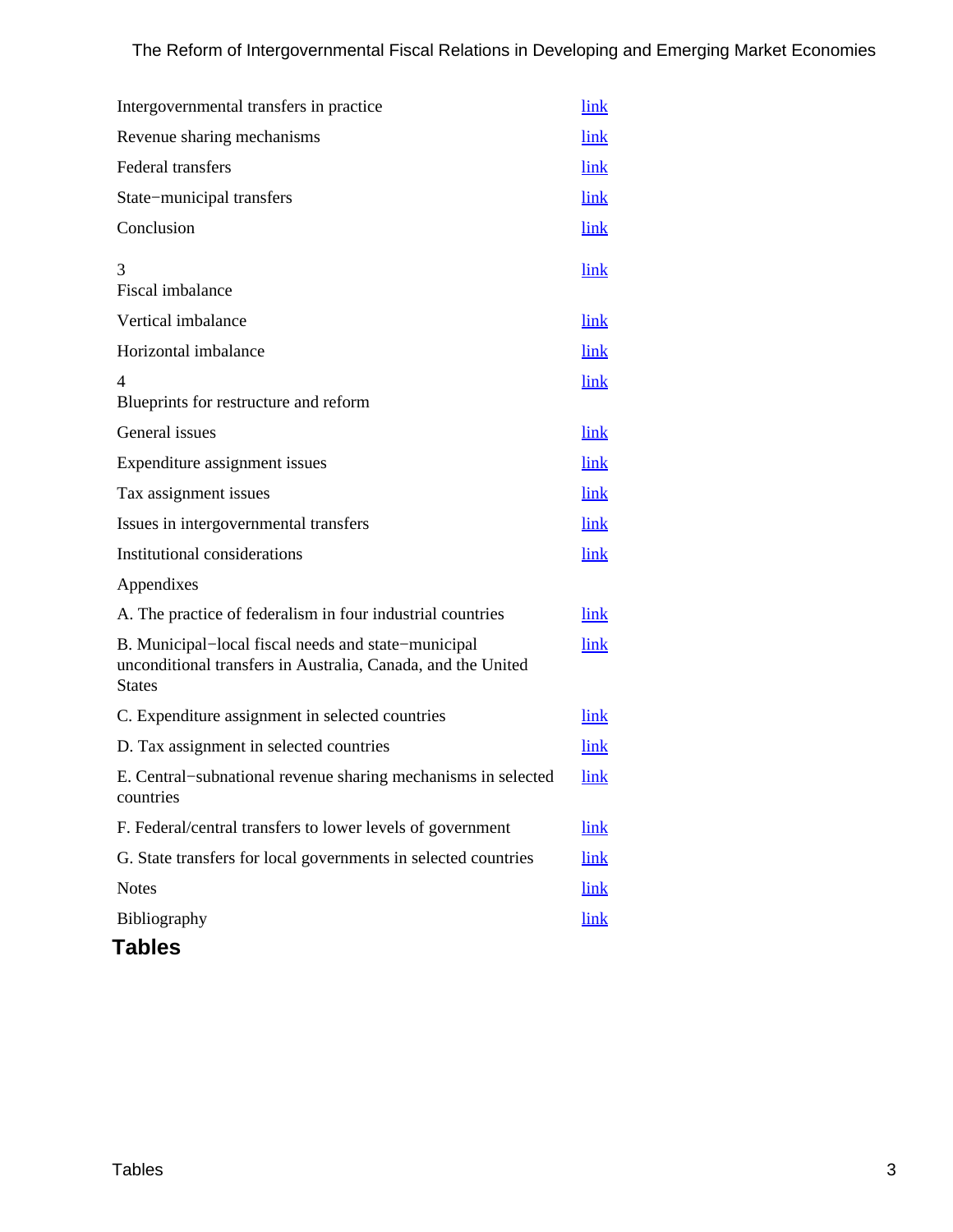| | |
|---|---|
| Intergovernmental transfers in practice | link |
| Revenue sharing mechanisms | link |
| Federal transfers | link |
| State−municipal transfers | link |
| Conclusion | link |
| 3<br>Fiscal imbalance | link |
| Vertical imbalance | link |
| Horizontal imbalance | link |
| 4<br>Blueprints for restructure and reform | link |
| General issues | link |
| Expenditure assignment issues | link |
| Tax assignment issues | link |
| Issues in intergovernmental transfers | link |
| Institutional considerations | link |
| Appendixes | |
| A. The practice of federalism in four industrial countries | link |
| B. Municipal−local fiscal needs and state−municipal unconditional transfers in Australia, Canada, and the United States | link |
| C. Expenditure assignment in selected countries | link |
| D. Tax assignment in selected countries | link |
| E. Central−subnational revenue sharing mechanisms in selected countries | link |
| F. Federal/central transfers to lower levels of government | link |
| G. State transfers for local governments in selected countries | link |
| Notes | link |
| Bibliography | link |

## Tables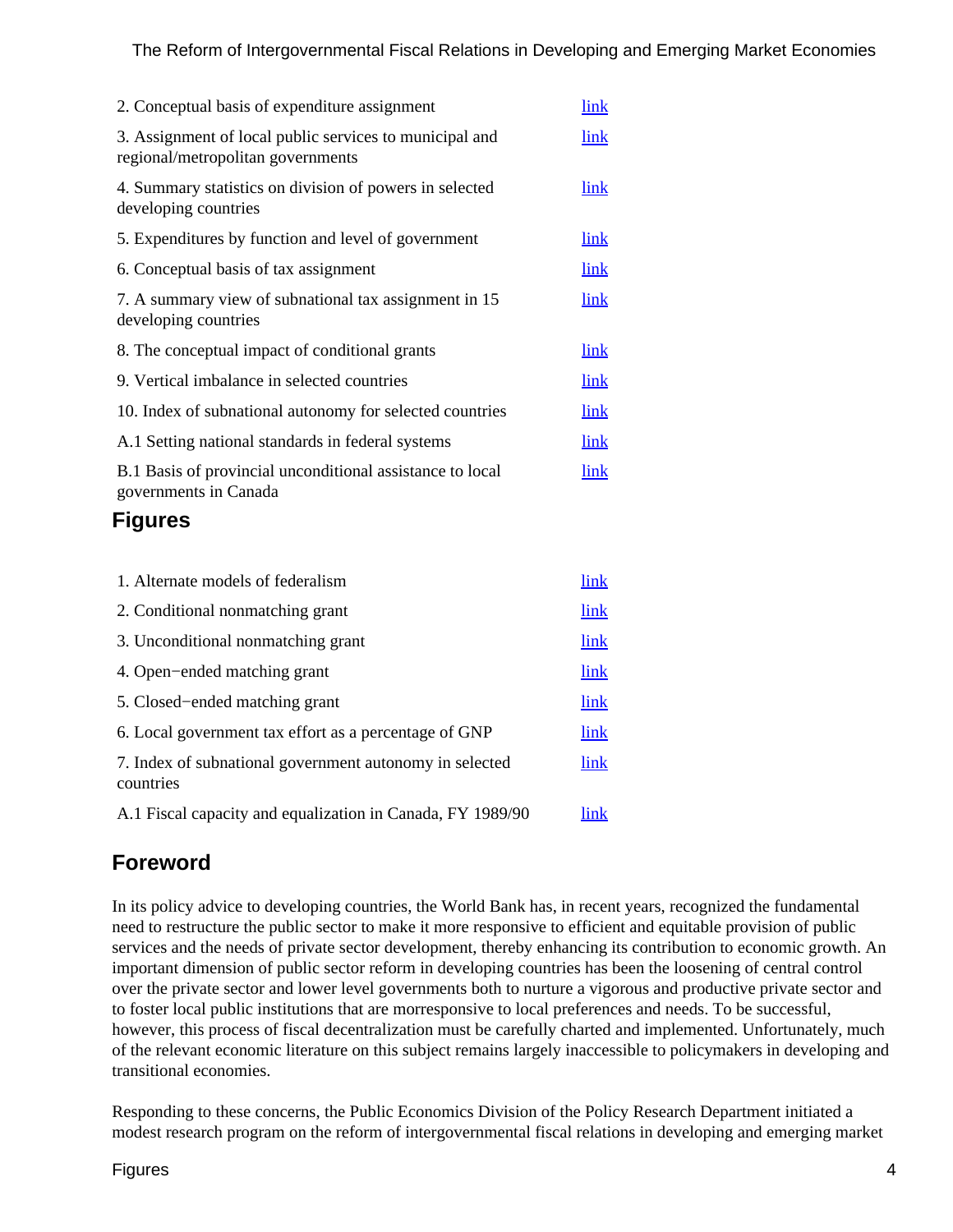| | |
|---|---|
| 2. Conceptual basis of expenditure assignment | link |
| 3. Assignment of local public services to municipal and regional/metropolitan governments | link |
| 4. Summary statistics on division of powers in selected developing countries | link |
| 5. Expenditures by function and level of government | link |
| 6. Conceptual basis of tax assignment | link |
| 7. A summary view of subnational tax assignment in 15 developing countries | link |
| 8. The conceptual impact of conditional grants | link |
| 9. Vertical imbalance in selected countries | link |
| 10. Index of subnational autonomy for selected countries | link |
| A.1 Setting national standards in federal systems | link |
| B.1 Basis of provincial unconditional assistance to local governments in Canada | link |

## Figures

| | |
|---|---|
| 1. Alternate models of federalism | link |
| 2. Conditional nonmatching grant | link |
| 3. Unconditional nonmatching grant | link |
| 4. Open−ended matching grant | link |
| 5. Closed−ended matching grant | link |
| 6. Local government tax effort as a percentage of GNP | link |
| 7. Index of subnational government autonomy in selected countries | link |
| A.1 Fiscal capacity and equalization in Canada, FY 1989/90 | link |

## Foreword

In its policy advice to developing countries, the World Bank has, in recent years, recognized the fundamental need to restructure the public sector to make it more responsive to efficient and equitable provision of public services and the needs of private sector development, thereby enhancing its contribution to economic growth. An important dimension of public sector reform in developing countries has been the loosening of central control over the private sector and lower level governments both to nurture a vigorous and productive private sector and to foster local public institutions that are morresponsive to local preferences and needs. To be successful, however, this process of fiscal decentralization must be carefully charted and implemented. Unfortunately, much of the relevant economic literature on this subject remains largely inaccessible to policymakers in developing and transitional economies.

Responding to these concerns, the Public Economics Division of the Policy Research Department initiated a modest research program on the reform of intergovernmental fiscal relations in developing and emerging market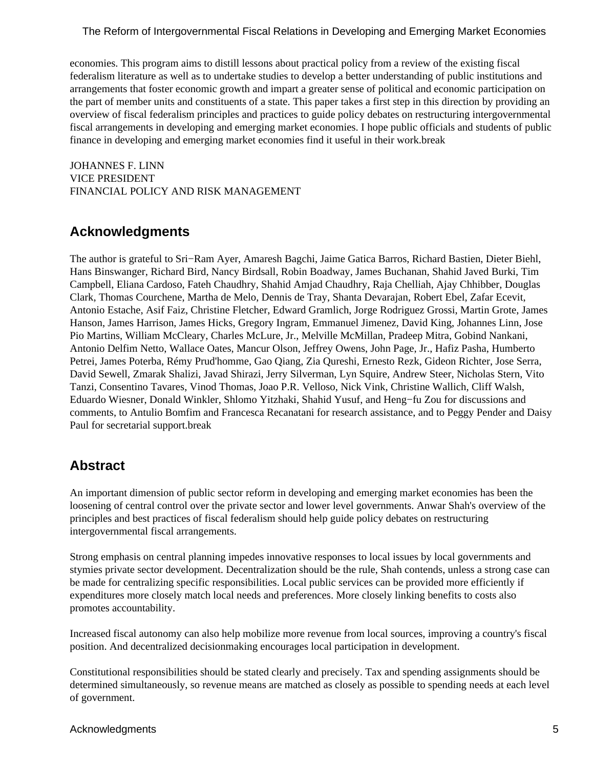economies. This program aims to distill lessons about practical policy from a review of the existing fiscal federalism literature as well as to undertake studies to develop a better understanding of public institutions and arrangements that foster economic growth and impart a greater sense of political and economic participation on the part of member units and constituents of a state. This paper takes a first step in this direction by providing an overview of fiscal federalism principles and practices to guide policy debates on restructuring intergovernmental fiscal arrangements in developing and emerging market economies. I hope public officials and students of public finance in developing and emerging market economies find it useful in their work.break

JOHANNES F. LINN
VICE PRESIDENT
FINANCIAL POLICY AND RISK MANAGEMENT

## Acknowledgments

The author is grateful to Sri−Ram Ayer, Amaresh Bagchi, Jaime Gatica Barros, Richard Bastien, Dieter Biehl, Hans Binswanger, Richard Bird, Nancy Birdsall, Robin Boadway, James Buchanan, Shahid Javed Burki, Tim Campbell, Eliana Cardoso, Fateh Chaudhry, Shahid Amjad Chaudhry, Raja Chelliah, Ajay Chhibber, Douglas Clark, Thomas Courchene, Martha de Melo, Dennis de Tray, Shanta Devarajan, Robert Ebel, Zafar Ecevit, Antonio Estache, Asif Faiz, Christine Fletcher, Edward Gramlich, Jorge Rodriguez Grossi, Martin Grote, James Hanson, James Harrison, James Hicks, Gregory Ingram, Emmanuel Jimenez, David King, Johannes Linn, Jose Pio Martins, William McCleary, Charles McLure, Jr., Melville McMillan, Pradeep Mitra, Gobind Nankani, Antonio Delfim Netto, Wallace Oates, Mancur Olson, Jeffrey Owens, John Page, Jr., Hafiz Pasha, Humberto Petrei, James Poterba, Rémy Prud'homme, Gao Qiang, Zia Qureshi, Ernesto Rezk, Gideon Richter, Jose Serra, David Sewell, Zmarak Shalizi, Javad Shirazi, Jerry Silverman, Lyn Squire, Andrew Steer, Nicholas Stern, Vito Tanzi, Consentino Tavares, Vinod Thomas, Joao P.R. Velloso, Nick Vink, Christine Wallich, Cliff Walsh, Eduardo Wiesner, Donald Winkler, Shlomo Yitzhaki, Shahid Yusuf, and Heng−fu Zou for discussions and comments, to Antulio Bomfim and Francesca Recanatani for research assistance, and to Peggy Pender and Daisy Paul for secretarial support.break

## Abstract

An important dimension of public sector reform in developing and emerging market economies has been the loosening of central control over the private sector and lower level governments. Anwar Shah's overview of the principles and best practices of fiscal federalism should help guide policy debates on restructuring intergovernmental fiscal arrangements.

Strong emphasis on central planning impedes innovative responses to local issues by local governments and stymies private sector development. Decentralization should be the rule, Shah contends, unless a strong case can be made for centralizing specific responsibilities. Local public services can be provided more efficiently if expenditures more closely match local needs and preferences. More closely linking benefits to costs also promotes accountability.

Increased fiscal autonomy can also help mobilize more revenue from local sources, improving a country's fiscal position. And decentralized decisionmaking encourages local participation in development.

Constitutional responsibilities should be stated clearly and precisely. Tax and spending assignments should be determined simultaneously, so revenue means are matched as closely as possible to spending needs at each level of government.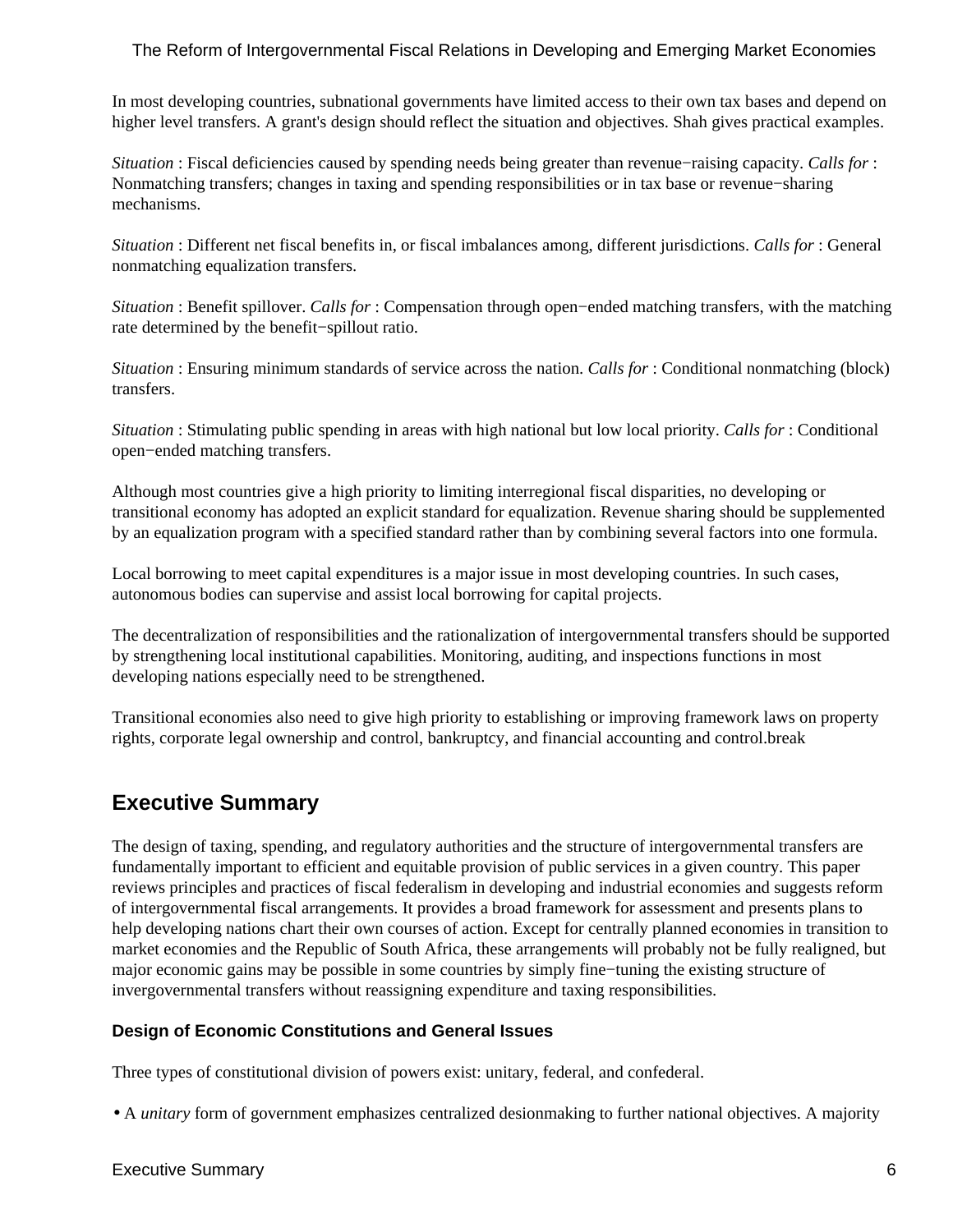In most developing countries, subnational governments have limited access to their own tax bases and depend on higher level transfers. A grant's design should reflect the situation and objectives. Shah gives practical examples.

*Situation* : Fiscal deficiencies caused by spending needs being greater than revenue−raising capacity. *Calls for* : Nonmatching transfers; changes in taxing and spending responsibilities or in tax base or revenue−sharing mechanisms.

*Situation* : Different net fiscal benefits in, or fiscal imbalances among, different jurisdictions. *Calls for* : General nonmatching equalization transfers.

*Situation* : Benefit spillover. *Calls for* : Compensation through open−ended matching transfers, with the matching rate determined by the benefit−spillout ratio.

*Situation* : Ensuring minimum standards of service across the nation. *Calls for* : Conditional nonmatching (block) transfers.

*Situation* : Stimulating public spending in areas with high national but low local priority. *Calls for* : Conditional open−ended matching transfers.

Although most countries give a high priority to limiting interregional fiscal disparities, no developing or transitional economy has adopted an explicit standard for equalization. Revenue sharing should be supplemented by an equalization program with a specified standard rather than by combining several factors into one formula.

Local borrowing to meet capital expenditures is a major issue in most developing countries. In such cases, autonomous bodies can supervise and assist local borrowing for capital projects.

The decentralization of responsibilities and the rationalization of intergovernmental transfers should be supported by strengthening local institutional capabilities. Monitoring, auditing, and inspections functions in most developing nations especially need to be strengthened.

Transitional economies also need to give high priority to establishing or improving framework laws on property rights, corporate legal ownership and control, bankruptcy, and financial accounting and control.break

## Executive Summary

The design of taxing, spending, and regulatory authorities and the structure of intergovernmental transfers are fundamentally important to efficient and equitable provision of public services in a given country. This paper reviews principles and practices of fiscal federalism in developing and industrial economies and suggests reform of intergovernmental fiscal arrangements. It provides a broad framework for assessment and presents plans to help developing nations chart their own courses of action. Except for centrally planned economies in transition to market economies and the Republic of South Africa, these arrangements will probably not be fully realigned, but major economic gains may be possible in some countries by simply fine−tuning the existing structure of invergovernmental transfers without reassigning expenditure and taxing responsibilities.

### Design of Economic Constitutions and General Issues

Three types of constitutional division of powers exist: unitary, federal, and confederal.

- A *unitary* form of government emphasizes centralized desionmaking to further national objectives. A majority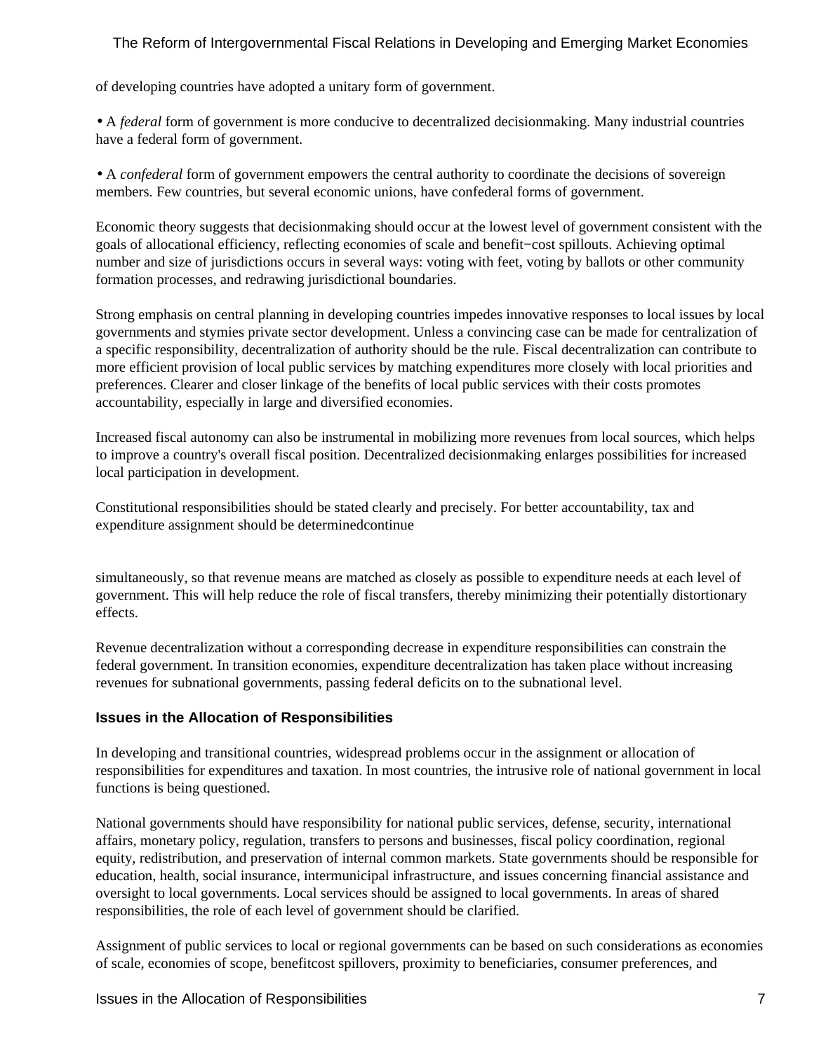of developing countries have adopted a unitary form of government.

- A *federal* form of government is more conducive to decentralized decisionmaking. Many industrial countries have a federal form of government.

- A *confederal* form of government empowers the central authority to coordinate the decisions of sovereign members. Few countries, but several economic unions, have confederal forms of government.

Economic theory suggests that decisionmaking should occur at the lowest level of government consistent with the goals of allocational efficiency, reflecting economies of scale and benefit−cost spillouts. Achieving optimal number and size of jurisdictions occurs in several ways: voting with feet, voting by ballots or other community formation processes, and redrawing jurisdictional boundaries.

Strong emphasis on central planning in developing countries impedes innovative responses to local issues by local governments and stymies private sector development. Unless a convincing case can be made for centralization of a specific responsibility, decentralization of authority should be the rule. Fiscal decentralization can contribute to more efficient provision of local public services by matching expenditures more closely with local priorities and preferences. Clearer and closer linkage of the benefits of local public services with their costs promotes accountability, especially in large and diversified economies.

Increased fiscal autonomy can also be instrumental in mobilizing more revenues from local sources, which helps to improve a country's overall fiscal position. Decentralized decisionmaking enlarges possibilities for increased local participation in development.

Constitutional responsibilities should be stated clearly and precisely. For better accountability, tax and expenditure assignment should be determinedcontinue

simultaneously, so that revenue means are matched as closely as possible to expenditure needs at each level of government. This will help reduce the role of fiscal transfers, thereby minimizing their potentially distortionary effects.

Revenue decentralization without a corresponding decrease in expenditure responsibilities can constrain the federal government. In transition economies, expenditure decentralization has taken place without increasing revenues for subnational governments, passing federal deficits on to the subnational level.

### Issues in the Allocation of Responsibilities

In developing and transitional countries, widespread problems occur in the assignment or allocation of responsibilities for expenditures and taxation. In most countries, the intrusive role of national government in local functions is being questioned.

National governments should have responsibility for national public services, defense, security, international affairs, monetary policy, regulation, transfers to persons and businesses, fiscal policy coordination, regional equity, redistribution, and preservation of internal common markets. State governments should be responsible for education, health, social insurance, intermunicipal infrastructure, and issues concerning financial assistance and oversight to local governments. Local services should be assigned to local governments. In areas of shared responsibilities, the role of each level of government should be clarified.

Assignment of public services to local or regional governments can be based on such considerations as economies of scale, economies of scope, benefitcost spillovers, proximity to beneficiaries, consumer preferences, and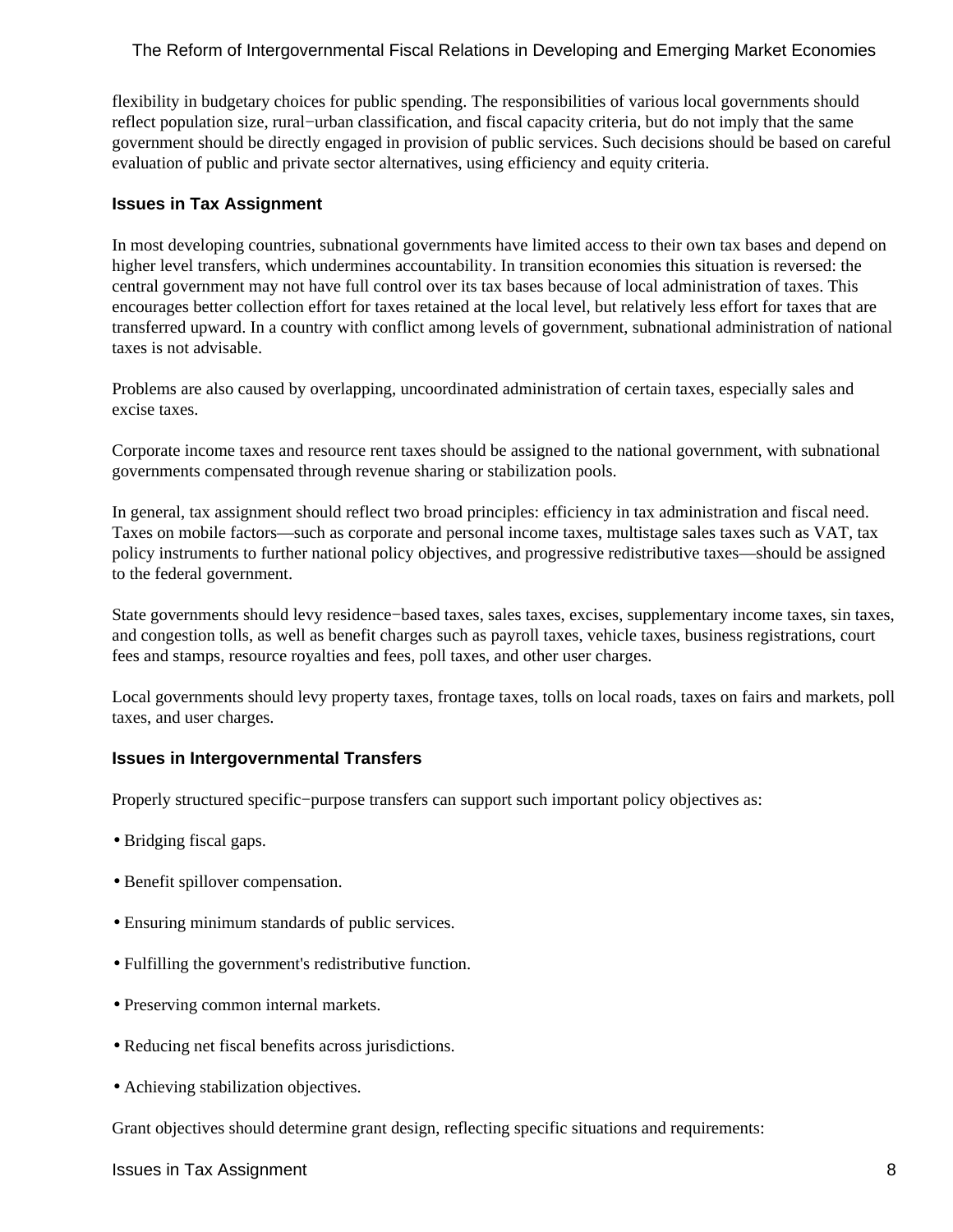flexibility in budgetary choices for public spending. The responsibilities of various local governments should reflect population size, rural−urban classification, and fiscal capacity criteria, but do not imply that the same government should be directly engaged in provision of public services. Such decisions should be based on careful evaluation of public and private sector alternatives, using efficiency and equity criteria.

### Issues in Tax Assignment

In most developing countries, subnational governments have limited access to their own tax bases and depend on higher level transfers, which undermines accountability. In transition economies this situation is reversed: the central government may not have full control over its tax bases because of local administration of taxes. This encourages better collection effort for taxes retained at the local level, but relatively less effort for taxes that are transferred upward. In a country with conflict among levels of government, subnational administration of national taxes is not advisable.

Problems are also caused by overlapping, uncoordinated administration of certain taxes, especially sales and excise taxes.

Corporate income taxes and resource rent taxes should be assigned to the national government, with subnational governments compensated through revenue sharing or stabilization pools.

In general, tax assignment should reflect two broad principles: efficiency in tax administration and fiscal need. Taxes on mobile factors—such as corporate and personal income taxes, multistage sales taxes such as VAT, tax policy instruments to further national policy objectives, and progressive redistributive taxes—should be assigned to the federal government.

State governments should levy residence−based taxes, sales taxes, excises, supplementary income taxes, sin taxes, and congestion tolls, as well as benefit charges such as payroll taxes, vehicle taxes, business registrations, court fees and stamps, resource royalties and fees, poll taxes, and other user charges.

Local governments should levy property taxes, frontage taxes, tolls on local roads, taxes on fairs and markets, poll taxes, and user charges.

### Issues in Intergovernmental Transfers

Properly structured specific−purpose transfers can support such important policy objectives as:

- Bridging fiscal gaps.
- Benefit spillover compensation.
- Ensuring minimum standards of public services.
- Fulfilling the government's redistributive function.
- Preserving common internal markets.
- Reducing net fiscal benefits across jurisdictions.
- Achieving stabilization objectives.

Grant objectives should determine grant design, reflecting specific situations and requirements: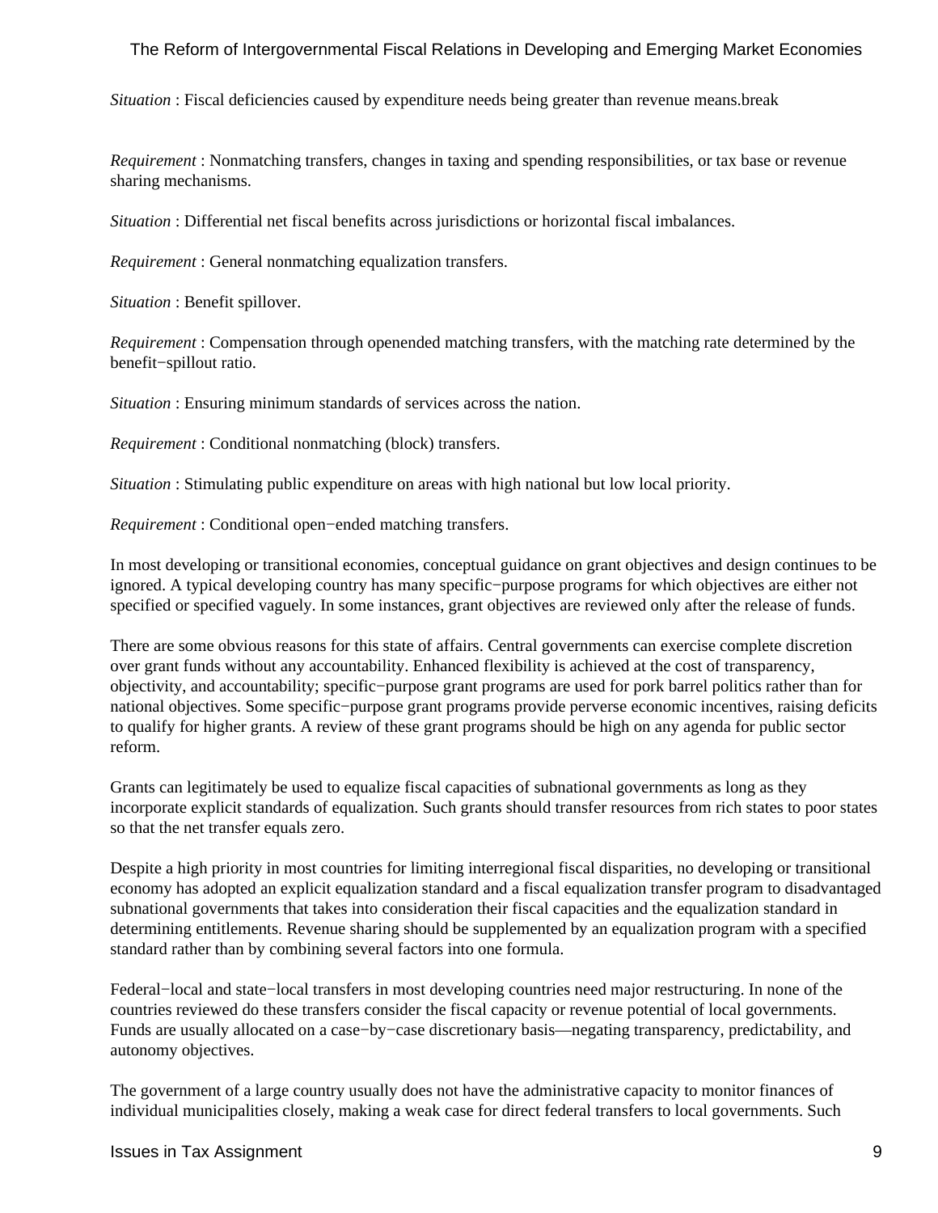*Situation* : Fiscal deficiencies caused by expenditure needs being greater than revenue means.break

*Requirement* : Nonmatching transfers, changes in taxing and spending responsibilities, or tax base or revenue sharing mechanisms.

*Situation* : Differential net fiscal benefits across jurisdictions or horizontal fiscal imbalances.

*Requirement* : General nonmatching equalization transfers.

*Situation* : Benefit spillover.

*Requirement* : Compensation through openended matching transfers, with the matching rate determined by the benefit−spillout ratio.

*Situation* : Ensuring minimum standards of services across the nation.

*Requirement* : Conditional nonmatching (block) transfers.

*Situation* : Stimulating public expenditure on areas with high national but low local priority.

*Requirement* : Conditional open−ended matching transfers.

In most developing or transitional economies, conceptual guidance on grant objectives and design continues to be ignored. A typical developing country has many specific−purpose programs for which objectives are either not specified or specified vaguely. In some instances, grant objectives are reviewed only after the release of funds.

There are some obvious reasons for this state of affairs. Central governments can exercise complete discretion over grant funds without any accountability. Enhanced flexibility is achieved at the cost of transparency, objectivity, and accountability; specific−purpose grant programs are used for pork barrel politics rather than for national objectives. Some specific−purpose grant programs provide perverse economic incentives, raising deficits to qualify for higher grants. A review of these grant programs should be high on any agenda for public sector reform.

Grants can legitimately be used to equalize fiscal capacities of subnational governments as long as they incorporate explicit standards of equalization. Such grants should transfer resources from rich states to poor states so that the net transfer equals zero.

Despite a high priority in most countries for limiting interregional fiscal disparities, no developing or transitional economy has adopted an explicit equalization standard and a fiscal equalization transfer program to disadvantaged subnational governments that takes into consideration their fiscal capacities and the equalization standard in determining entitlements. Revenue sharing should be supplemented by an equalization program with a specified standard rather than by combining several factors into one formula.

Federal−local and state−local transfers in most developing countries need major restructuring. In none of the countries reviewed do these transfers consider the fiscal capacity or revenue potential of local governments. Funds are usually allocated on a case−by−case discretionary basis—negating transparency, predictability, and autonomy objectives.

The government of a large country usually does not have the administrative capacity to monitor finances of individual municipalities closely, making a weak case for direct federal transfers to local governments. Such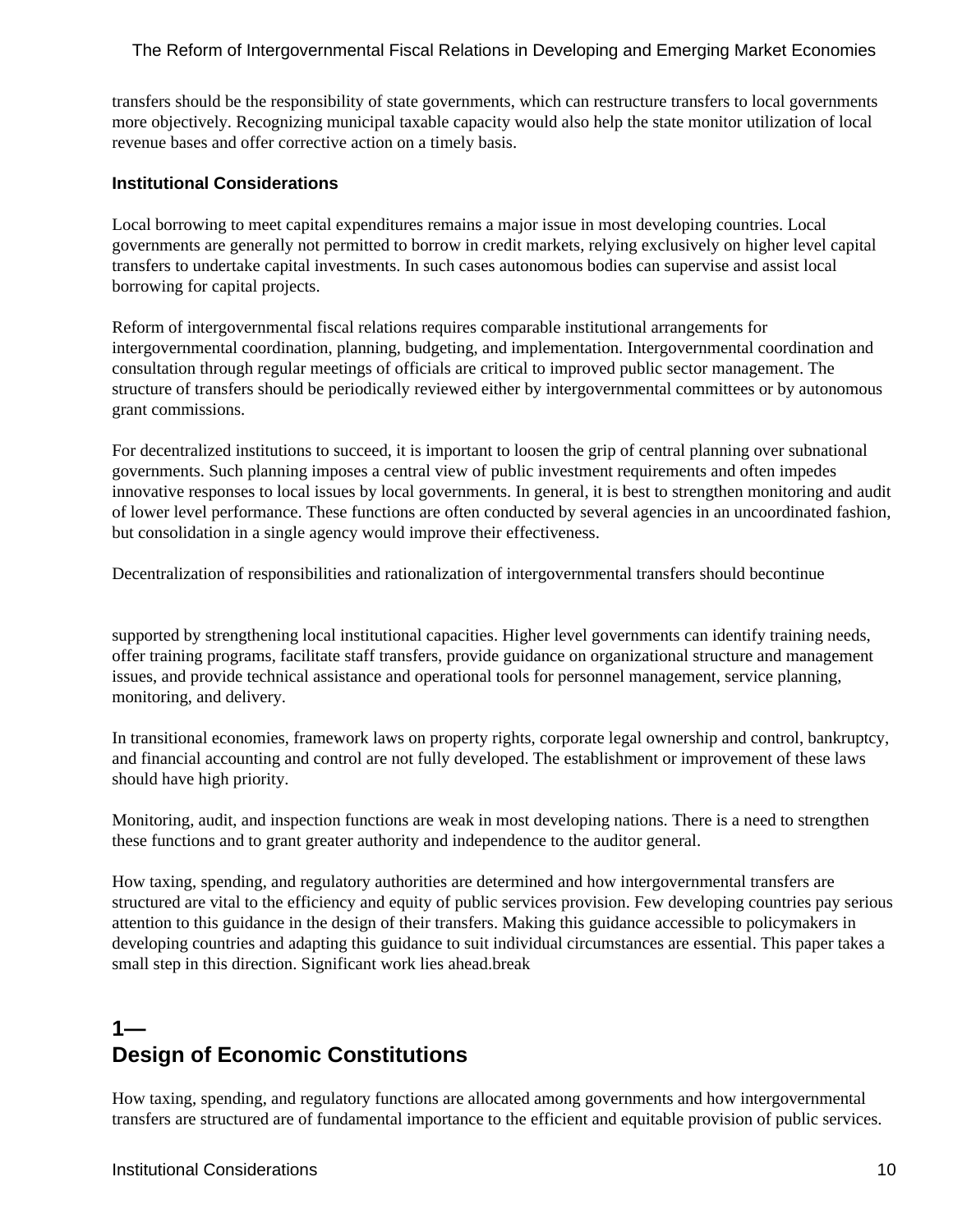transfers should be the responsibility of state governments, which can restructure transfers to local governments more objectively. Recognizing municipal taxable capacity would also help the state monitor utilization of local revenue bases and offer corrective action on a timely basis.

### Institutional Considerations

Local borrowing to meet capital expenditures remains a major issue in most developing countries. Local governments are generally not permitted to borrow in credit markets, relying exclusively on higher level capital transfers to undertake capital investments. In such cases autonomous bodies can supervise and assist local borrowing for capital projects.

Reform of intergovernmental fiscal relations requires comparable institutional arrangements for intergovernmental coordination, planning, budgeting, and implementation. Intergovernmental coordination and consultation through regular meetings of officials are critical to improved public sector management. The structure of transfers should be periodically reviewed either by intergovernmental committees or by autonomous grant commissions.

For decentralized institutions to succeed, it is important to loosen the grip of central planning over subnational governments. Such planning imposes a central view of public investment requirements and often impedes innovative responses to local issues by local governments. In general, it is best to strengthen monitoring and audit of lower level performance. These functions are often conducted by several agencies in an uncoordinated fashion, but consolidation in a single agency would improve their effectiveness.

Decentralization of responsibilities and rationalization of intergovernmental transfers should becontinue

supported by strengthening local institutional capacities. Higher level governments can identify training needs, offer training programs, facilitate staff transfers, provide guidance on organizational structure and management issues, and provide technical assistance and operational tools for personnel management, service planning, monitoring, and delivery.

In transitional economies, framework laws on property rights, corporate legal ownership and control, bankruptcy, and financial accounting and control are not fully developed. The establishment or improvement of these laws should have high priority.

Monitoring, audit, and inspection functions are weak in most developing nations. There is a need to strengthen these functions and to grant greater authority and independence to the auditor general.

How taxing, spending, and regulatory authorities are determined and how intergovernmental transfers are structured are vital to the efficiency and equity of public services provision. Few developing countries pay serious attention to this guidance in the design of their transfers. Making this guidance accessible to policymakers in developing countries and adapting this guidance to suit individual circumstances are essential. This paper takes a small step in this direction. Significant work lies ahead.break

## 1— Design of Economic Constitutions

How taxing, spending, and regulatory functions are allocated among governments and how intergovernmental transfers are structured are of fundamental importance to the efficient and equitable provision of public services.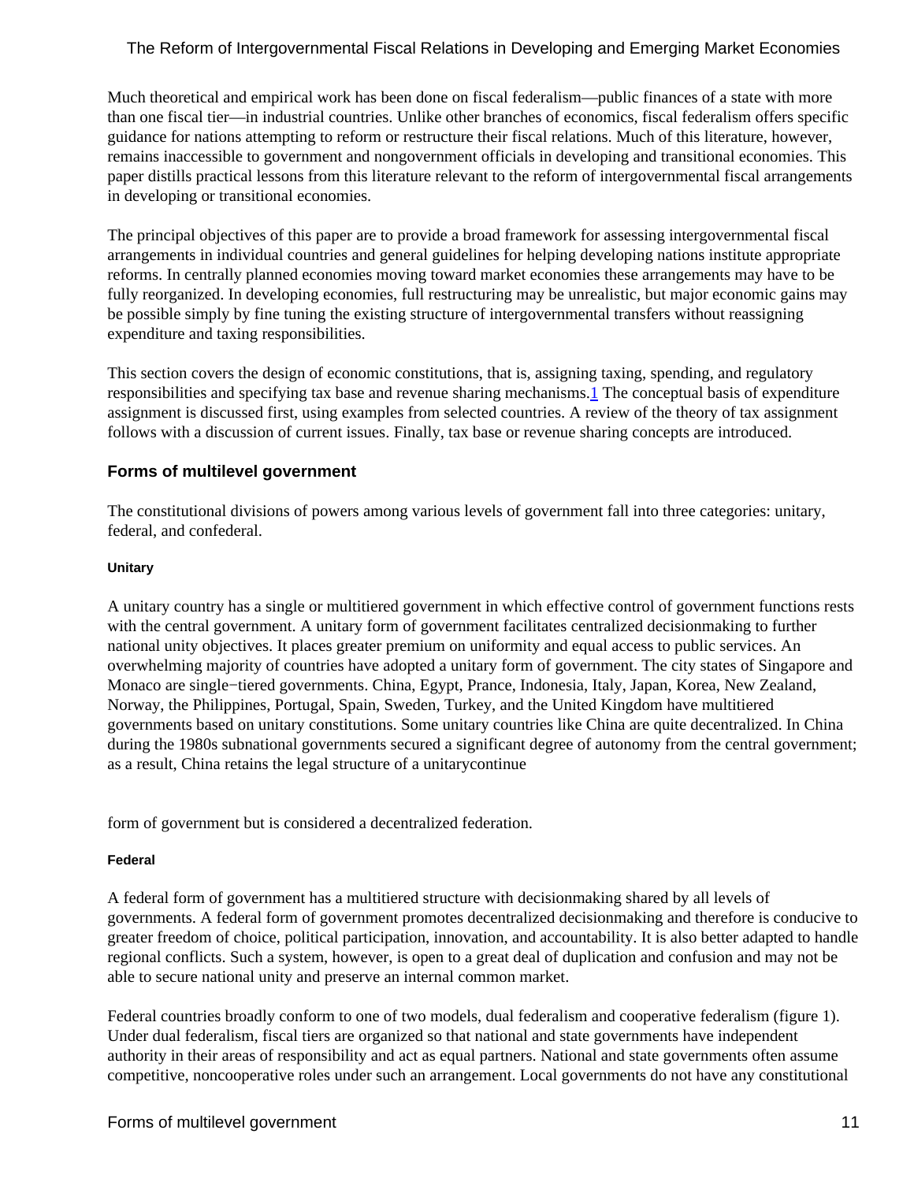Much theoretical and empirical work has been done on fiscal federalism—public finances of a state with more than one fiscal tier—in industrial countries. Unlike other branches of economics, fiscal federalism offers specific guidance for nations attempting to reform or restructure their fiscal relations. Much of this literature, however, remains inaccessible to government and nongovernment officials in developing and transitional economies. This paper distills practical lessons from this literature relevant to the reform of intergovernmental fiscal arrangements in developing or transitional economies.

The principal objectives of this paper are to provide a broad framework for assessing intergovernmental fiscal arrangements in individual countries and general guidelines for helping developing nations institute appropriate reforms. In centrally planned economies moving toward market economies these arrangements may have to be fully reorganized. In developing economies, full restructuring may be unrealistic, but major economic gains may be possible simply by fine tuning the existing structure of intergovernmental transfers without reassigning expenditure and taxing responsibilities.

This section covers the design of economic constitutions, that is, assigning taxing, spending, and regulatory responsibilities and specifying tax base and revenue sharing mechanisms.[1] The conceptual basis of expenditure assignment is discussed first, using examples from selected countries. A review of the theory of tax assignment follows with a discussion of current issues. Finally, tax base or revenue sharing concepts are introduced.

## Forms of multilevel government

The constitutional divisions of powers among various levels of government fall into three categories: unitary, federal, and confederal.

#### Unitary

A unitary country has a single or multitiered government in which effective control of government functions rests with the central government. A unitary form of government facilitates centralized decisionmaking to further national unity objectives. It places greater premium on uniformity and equal access to public services. An overwhelming majority of countries have adopted a unitary form of government. The city states of Singapore and Monaco are single−tiered governments. China, Egypt, France, Indonesia, Italy, Japan, Korea, New Zealand, Norway, the Philippines, Portugal, Spain, Sweden, Turkey, and the United Kingdom have multitiered governments based on unitary constitutions. Some unitary countries like China are quite decentralized. In China during the 1980s subnational governments secured a significant degree of autonomy from the central government; as a result, China retains the legal structure of a unitary form of government but is considered a decentralized federation.

#### Federal

A federal form of government has a multitiered structure with decisionmaking shared by all levels of governments. A federal form of government promotes decentralized decisionmaking and therefore is conducive to greater freedom of choice, political participation, innovation, and accountability. It is also better adapted to handle regional conflicts. Such a system, however, is open to a great deal of duplication and confusion and may not be able to secure national unity and preserve an internal common market.

Federal countries broadly conform to one of two models, dual federalism and cooperative federalism (figure 1). Under dual federalism, fiscal tiers are organized so that national and state governments have independent authority in their areas of responsibility and act as equal partners. National and state governments often assume competitive, noncooperative roles under such an arrangement. Local governments do not have any constitutional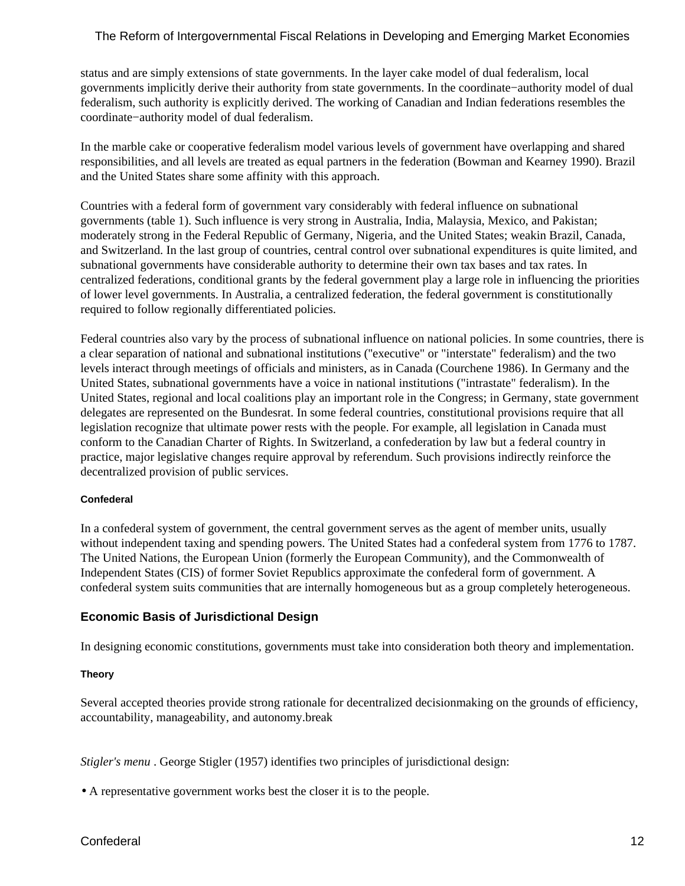status and are simply extensions of state governments. In the layer cake model of dual federalism, local governments implicitly derive their authority from state governments. In the coordinate−authority model of dual federalism, such authority is explicitly derived. The working of Canadian and Indian federations resembles the coordinate−authority model of dual federalism.

In the marble cake or cooperative federalism model various levels of government have overlapping and shared responsibilities, and all levels are treated as equal partners in the federation (Bowman and Kearney 1990). Brazil and the United States share some affinity with this approach.

Countries with a federal form of government vary considerably with federal influence on subnational governments (table 1). Such influence is very strong in Australia, India, Malaysia, Mexico, and Pakistan; moderately strong in the Federal Republic of Germany, Nigeria, and the United States; weakin Brazil, Canada, and Switzerland. In the last group of countries, central control over subnational expenditures is quite limited, and subnational governments have considerable authority to determine their own tax bases and tax rates. In centralized federations, conditional grants by the federal government play a large role in influencing the priorities of lower level governments. In Australia, a centralized federation, the federal government is constitutionally required to follow regionally differentiated policies.

Federal countries also vary by the process of subnational influence on national policies. In some countries, there is a clear separation of national and subnational institutions ("executive" or "interstate" federalism) and the two levels interact through meetings of officials and ministers, as in Canada (Courchene 1986). In Germany and the United States, subnational governments have a voice in national institutions ("intrastate" federalism). In the United States, regional and local coalitions play an important role in the Congress; in Germany, state government delegates are represented on the Bundesrat. In some federal countries, constitutional provisions require that all legislation recognize that ultimate power rests with the people. For example, all legislation in Canada must conform to the Canadian Charter of Rights. In Switzerland, a confederation by law but a federal country in practice, major legislative changes require approval by referendum. Such provisions indirectly reinforce the decentralized provision of public services.

#### Confederal

In a confederal system of government, the central government serves as the agent of member units, usually without independent taxing and spending powers. The United States had a confederal system from 1776 to 1787. The United Nations, the European Union (formerly the European Community), and the Commonwealth of Independent States (CIS) of former Soviet Republics approximate the confederal form of government. A confederal system suits communities that are internally homogeneous but as a group completely heterogeneous.

### Economic Basis of Jurisdictional Design

In designing economic constitutions, governments must take into consideration both theory and implementation.

#### Theory

Several accepted theories provide strong rationale for decentralized decisionmaking on the grounds of efficiency, accountability, manageability, and autonomy.break

*Stigler's menu* . George Stigler (1957) identifies two principles of jurisdictional design:

- A representative government works best the closer it is to the people.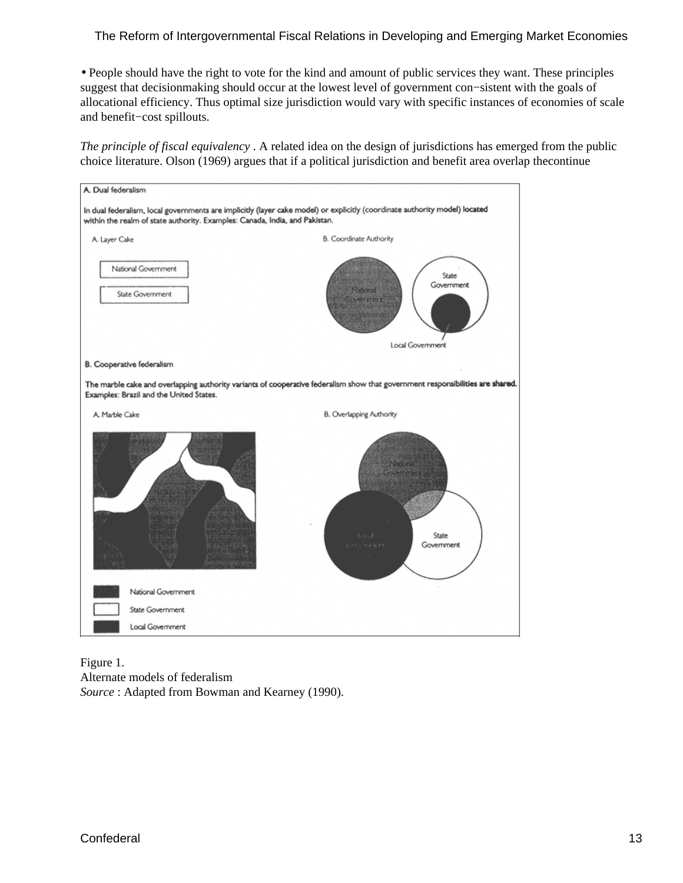• People should have the right to vote for the kind and amount of public services they want. These principles suggest that decisionmaking should occur at the lowest level of government con−sistent with the goals of allocational efficiency. Thus optimal size jurisdiction would vary with specific instances of economies of scale and benefit−cost spillouts.

*The principle of fiscal equivalency* . A related idea on the design of jurisdictions has emerged from the public choice literature. Olson (1969) argues that if a political jurisdiction and benefit area overlap thecontinue

**A. Dual federalism**

**In dual federalism, local governments are implicitly (layer cake model) or explicitly (coordinate authority model) located within the realm of state authority. Examples: Canada, India, and Pakistan.**

A. Layer Cake

National Government

State Government

B. Coordinate Authority

National Government

State Government

Local Government

**B. Cooperative federalism**

**The marble cake and overlapping authority variants of cooperative federalism show that government responsibilities are shared. Examples: Brazil and the United States.**

A. Marble Cake

B. Overlapping Authority

National Government

Local Government

State Government

National Government

State Government

Local Government

Figure 1.
Alternate models of federalism
*Source* : Adapted from Bowman and Kearney (1990).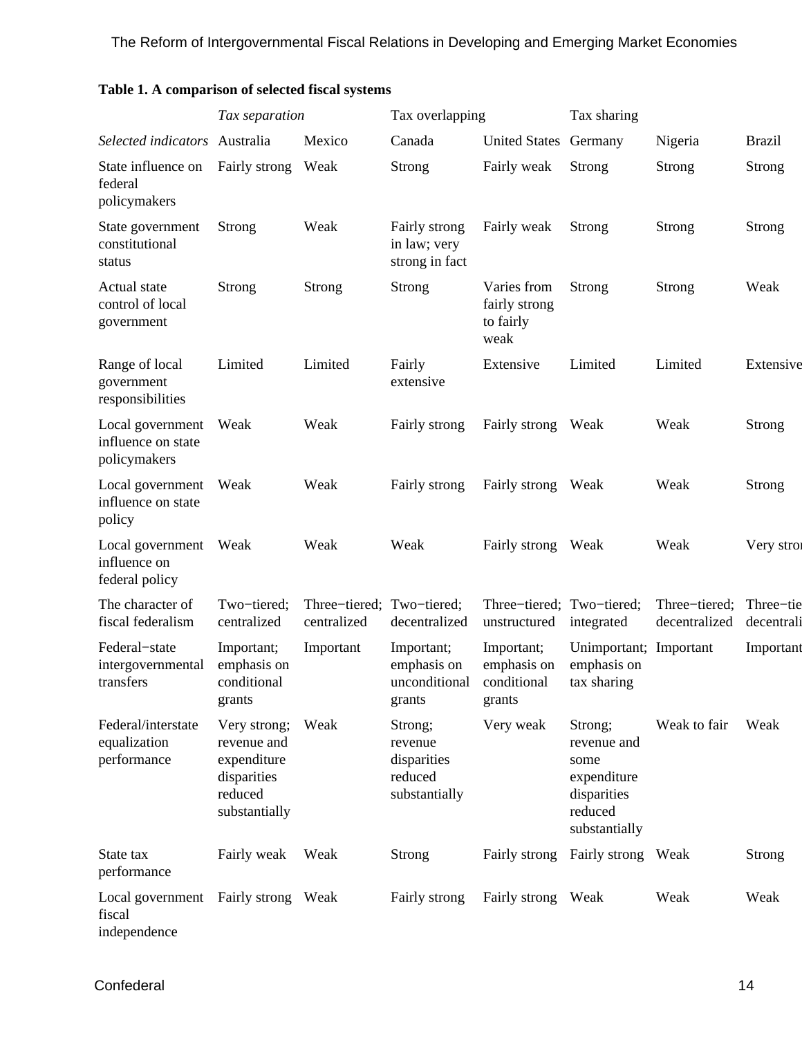**Table 1. A comparison of selected fiscal systems**

| | *Tax separation* | | Tax overlapping | | Tax sharing | | |
|---|---|---|---|---|---|---|---|
| *Selected indicators* | Australia | Mexico | Canada | United States | Germany | Nigeria | Brazil |
| State influence on federal policymakers | Fairly strong | Weak | Strong | Fairly weak | Strong | Strong | Strong |
| State government constitutional status | Strong | Weak | Fairly strong in law; very strong in fact | Fairly weak | Strong | Strong | Strong |
| Actual state control of local government | Strong | Strong | Strong | Varies from fairly strong to fairly weak | Strong | Strong | Weak |
| Range of local government responsibilities | Limited | Limited | Fairly extensive | Extensive | Limited | Limited | Extensive |
| Local government influence on state policymakers | Weak | Weak | Fairly strong | Fairly strong | Weak | Weak | Strong |
| Local government influence on state policy | Weak | Weak | Fairly strong | Fairly strong | Weak | Weak | Strong |
| Local government influence on federal policy | Weak | Weak | Weak | Fairly strong | Weak | Weak | Very strong |
| The character of fiscal federalism | Two−tiered; centralized | Three−tiered; centralized | Two−tiered; decentralized | Three−tiered; unstructured | Two−tiered; integrated | Three−tiered; decentralized | Three−tiered; decentralized |
| Federal−state intergovernmental transfers | Important; emphasis on conditional grants | Important | Important; emphasis on unconditional grants | Important; emphasis on conditional grants | Unimportant; emphasis on tax sharing | Important | Important |
| Federal/interstate equalization performance | Very strong; revenue and expenditure disparities reduced substantially | Weak | Strong; revenue disparities reduced substantially | Very weak | Strong; revenue and some expenditure disparities reduced substantially | Weak to fair | Weak |
| State tax performance | Fairly weak | Weak | Strong | Fairly strong | Fairly strong | Weak | Strong |
| Local government fiscal independence | Fairly strong | Weak | Fairly strong | Fairly strong | Weak | Weak | Weak |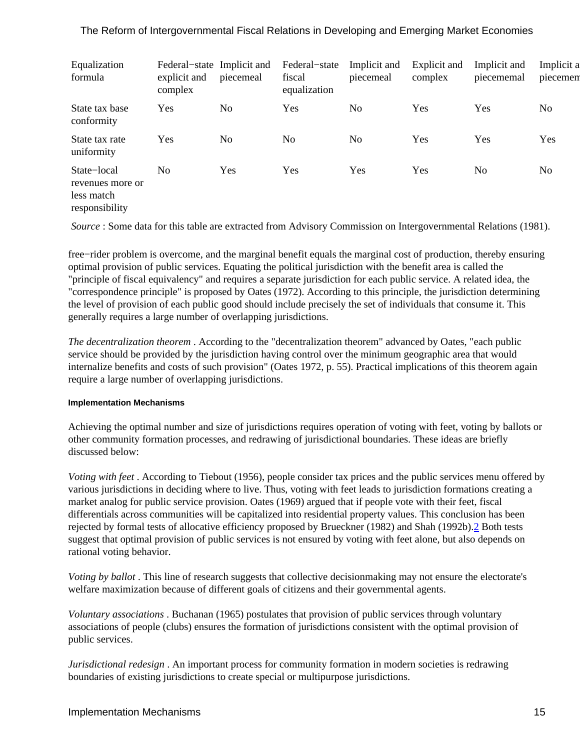| Equalization formula | Federal−state explicit and complex | Implicit and piecemeal | Federal−state fiscal equalization | Implicit and piecemeal | Explicit and complex | Implicit and piecememal | Implicit a piecemem |
|---|---|---|---|---|---|---|---|
| State tax base conformity | Yes | No | Yes | No | Yes | Yes | No |
| State tax rate uniformity | Yes | No | No | No | Yes | Yes | Yes |
| State−local revenues more or less match responsibility | No | Yes | Yes | Yes | Yes | No | No |

*Source* : Some data for this table are extracted from Advisory Commission on Intergovernmental Relations (1981).

free−rider problem is overcome, and the marginal benefit equals the marginal cost of production, thereby ensuring optimal provision of public services. Equating the political jurisdiction with the benefit area is called the "principle of fiscal equivalency" and requires a separate jurisdiction for each public service. A related idea, the "correspondence principle" is proposed by Oates (1972). According to this principle, the jurisdiction determining the level of provision of each public good should include precisely the set of individuals that consume it. This generally requires a large number of overlapping jurisdictions.

*The decentralization theorem* . According to the "decentralization theorem" advanced by Oates, "each public service should be provided by the jurisdiction having control over the minimum geographic area that would internalize benefits and costs of such provision" (Oates 1972, p. 55). Practical implications of this theorem again require a large number of overlapping jurisdictions.

#### Implementation Mechanisms

Achieving the optimal number and size of jurisdictions requires operation of voting with feet, voting by ballots or other community formation processes, and redrawing of jurisdictional boundaries. These ideas are briefly discussed below:

*Voting with feet* . According to Tiebout (1956), people consider tax prices and the public services menu offered by various jurisdictions in deciding where to live. Thus, voting with feet leads to jurisdiction formations creating a market analog for public service provision. Oates (1969) argued that if people vote with their feet, fiscal differentials across communities will be capitalized into residential property values. This conclusion has been rejected by formal tests of allocative efficiency proposed by Brueckner (1982) and Shah (1992b).[2] Both tests suggest that optimal provision of public services is not ensured by voting with feet alone, but also depends on rational voting behavior.

*Voting by ballot* . This line of research suggests that collective decisionmaking may not ensure the electorate's welfare maximization because of different goals of citizens and their governmental agents.

*Voluntary associations* . Buchanan (1965) postulates that provision of public services through voluntary associations of people (clubs) ensures the formation of jurisdictions consistent with the optimal provision of public services.

*Jurisdictional redesign* . An important process for community formation in modern societies is redrawing boundaries of existing jurisdictions to create special or multipurpose jurisdictions.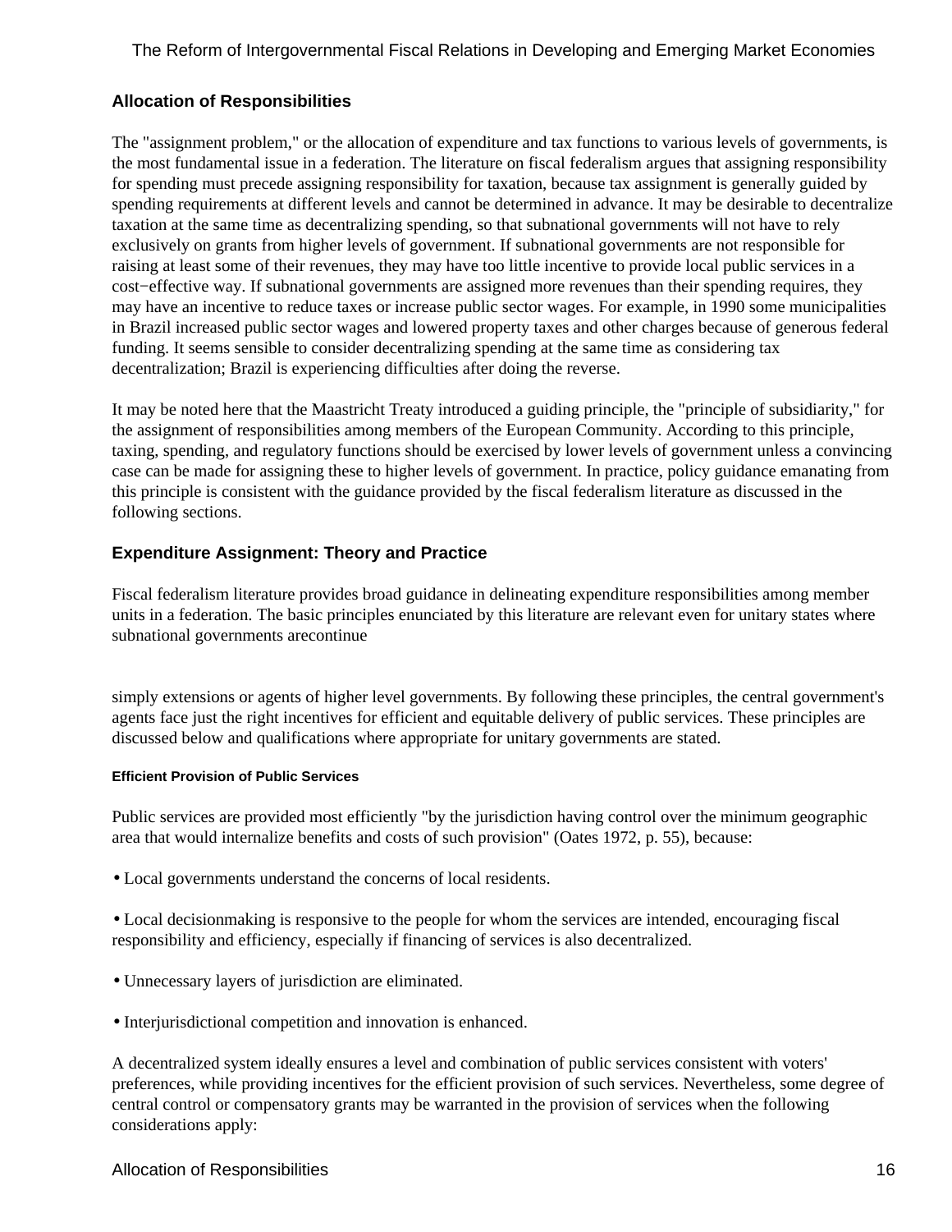## Allocation of Responsibilities

The "assignment problem," or the allocation of expenditure and tax functions to various levels of governments, is the most fundamental issue in a federation. The literature on fiscal federalism argues that assigning responsibility for spending must precede assigning responsibility for taxation, because tax assignment is generally guided by spending requirements at different levels and cannot be determined in advance. It may be desirable to decentralize taxation at the same time as decentralizing spending, so that subnational governments will not have to rely exclusively on grants from higher levels of government. If subnational governments are not responsible for raising at least some of their revenues, they may have too little incentive to provide local public services in a cost−effective way. If subnational governments are assigned more revenues than their spending requires, they may have an incentive to reduce taxes or increase public sector wages. For example, in 1990 some municipalities in Brazil increased public sector wages and lowered property taxes and other charges because of generous federal funding. It seems sensible to consider decentralizing spending at the same time as considering tax decentralization; Brazil is experiencing difficulties after doing the reverse.

It may be noted here that the Maastricht Treaty introduced a guiding principle, the "principle of subsidiarity," for the assignment of responsibilities among members of the European Community. According to this principle, taxing, spending, and regulatory functions should be exercised by lower levels of government unless a convincing case can be made for assigning these to higher levels of government. In practice, policy guidance emanating from this principle is consistent with the guidance provided by the fiscal federalism literature as discussed in the following sections.

## Expenditure Assignment: Theory and Practice

Fiscal federalism literature provides broad guidance in delineating expenditure responsibilities among member units in a federation. The basic principles enunciated by this literature are relevant even for unitary states where subnational governments are simply extensions or agents of higher level governments. By following these principles, the central government's agents face just the right incentives for efficient and equitable delivery of public services. These principles are discussed below and qualifications where appropriate for unitary governments are stated.

#### Efficient Provision of Public Services

Public services are provided most efficiently "by the jurisdiction having control over the minimum geographic area that would internalize benefits and costs of such provision" (Oates 1972, p. 55), because:

- Local governments understand the concerns of local residents.
- Local decisionmaking is responsive to the people for whom the services are intended, encouraging fiscal responsibility and efficiency, especially if financing of services is also decentralized.
- Unnecessary layers of jurisdiction are eliminated.
- Interjurisdictional competition and innovation is enhanced.

A decentralized system ideally ensures a level and combination of public services consistent with voters' preferences, while providing incentives for the efficient provision of such services. Nevertheless, some degree of central control or compensatory grants may be warranted in the provision of services when the following considerations apply: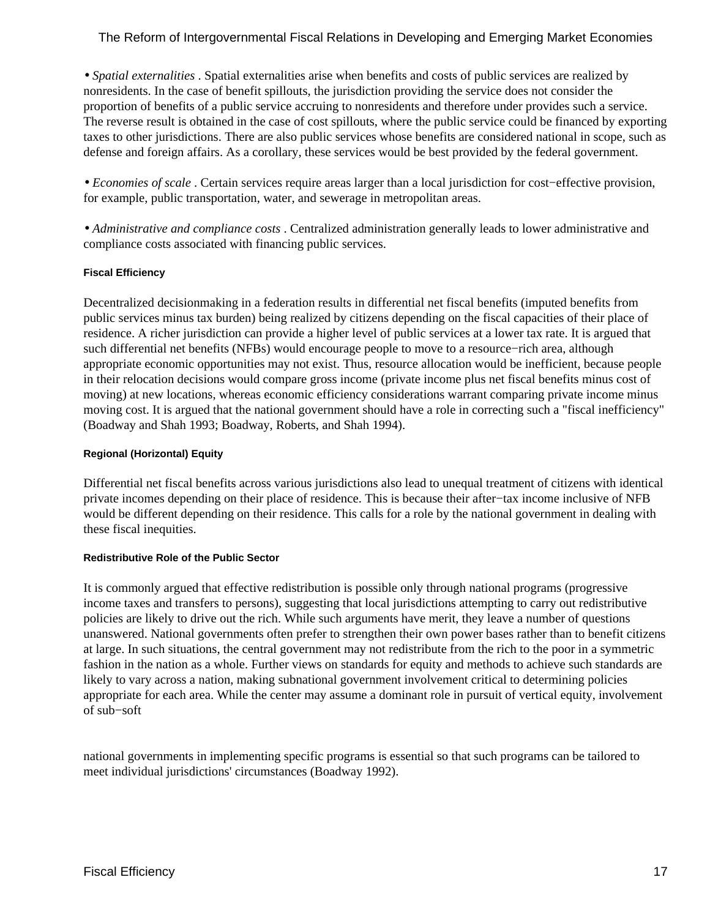- *Spatial externalities* . Spatial externalities arise when benefits and costs of public services are realized by nonresidents. In the case of benefit spillouts, the jurisdiction providing the service does not consider the proportion of benefits of a public service accruing to nonresidents and therefore under provides such a service. The reverse result is obtained in the case of cost spillouts, where the public service could be financed by exporting taxes to other jurisdictions. There are also public services whose benefits are considered national in scope, such as defense and foreign affairs. As a corollary, these services would be best provided by the federal government.

- *Economies of scale* . Certain services require areas larger than a local jurisdiction for cost−effective provision, for example, public transportation, water, and sewerage in metropolitan areas.

- *Administrative and compliance costs* . Centralized administration generally leads to lower administrative and compliance costs associated with financing public services.

#### Fiscal Efficiency

Decentralized decisionmaking in a federation results in differential net fiscal benefits (imputed benefits from public services minus tax burden) being realized by citizens depending on the fiscal capacities of their place of residence. A richer jurisdiction can provide a higher level of public services at a lower tax rate. It is argued that such differential net benefits (NFBs) would encourage people to move to a resource−rich area, although appropriate economic opportunities may not exist. Thus, resource allocation would be inefficient, because people in their relocation decisions would compare gross income (private income plus net fiscal benefits minus cost of moving) at new locations, whereas economic efficiency considerations warrant comparing private income minus moving cost. It is argued that the national government should have a role in correcting such a "fiscal inefficiency" (Boadway and Shah 1993; Boadway, Roberts, and Shah 1994).

#### Regional (Horizontal) Equity

Differential net fiscal benefits across various jurisdictions also lead to unequal treatment of citizens with identical private incomes depending on their place of residence. This is because their after−tax income inclusive of NFB would be different depending on their residence. This calls for a role by the national government in dealing with these fiscal inequities.

#### Redistributive Role of the Public Sector

It is commonly argued that effective redistribution is possible only through national programs (progressive income taxes and transfers to persons), suggesting that local jurisdictions attempting to carry out redistributive policies are likely to drive out the rich. While such arguments have merit, they leave a number of questions unanswered. National governments often prefer to strengthen their own power bases rather than to benefit citizens at large. In such situations, the central government may not redistribute from the rich to the poor in a symmetric fashion in the nation as a whole. Further views on standards for equity and methods to achieve such standards are likely to vary across a nation, making subnational government involvement critical to determining policies appropriate for each area. While the center may assume a dominant role in pursuit of vertical equity, involvement of sub−soft

national governments in implementing specific programs is essential so that such programs can be tailored to meet individual jurisdictions' circumstances (Boadway 1992).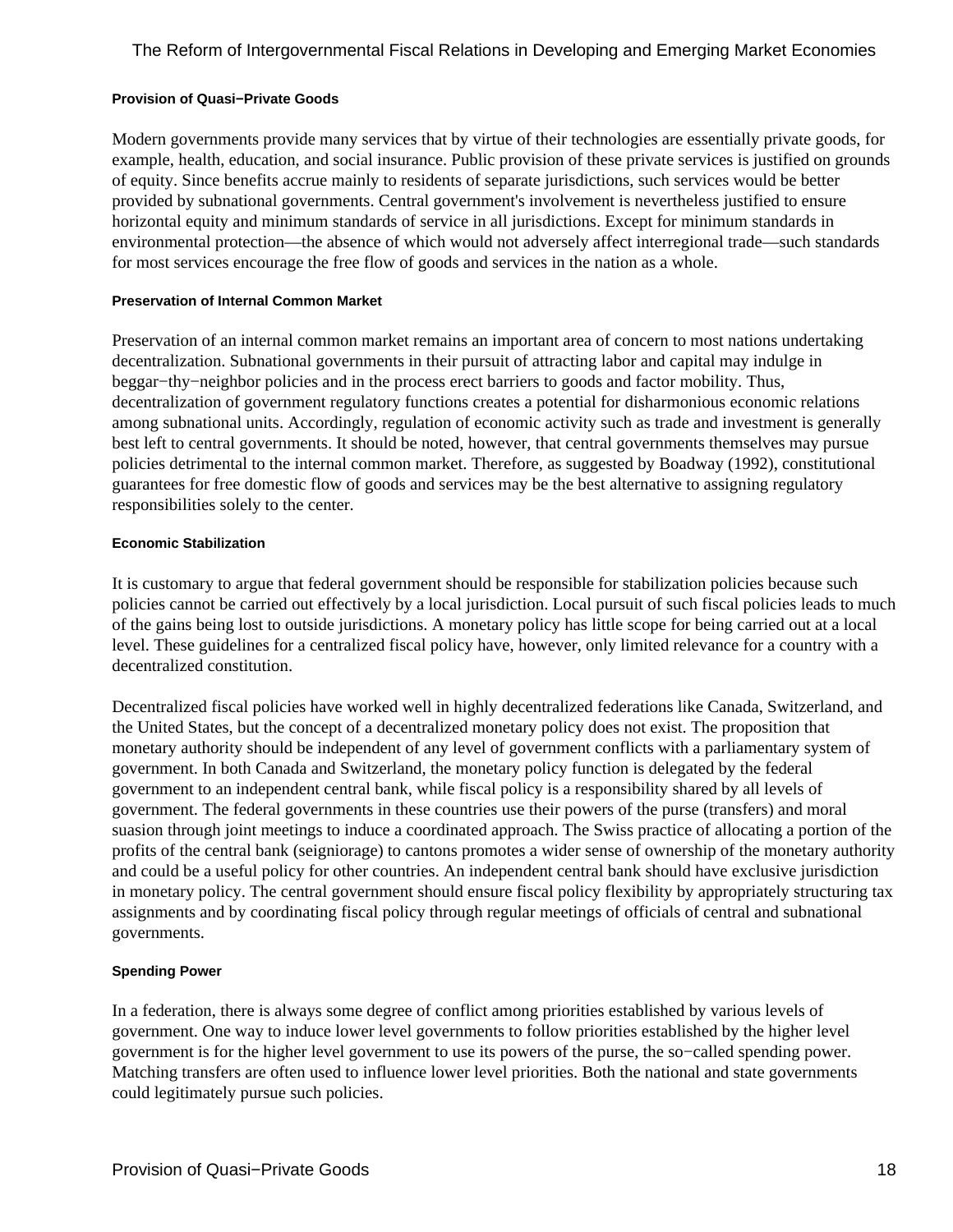### Provision of Quasi−Private Goods

Modern governments provide many services that by virtue of their technologies are essentially private goods, for example, health, education, and social insurance. Public provision of these private services is justified on grounds of equity. Since benefits accrue mainly to residents of separate jurisdictions, such services would be better provided by subnational governments. Central government's involvement is nevertheless justified to ensure horizontal equity and minimum standards of service in all jurisdictions. Except for minimum standards in environmental protection—the absence of which would not adversely affect interregional trade—such standards for most services encourage the free flow of goods and services in the nation as a whole.

### Preservation of Internal Common Market

Preservation of an internal common market remains an important area of concern to most nations undertaking decentralization. Subnational governments in their pursuit of attracting labor and capital may indulge in beggar−thy−neighbor policies and in the process erect barriers to goods and factor mobility. Thus, decentralization of government regulatory functions creates a potential for disharmonious economic relations among subnational units. Accordingly, regulation of economic activity such as trade and investment is generally best left to central governments. It should be noted, however, that central governments themselves may pursue policies detrimental to the internal common market. Therefore, as suggested by Boadway (1992), constitutional guarantees for free domestic flow of goods and services may be the best alternative to assigning regulatory responsibilities solely to the center.

### Economic Stabilization

It is customary to argue that federal government should be responsible for stabilization policies because such policies cannot be carried out effectively by a local jurisdiction. Local pursuit of such fiscal policies leads to much of the gains being lost to outside jurisdictions. A monetary policy has little scope for being carried out at a local level. These guidelines for a centralized fiscal policy have, however, only limited relevance for a country with a decentralized constitution.

Decentralized fiscal policies have worked well in highly decentralized federations like Canada, Switzerland, and the United States, but the concept of a decentralized monetary policy does not exist. The proposition that monetary authority should be independent of any level of government conflicts with a parliamentary system of government. In both Canada and Switzerland, the monetary policy function is delegated by the federal government to an independent central bank, while fiscal policy is a responsibility shared by all levels of government. The federal governments in these countries use their powers of the purse (transfers) and moral suasion through joint meetings to induce a coordinated approach. The Swiss practice of allocating a portion of the profits of the central bank (seigniorage) to cantons promotes a wider sense of ownership of the monetary authority and could be a useful policy for other countries. An independent central bank should have exclusive jurisdiction in monetary policy. The central government should ensure fiscal policy flexibility by appropriately structuring tax assignments and by coordinating fiscal policy through regular meetings of officials of central and subnational governments.

### Spending Power

In a federation, there is always some degree of conflict among priorities established by various levels of government. One way to induce lower level governments to follow priorities established by the higher level government is for the higher level government to use its powers of the purse, the so−called spending power. Matching transfers are often used to influence lower level priorities. Both the national and state governments could legitimately pursue such policies.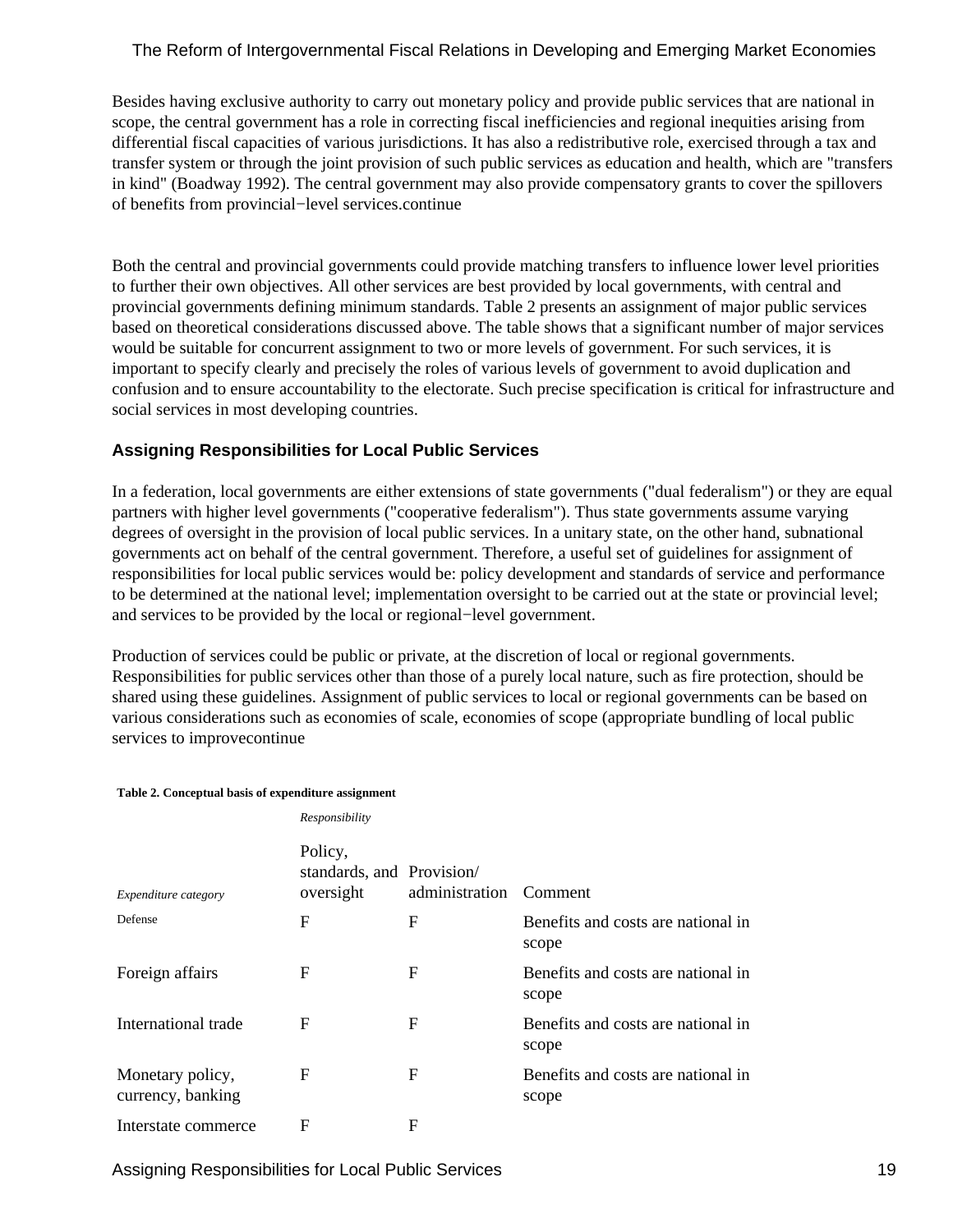Besides having exclusive authority to carry out monetary policy and provide public services that are national in scope, the central government has a role in correcting fiscal inefficiencies and regional inequities arising from differential fiscal capacities of various jurisdictions. It has also a redistributive role, exercised through a tax and transfer system or through the joint provision of such public services as education and health, which are "transfers in kind" (Boadway 1992). The central government may also provide compensatory grants to cover the spillovers of benefits from provincial−level services.continue

Both the central and provincial governments could provide matching transfers to influence lower level priorities to further their own objectives. All other services are best provided by local governments, with central and provincial governments defining minimum standards. Table 2 presents an assignment of major public services based on theoretical considerations discussed above. The table shows that a significant number of major services would be suitable for concurrent assignment to two or more levels of government. For such services, it is important to specify clearly and precisely the roles of various levels of government to avoid duplication and confusion and to ensure accountability to the electorate. Such precise specification is critical for infrastructure and social services in most developing countries.

### Assigning Responsibilities for Local Public Services

In a federation, local governments are either extensions of state governments ("dual federalism") or they are equal partners with higher level governments ("cooperative federalism"). Thus state governments assume varying degrees of oversight in the provision of local public services. In a unitary state, on the other hand, subnational governments act on behalf of the central government. Therefore, a useful set of guidelines for assignment of responsibilities for local public services would be: policy development and standards of service and performance to be determined at the national level; implementation oversight to be carried out at the state or provincial level; and services to be provided by the local or regional−level government.

Production of services could be public or private, at the discretion of local or regional governments. Responsibilities for public services other than those of a purely local nature, such as fire protection, should be shared using these guidelines. Assignment of public services to local or regional governments can be based on various considerations such as economies of scale, economies of scope (appropriate bundling of local public services to improvecontinue

**Table 2. Conceptual basis of expenditure assignment**

| | *Responsibility* | | |
|---|---|---|---|
| *Expenditure category* | Policy, standards, and oversight | Provision/ administration | Comment |
| Defense | F | F | Benefits and costs are national in scope |
| Foreign affairs | F | F | Benefits and costs are national in scope |
| International trade | F | F | Benefits and costs are national in scope |
| Monetary policy, currency, banking | F | F | Benefits and costs are national in scope |
| Interstate commerce | F | F | |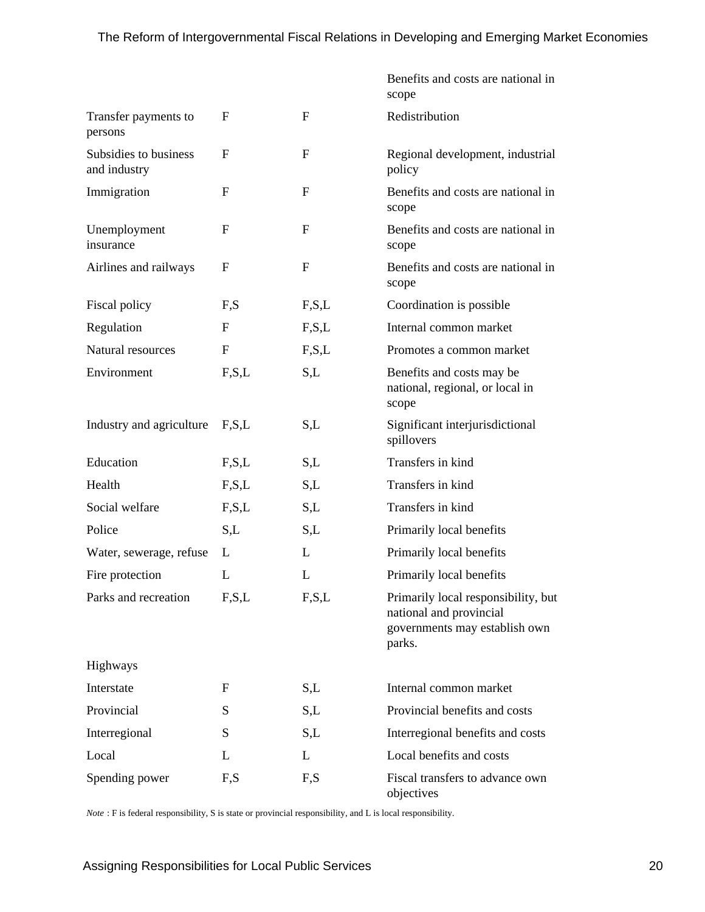| | | | |
|---|---|---|---|
| | | | Benefits and costs are national in scope |
| Transfer payments to persons | F | F | Redistribution |
| Subsidies to business and industry | F | F | Regional development, industrial policy |
| Immigration | F | F | Benefits and costs are national in scope |
| Unemployment insurance | F | F | Benefits and costs are national in scope |
| Airlines and railways | F | F | Benefits and costs are national in scope |
| Fiscal policy | F,S | F,S,L | Coordination is possible |
| Regulation | F | F,S,L | Internal common market |
| Natural resources | F | F,S,L | Promotes a common market |
| Environment | F,S,L | S,L | Benefits and costs may be national, regional, or local in scope |
| Industry and agriculture | F,S,L | S,L | Significant interjurisdictional spillovers |
| Education | F,S,L | S,L | Transfers in kind |
| Health | F,S,L | S,L | Transfers in kind |
| Social welfare | F,S,L | S,L | Transfers in kind |
| Police | S,L | S,L | Primarily local benefits |
| Water, sewerage, refuse | L | L | Primarily local benefits |
| Fire protection | L | L | Primarily local benefits |
| Parks and recreation | F,S,L | F,S,L | Primarily local responsibility, but national and provincial governments may establish own parks. |
| Highways | | | |
| Interstate | F | S,L | Internal common market |
| Provincial | S | S,L | Provincial benefits and costs |
| Interregional | S | S,L | Interregional benefits and costs |
| Local | L | L | Local benefits and costs |
| Spending power | F,S | F,S | Fiscal transfers to advance own objectives |

*Note* : F is federal responsibility, S is state or provincial responsibility, and L is local responsibility.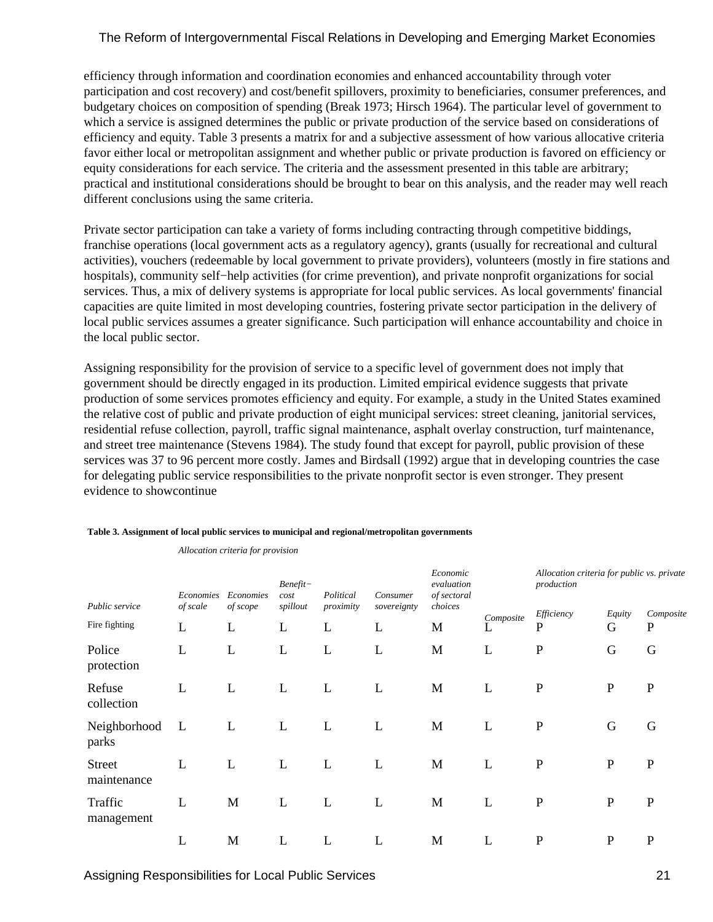efficiency through information and coordination economies and enhanced accountability through voter participation and cost recovery) and cost/benefit spillovers, proximity to beneficiaries, consumer preferences, and budgetary choices on composition of spending (Break 1973; Hirsch 1964). The particular level of government to which a service is assigned determines the public or private production of the service based on considerations of efficiency and equity. Table 3 presents a matrix for and a subjective assessment of how various allocative criteria favor either local or metropolitan assignment and whether public or private production is favored on efficiency or equity considerations for each service. The criteria and the assessment presented in this table are arbitrary; practical and institutional considerations should be brought to bear on this analysis, and the reader may well reach different conclusions using the same criteria.

Private sector participation can take a variety of forms including contracting through competitive biddings, franchise operations (local government acts as a regulatory agency), grants (usually for recreational and cultural activities), vouchers (redeemable by local government to private providers), volunteers (mostly in fire stations and hospitals), community self−help activities (for crime prevention), and private nonprofit organizations for social services. Thus, a mix of delivery systems is appropriate for local public services. As local governments' financial capacities are quite limited in most developing countries, fostering private sector participation in the delivery of local public services assumes a greater significance. Such participation will enhance accountability and choice in the local public sector.

Assigning responsibility for the provision of service to a specific level of government does not imply that government should be directly engaged in its production. Limited empirical evidence suggests that private production of some services promotes efficiency and equity. For example, a study in the United States examined the relative cost of public and private production of eight municipal services: street cleaning, janitorial services, residential refuse collection, payroll, traffic signal maintenance, asphalt overlay construction, turf maintenance, and street tree maintenance (Stevens 1984). The study found that except for payroll, public provision of these services was 37 to 96 percent more costly. James and Birdsall (1992) argue that in developing countries the case for delegating public service responsibilities to the private nonprofit sector is even stronger. They present evidence to showcontinue

**Table 3. Assignment of local public services to municipal and regional/metropolitan governments**

| | *Allocation criteria for provision* | | | | | | | *Allocation criteria for public vs. private production* | | |
|---|---|---|---|---|---|---|---|---|---|---|
| *Public service* | *Economies of scale* | *Economies of scope* | *Benefit−cost spillout* | *Political proximity* | *Consumer sovereignty* | *Economic evaluation of sectoral choices* | *Composite* | *Efficiency* | *Equity* | *Composite* |
| Fire fighting | L | L | L | L | L | M | L | P | G | P |
| Police protection | L | L | L | L | L | M | L | P | G | G |
| Refuse collection | L | L | L | L | L | M | L | P | P | P |
| Neighborhood parks | L | L | L | L | L | M | L | P | G | G |
| Street maintenance | L | L | L | L | L | M | L | P | P | P |
| Traffic management | L | M | L | L | L | M | L | P | P | P |
| | L | M | L | L | L | M | L | P | P | P |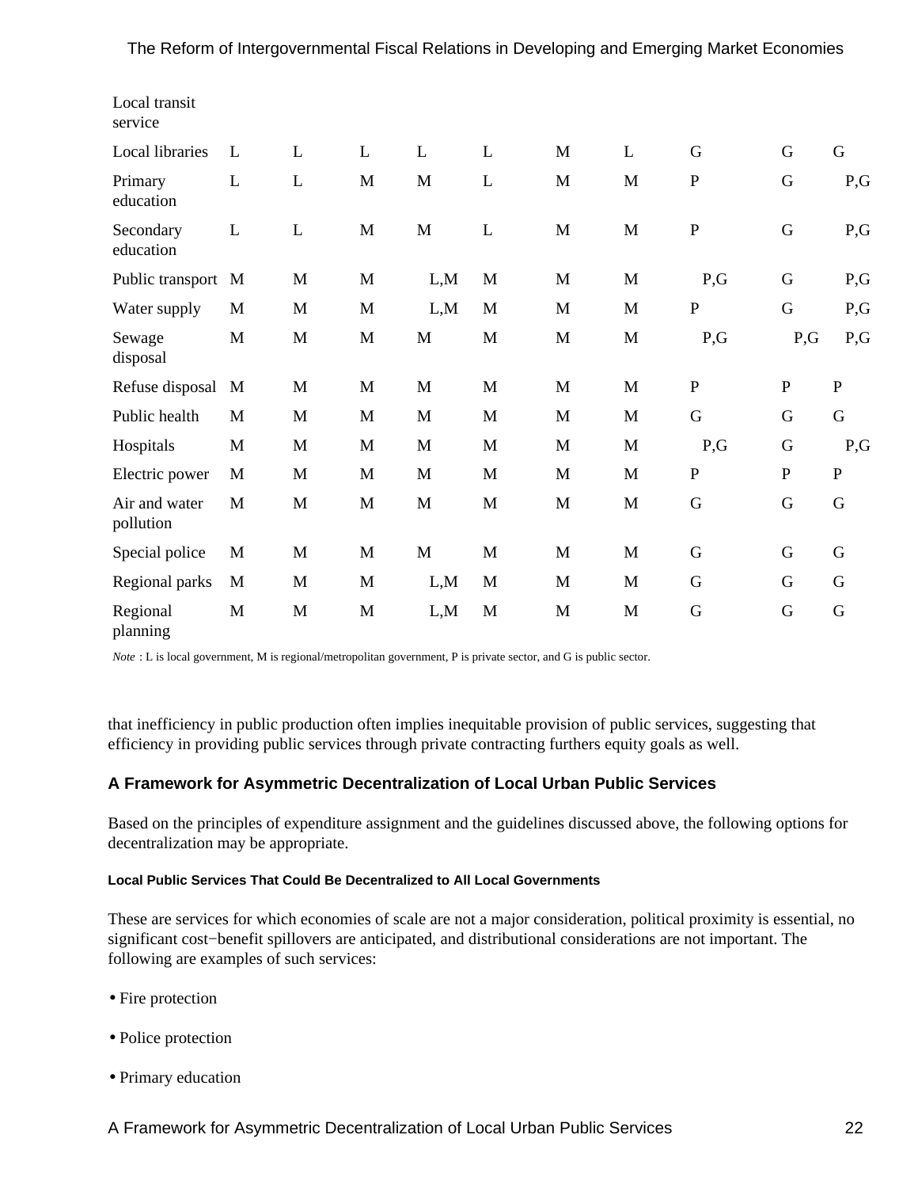| | | | | | | | | | | |
|---|---|---|---|---|---|---|---|---|---|---|
| Local transit service | | | | | | | | | | |
| Local libraries | L | L | L | L | L | M | L | G | G | G |
| Primary education | L | L | M | M | L | M | M | P | G | P,G |
| Secondary education | L | L | M | M | L | M | M | P | G | P,G |
| Public transport | M | M | M | L,M | M | M | M | P,G | G | P,G |
| Water supply | M | M | M | L,M | M | M | M | P | G | P,G |
| Sewage disposal | M | M | M | M | M | M | M | P,G | P,G | P,G |
| Refuse disposal | M | M | M | M | M | M | M | P | P | P |
| Public health | M | M | M | M | M | M | M | G | G | G |
| Hospitals | M | M | M | M | M | M | M | P,G | G | P,G |
| Electric power | M | M | M | M | M | M | M | P | P | P |
| Air and water pollution | M | M | M | M | M | M | M | G | G | G |
| Special police | M | M | M | M | M | M | M | G | G | G |
| Regional parks | M | M | M | L,M | M | M | M | G | G | G |
| Regional planning | M | M | M | L,M | M | M | M | G | G | G |

*Note* : L is local government, M is regional/metropolitan government, P is private sector, and G is public sector.

that inefficiency in public production often implies inequitable provision of public services, suggesting that efficiency in providing public services through private contracting furthers equity goals as well.

## A Framework for Asymmetric Decentralization of Local Urban Public Services

Based on the principles of expenditure assignment and the guidelines discussed above, the following options for decentralization may be appropriate.

### Local Public Services That Could Be Decentralized to All Local Governments

These are services for which economies of scale are not a major consideration, political proximity is essential, no significant cost−benefit spillovers are anticipated, and distributional considerations are not important. The following are examples of such services:

- Fire protection
- Police protection
- Primary education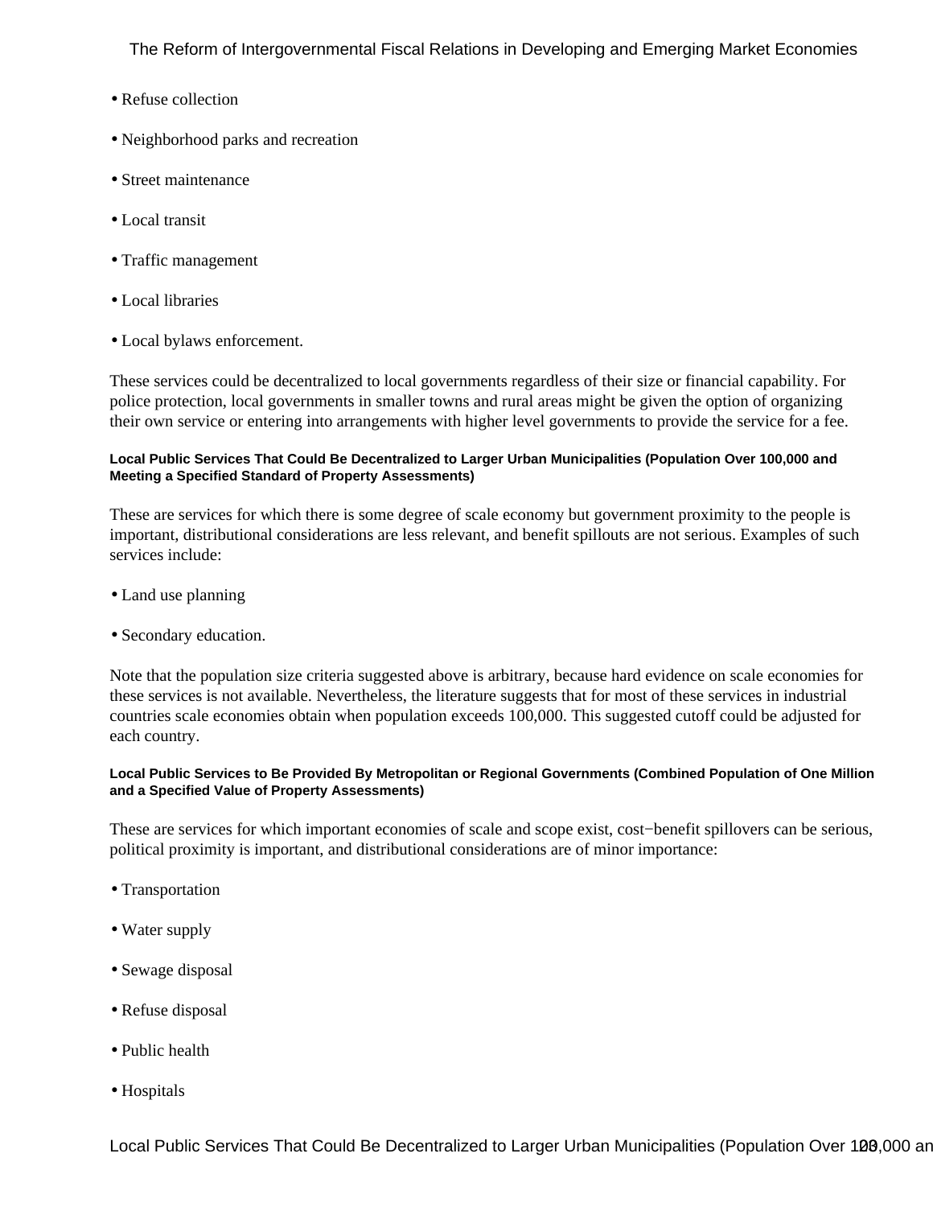- Refuse collection
- Neighborhood parks and recreation
- Street maintenance
- Local transit
- Traffic management
- Local libraries
- Local bylaws enforcement.

These services could be decentralized to local governments regardless of their size or financial capability. For police protection, local governments in smaller towns and rural areas might be given the option of organizing their own service or entering into arrangements with higher level governments to provide the service for a fee.

#### Local Public Services That Could Be Decentralized to Larger Urban Municipalities (Population Over 100,000 and Meeting a Specified Standard of Property Assessments)

These are services for which there is some degree of scale economy but government proximity to the people is important, distributional considerations are less relevant, and benefit spillouts are not serious. Examples of such services include:

- Land use planning
- Secondary education.

Note that the population size criteria suggested above is arbitrary, because hard evidence on scale economies for these services is not available. Nevertheless, the literature suggests that for most of these services in industrial countries scale economies obtain when population exceeds 100,000. This suggested cutoff could be adjusted for each country.

#### Local Public Services to Be Provided By Metropolitan or Regional Governments (Combined Population of One Million and a Specified Value of Property Assessments)

These are services for which important economies of scale and scope exist, cost−benefit spillovers can be serious, political proximity is important, and distributional considerations are of minor importance:

- Transportation
- Water supply
- Sewage disposal
- Refuse disposal
- Public health
- Hospitals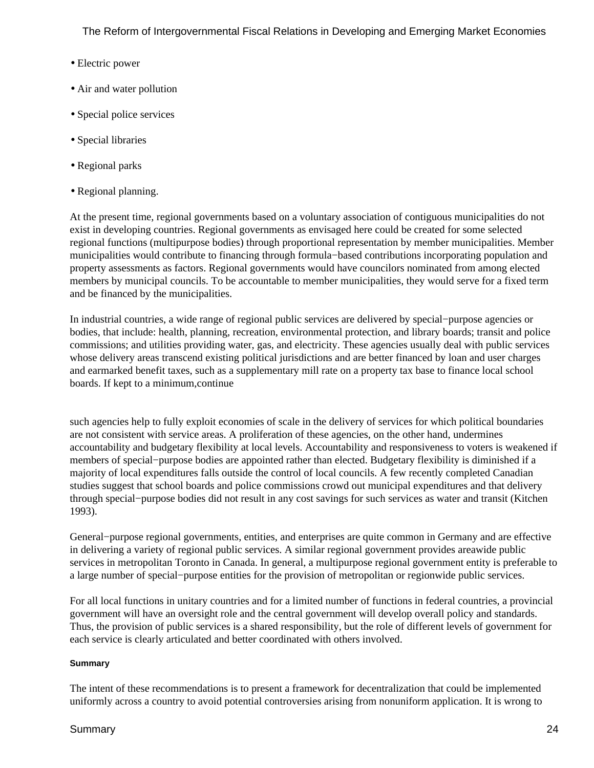- Electric power
- Air and water pollution
- Special police services
- Special libraries
- Regional parks
- Regional planning.

At the present time, regional governments based on a voluntary association of contiguous municipalities do not exist in developing countries. Regional governments as envisaged here could be created for some selected regional functions (multipurpose bodies) through proportional representation by member municipalities. Member municipalities would contribute to financing through formula−based contributions incorporating population and property assessments as factors. Regional governments would have councilors nominated from among elected members by municipal councils. To be accountable to member municipalities, they would serve for a fixed term and be financed by the municipalities.

In industrial countries, a wide range of regional public services are delivered by special−purpose agencies or bodies, that include: health, planning, recreation, environmental protection, and library boards; transit and police commissions; and utilities providing water, gas, and electricity. These agencies usually deal with public services whose delivery areas transcend existing political jurisdictions and are better financed by loan and user charges and earmarked benefit taxes, such as a supplementary mill rate on a property tax base to finance local school boards. If kept to a minimum,continue

such agencies help to fully exploit economies of scale in the delivery of services for which political boundaries are not consistent with service areas. A proliferation of these agencies, on the other hand, undermines accountability and budgetary flexibility at local levels. Accountability and responsiveness to voters is weakened if members of special−purpose bodies are appointed rather than elected. Budgetary flexibility is diminished if a majority of local expenditures falls outside the control of local councils. A few recently completed Canadian studies suggest that school boards and police commissions crowd out municipal expenditures and that delivery through special−purpose bodies did not result in any cost savings for such services as water and transit (Kitchen 1993).

General−purpose regional governments, entities, and enterprises are quite common in Germany and are effective in delivering a variety of regional public services. A similar regional government provides areawide public services in metropolitan Toronto in Canada. In general, a multipurpose regional government entity is preferable to a large number of special−purpose entities for the provision of metropolitan or regionwide public services.

For all local functions in unitary countries and for a limited number of functions in federal countries, a provincial government will have an oversight role and the central government will develop overall policy and standards. Thus, the provision of public services is a shared responsibility, but the role of different levels of government for each service is clearly articulated and better coordinated with others involved.

#### Summary

The intent of these recommendations is to present a framework for decentralization that could be implemented uniformly across a country to avoid potential controversies arising from nonuniform application. It is wrong to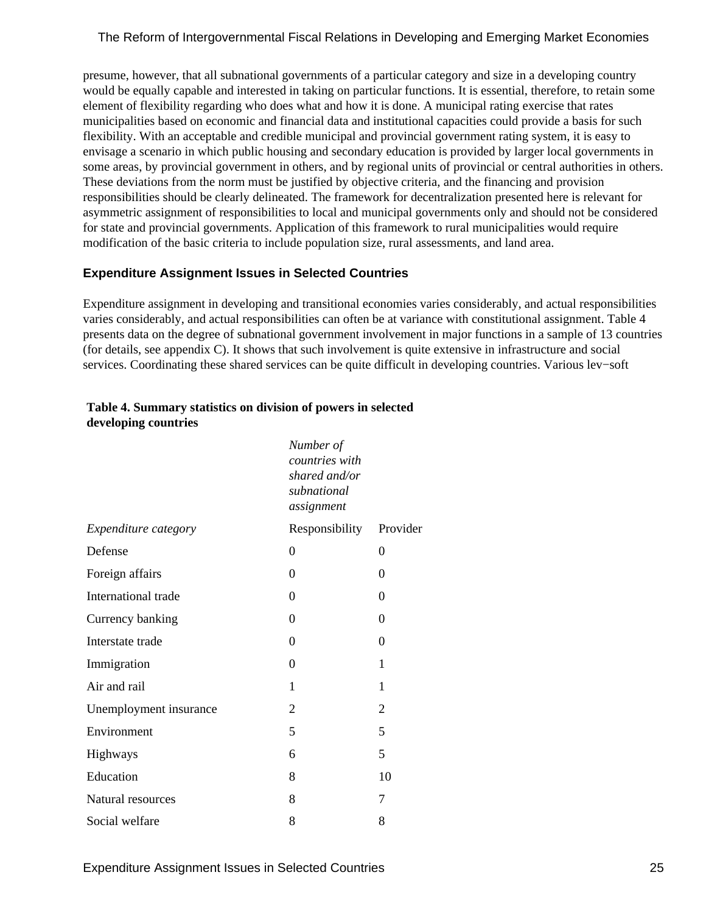presume, however, that all subnational governments of a particular category and size in a developing country would be equally capable and interested in taking on particular functions. It is essential, therefore, to retain some element of flexibility regarding who does what and how it is done. A municipal rating exercise that rates municipalities based on economic and financial data and institutional capacities could provide a basis for such flexibility. With an acceptable and credible municipal and provincial government rating system, it is easy to envisage a scenario in which public housing and secondary education is provided by larger local governments in some areas, by provincial government in others, and by regional units of provincial or central authorities in others. These deviations from the norm must be justified by objective criteria, and the financing and provision responsibilities should be clearly delineated. The framework for decentralization presented here is relevant for asymmetric assignment of responsibilities to local and municipal governments only and should not be considered for state and provincial governments. Application of this framework to rural municipalities would require modification of the basic criteria to include population size, rural assessments, and land area.

### Expenditure Assignment Issues in Selected Countries

Expenditure assignment in developing and transitional economies varies considerably, and actual responsibilities varies considerably, and actual responsibilities can often be at variance with constitutional assignment. Table 4 presents data on the degree of subnational government involvement in major functions in a sample of 13 countries (for details, see appendix C). It shows that such involvement is quite extensive in infrastructure and social services. Coordinating these shared services can be quite difficult in developing countries. Various lev−soft

**Table 4. Summary statistics on division of powers in selected developing countries**

| | *Number of countries with shared and/or subnational assignment* | |
|---|---|---|
| *Expenditure category* | Responsibility | Provider |
| Defense | 0 | 0 |
| Foreign affairs | 0 | 0 |
| International trade | 0 | 0 |
| Currency banking | 0 | 0 |
| Interstate trade | 0 | 0 |
| Immigration | 0 | 1 |
| Air and rail | 1 | 1 |
| Unemployment insurance | 2 | 2 |
| Environment | 5 | 5 |
| Highways | 6 | 5 |
| Education | 8 | 10 |
| Natural resources | 8 | 7 |
| Social welfare | 8 | 8 |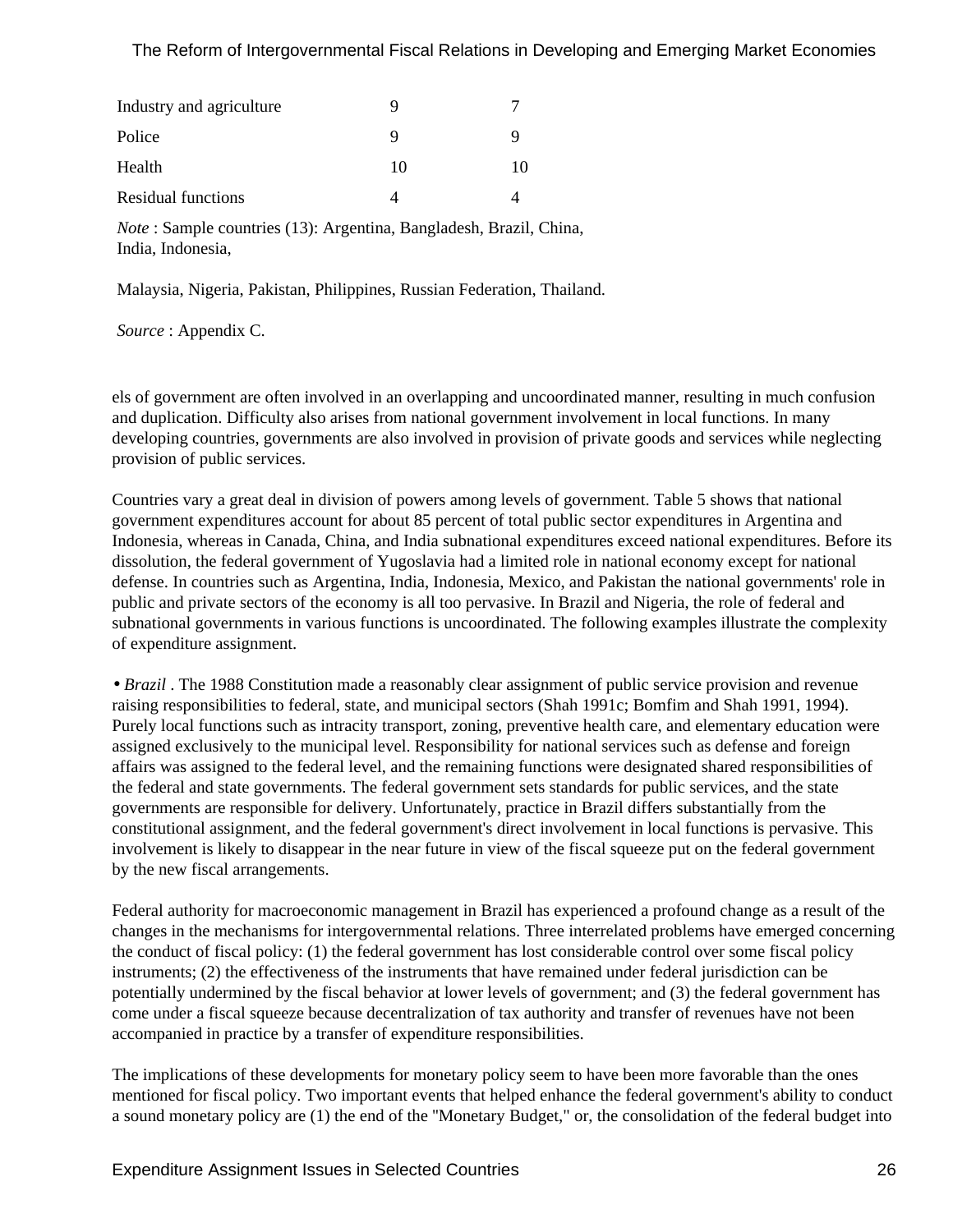| | | |
|---|---|---|
| Industry and agriculture | 9 | 7 |
| Police | 9 | 9 |
| Health | 10 | 10 |
| Residual functions | 4 | 4 |

*Note* : Sample countries (13): Argentina, Bangladesh, Brazil, China, India, Indonesia,

Malaysia, Nigeria, Pakistan, Philippines, Russian Federation, Thailand.

*Source* : Appendix C.

els of government are often involved in an overlapping and uncoordinated manner, resulting in much confusion and duplication. Difficulty also arises from national government involvement in local functions. In many developing countries, governments are also involved in provision of private goods and services while neglecting provision of public services.

Countries vary a great deal in division of powers among levels of government. Table 5 shows that national government expenditures account for about 85 percent of total public sector expenditures in Argentina and Indonesia, whereas in Canada, China, and India subnational expenditures exceed national expenditures. Before its dissolution, the federal government of Yugoslavia had a limited role in national economy except for national defense. In countries such as Argentina, India, Indonesia, Mexico, and Pakistan the national governments' role in public and private sectors of the economy is all too pervasive. In Brazil and Nigeria, the role of federal and subnational governments in various functions is uncoordinated. The following examples illustrate the complexity of expenditure assignment.

• *Brazil* . The 1988 Constitution made a reasonably clear assignment of public service provision and revenue raising responsibilities to federal, state, and municipal sectors (Shah 1991c; Bomfim and Shah 1991, 1994). Purely local functions such as intracity transport, zoning, preventive health care, and elementary education were assigned exclusively to the municipal level. Responsibility for national services such as defense and foreign affairs was assigned to the federal level, and the remaining functions were designated shared responsibilities of the federal and state governments. The federal government sets standards for public services, and the state governments are responsible for delivery. Unfortunately, practice in Brazil differs substantially from the constitutional assignment, and the federal government's direct involvement in local functions is pervasive. This involvement is likely to disappear in the near future in view of the fiscal squeeze put on the federal government by the new fiscal arrangements.

Federal authority for macroeconomic management in Brazil has experienced a profound change as a result of the changes in the mechanisms for intergovernmental relations. Three interrelated problems have emerged concerning the conduct of fiscal policy: (1) the federal government has lost considerable control over some fiscal policy instruments; (2) the effectiveness of the instruments that have remained under federal jurisdiction can be potentially undermined by the fiscal behavior at lower levels of government; and (3) the federal government has come under a fiscal squeeze because decentralization of tax authority and transfer of revenues have not been accompanied in practice by a transfer of expenditure responsibilities.

The implications of these developments for monetary policy seem to have been more favorable than the ones mentioned for fiscal policy. Two important events that helped enhance the federal government's ability to conduct a sound monetary policy are (1) the end of the "Monetary Budget," or, the consolidation of the federal budget into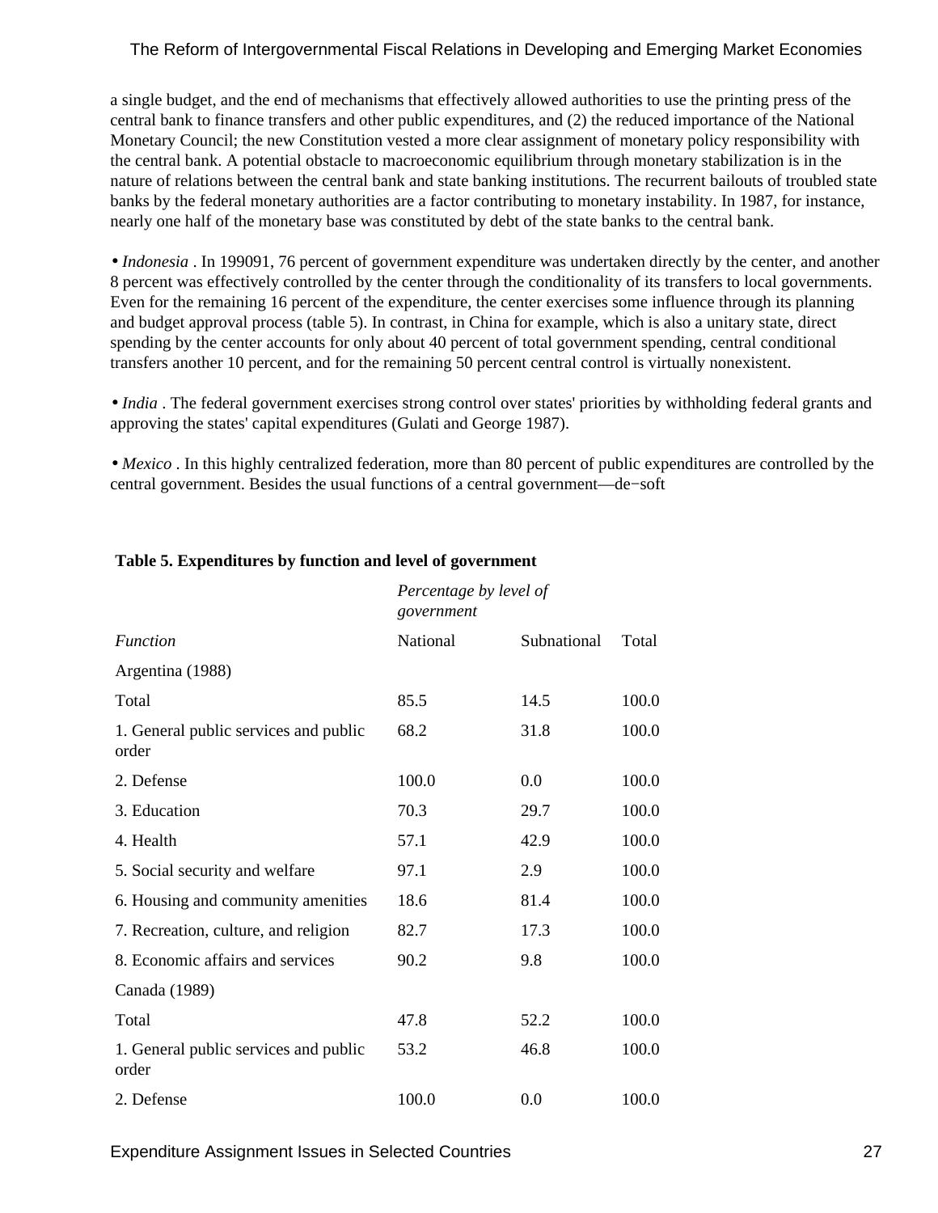a single budget, and the end of mechanisms that effectively allowed authorities to use the printing press of the central bank to finance transfers and other public expenditures, and (2) the reduced importance of the National Monetary Council; the new Constitution vested a more clear assignment of monetary policy responsibility with the central bank. A potential obstacle to macroeconomic equilibrium through monetary stabilization is in the nature of relations between the central bank and state banking institutions. The recurrent bailouts of troubled state banks by the federal monetary authorities are a factor contributing to monetary instability. In 1987, for instance, nearly one half of the monetary base was constituted by debt of the state banks to the central bank.

- *Indonesia* . In 199091, 76 percent of government expenditure was undertaken directly by the center, and another 8 percent was effectively controlled by the center through the conditionality of its transfers to local governments. Even for the remaining 16 percent of the expenditure, the center exercises some influence through its planning and budget approval process (table 5). In contrast, in China for example, which is also a unitary state, direct spending by the center accounts for only about 40 percent of total government spending, central conditional transfers another 10 percent, and for the remaining 50 percent central control is virtually nonexistent.

- *India* . The federal government exercises strong control over states' priorities by withholding federal grants and approving the states' capital expenditures (Gulati and George 1987).

- *Mexico* . In this highly centralized federation, more than 80 percent of public expenditures are controlled by the central government. Besides the usual functions of a central government—de−soft

**Table 5. Expenditures by function and level of government**

| | *Percentage by level of government* | | |
|---|---|---|---|
| *Function* | National | Subnational | Total |
| Argentina (1988) | | | |
| Total | 85.5 | 14.5 | 100.0 |
| 1. General public services and public order | 68.2 | 31.8 | 100.0 |
| 2. Defense | 100.0 | 0.0 | 100.0 |
| 3. Education | 70.3 | 29.7 | 100.0 |
| 4. Health | 57.1 | 42.9 | 100.0 |
| 5. Social security and welfare | 97.1 | 2.9 | 100.0 |
| 6. Housing and community amenities | 18.6 | 81.4 | 100.0 |
| 7. Recreation, culture, and religion | 82.7 | 17.3 | 100.0 |
| 8. Economic affairs and services | 90.2 | 9.8 | 100.0 |
| Canada (1989) | | | |
| Total | 47.8 | 52.2 | 100.0 |
| 1. General public services and public order | 53.2 | 46.8 | 100.0 |
| 2. Defense | 100.0 | 0.0 | 100.0 |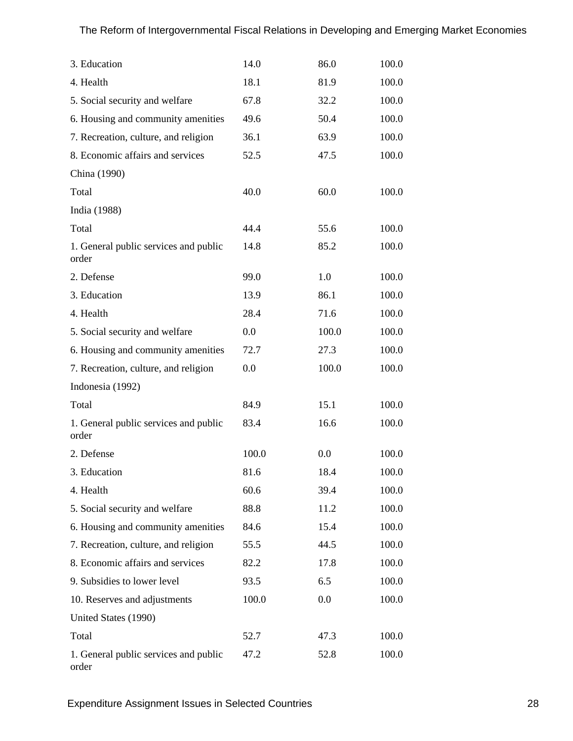| | | | |
|---|---|---|---|
| 3. Education | 14.0 | 86.0 | 100.0 |
| 4. Health | 18.1 | 81.9 | 100.0 |
| 5. Social security and welfare | 67.8 | 32.2 | 100.0 |
| 6. Housing and community amenities | 49.6 | 50.4 | 100.0 |
| 7. Recreation, culture, and religion | 36.1 | 63.9 | 100.0 |
| 8. Economic affairs and services | 52.5 | 47.5 | 100.0 |
| China (1990) | | | |
| Total | 40.0 | 60.0 | 100.0 |
| India (1988) | | | |
| Total | 44.4 | 55.6 | 100.0 |
| 1. General public services and public order | 14.8 | 85.2 | 100.0 |
| 2. Defense | 99.0 | 1.0 | 100.0 |
| 3. Education | 13.9 | 86.1 | 100.0 |
| 4. Health | 28.4 | 71.6 | 100.0 |
| 5. Social security and welfare | 0.0 | 100.0 | 100.0 |
| 6. Housing and community amenities | 72.7 | 27.3 | 100.0 |
| 7. Recreation, culture, and religion | 0.0 | 100.0 | 100.0 |
| Indonesia (1992) | | | |
| Total | 84.9 | 15.1 | 100.0 |
| 1. General public services and public order | 83.4 | 16.6 | 100.0 |
| 2. Defense | 100.0 | 0.0 | 100.0 |
| 3. Education | 81.6 | 18.4 | 100.0 |
| 4. Health | 60.6 | 39.4 | 100.0 |
| 5. Social security and welfare | 88.8 | 11.2 | 100.0 |
| 6. Housing and community amenities | 84.6 | 15.4 | 100.0 |
| 7. Recreation, culture, and religion | 55.5 | 44.5 | 100.0 |
| 8. Economic affairs and services | 82.2 | 17.8 | 100.0 |
| 9. Subsidies to lower level | 93.5 | 6.5 | 100.0 |
| 10. Reserves and adjustments | 100.0 | 0.0 | 100.0 |
| United States (1990) | | | |
| Total | 52.7 | 47.3 | 100.0 |
| 1. General public services and public order | 47.2 | 52.8 | 100.0 |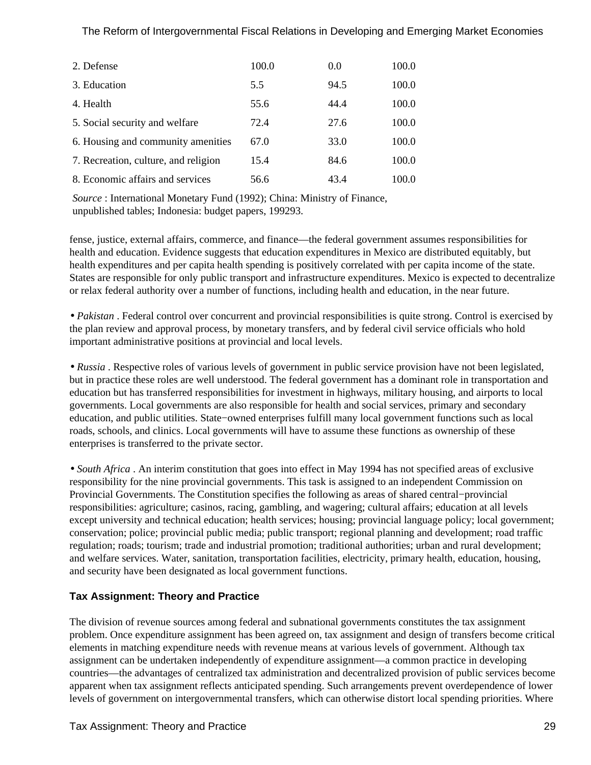| | | | |
|---|---|---|---|
| 2. Defense | 100.0 | 0.0 | 100.0 |
| 3. Education | 5.5 | 94.5 | 100.0 |
| 4. Health | 55.6 | 44.4 | 100.0 |
| 5. Social security and welfare | 72.4 | 27.6 | 100.0 |
| 6. Housing and community amenities | 67.0 | 33.0 | 100.0 |
| 7. Recreation, culture, and religion | 15.4 | 84.6 | 100.0 |
| 8. Economic affairs and services | 56.6 | 43.4 | 100.0 |

*Source* : International Monetary Fund (1992); China: Ministry of Finance, unpublished tables; Indonesia: budget papers, 199293.

fense, justice, external affairs, commerce, and finance—the federal government assumes responsibilities for health and education. Evidence suggests that education expenditures in Mexico are distributed equitably, but health expenditures and per capita health spending is positively correlated with per capita income of the state. States are responsible for only public transport and infrastructure expenditures. Mexico is expected to decentralize or relax federal authority over a number of functions, including health and education, in the near future.

• *Pakistan* . Federal control over concurrent and provincial responsibilities is quite strong. Control is exercised by the plan review and approval process, by monetary transfers, and by federal civil service officials who hold important administrative positions at provincial and local levels.

• *Russia* . Respective roles of various levels of government in public service provision have not been legislated, but in practice these roles are well understood. The federal government has a dominant role in transportation and education but has transferred responsibilities for investment in highways, military housing, and airports to local governments. Local governments are also responsible for health and social services, primary and secondary education, and public utilities. State−owned enterprises fulfill many local government functions such as local roads, schools, and clinics. Local governments will have to assume these functions as ownership of these enterprises is transferred to the private sector.

• *South Africa* . An interim constitution that goes into effect in May 1994 has not specified areas of exclusive responsibility for the nine provincial governments. This task is assigned to an independent Commission on Provincial Governments. The Constitution specifies the following as areas of shared central−provincial responsibilities: agriculture; casinos, racing, gambling, and wagering; cultural affairs; education at all levels except university and technical education; health services; housing; provincial language policy; local government; conservation; police; provincial public media; public transport; regional planning and development; road traffic regulation; roads; tourism; trade and industrial promotion; traditional authorities; urban and rural development; and welfare services. Water, sanitation, transportation facilities, electricity, primary health, education, housing, and security have been designated as local government functions.

### Tax Assignment: Theory and Practice

The division of revenue sources among federal and subnational governments constitutes the tax assignment problem. Once expenditure assignment has been agreed on, tax assignment and design of transfers become critical elements in matching expenditure needs with revenue means at various levels of government. Although tax assignment can be undertaken independently of expenditure assignment—a common practice in developing countries—the advantages of centralized tax administration and decentralized provision of public services become apparent when tax assignment reflects anticipated spending. Such arrangements prevent overdependence of lower levels of government on intergovernmental transfers, which can otherwise distort local spending priorities. Where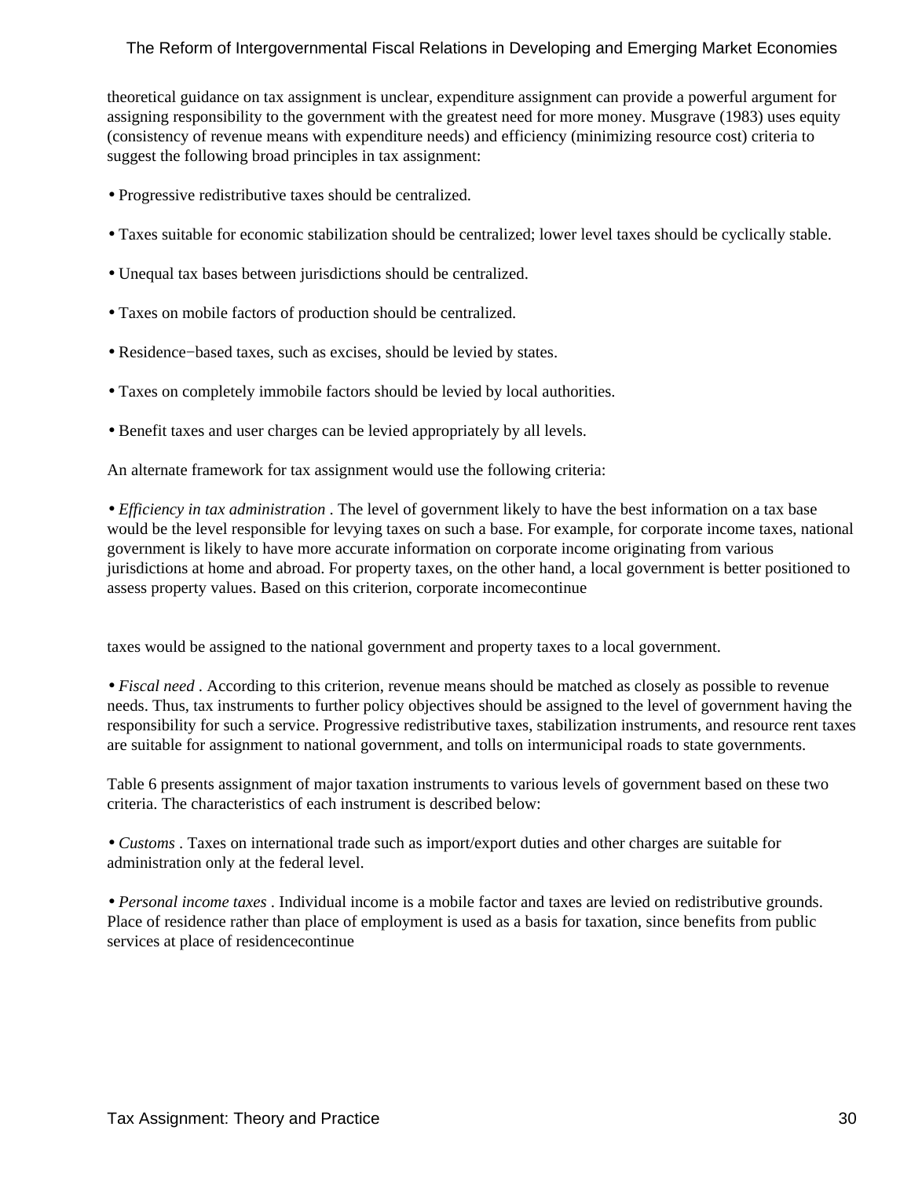theoretical guidance on tax assignment is unclear, expenditure assignment can provide a powerful argument for assigning responsibility to the government with the greatest need for more money. Musgrave (1983) uses equity (consistency of revenue means with expenditure needs) and efficiency (minimizing resource cost) criteria to suggest the following broad principles in tax assignment:

- Progressive redistributive taxes should be centralized.
- Taxes suitable for economic stabilization should be centralized; lower level taxes should be cyclically stable.
- Unequal tax bases between jurisdictions should be centralized.
- Taxes on mobile factors of production should be centralized.
- Residence−based taxes, such as excises, should be levied by states.
- Taxes on completely immobile factors should be levied by local authorities.
- Benefit taxes and user charges can be levied appropriately by all levels.

An alternate framework for tax assignment would use the following criteria:

- *Efficiency in tax administration* . The level of government likely to have the best information on a tax base would be the level responsible for levying taxes on such a base. For example, for corporate income taxes, national government is likely to have more accurate information on corporate income originating from various jurisdictions at home and abroad. For property taxes, on the other hand, a local government is better positioned to assess property values. Based on this criterion, corporate income taxes would be assigned to the national government and property taxes to a local government.
- *Fiscal need* . According to this criterion, revenue means should be matched as closely as possible to revenue needs. Thus, tax instruments to further policy objectives should be assigned to the level of government having the responsibility for such a service. Progressive redistributive taxes, stabilization instruments, and resource rent taxes are suitable for assignment to national government, and tolls on intermunicipal roads to state governments.

Table 6 presents assignment of major taxation instruments to various levels of government based on these two criteria. The characteristics of each instrument is described below:

- *Customs* . Taxes on international trade such as import/export duties and other charges are suitable for administration only at the federal level.
- *Personal income taxes* . Individual income is a mobile factor and taxes are levied on redistributive grounds. Place of residence rather than place of employment is used as a basis for taxation, since benefits from public services at place of residence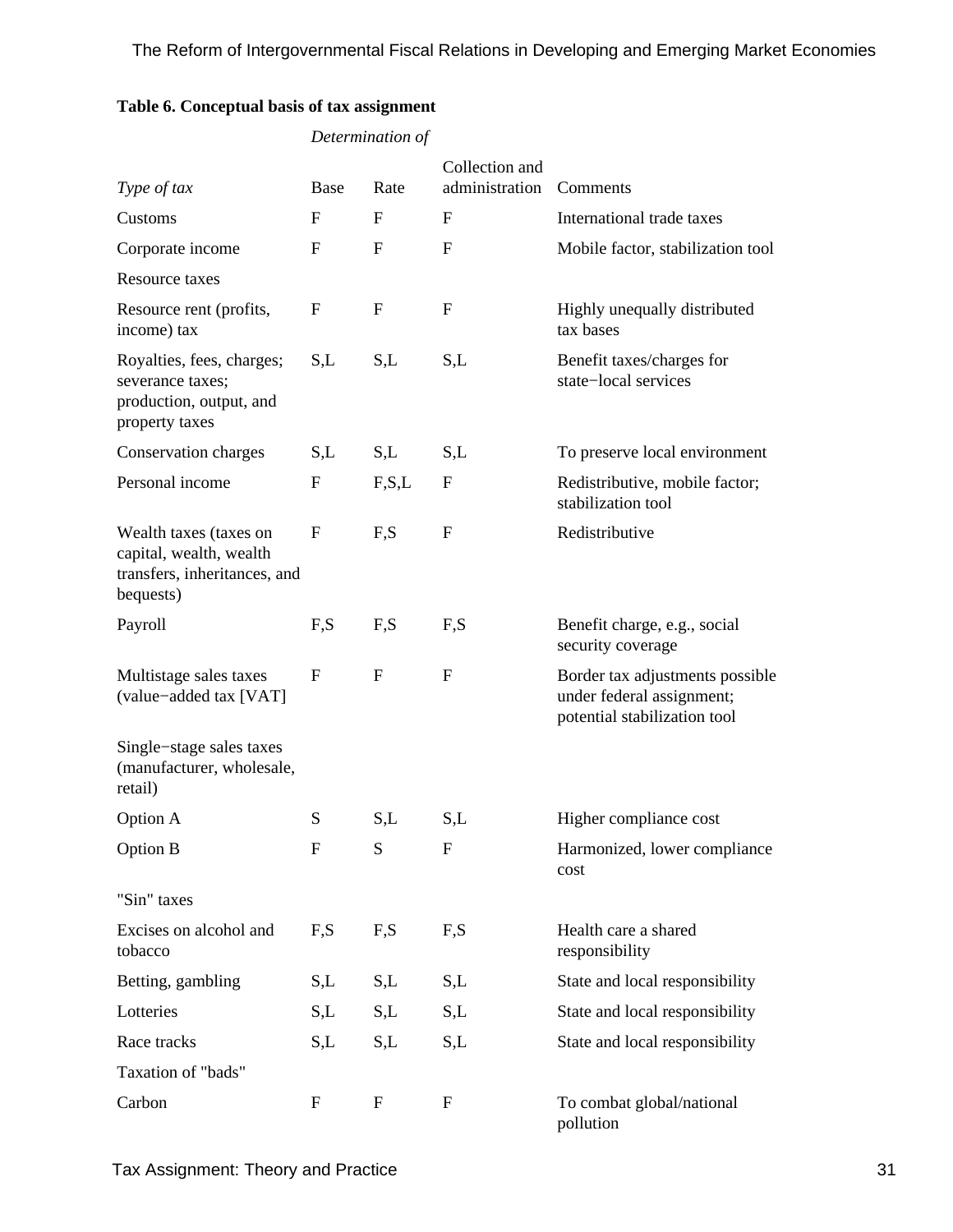**Table 6. Conceptual basis of tax assignment**

| | *Determination of* | | | |
|---|---|---|---|---|
| *Type of tax* | Base | Rate | Collection and administration | Comments |
| Customs | F | F | F | International trade taxes |
| Corporate income | F | F | F | Mobile factor, stabilization tool |
| Resource taxes | | | | |
| Resource rent (profits, income) tax | F | F | F | Highly unequally distributed tax bases |
| Royalties, fees, charges; severance taxes; production, output, and property taxes | S,L | S,L | S,L | Benefit taxes/charges for state−local services |
| Conservation charges | S,L | S,L | S,L | To preserve local environment |
| Personal income | F | F,S,L | F | Redistributive, mobile factor; stabilization tool |
| Wealth taxes (taxes on capital, wealth, wealth transfers, inheritances, and bequests) | F | F,S | F | Redistributive |
| Payroll | F,S | F,S | F,S | Benefit charge, e.g., social security coverage |
| Multistage sales taxes (value−added tax [VAT] | F | F | F | Border tax adjustments possible under federal assignment; potential stabilization tool |
| Single−stage sales taxes (manufacturer, wholesale, retail) | | | | |
| Option A | S | S,L | S,L | Higher compliance cost |
| Option B | F | S | F | Harmonized, lower compliance cost |
| "Sin" taxes | | | | |
| Excises on alcohol and tobacco | F,S | F,S | F,S | Health care a shared responsibility |
| Betting, gambling | S,L | S,L | S,L | State and local responsibility |
| Lotteries | S,L | S,L | S,L | State and local responsibility |
| Race tracks | S,L | S,L | S,L | State and local responsibility |
| Taxation of "bads" | | | | |
| Carbon | F | F | F | To combat global/national pollution |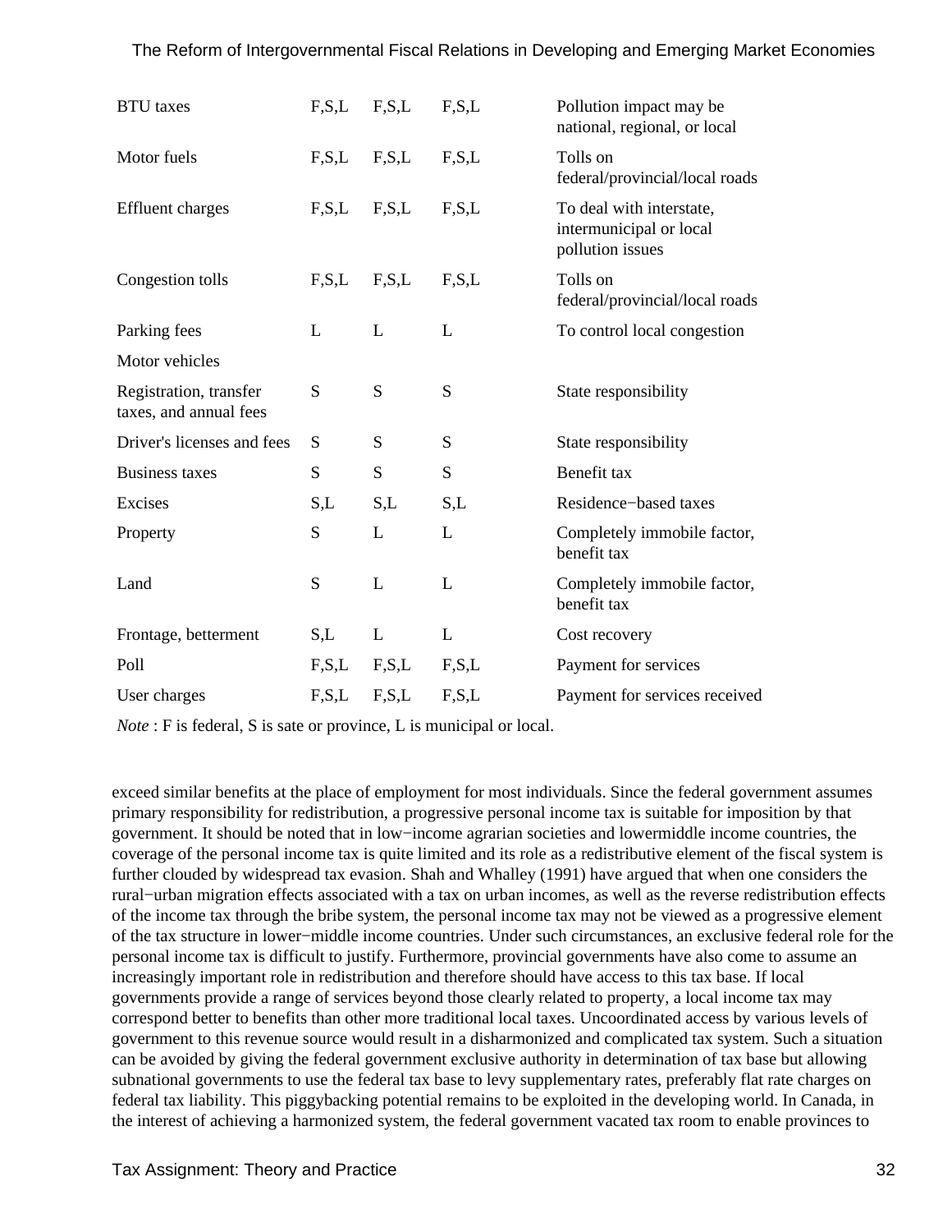| | | | | |
|---|---|---|---|---|
| BTU taxes | F,S,L | F,S,L | F,S,L | Pollution impact may be national, regional, or local |
| Motor fuels | F,S,L | F,S,L | F,S,L | Tolls on federal/provincial/local roads |
| Effluent charges | F,S,L | F,S,L | F,S,L | To deal with interstate, intermunicipal or local pollution issues |
| Congestion tolls | F,S,L | F,S,L | F,S,L | Tolls on federal/provincial/local roads |
| Parking fees | L | L | L | To control local congestion |
| Motor vehicles | | | | |
| Registration, transfer taxes, and annual fees | S | S | S | State responsibility |
| Driver's licenses and fees | S | S | S | State responsibility |
| Business taxes | S | S | S | Benefit tax |
| Excises | S,L | S,L | S,L | Residence−based taxes |
| Property | S | L | L | Completely immobile factor, benefit tax |
| Land | S | L | L | Completely immobile factor, benefit tax |
| Frontage, betterment | S,L | L | L | Cost recovery |
| Poll | F,S,L | F,S,L | F,S,L | Payment for services |
| User charges | F,S,L | F,S,L | F,S,L | Payment for services received |

*Note* : F is federal, S is sate or province, L is municipal or local.

exceed similar benefits at the place of employment for most individuals. Since the federal government assumes primary responsibility for redistribution, a progressive personal income tax is suitable for imposition by that government. It should be noted that in low−income agrarian societies and lowermiddle income countries, the coverage of the personal income tax is quite limited and its role as a redistributive element of the fiscal system is further clouded by widespread tax evasion. Shah and Whalley (1991) have argued that when one considers the rural−urban migration effects associated with a tax on urban incomes, as well as the reverse redistribution effects of the income tax through the bribe system, the personal income tax may not be viewed as a progressive element of the tax structure in lower−middle income countries. Under such circumstances, an exclusive federal role for the personal income tax is difficult to justify. Furthermore, provincial governments have also come to assume an increasingly important role in redistribution and therefore should have access to this tax base. If local governments provide a range of services beyond those clearly related to property, a local income tax may correspond better to benefits than other more traditional local taxes. Uncoordinated access by various levels of government to this revenue source would result in a disharmonized and complicated tax system. Such a situation can be avoided by giving the federal government exclusive authority in determination of tax base but allowing subnational governments to use the federal tax base to levy supplementary rates, preferably flat rate charges on federal tax liability. This piggybacking potential remains to be exploited in the developing world. In Canada, in the interest of achieving a harmonized system, the federal government vacated tax room to enable provinces to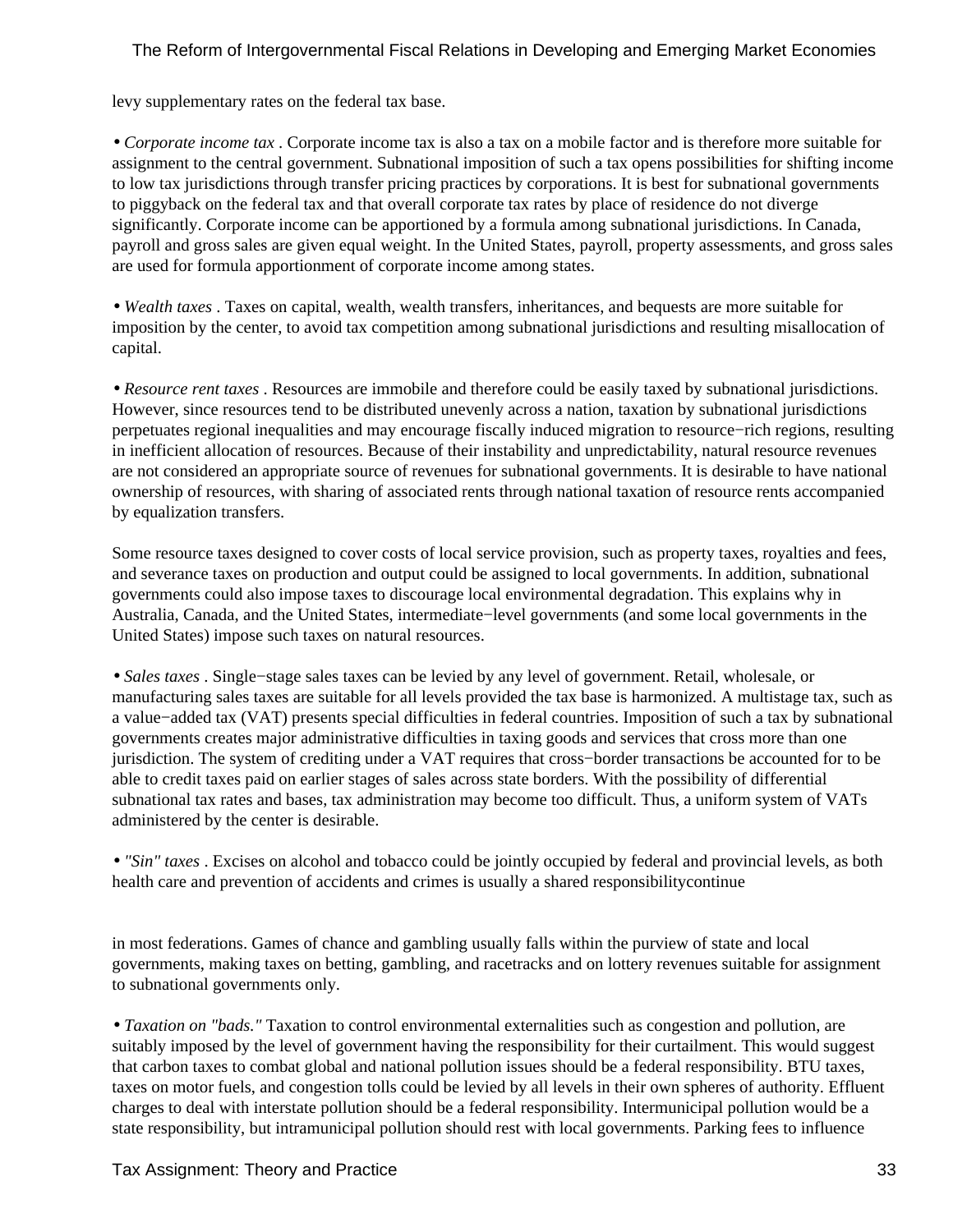levy supplementary rates on the federal tax base.

• *Corporate income tax* . Corporate income tax is also a tax on a mobile factor and is therefore more suitable for assignment to the central government. Subnational imposition of such a tax opens possibilities for shifting income to low tax jurisdictions through transfer pricing practices by corporations. It is best for subnational governments to piggyback on the federal tax and that overall corporate tax rates by place of residence do not diverge significantly. Corporate income can be apportioned by a formula among subnational jurisdictions. In Canada, payroll and gross sales are given equal weight. In the United States, payroll, property assessments, and gross sales are used for formula apportionment of corporate income among states.

• *Wealth taxes* . Taxes on capital, wealth, wealth transfers, inheritances, and bequests are more suitable for imposition by the center, to avoid tax competition among subnational jurisdictions and resulting misallocation of capital.

• *Resource rent taxes* . Resources are immobile and therefore could be easily taxed by subnational jurisdictions. However, since resources tend to be distributed unevenly across a nation, taxation by subnational jurisdictions perpetuates regional inequalities and may encourage fiscally induced migration to resource−rich regions, resulting in inefficient allocation of resources. Because of their instability and unpredictability, natural resource revenues are not considered an appropriate source of revenues for subnational governments. It is desirable to have national ownership of resources, with sharing of associated rents through national taxation of resource rents accompanied by equalization transfers.

Some resource taxes designed to cover costs of local service provision, such as property taxes, royalties and fees, and severance taxes on production and output could be assigned to local governments. In addition, subnational governments could also impose taxes to discourage local environmental degradation. This explains why in Australia, Canada, and the United States, intermediate−level governments (and some local governments in the United States) impose such taxes on natural resources.

• *Sales taxes* . Single−stage sales taxes can be levied by any level of government. Retail, wholesale, or manufacturing sales taxes are suitable for all levels provided the tax base is harmonized. A multistage tax, such as a value−added tax (VAT) presents special difficulties in federal countries. Imposition of such a tax by subnational governments creates major administrative difficulties in taxing goods and services that cross more than one jurisdiction. The system of crediting under a VAT requires that cross−border transactions be accounted for to be able to credit taxes paid on earlier stages of sales across state borders. With the possibility of differential subnational tax rates and bases, tax administration may become too difficult. Thus, a uniform system of VATs administered by the center is desirable.

• *"Sin" taxes* . Excises on alcohol and tobacco could be jointly occupied by federal and provincial levels, as both health care and prevention of accidents and crimes is usually a shared responsibility in most federations. Games of chance and gambling usually falls within the purview of state and local governments, making taxes on betting, gambling, and racetracks and on lottery revenues suitable for assignment to subnational governments only.

• *Taxation on "bads."* Taxation to control environmental externalities such as congestion and pollution, are suitably imposed by the level of government having the responsibility for their curtailment. This would suggest that carbon taxes to combat global and national pollution issues should be a federal responsibility. BTU taxes, taxes on motor fuels, and congestion tolls could be levied by all levels in their own spheres of authority. Effluent charges to deal with interstate pollution should be a federal responsibility. Intermunicipal pollution would be a state responsibility, but intramunicipal pollution should rest with local governments. Parking fees to influence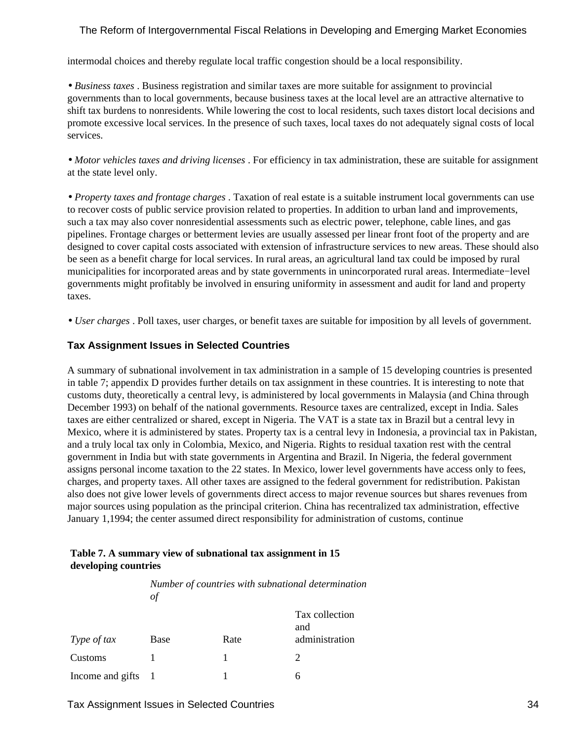intermodal choices and thereby regulate local traffic congestion should be a local responsibility.

- *Business taxes* . Business registration and similar taxes are more suitable for assignment to provincial governments than to local governments, because business taxes at the local level are an attractive alternative to shift tax burdens to nonresidents. While lowering the cost to local residents, such taxes distort local decisions and promote excessive local services. In the presence of such taxes, local taxes do not adequately signal costs of local services.

- *Motor vehicles taxes and driving licenses* . For efficiency in tax administration, these are suitable for assignment at the state level only.

- *Property taxes and frontage charges* . Taxation of real estate is a suitable instrument local governments can use to recover costs of public service provision related to properties. In addition to urban land and improvements, such a tax may also cover nonresidential assessments such as electric power, telephone, cable lines, and gas pipelines. Frontage charges or betterment levies are usually assessed per linear front foot of the property and are designed to cover capital costs associated with extension of infrastructure services to new areas. These should also be seen as a benefit charge for local services. In rural areas, an agricultural land tax could be imposed by rural municipalities for incorporated areas and by state governments in unincorporated rural areas. Intermediate−level governments might profitably be involved in ensuring uniformity in assessment and audit for land and property taxes.

- *User charges* . Poll taxes, user charges, or benefit taxes are suitable for imposition by all levels of government.

### Tax Assignment Issues in Selected Countries

A summary of subnational involvement in tax administration in a sample of 15 developing countries is presented in table 7; appendix D provides further details on tax assignment in these countries. It is interesting to note that customs duty, theoretically a central levy, is administered by local governments in Malaysia (and China through December 1993) on behalf of the national governments. Resource taxes are centralized, except in India. Sales taxes are either centralized or shared, except in Nigeria. The VAT is a state tax in Brazil but a central levy in Mexico, where it is administered by states. Property tax is a central levy in Indonesia, a provincial tax in Pakistan, and a truly local tax only in Colombia, Mexico, and Nigeria. Rights to residual taxation rest with the central government in India but with state governments in Argentina and Brazil. In Nigeria, the federal government assigns personal income taxation to the 22 states. In Mexico, lower level governments have access only to fees, charges, and property taxes. All other taxes are assigned to the federal government for redistribution. Pakistan also does not give lower levels of governments direct access to major revenue sources but shares revenues from major sources using population as the principal criterion. China has recentralized tax administration, effective January 1,1994; the center assumed direct responsibility for administration of customs, continue

**Table 7. A summary view of subnational tax assignment in 15 developing countries**

| | *Number of countries with subnational determination of* | | |
|---|---|---|---|
| *Type of tax* | Base | Rate | Tax collection and administration |
| Customs | 1 | 1 | 2 |
| Income and gifts | 1 | 1 | 6 |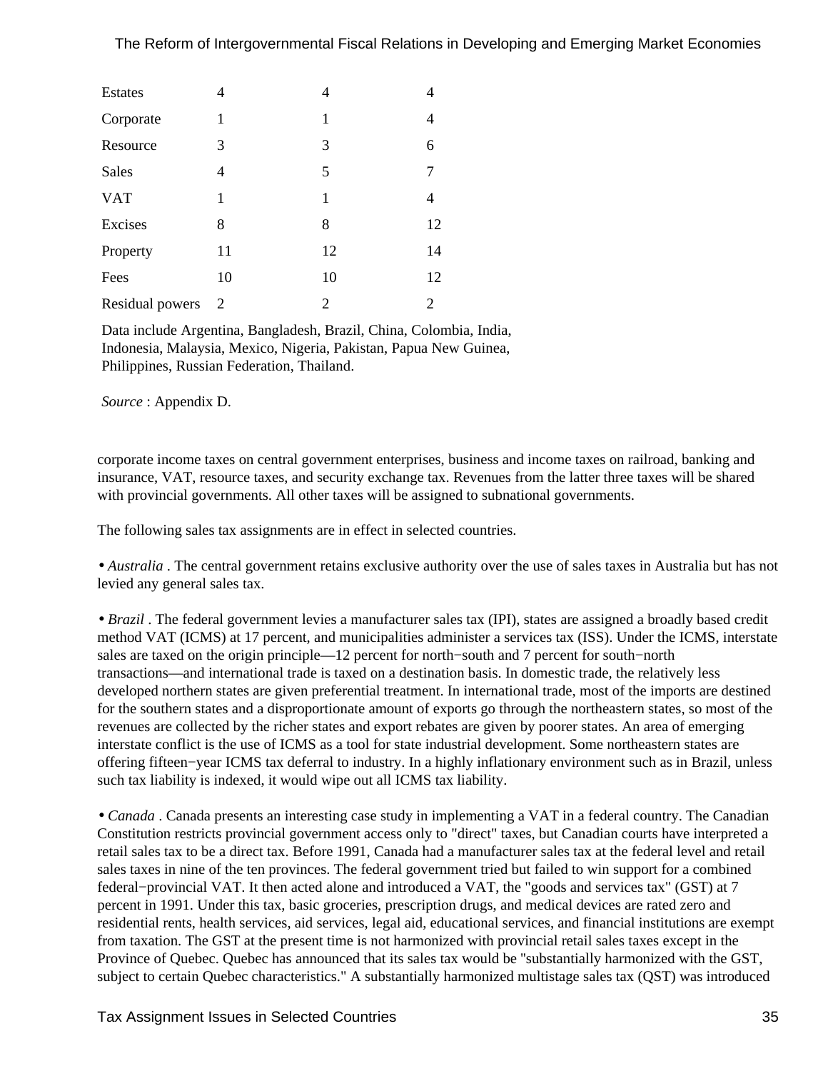| | | | |
|---|---|---|---|
| Estates | 4 | 4 | 4 |
| Corporate | 1 | 1 | 4 |
| Resource | 3 | 3 | 6 |
| Sales | 4 | 5 | 7 |
| VAT | 1 | 1 | 4 |
| Excises | 8 | 8 | 12 |
| Property | 11 | 12 | 14 |
| Fees | 10 | 10 | 12 |
| Residual powers | 2 | 2 | 2 |

Data include Argentina, Bangladesh, Brazil, China, Colombia, India, Indonesia, Malaysia, Mexico, Nigeria, Pakistan, Papua New Guinea, Philippines, Russian Federation, Thailand.

*Source* : Appendix D.

corporate income taxes on central government enterprises, business and income taxes on railroad, banking and insurance, VAT, resource taxes, and security exchange tax. Revenues from the latter three taxes will be shared with provincial governments. All other taxes will be assigned to subnational governments.

The following sales tax assignments are in effect in selected countries.

• *Australia* . The central government retains exclusive authority over the use of sales taxes in Australia but has not levied any general sales tax.

• *Brazil* . The federal government levies a manufacturer sales tax (IPI), states are assigned a broadly based credit method VAT (ICMS) at 17 percent, and municipalities administer a services tax (ISS). Under the ICMS, interstate sales are taxed on the origin principle—12 percent for north−south and 7 percent for south−north transactions—and international trade is taxed on a destination basis. In domestic trade, the relatively less developed northern states are given preferential treatment. In international trade, most of the imports are destined for the southern states and a disproportionate amount of exports go through the northeastern states, so most of the revenues are collected by the richer states and export rebates are given by poorer states. An area of emerging interstate conflict is the use of ICMS as a tool for state industrial development. Some northeastern states are offering fifteen−year ICMS tax deferral to industry. In a highly inflationary environment such as in Brazil, unless such tax liability is indexed, it would wipe out all ICMS tax liability.

• *Canada* . Canada presents an interesting case study in implementing a VAT in a federal country. The Canadian Constitution restricts provincial government access only to "direct" taxes, but Canadian courts have interpreted a retail sales tax to be a direct tax. Before 1991, Canada had a manufacturer sales tax at the federal level and retail sales taxes in nine of the ten provinces. The federal government tried but failed to win support for a combined federal−provincial VAT. It then acted alone and introduced a VAT, the "goods and services tax" (GST) at 7 percent in 1991. Under this tax, basic groceries, prescription drugs, and medical devices are rated zero and residential rents, health services, aid services, legal aid, educational services, and financial institutions are exempt from taxation. The GST at the present time is not harmonized with provincial retail sales taxes except in the Province of Quebec. Quebec has announced that its sales tax would be "substantially harmonized with the GST, subject to certain Quebec characteristics." A substantially harmonized multistage sales tax (QST) was introduced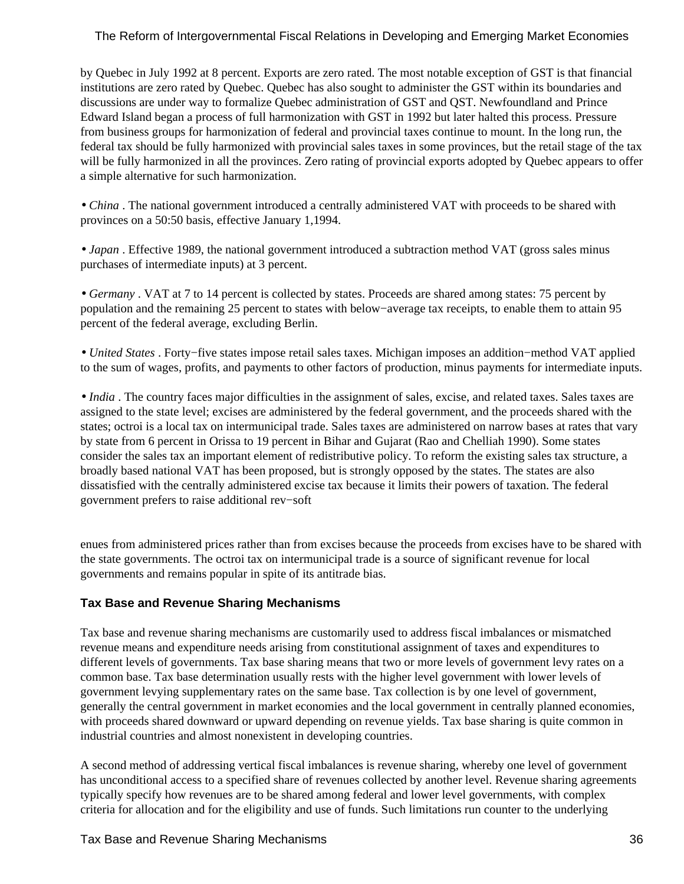by Quebec in July 1992 at 8 percent. Exports are zero rated. The most notable exception of GST is that financial institutions are zero rated by Quebec. Quebec has also sought to administer the GST within its boundaries and discussions are under way to formalize Quebec administration of GST and QST. Newfoundland and Prince Edward Island began a process of full harmonization with GST in 1992 but later halted this process. Pressure from business groups for harmonization of federal and provincial taxes continue to mount. In the long run, the federal tax should be fully harmonized with provincial sales taxes in some provinces, but the retail stage of the tax will be fully harmonized in all the provinces. Zero rating of provincial exports adopted by Quebec appears to offer a simple alternative for such harmonization.

• *China* . The national government introduced a centrally administered VAT with proceeds to be shared with provinces on a 50:50 basis, effective January 1,1994.

• *Japan* . Effective 1989, the national government introduced a subtraction method VAT (gross sales minus purchases of intermediate inputs) at 3 percent.

• *Germany* . VAT at 7 to 14 percent is collected by states. Proceeds are shared among states: 75 percent by population and the remaining 25 percent to states with below−average tax receipts, to enable them to attain 95 percent of the federal average, excluding Berlin.

• *United States* . Forty−five states impose retail sales taxes. Michigan imposes an addition−method VAT applied to the sum of wages, profits, and payments to other factors of production, minus payments for intermediate inputs.

• *India* . The country faces major difficulties in the assignment of sales, excise, and related taxes. Sales taxes are assigned to the state level; excises are administered by the federal government, and the proceeds shared with the states; octroi is a local tax on intermunicipal trade. Sales taxes are administered on narrow bases at rates that vary by state from 6 percent in Orissa to 19 percent in Bihar and Gujarat (Rao and Chelliah 1990). Some states consider the sales tax an important element of redistributive policy. To reform the existing sales tax structure, a broadly based national VAT has been proposed, but is strongly opposed by the states. The states are also dissatisfied with the centrally administered excise tax because it limits their powers of taxation. The federal government prefers to raise additional rev−soft

enues from administered prices rather than from excises because the proceeds from excises have to be shared with the state governments. The octroi tax on intermunicipal trade is a source of significant revenue for local governments and remains popular in spite of its antitrade bias.

## Tax Base and Revenue Sharing Mechanisms

Tax base and revenue sharing mechanisms are customarily used to address fiscal imbalances or mismatched revenue means and expenditure needs arising from constitutional assignment of taxes and expenditures to different levels of governments. Tax base sharing means that two or more levels of government levy rates on a common base. Tax base determination usually rests with the higher level government with lower levels of government levying supplementary rates on the same base. Tax collection is by one level of government, generally the central government in market economies and the local government in centrally planned economies, with proceeds shared downward or upward depending on revenue yields. Tax base sharing is quite common in industrial countries and almost nonexistent in developing countries.

A second method of addressing vertical fiscal imbalances is revenue sharing, whereby one level of government has unconditional access to a specified share of revenues collected by another level. Revenue sharing agreements typically specify how revenues are to be shared among federal and lower level governments, with complex criteria for allocation and for the eligibility and use of funds. Such limitations run counter to the underlying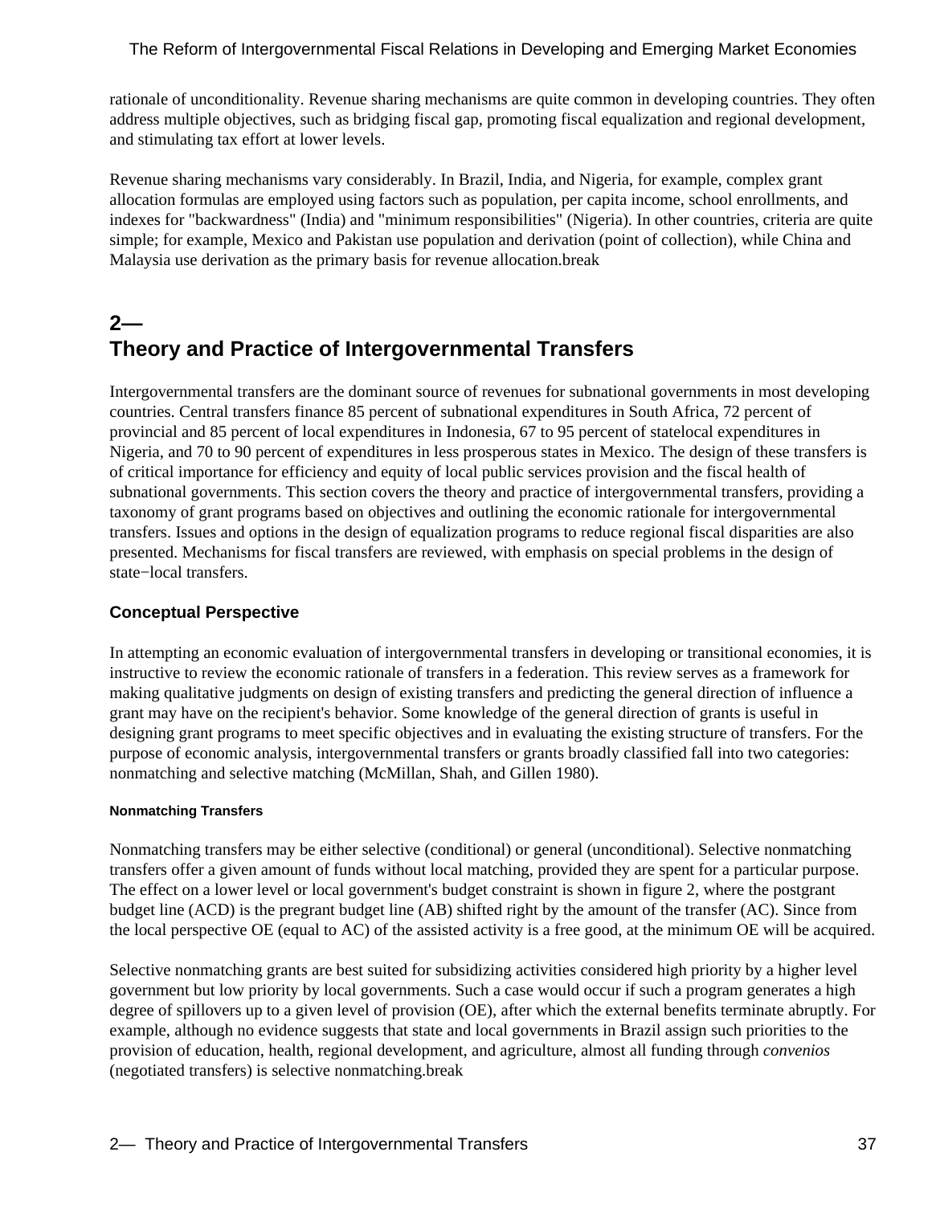rationale of unconditionality. Revenue sharing mechanisms are quite common in developing countries. They often address multiple objectives, such as bridging fiscal gap, promoting fiscal equalization and regional development, and stimulating tax effort at lower levels.

Revenue sharing mechanisms vary considerably. In Brazil, India, and Nigeria, for example, complex grant allocation formulas are employed using factors such as population, per capita income, school enrollments, and indexes for "backwardness" (India) and "minimum responsibilities" (Nigeria). In other countries, criteria are quite simple; for example, Mexico and Pakistan use population and derivation (point of collection), while China and Malaysia use derivation as the primary basis for revenue allocation.break

## 2— Theory and Practice of Intergovernmental Transfers

Intergovernmental transfers are the dominant source of revenues for subnational governments in most developing countries. Central transfers finance 85 percent of subnational expenditures in South Africa, 72 percent of provincial and 85 percent of local expenditures in Indonesia, 67 to 95 percent of statelocal expenditures in Nigeria, and 70 to 90 percent of expenditures in less prosperous states in Mexico. The design of these transfers is of critical importance for efficiency and equity of local public services provision and the fiscal health of subnational governments. This section covers the theory and practice of intergovernmental transfers, providing a taxonomy of grant programs based on objectives and outlining the economic rationale for intergovernmental transfers. Issues and options in the design of equalization programs to reduce regional fiscal disparities are also presented. Mechanisms for fiscal transfers are reviewed, with emphasis on special problems in the design of state−local transfers.

### Conceptual Perspective

In attempting an economic evaluation of intergovernmental transfers in developing or transitional economies, it is instructive to review the economic rationale of transfers in a federation. This review serves as a framework for making qualitative judgments on design of existing transfers and predicting the general direction of influence a grant may have on the recipient's behavior. Some knowledge of the general direction of grants is useful in designing grant programs to meet specific objectives and in evaluating the existing structure of transfers. For the purpose of economic analysis, intergovernmental transfers or grants broadly classified fall into two categories: nonmatching and selective matching (McMillan, Shah, and Gillen 1980).

#### Nonmatching Transfers

Nonmatching transfers may be either selective (conditional) or general (unconditional). Selective nonmatching transfers offer a given amount of funds without local matching, provided they are spent for a particular purpose. The effect on a lower level or local government's budget constraint is shown in figure 2, where the postgrant budget line (ACD) is the pregrant budget line (AB) shifted right by the amount of the transfer (AC). Since from the local perspective OE (equal to AC) of the assisted activity is a free good, at the minimum OE will be acquired.

Selective nonmatching grants are best suited for subsidizing activities considered high priority by a higher level government but low priority by local governments. Such a case would occur if such a program generates a high degree of spillovers up to a given level of provision (OE), after which the external benefits terminate abruptly. For example, although no evidence suggests that state and local governments in Brazil assign such priorities to the provision of education, health, regional development, and agriculture, almost all funding through *convenios* (negotiated transfers) is selective nonmatching.break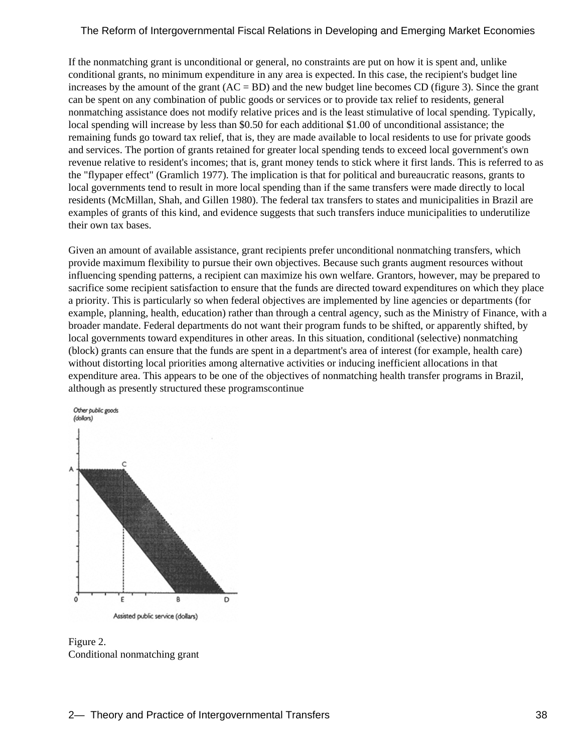If the nonmatching grant is unconditional or general, no constraints are put on how it is spent and, unlike conditional grants, no minimum expenditure in any area is expected. In this case, the recipient's budget line increases by the amount of the grant (AC = BD) and the new budget line becomes CD (figure 3). Since the grant can be spent on any combination of public goods or services or to provide tax relief to residents, general nonmatching assistance does not modify relative prices and is the least stimulative of local spending. Typically, local spending will increase by less than $0.50 for each additional $1.00 of unconditional assistance; the remaining funds go toward tax relief, that is, they are made available to local residents to use for private goods and services. The portion of grants retained for greater local spending tends to exceed local government's own revenue relative to resident's incomes; that is, grant money tends to stick where it first lands. This is referred to as the "flypaper effect" (Gramlich 1977). The implication is that for political and bureaucratic reasons, grants to local governments tend to result in more local spending than if the same transfers were made directly to local residents (McMillan, Shah, and Gillen 1980). The federal tax transfers to states and municipalities in Brazil are examples of grants of this kind, and evidence suggests that such transfers induce municipalities to underutilize their own tax bases.

Given an amount of available assistance, grant recipients prefer unconditional nonmatching transfers, which provide maximum flexibility to pursue their own objectives. Because such grants augment resources without influencing spending patterns, a recipient can maximize his own welfare. Grantors, however, may be prepared to sacrifice some recipient satisfaction to ensure that the funds are directed toward expenditures on which they place a priority. This is particularly so when federal objectives are implemented by line agencies or departments (for example, planning, health, education) rather than through a central agency, such as the Ministry of Finance, with a broader mandate. Federal departments do not want their program funds to be shifted, or apparently shifted, by local governments toward expenditures in other areas. In this situation, conditional (selective) nonmatching (block) grants can ensure that the funds are spent in a department's area of interest (for example, health care) without distorting local priorities among alternative activities or inducing inefficient allocations in that expenditure area. This appears to be one of the objectives of nonmatching health transfer programs in Brazil, although as presently structured these programscontinue

Figure 2.
Conditional nonmatching grant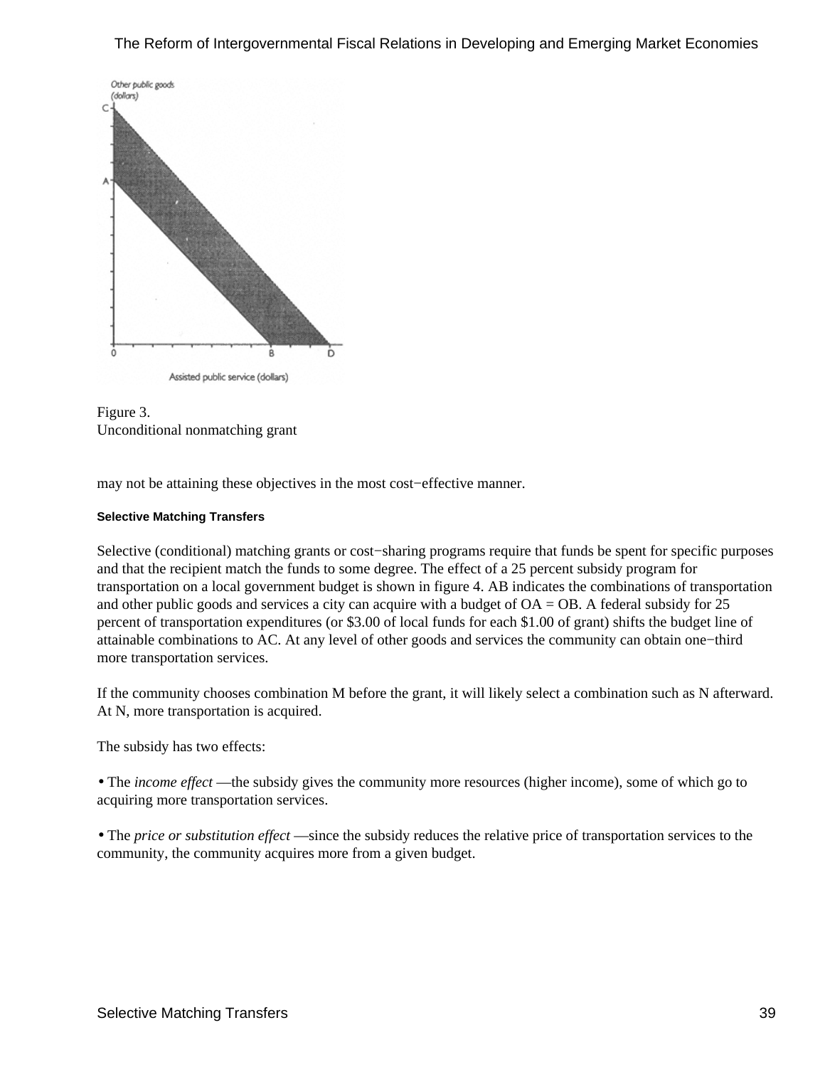Figure 3.
Unconditional nonmatching grant

may not be attaining these objectives in the most cost−effective manner.

#### Selective Matching Transfers

Selective (conditional) matching grants or cost−sharing programs require that funds be spent for specific purposes and that the recipient match the funds to some degree. The effect of a 25 percent subsidy program for transportation on a local government budget is shown in figure 4. AB indicates the combinations of transportation and other public goods and services a city can acquire with a budget of OA = OB. A federal subsidy for 25 percent of transportation expenditures (or $3.00 of local funds for each $1.00 of grant) shifts the budget line of attainable combinations to AC. At any level of other goods and services the community can obtain one−third more transportation services.

If the community chooses combination M before the grant, it will likely select a combination such as N afterward. At N, more transportation is acquired.

The subsidy has two effects:

- The *income effect* —the subsidy gives the community more resources (higher income), some of which go to acquiring more transportation services.
- The *price or substitution effect* —since the subsidy reduces the relative price of transportation services to the community, the community acquires more from a given budget.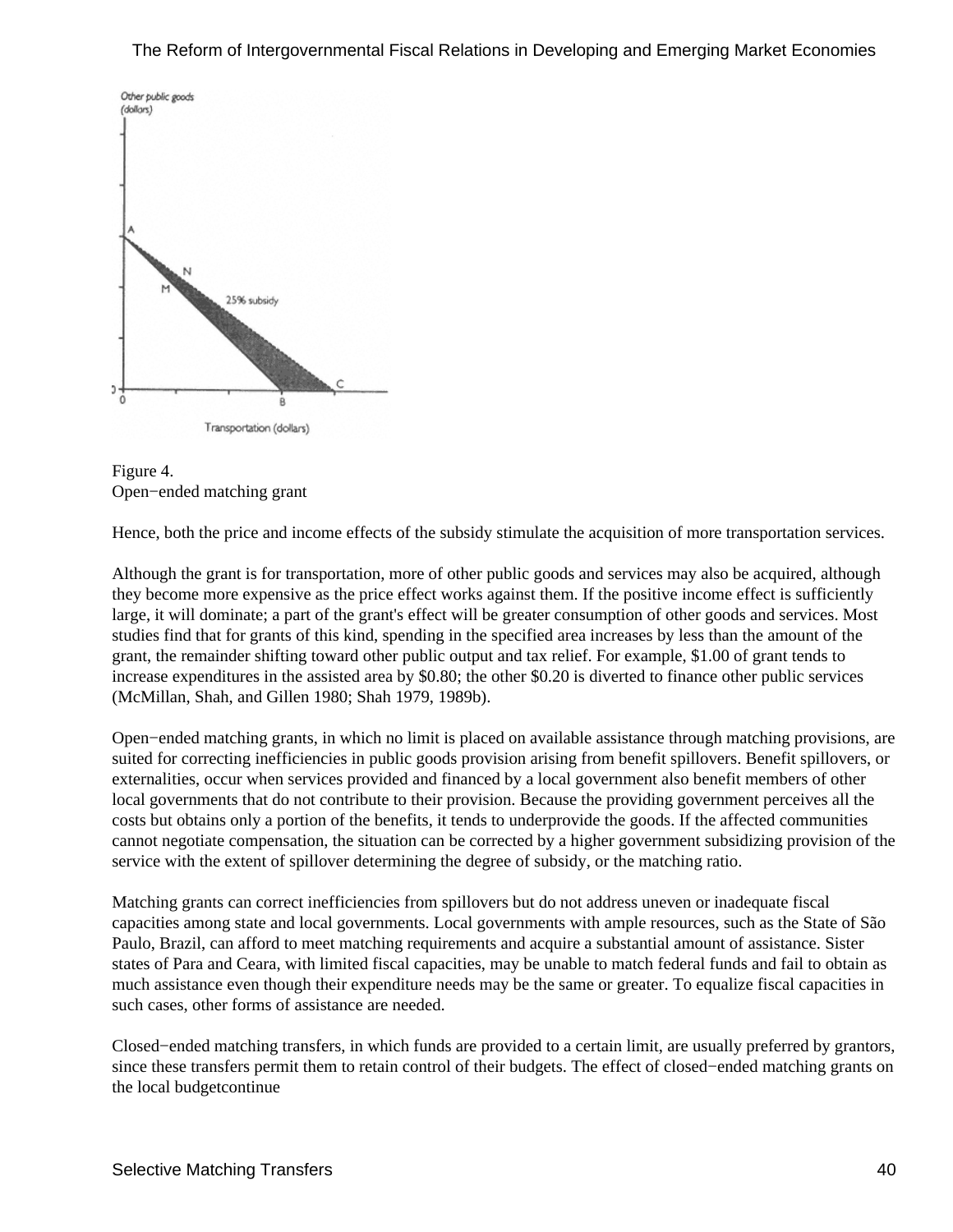Figure 4.
Open−ended matching grant

Hence, both the price and income effects of the subsidy stimulate the acquisition of more transportation services.

Although the grant is for transportation, more of other public goods and services may also be acquired, although they become more expensive as the price effect works against them. If the positive income effect is sufficiently large, it will dominate; a part of the grant's effect will be greater consumption of other goods and services. Most studies find that for grants of this kind, spending in the specified area increases by less than the amount of the grant, the remainder shifting toward other public output and tax relief. For example, $1.00 of grant tends to increase expenditures in the assisted area by $0.80; the other $0.20 is diverted to finance other public services (McMillan, Shah, and Gillen 1980; Shah 1979, 1989b).

Open−ended matching grants, in which no limit is placed on available assistance through matching provisions, are suited for correcting inefficiencies in public goods provision arising from benefit spillovers. Benefit spillovers, or externalities, occur when services provided and financed by a local government also benefit members of other local governments that do not contribute to their provision. Because the providing government perceives all the costs but obtains only a portion of the benefits, it tends to underprovide the goods. If the affected communities cannot negotiate compensation, the situation can be corrected by a higher government subsidizing provision of the service with the extent of spillover determining the degree of subsidy, or the matching ratio.

Matching grants can correct inefficiencies from spillovers but do not address uneven or inadequate fiscal capacities among state and local governments. Local governments with ample resources, such as the State of São Paulo, Brazil, can afford to meet matching requirements and acquire a substantial amount of assistance. Sister states of Para and Ceara, with limited fiscal capacities, may be unable to match federal funds and fail to obtain as much assistance even though their expenditure needs may be the same or greater. To equalize fiscal capacities in such cases, other forms of assistance are needed.

Closed−ended matching transfers, in which funds are provided to a certain limit, are usually preferred by grantors, since these transfers permit them to retain control of their budgets. The effect of closed−ended matching grants on the local budgetcontinue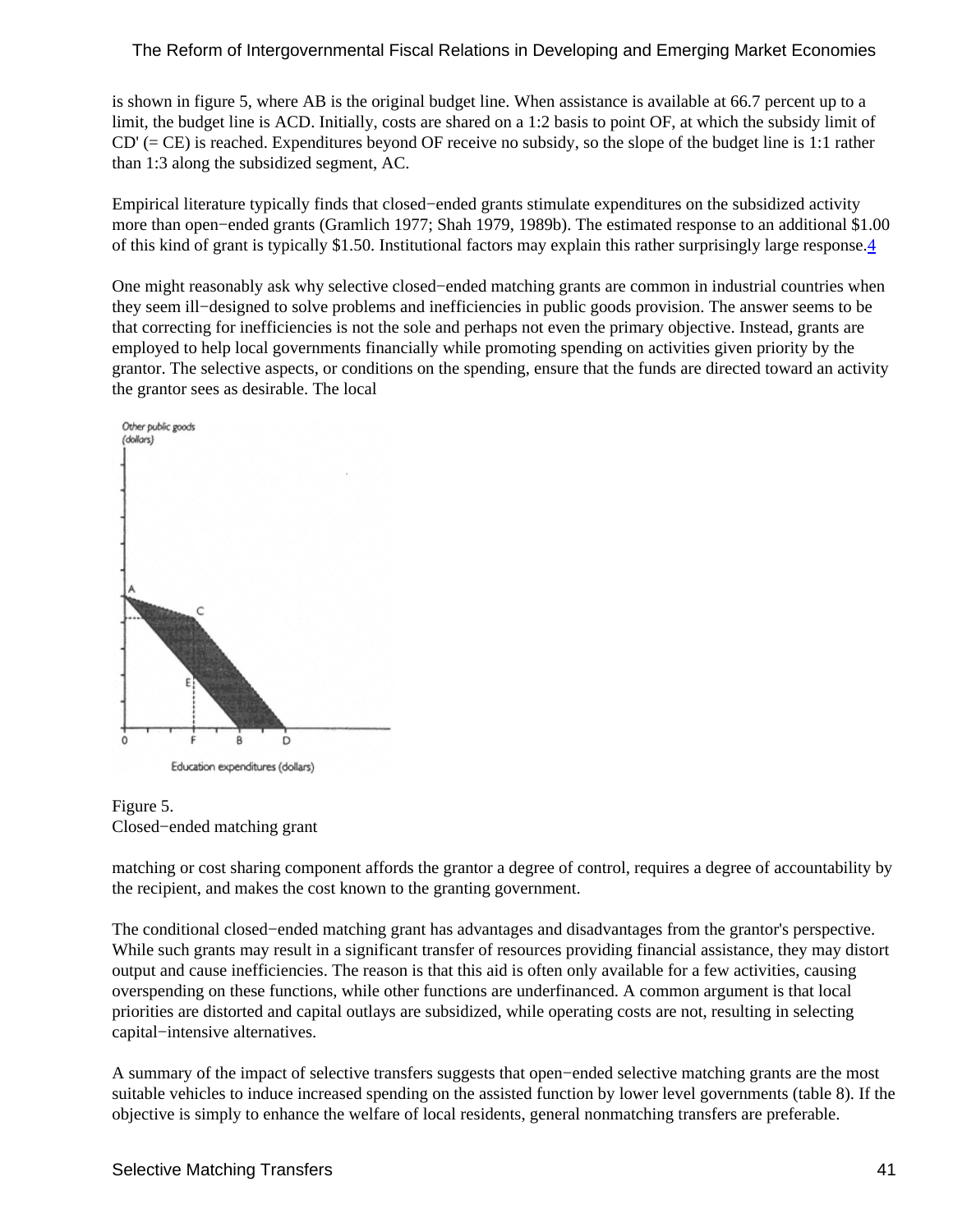is shown in figure 5, where AB is the original budget line. When assistance is available at 66.7 percent up to a limit, the budget line is ACD. Initially, costs are shared on a 1:2 basis to point OF, at which the subsidy limit of CD' (= CE) is reached. Expenditures beyond OF receive no subsidy, so the slope of the budget line is 1:1 rather than 1:3 along the subsidized segment, AC.

Empirical literature typically finds that closed−ended grants stimulate expenditures on the subsidized activity more than open−ended grants (Gramlich 1977; Shah 1979, 1989b). The estimated response to an additional $1.00 of this kind of grant is typically $1.50. Institutional factors may explain this rather surprisingly large response.[4]

One might reasonably ask why selective closed−ended matching grants are common in industrial countries when they seem ill−designed to solve problems and inefficiencies in public goods provision. The answer seems to be that correcting for inefficiencies is not the sole and perhaps not even the primary objective. Instead, grants are employed to help local governments financially while promoting spending on activities given priority by the grantor. The selective aspects, or conditions on the spending, ensure that the funds are directed toward an activity the grantor sees as desirable. The local matching or cost sharing component affords the grantor a degree of control, requires a degree of accountability by the recipient, and makes the cost known to the granting government.

Figure 5.
Closed−ended matching grant

The conditional closed−ended matching grant has advantages and disadvantages from the grantor's perspective. While such grants may result in a significant transfer of resources providing financial assistance, they may distort output and cause inefficiencies. The reason is that this aid is often only available for a few activities, causing overspending on these functions, while other functions are underfinanced. A common argument is that local priorities are distorted and capital outlays are subsidized, while operating costs are not, resulting in selecting capital−intensive alternatives.

A summary of the impact of selective transfers suggests that open−ended selective matching grants are the most suitable vehicles to induce increased spending on the assisted function by lower level governments (table 8). If the objective is simply to enhance the welfare of local residents, general nonmatching transfers are preferable.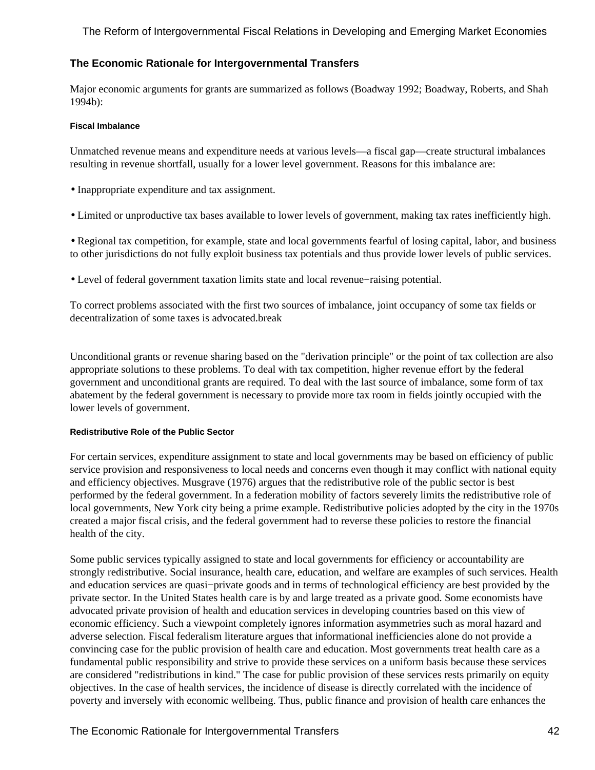## The Economic Rationale for Intergovernmental Transfers

Major economic arguments for grants are summarized as follows (Boadway 1992; Boadway, Roberts, and Shah 1994b):

#### Fiscal Imbalance

Unmatched revenue means and expenditure needs at various levels—a fiscal gap—create structural imbalances resulting in revenue shortfall, usually for a lower level government. Reasons for this imbalance are:

- Inappropriate expenditure and tax assignment.
- Limited or unproductive tax bases available to lower levels of government, making tax rates inefficiently high.
- Regional tax competition, for example, state and local governments fearful of losing capital, labor, and business to other jurisdictions do not fully exploit business tax potentials and thus provide lower levels of public services.
- Level of federal government taxation limits state and local revenue−raising potential.

To correct problems associated with the first two sources of imbalance, joint occupancy of some tax fields or decentralization of some taxes is advocated.break

Unconditional grants or revenue sharing based on the "derivation principle" or the point of tax collection are also appropriate solutions to these problems. To deal with tax competition, higher revenue effort by the federal government and unconditional grants are required. To deal with the last source of imbalance, some form of tax abatement by the federal government is necessary to provide more tax room in fields jointly occupied with the lower levels of government.

#### Redistributive Role of the Public Sector

For certain services, expenditure assignment to state and local governments may be based on efficiency of public service provision and responsiveness to local needs and concerns even though it may conflict with national equity and efficiency objectives. Musgrave (1976) argues that the redistributive role of the public sector is best performed by the federal government. In a federation mobility of factors severely limits the redistributive role of local governments, New York city being a prime example. Redistributive policies adopted by the city in the 1970s created a major fiscal crisis, and the federal government had to reverse these policies to restore the financial health of the city.

Some public services typically assigned to state and local governments for efficiency or accountability are strongly redistributive. Social insurance, health care, education, and welfare are examples of such services. Health and education services are quasi−private goods and in terms of technological efficiency are best provided by the private sector. In the United States health care is by and large treated as a private good. Some economists have advocated private provision of health and education services in developing countries based on this view of economic efficiency. Such a viewpoint completely ignores information asymmetries such as moral hazard and adverse selection. Fiscal federalism literature argues that informational inefficiencies alone do not provide a convincing case for the public provision of health care and education. Most governments treat health care as a fundamental public responsibility and strive to provide these services on a uniform basis because these services are considered "redistributions in kind." The case for public provision of these services rests primarily on equity objectives. In the case of health services, the incidence of disease is directly correlated with the incidence of poverty and inversely with economic wellbeing. Thus, public finance and provision of health care enhances the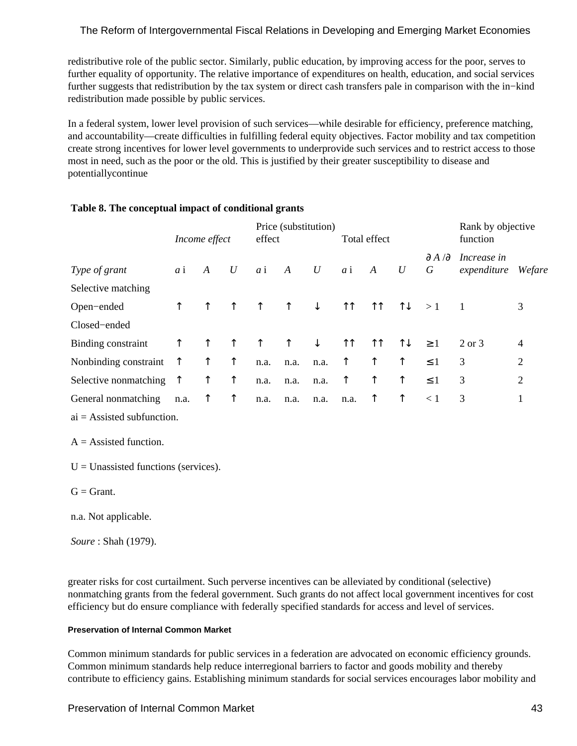redistributive role of the public sector. Similarly, public education, by improving access for the poor, serves to further equality of opportunity. The relative importance of expenditures on health, education, and social services further suggests that redistribution by the tax system or direct cash transfers pale in comparison with the in−kind redistribution made possible by public services.

In a federal system, lower level provision of such services—while desirable for efficiency, preference matching, and accountability—create difficulties in fulfilling federal equity objectives. Factor mobility and tax competition create strong incentives for lower level governments to underprovide such services and to restrict access to those most in need, such as the poor or the old. This is justified by their greater susceptibility to disease and potentiallycontinue

**Table 8. The conceptual impact of conditional grants**

| | *Income effect* | | | Price (substitution) effect | | | Total effect | | | | Rank by objective function | |
|---|---|---|---|---|---|---|---|---|---|---|---|---|
| *Type of grant* | *a* i | *A* | *U* | *a* i | *A* | *U* | *a* i | *A* | *U* | ∂ *A* /∂ *G* | *Increase in expenditure* | *Wefare* |
| Selective matching | | | | | | | | | | | | |
| Open−ended | ↑ | ↑ | ↑ | ↑ | ↑ | ↓ | ↑↑ | ↑↑ | ↑↓ | > 1 | 1 | 3 |
| Closed−ended | | | | | | | | | | | | |
| Binding constraint | ↑ | ↑ | ↑ | ↑ | ↑ | ↓ | ↑↑ | ↑↑ | ↑↓ | ≥ 1 | 2 or 3 | 4 |
| Nonbinding constraint | ↑ | ↑ | ↑ | n.a. | n.a. | n.a. | ↑ | ↑ | ↑ | ≤ 1 | 3 | 2 |
| Selective nonmatching | ↑ | ↑ | ↑ | n.a. | n.a. | n.a. | ↑ | ↑ | ↑ | ≤ 1 | 3 | 2 |
| General nonmatching | n.a. | ↑ | ↑ | n.a. | n.a. | n.a. | n.a. | ↑ | ↑ | < 1 | 3 | 1 |

ai = Assisted subfunction.

A = Assisted function.

U = Unassisted functions (services).

G = Grant.

n.a. Not applicable.

*Soure* : Shah (1979).

greater risks for cost curtailment. Such perverse incentives can be alleviated by conditional (selective) nonmatching grants from the federal government. Such grants do not affect local government incentives for cost efficiency but do ensure compliance with federally specified standards for access and level of services.

#### Preservation of Internal Common Market

Common minimum standards for public services in a federation are advocated on economic efficiency grounds. Common minimum standards help reduce interregional barriers to factor and goods mobility and thereby contribute to efficiency gains. Establishing minimum standards for social services encourages labor mobility and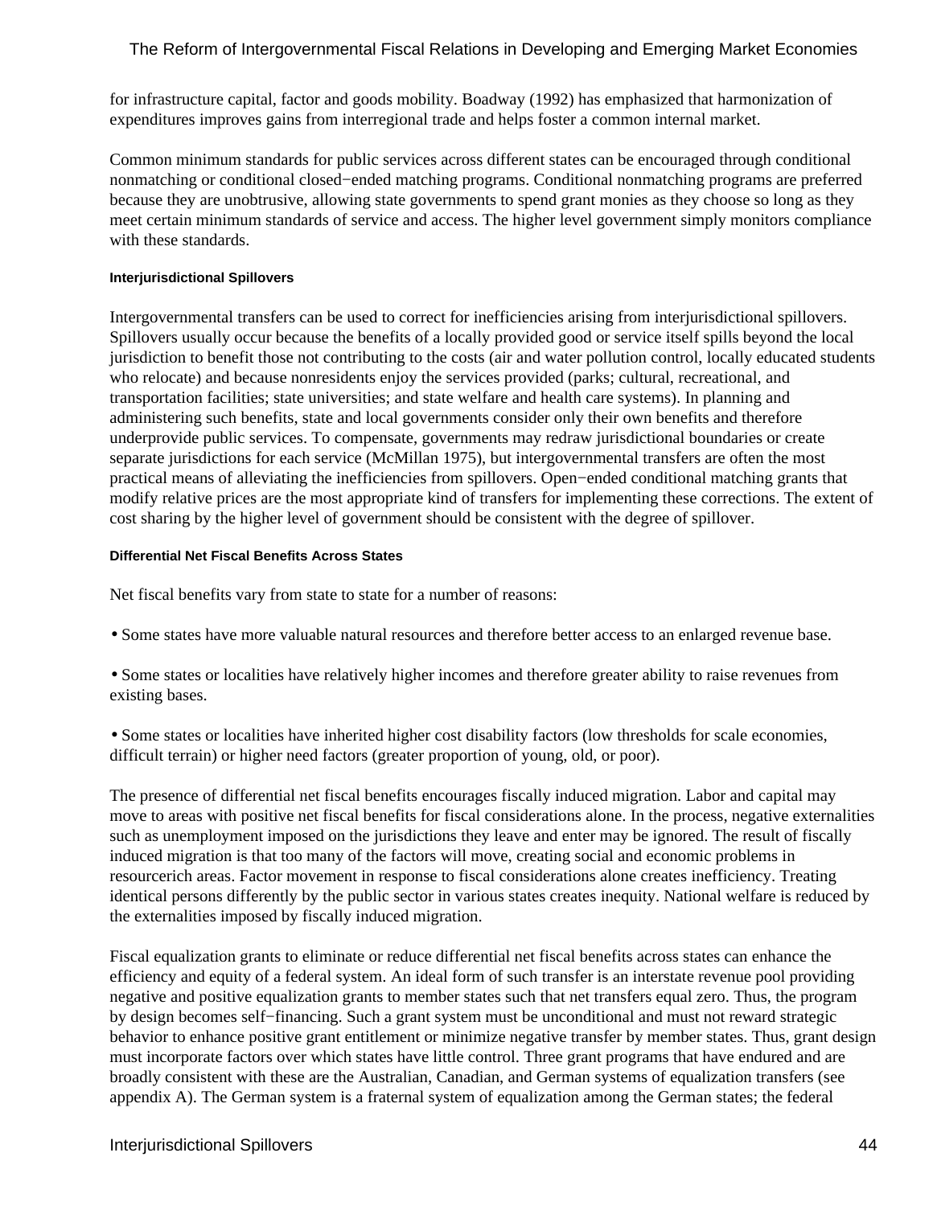for infrastructure capital, factor and goods mobility. Boadway (1992) has emphasized that harmonization of expenditures improves gains from interregional trade and helps foster a common internal market.

Common minimum standards for public services across different states can be encouraged through conditional nonmatching or conditional closed−ended matching programs. Conditional nonmatching programs are preferred because they are unobtrusive, allowing state governments to spend grant monies as they choose so long as they meet certain minimum standards of service and access. The higher level government simply monitors compliance with these standards.

#### Interjurisdictional Spillovers

Intergovernmental transfers can be used to correct for inefficiencies arising from interjurisdictional spillovers. Spillovers usually occur because the benefits of a locally provided good or service itself spills beyond the local jurisdiction to benefit those not contributing to the costs (air and water pollution control, locally educated students who relocate) and because nonresidents enjoy the services provided (parks; cultural, recreational, and transportation facilities; state universities; and state welfare and health care systems). In planning and administering such benefits, state and local governments consider only their own benefits and therefore underprovide public services. To compensate, governments may redraw jurisdictional boundaries or create separate jurisdictions for each service (McMillan 1975), but intergovernmental transfers are often the most practical means of alleviating the inefficiencies from spillovers. Open−ended conditional matching grants that modify relative prices are the most appropriate kind of transfers for implementing these corrections. The extent of cost sharing by the higher level of government should be consistent with the degree of spillover.

#### Differential Net Fiscal Benefits Across States

Net fiscal benefits vary from state to state for a number of reasons:

- Some states have more valuable natural resources and therefore better access to an enlarged revenue base.
- Some states or localities have relatively higher incomes and therefore greater ability to raise revenues from existing bases.
- Some states or localities have inherited higher cost disability factors (low thresholds for scale economies, difficult terrain) or higher need factors (greater proportion of young, old, or poor).

The presence of differential net fiscal benefits encourages fiscally induced migration. Labor and capital may move to areas with positive net fiscal benefits for fiscal considerations alone. In the process, negative externalities such as unemployment imposed on the jurisdictions they leave and enter may be ignored. The result of fiscally induced migration is that too many of the factors will move, creating social and economic problems in resourcerich areas. Factor movement in response to fiscal considerations alone creates inefficiency. Treating identical persons differently by the public sector in various states creates inequity. National welfare is reduced by the externalities imposed by fiscally induced migration.

Fiscal equalization grants to eliminate or reduce differential net fiscal benefits across states can enhance the efficiency and equity of a federal system. An ideal form of such transfer is an interstate revenue pool providing negative and positive equalization grants to member states such that net transfers equal zero. Thus, the program by design becomes self−financing. Such a grant system must be unconditional and must not reward strategic behavior to enhance positive grant entitlement or minimize negative transfer by member states. Thus, grant design must incorporate factors over which states have little control. Three grant programs that have endured and are broadly consistent with these are the Australian, Canadian, and German systems of equalization transfers (see appendix A). The German system is a fraternal system of equalization among the German states; the federal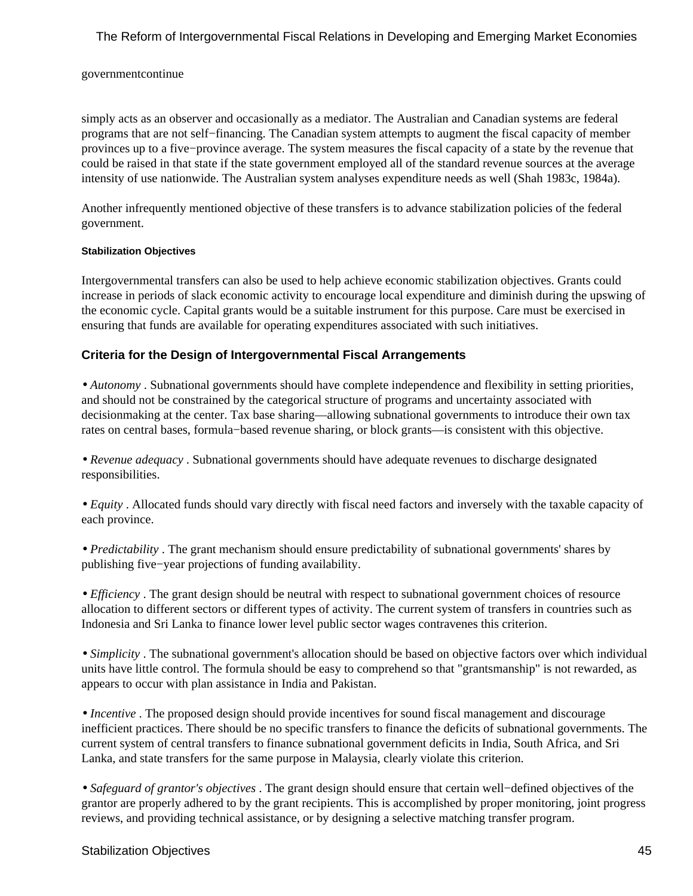governmentcontinue

simply acts as an observer and occasionally as a mediator. The Australian and Canadian systems are federal programs that are not self−financing. The Canadian system attempts to augment the fiscal capacity of member provinces up to a five−province average. The system measures the fiscal capacity of a state by the revenue that could be raised in that state if the state government employed all of the standard revenue sources at the average intensity of use nationwide. The Australian system analyses expenditure needs as well (Shah 1983c, 1984a).

Another infrequently mentioned objective of these transfers is to advance stabilization policies of the federal government.

#### Stabilization Objectives

Intergovernmental transfers can also be used to help achieve economic stabilization objectives. Grants could increase in periods of slack economic activity to encourage local expenditure and diminish during the upswing of the economic cycle. Capital grants would be a suitable instrument for this purpose. Care must be exercised in ensuring that funds are available for operating expenditures associated with such initiatives.

### Criteria for the Design of Intergovernmental Fiscal Arrangements

- *Autonomy* . Subnational governments should have complete independence and flexibility in setting priorities, and should not be constrained by the categorical structure of programs and uncertainty associated with decisionmaking at the center. Tax base sharing—allowing subnational governments to introduce their own tax rates on central bases, formula−based revenue sharing, or block grants—is consistent with this objective.

- *Revenue adequacy* . Subnational governments should have adequate revenues to discharge designated responsibilities.

- *Equity* . Allocated funds should vary directly with fiscal need factors and inversely with the taxable capacity of each province.

- *Predictability* . The grant mechanism should ensure predictability of subnational governments' shares by publishing five−year projections of funding availability.

- *Efficiency* . The grant design should be neutral with respect to subnational government choices of resource allocation to different sectors or different types of activity. The current system of transfers in countries such as Indonesia and Sri Lanka to finance lower level public sector wages contravenes this criterion.

- *Simplicity* . The subnational government's allocation should be based on objective factors over which individual units have little control. The formula should be easy to comprehend so that "grantsmanship" is not rewarded, as appears to occur with plan assistance in India and Pakistan.

- *Incentive* . The proposed design should provide incentives for sound fiscal management and discourage inefficient practices. There should be no specific transfers to finance the deficits of subnational governments. The current system of central transfers to finance subnational government deficits in India, South Africa, and Sri Lanka, and state transfers for the same purpose in Malaysia, clearly violate this criterion.

- *Safeguard of grantor's objectives* . The grant design should ensure that certain well−defined objectives of the grantor are properly adhered to by the grant recipients. This is accomplished by proper monitoring, joint progress reviews, and providing technical assistance, or by designing a selective matching transfer program.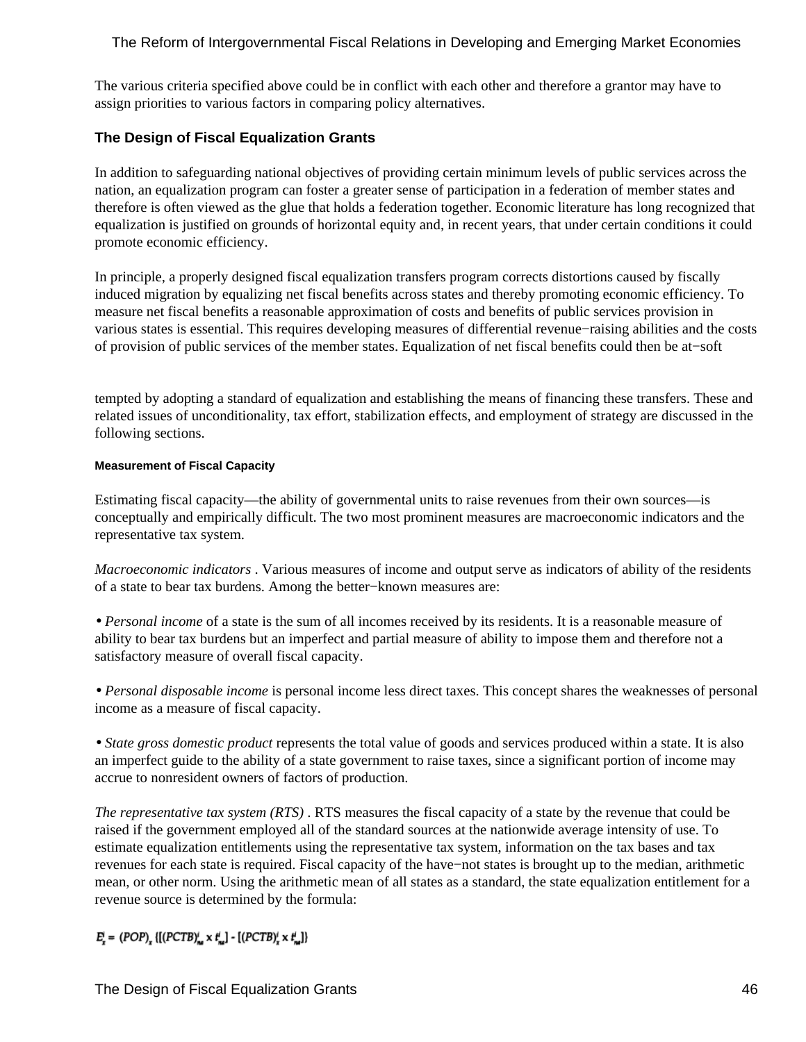The various criteria specified above could be in conflict with each other and therefore a grantor may have to assign priorities to various factors in comparing policy alternatives.

## The Design of Fiscal Equalization Grants

In addition to safeguarding national objectives of providing certain minimum levels of public services across the nation, an equalization program can foster a greater sense of participation in a federation of member states and therefore is often viewed as the glue that holds a federation together. Economic literature has long recognized that equalization is justified on grounds of horizontal equity and, in recent years, that under certain conditions it could promote economic efficiency.

In principle, a properly designed fiscal equalization transfers program corrects distortions caused by fiscally induced migration by equalizing net fiscal benefits across states and thereby promoting economic efficiency. To measure net fiscal benefits a reasonable approximation of costs and benefits of public services provision in various states is essential. This requires developing measures of differential revenue−raising abilities and the costs of provision of public services of the member states. Equalization of net fiscal benefits could then be at−soft

tempted by adopting a standard of equalization and establishing the means of financing these transfers. These and related issues of unconditionality, tax effort, stabilization effects, and employment of strategy are discussed in the following sections.

#### Measurement of Fiscal Capacity

Estimating fiscal capacity—the ability of governmental units to raise revenues from their own sources—is conceptually and empirically difficult. The two most prominent measures are macroeconomic indicators and the representative tax system.

*Macroeconomic indicators* . Various measures of income and output serve as indicators of ability of the residents of a state to bear tax burdens. Among the better−known measures are:

• *Personal income* of a state is the sum of all incomes received by its residents. It is a reasonable measure of ability to bear tax burdens but an imperfect and partial measure of ability to impose them and therefore not a satisfactory measure of overall fiscal capacity.

• *Personal disposable income* is personal income less direct taxes. This concept shares the weaknesses of personal income as a measure of fiscal capacity.

• *State gross domestic product* represents the total value of goods and services produced within a state. It is also an imperfect guide to the ability of a state government to raise taxes, since a significant portion of income may accrue to nonresident owners of factors of production.

*The representative tax system (RTS)* . RTS measures the fiscal capacity of a state by the revenue that could be raised if the government employed all of the standard sources at the nationwide average intensity of use. To estimate equalization entitlements using the representative tax system, information on the tax bases and tax revenues for each state is required. Fiscal capacity of the have−not states is brought up to the median, arithmetic mean, or other norm. Using the arithmetic mean of all states as a standard, the state equalization entitlement for a revenue source is determined by the formula:

$$E_x^i = (POP)_x \{[(PCTB)_{na}^i \times t_{na}^i] - [(PCTB)_x^i \times t_{na}^i]\}$$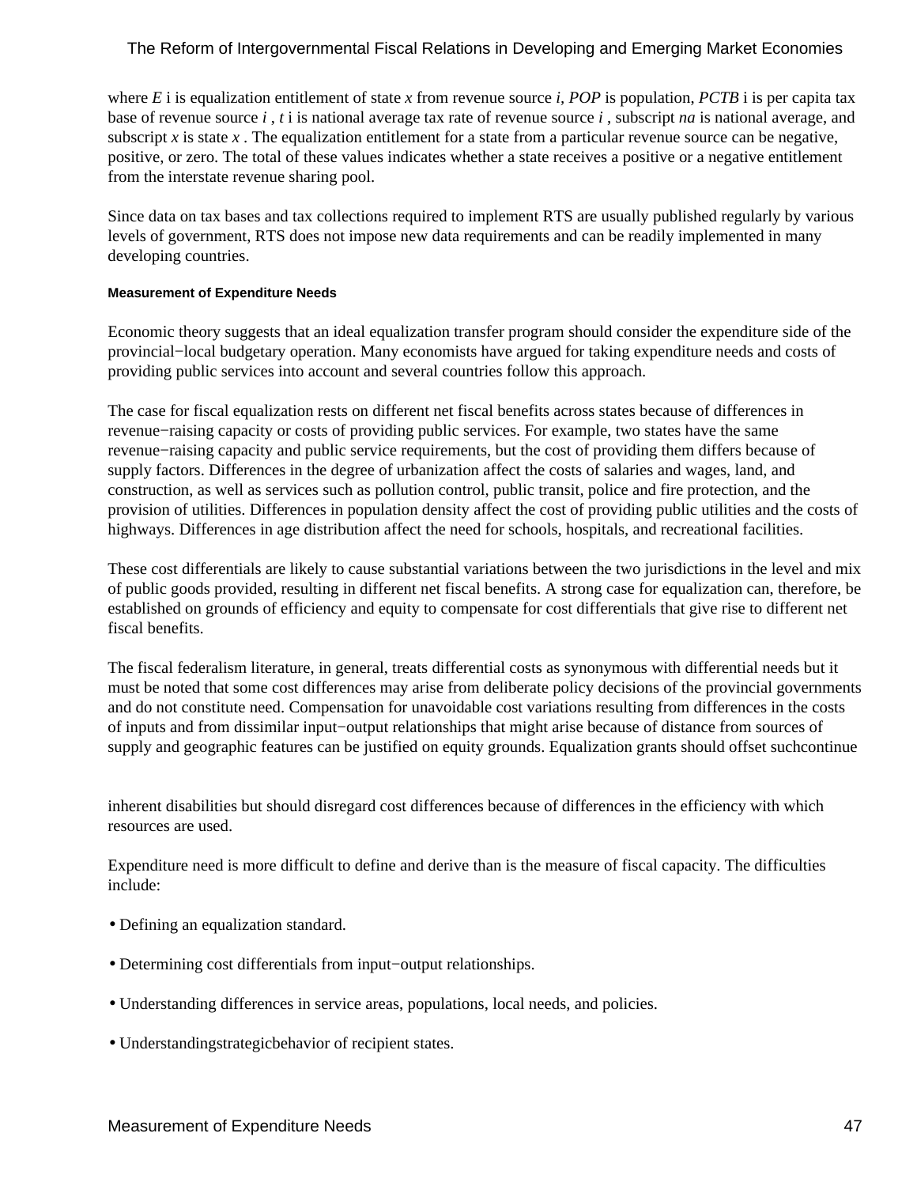where $E_i$ is equalization entitlement of state $x$ from revenue source $i$, $POP$ is population, $PCTB_i$ is per capita tax base of revenue source $i$, $t_i$ is national average tax rate of revenue source $i$, subscript $na$ is national average, and subscript $x$ is state $x$. The equalization entitlement for a state from a particular revenue source can be negative, positive, or zero. The total of these values indicates whether a state receives a positive or a negative entitlement from the interstate revenue sharing pool.

Since data on tax bases and tax collections required to implement RTS are usually published regularly by various levels of government, RTS does not impose new data requirements and can be readily implemented in many developing countries.

#### Measurement of Expenditure Needs

Economic theory suggests that an ideal equalization transfer program should consider the expenditure side of the provincial−local budgetary operation. Many economists have argued for taking expenditure needs and costs of providing public services into account and several countries follow this approach.

The case for fiscal equalization rests on different net fiscal benefits across states because of differences in revenue−raising capacity or costs of providing public services. For example, two states have the same revenue−raising capacity and public service requirements, but the cost of providing them differs because of supply factors. Differences in the degree of urbanization affect the costs of salaries and wages, land, and construction, as well as services such as pollution control, public transit, police and fire protection, and the provision of utilities. Differences in population density affect the cost of providing public utilities and the costs of highways. Differences in age distribution affect the need for schools, hospitals, and recreational facilities.

These cost differentials are likely to cause substantial variations between the two jurisdictions in the level and mix of public goods provided, resulting in different net fiscal benefits. A strong case for equalization can, therefore, be established on grounds of efficiency and equity to compensate for cost differentials that give rise to different net fiscal benefits.

The fiscal federalism literature, in general, treats differential costs as synonymous with differential needs but it must be noted that some cost differences may arise from deliberate policy decisions of the provincial governments and do not constitute need. Compensation for unavoidable cost variations resulting from differences in the costs of inputs and from dissimilar input−output relationships that might arise because of distance from sources of supply and geographic features can be justified on equity grounds. Equalization grants should offset suchcontinue

inherent disabilities but should disregard cost differences because of differences in the efficiency with which resources are used.

Expenditure need is more difficult to define and derive than is the measure of fiscal capacity. The difficulties include:

- Defining an equalization standard.
- Determining cost differentials from input−output relationships.
- Understanding differences in service areas, populations, local needs, and policies.
- Understandingstrategicbehavior of recipient states.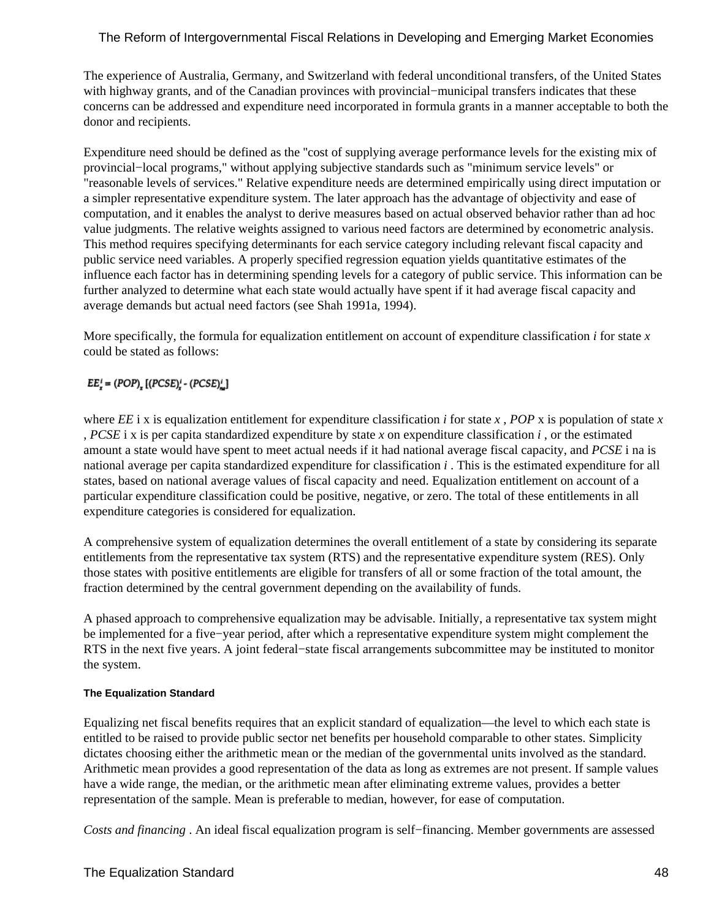The experience of Australia, Germany, and Switzerland with federal unconditional transfers, of the United States with highway grants, and of the Canadian provinces with provincial−municipal transfers indicates that these concerns can be addressed and expenditure need incorporated in formula grants in a manner acceptable to both the donor and recipients.

Expenditure need should be defined as the "cost of supplying average performance levels for the existing mix of provincial−local programs," without applying subjective standards such as "minimum service levels" or "reasonable levels of services." Relative expenditure needs are determined empirically using direct imputation or a simpler representative expenditure system. The later approach has the advantage of objectivity and ease of computation, and it enables the analyst to derive measures based on actual observed behavior rather than ad hoc value judgments. The relative weights assigned to various need factors are determined by econometric analysis. This method requires specifying determinants for each service category including relevant fiscal capacity and public service need variables. A properly specified regression equation yields quantitative estimates of the influence each factor has in determining spending levels for a category of public service. This information can be further analyzed to determine what each state would actually have spent if it had average fiscal capacity and average demands but actual need factors (see Shah 1991a, 1994).

More specifically, the formula for equalization entitlement on account of expenditure classification *i* for state *x* could be stated as follows:

$$EE^i_x = (POP)_x\,[(PCSE)^i_x - (PCSE)^i_{na}]$$

where $EE^i_x$ is equalization entitlement for expenditure classification *i* for state *x* , $POP_x$ is population of state *x* , $PCSE^i_x$ is per capita standardized expenditure by state *x* on expenditure classification *i* , or the estimated amount a state would have spent to meet actual needs if it had national average fiscal capacity, and $PCSE^i_{na}$ is national average per capita standardized expenditure for classification *i* . This is the estimated expenditure for all states, based on national average values of fiscal capacity and need. Equalization entitlement on account of a particular expenditure classification could be positive, negative, or zero. The total of these entitlements in all expenditure categories is considered for equalization.

A comprehensive system of equalization determines the overall entitlement of a state by considering its separate entitlements from the representative tax system (RTS) and the representative expenditure system (RES). Only those states with positive entitlements are eligible for transfers of all or some fraction of the total amount, the fraction determined by the central government depending on the availability of funds.

A phased approach to comprehensive equalization may be advisable. Initially, a representative tax system might be implemented for a five−year period, after which a representative expenditure system might complement the RTS in the next five years. A joint federal−state fiscal arrangements subcommittee may be instituted to monitor the system.

#### The Equalization Standard

Equalizing net fiscal benefits requires that an explicit standard of equalization—the level to which each state is entitled to be raised to provide public sector net benefits per household comparable to other states. Simplicity dictates choosing either the arithmetic mean or the median of the governmental units involved as the standard. Arithmetic mean provides a good representation of the data as long as extremes are not present. If sample values have a wide range, the median, or the arithmetic mean after eliminating extreme values, provides a better representation of the sample. Mean is preferable to median, however, for ease of computation.

*Costs and financing* . An ideal fiscal equalization program is self−financing. Member governments are assessed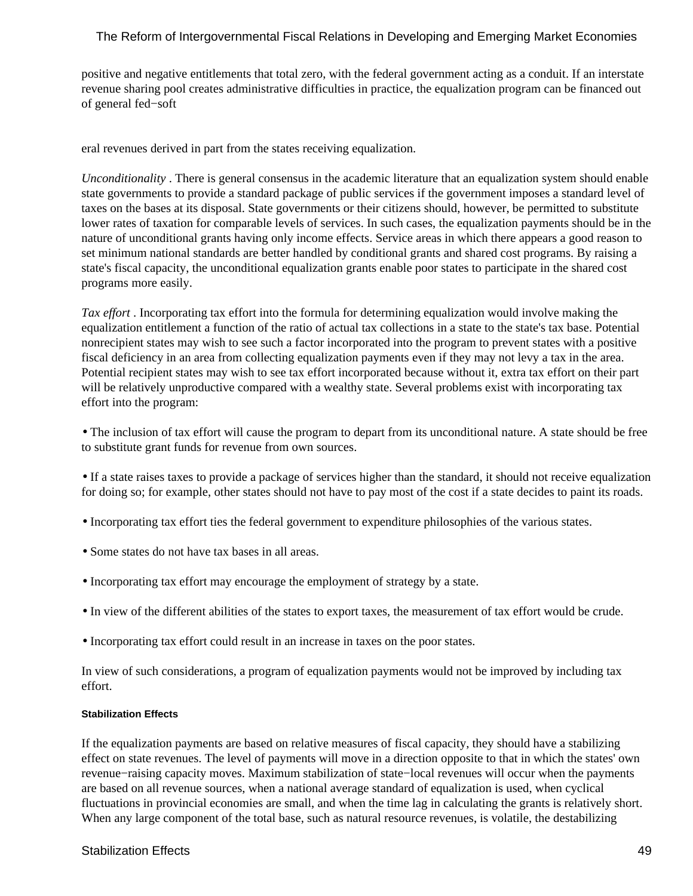positive and negative entitlements that total zero, with the federal government acting as a conduit. If an interstate revenue sharing pool creates administrative difficulties in practice, the equalization program can be financed out of general fed−soft

eral revenues derived in part from the states receiving equalization.

*Unconditionality* . There is general consensus in the academic literature that an equalization system should enable state governments to provide a standard package of public services if the government imposes a standard level of taxes on the bases at its disposal. State governments or their citizens should, however, be permitted to substitute lower rates of taxation for comparable levels of services. In such cases, the equalization payments should be in the nature of unconditional grants having only income effects. Service areas in which there appears a good reason to set minimum national standards are better handled by conditional grants and shared cost programs. By raising a state's fiscal capacity, the unconditional equalization grants enable poor states to participate in the shared cost programs more easily.

*Tax effort* . Incorporating tax effort into the formula for determining equalization would involve making the equalization entitlement a function of the ratio of actual tax collections in a state to the state's tax base. Potential nonrecipient states may wish to see such a factor incorporated into the program to prevent states with a positive fiscal deficiency in an area from collecting equalization payments even if they may not levy a tax in the area. Potential recipient states may wish to see tax effort incorporated because without it, extra tax effort on their part will be relatively unproductive compared with a wealthy state. Several problems exist with incorporating tax effort into the program:

- The inclusion of tax effort will cause the program to depart from its unconditional nature. A state should be free to substitute grant funds for revenue from own sources.
- If a state raises taxes to provide a package of services higher than the standard, it should not receive equalization for doing so; for example, other states should not have to pay most of the cost if a state decides to paint its roads.
- Incorporating tax effort ties the federal government to expenditure philosophies of the various states.
- Some states do not have tax bases in all areas.
- Incorporating tax effort may encourage the employment of strategy by a state.
- In view of the different abilities of the states to export taxes, the measurement of tax effort would be crude.
- Incorporating tax effort could result in an increase in taxes on the poor states.

In view of such considerations, a program of equalization payments would not be improved by including tax effort.

#### Stabilization Effects

If the equalization payments are based on relative measures of fiscal capacity, they should have a stabilizing effect on state revenues. The level of payments will move in a direction opposite to that in which the states' own revenue−raising capacity moves. Maximum stabilization of state−local revenues will occur when the payments are based on all revenue sources, when a national average standard of equalization is used, when cyclical fluctuations in provincial economies are small, and when the time lag in calculating the grants is relatively short. When any large component of the total base, such as natural resource revenues, is volatile, the destabilizing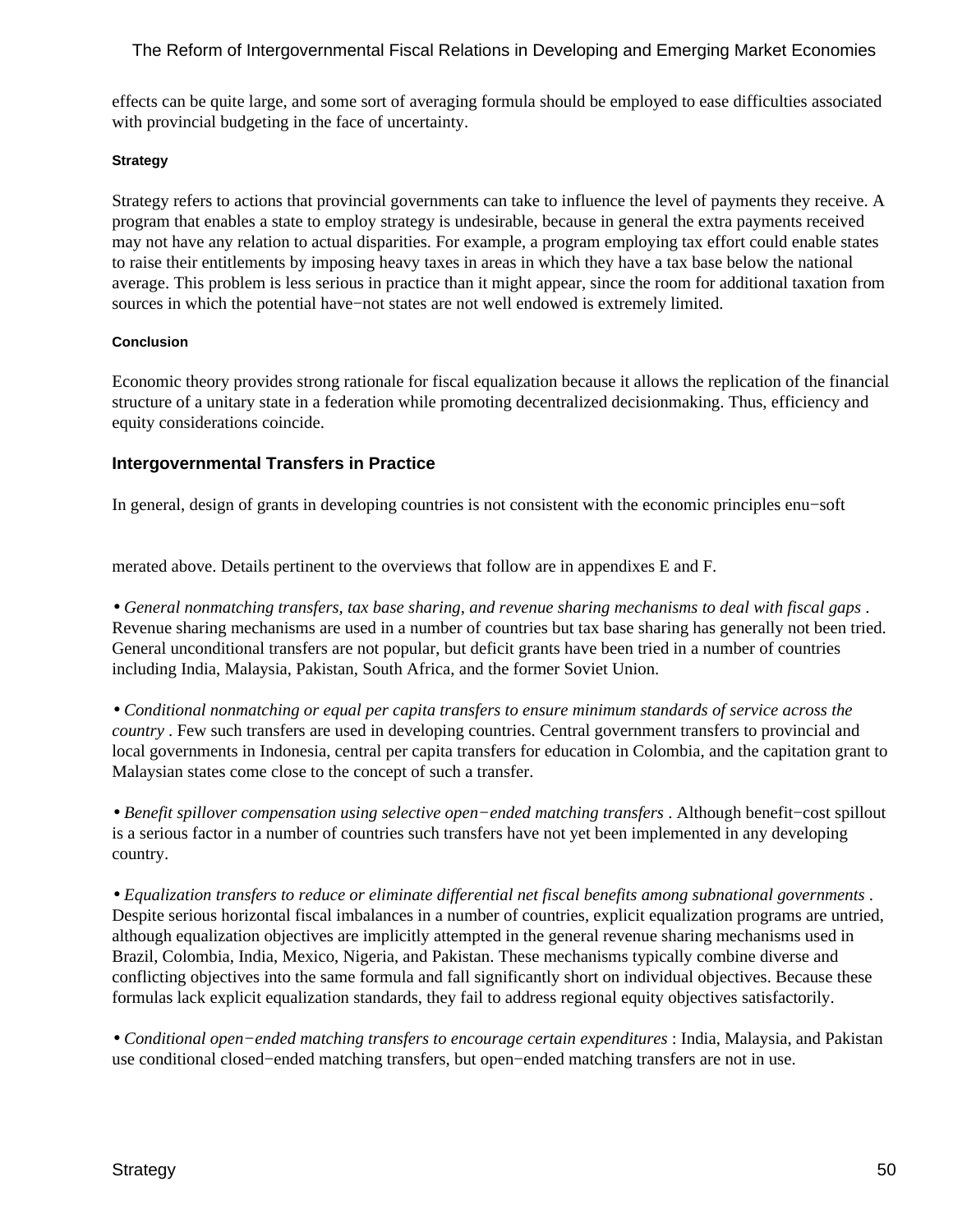effects can be quite large, and some sort of averaging formula should be employed to ease difficulties associated with provincial budgeting in the face of uncertainty.

#### Strategy

Strategy refers to actions that provincial governments can take to influence the level of payments they receive. A program that enables a state to employ strategy is undesirable, because in general the extra payments received may not have any relation to actual disparities. For example, a program employing tax effort could enable states to raise their entitlements by imposing heavy taxes in areas in which they have a tax base below the national average. This problem is less serious in practice than it might appear, since the room for additional taxation from sources in which the potential have−not states are not well endowed is extremely limited.

#### Conclusion

Economic theory provides strong rationale for fiscal equalization because it allows the replication of the financial structure of a unitary state in a federation while promoting decentralized decisionmaking. Thus, efficiency and equity considerations coincide.

### Intergovernmental Transfers in Practice

In general, design of grants in developing countries is not consistent with the economic principles enu−soft

merated above. Details pertinent to the overviews that follow are in appendixes E and F.

• *General nonmatching transfers, tax base sharing, and revenue sharing mechanisms to deal with fiscal gaps* . Revenue sharing mechanisms are used in a number of countries but tax base sharing has generally not been tried. General unconditional transfers are not popular, but deficit grants have been tried in a number of countries including India, Malaysia, Pakistan, South Africa, and the former Soviet Union.

• *Conditional nonmatching or equal per capita transfers to ensure minimum standards of service across the country* . Few such transfers are used in developing countries. Central government transfers to provincial and local governments in Indonesia, central per capita transfers for education in Colombia, and the capitation grant to Malaysian states come close to the concept of such a transfer.

• *Benefit spillover compensation using selective open−ended matching transfers* . Although benefit−cost spillout is a serious factor in a number of countries such transfers have not yet been implemented in any developing country.

• *Equalization transfers to reduce or eliminate differential net fiscal benefits among subnational governments* . Despite serious horizontal fiscal imbalances in a number of countries, explicit equalization programs are untried, although equalization objectives are implicitly attempted in the general revenue sharing mechanisms used in Brazil, Colombia, India, Mexico, Nigeria, and Pakistan. These mechanisms typically combine diverse and conflicting objectives into the same formula and fall significantly short on individual objectives. Because these formulas lack explicit equalization standards, they fail to address regional equity objectives satisfactorily.

• *Conditional open−ended matching transfers to encourage certain expenditures* : India, Malaysia, and Pakistan use conditional closed−ended matching transfers, but open−ended matching transfers are not in use.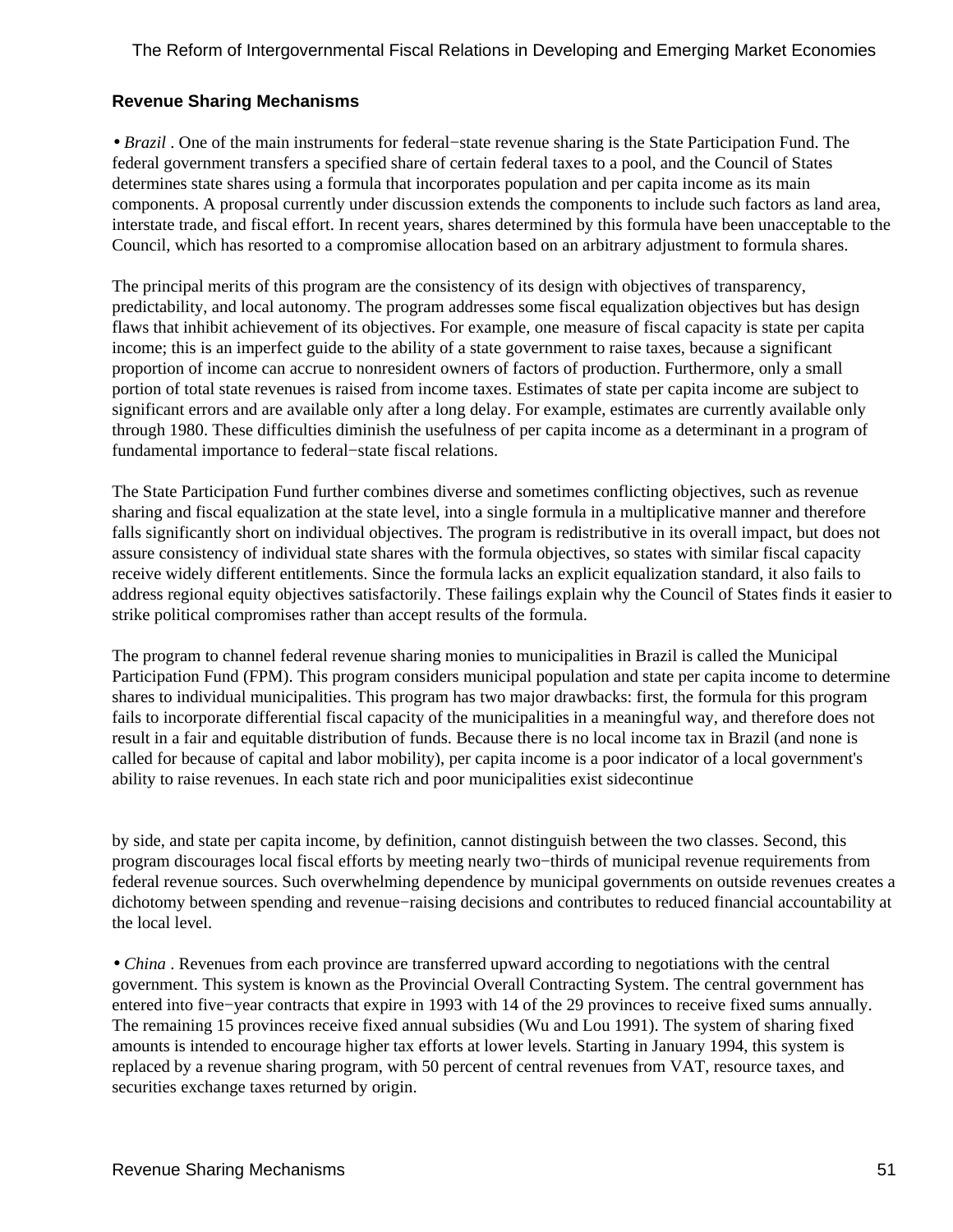## Revenue Sharing Mechanisms

• *Brazil* . One of the main instruments for federal−state revenue sharing is the State Participation Fund. The federal government transfers a specified share of certain federal taxes to a pool, and the Council of States determines state shares using a formula that incorporates population and per capita income as its main components. A proposal currently under discussion extends the components to include such factors as land area, interstate trade, and fiscal effort. In recent years, shares determined by this formula have been unacceptable to the Council, which has resorted to a compromise allocation based on an arbitrary adjustment to formula shares.

The principal merits of this program are the consistency of its design with objectives of transparency, predictability, and local autonomy. The program addresses some fiscal equalization objectives but has design flaws that inhibit achievement of its objectives. For example, one measure of fiscal capacity is state per capita income; this is an imperfect guide to the ability of a state government to raise taxes, because a significant proportion of income can accrue to nonresident owners of factors of production. Furthermore, only a small portion of total state revenues is raised from income taxes. Estimates of state per capita income are subject to significant errors and are available only after a long delay. For example, estimates are currently available only through 1980. These difficulties diminish the usefulness of per capita income as a determinant in a program of fundamental importance to federal−state fiscal relations.

The State Participation Fund further combines diverse and sometimes conflicting objectives, such as revenue sharing and fiscal equalization at the state level, into a single formula in a multiplicative manner and therefore falls significantly short on individual objectives. The program is redistributive in its overall impact, but does not assure consistency of individual state shares with the formula objectives, so states with similar fiscal capacity receive widely different entitlements. Since the formula lacks an explicit equalization standard, it also fails to address regional equity objectives satisfactorily. These failings explain why the Council of States finds it easier to strike political compromises rather than accept results of the formula.

The program to channel federal revenue sharing monies to municipalities in Brazil is called the Municipal Participation Fund (FPM). This program considers municipal population and state per capita income to determine shares to individual municipalities. This program has two major drawbacks: first, the formula for this program fails to incorporate differential fiscal capacity of the municipalities in a meaningful way, and therefore does not result in a fair and equitable distribution of funds. Because there is no local income tax in Brazil (and none is called for because of capital and labor mobility), per capita income is a poor indicator of a local government's ability to raise revenues. In each state rich and poor municipalities exist side by side, and state per capita income, by definition, cannot distinguish between the two classes. Second, this program discourages local fiscal efforts by meeting nearly two−thirds of municipal revenue requirements from federal revenue sources. Such overwhelming dependence by municipal governments on outside revenues creates a dichotomy between spending and revenue−raising decisions and contributes to reduced financial accountability at the local level.

• *China* . Revenues from each province are transferred upward according to negotiations with the central government. This system is known as the Provincial Overall Contracting System. The central government has entered into five−year contracts that expire in 1993 with 14 of the 29 provinces to receive fixed sums annually. The remaining 15 provinces receive fixed annual subsidies (Wu and Lou 1991). The system of sharing fixed amounts is intended to encourage higher tax efforts at lower levels. Starting in January 1994, this system is replaced by a revenue sharing program, with 50 percent of central revenues from VAT, resource taxes, and securities exchange taxes returned by origin.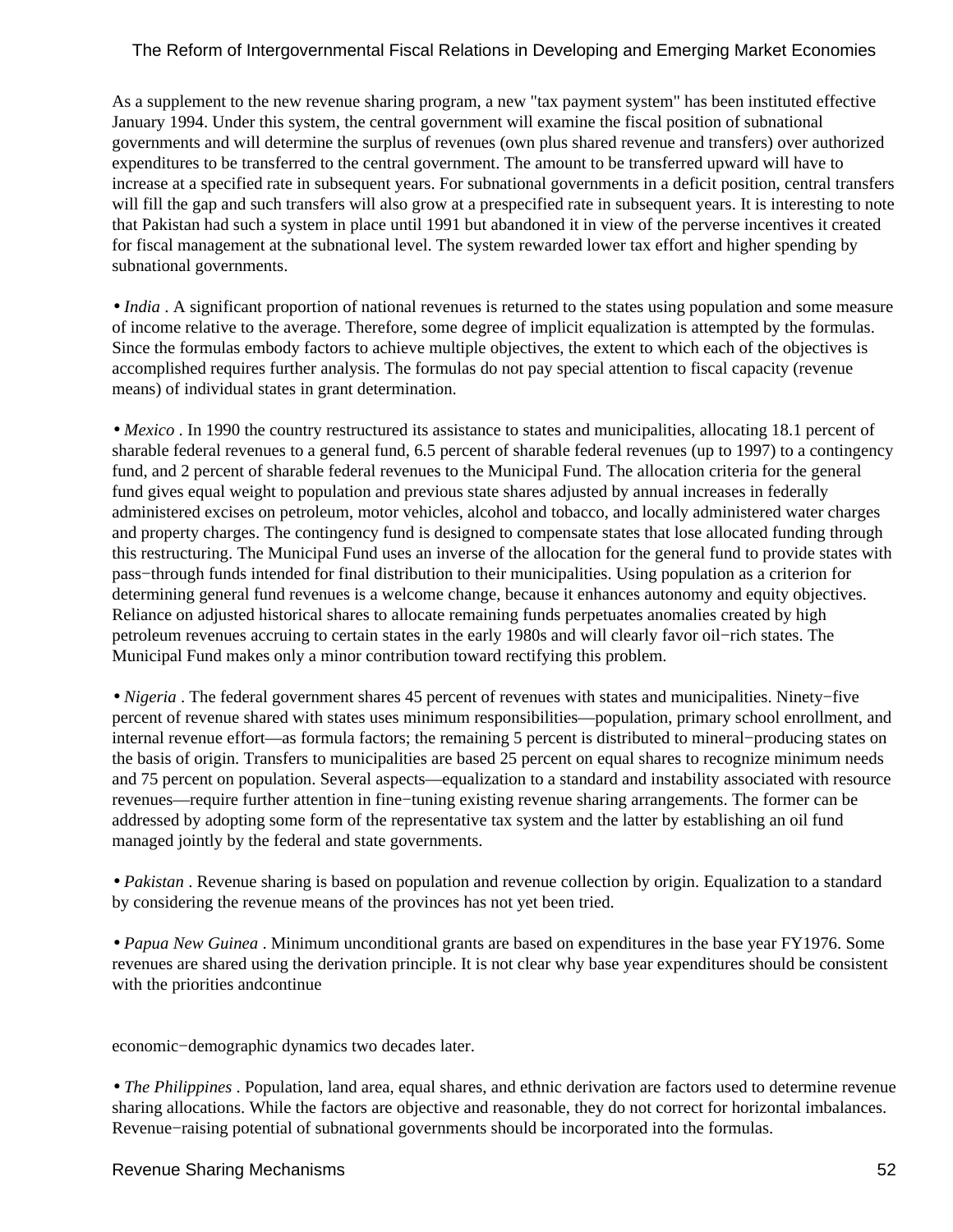As a supplement to the new revenue sharing program, a new "tax payment system" has been instituted effective January 1994. Under this system, the central government will examine the fiscal position of subnational governments and will determine the surplus of revenues (own plus shared revenue and transfers) over authorized expenditures to be transferred to the central government. The amount to be transferred upward will have to increase at a specified rate in subsequent years. For subnational governments in a deficit position, central transfers will fill the gap and such transfers will also grow at a prespecified rate in subsequent years. It is interesting to note that Pakistan had such a system in place until 1991 but abandoned it in view of the perverse incentives it created for fiscal management at the subnational level. The system rewarded lower tax effort and higher spending by subnational governments.

- *India* . A significant proportion of national revenues is returned to the states using population and some measure of income relative to the average. Therefore, some degree of implicit equalization is attempted by the formulas. Since the formulas embody factors to achieve multiple objectives, the extent to which each of the objectives is accomplished requires further analysis. The formulas do not pay special attention to fiscal capacity (revenue means) of individual states in grant determination.

- *Mexico* . In 1990 the country restructured its assistance to states and municipalities, allocating 18.1 percent of sharable federal revenues to a general fund, 6.5 percent of sharable federal revenues (up to 1997) to a contingency fund, and 2 percent of sharable federal revenues to the Municipal Fund. The allocation criteria for the general fund gives equal weight to population and previous state shares adjusted by annual increases in federally administered excises on petroleum, motor vehicles, alcohol and tobacco, and locally administered water charges and property charges. The contingency fund is designed to compensate states that lose allocated funding through this restructuring. The Municipal Fund uses an inverse of the allocation for the general fund to provide states with pass−through funds intended for final distribution to their municipalities. Using population as a criterion for determining general fund revenues is a welcome change, because it enhances autonomy and equity objectives. Reliance on adjusted historical shares to allocate remaining funds perpetuates anomalies created by high petroleum revenues accruing to certain states in the early 1980s and will clearly favor oil−rich states. The Municipal Fund makes only a minor contribution toward rectifying this problem.

- *Nigeria* . The federal government shares 45 percent of revenues with states and municipalities. Ninety−five percent of revenue shared with states uses minimum responsibilities—population, primary school enrollment, and internal revenue effort—as formula factors; the remaining 5 percent is distributed to mineral−producing states on the basis of origin. Transfers to municipalities are based 25 percent on equal shares to recognize minimum needs and 75 percent on population. Several aspects—equalization to a standard and instability associated with resource revenues—require further attention in fine−tuning existing revenue sharing arrangements. The former can be addressed by adopting some form of the representative tax system and the latter by establishing an oil fund managed jointly by the federal and state governments.

- *Pakistan* . Revenue sharing is based on population and revenue collection by origin. Equalization to a standard by considering the revenue means of the provinces has not yet been tried.

- *Papua New Guinea* . Minimum unconditional grants are based on expenditures in the base year FY1976. Some revenues are shared using the derivation principle. It is not clear why base year expenditures should be consistent with the priorities andcontinue economic−demographic dynamics two decades later.

- *The Philippines* . Population, land area, equal shares, and ethnic derivation are factors used to determine revenue sharing allocations. While the factors are objective and reasonable, they do not correct for horizontal imbalances. Revenue−raising potential of subnational governments should be incorporated into the formulas.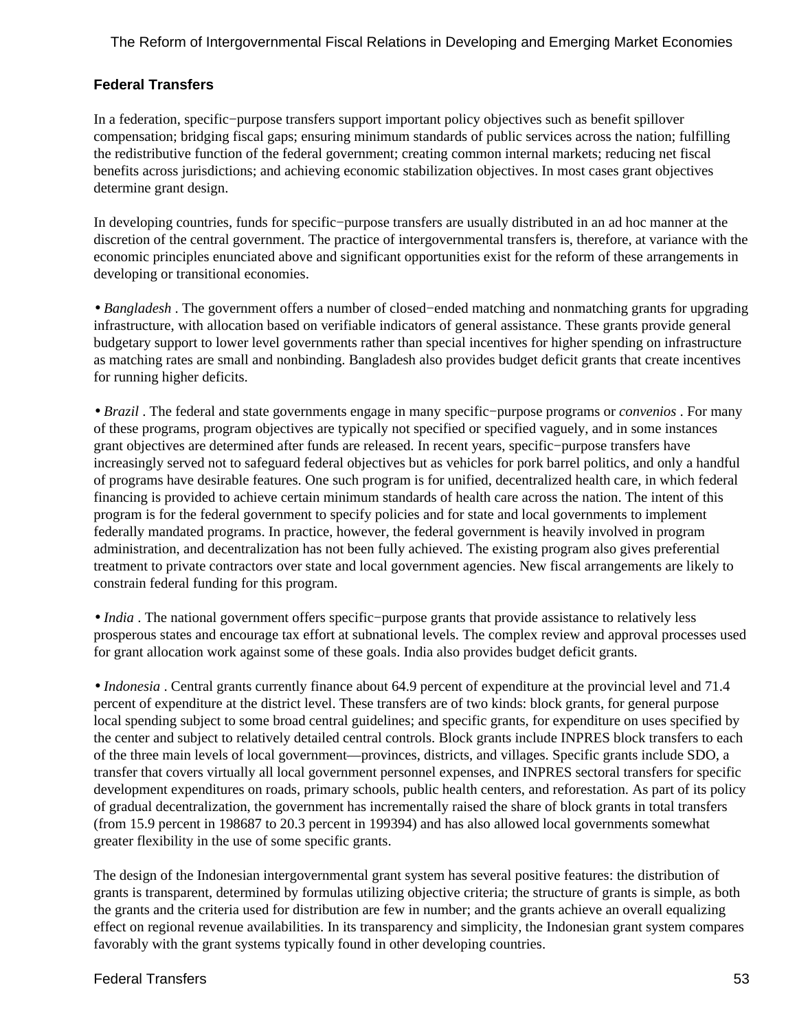## Federal Transfers

In a federation, specific−purpose transfers support important policy objectives such as benefit spillover compensation; bridging fiscal gaps; ensuring minimum standards of public services across the nation; fulfilling the redistributive function of the federal government; creating common internal markets; reducing net fiscal benefits across jurisdictions; and achieving economic stabilization objectives. In most cases grant objectives determine grant design.

In developing countries, funds for specific−purpose transfers are usually distributed in an ad hoc manner at the discretion of the central government. The practice of intergovernmental transfers is, therefore, at variance with the economic principles enunciated above and significant opportunities exist for the reform of these arrangements in developing or transitional economies.

- *Bangladesh* . The government offers a number of closed−ended matching and nonmatching grants for upgrading infrastructure, with allocation based on verifiable indicators of general assistance. These grants provide general budgetary support to lower level governments rather than special incentives for higher spending on infrastructure as matching rates are small and nonbinding. Bangladesh also provides budget deficit grants that create incentives for running higher deficits.

- *Brazil* . The federal and state governments engage in many specific−purpose programs or *convenios* . For many of these programs, program objectives are typically not specified or specified vaguely, and in some instances grant objectives are determined after funds are released. In recent years, specific−purpose transfers have increasingly served not to safeguard federal objectives but as vehicles for pork barrel politics, and only a handful of programs have desirable features. One such program is for unified, decentralized health care, in which federal financing is provided to achieve certain minimum standards of health care across the nation. The intent of this program is for the federal government to specify policies and for state and local governments to implement federally mandated programs. In practice, however, the federal government is heavily involved in program administration, and decentralization has not been fully achieved. The existing program also gives preferential treatment to private contractors over state and local government agencies. New fiscal arrangements are likely to constrain federal funding for this program.

- *India* . The national government offers specific−purpose grants that provide assistance to relatively less prosperous states and encourage tax effort at subnational levels. The complex review and approval processes used for grant allocation work against some of these goals. India also provides budget deficit grants.

- *Indonesia* . Central grants currently finance about 64.9 percent of expenditure at the provincial level and 71.4 percent of expenditure at the district level. These transfers are of two kinds: block grants, for general purpose local spending subject to some broad central guidelines; and specific grants, for expenditure on uses specified by the center and subject to relatively detailed central controls. Block grants include INPRES block transfers to each of the three main levels of local government—provinces, districts, and villages. Specific grants include SDO, a transfer that covers virtually all local government personnel expenses, and INPRES sectoral transfers for specific development expenditures on roads, primary schools, public health centers, and reforestation. As part of its policy of gradual decentralization, the government has incrementally raised the share of block grants in total transfers (from 15.9 percent in 198687 to 20.3 percent in 199394) and has also allowed local governments somewhat greater flexibility in the use of some specific grants.

The design of the Indonesian intergovernmental grant system has several positive features: the distribution of grants is transparent, determined by formulas utilizing objective criteria; the structure of grants is simple, as both the grants and the criteria used for distribution are few in number; and the grants achieve an overall equalizing effect on regional revenue availabilities. In its transparency and simplicity, the Indonesian grant system compares favorably with the grant systems typically found in other developing countries.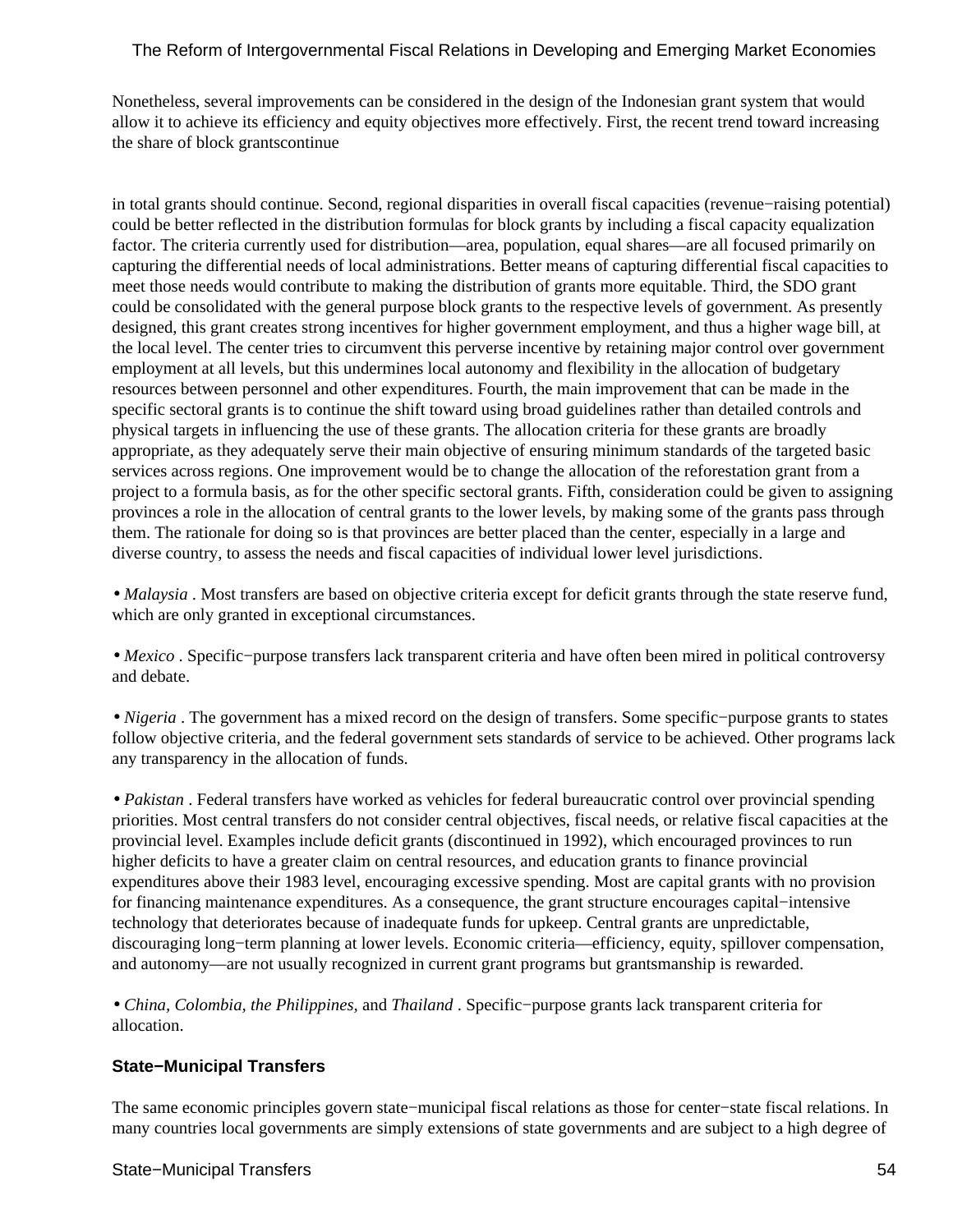Nonetheless, several improvements can be considered in the design of the Indonesian grant system that would allow it to achieve its efficiency and equity objectives more effectively. First, the recent trend toward increasing the share of block grantscontinue

in total grants should continue. Second, regional disparities in overall fiscal capacities (revenue−raising potential) could be better reflected in the distribution formulas for block grants by including a fiscal capacity equalization factor. The criteria currently used for distribution—area, population, equal shares—are all focused primarily on capturing the differential needs of local administrations. Better means of capturing differential fiscal capacities to meet those needs would contribute to making the distribution of grants more equitable. Third, the SDO grant could be consolidated with the general purpose block grants to the respective levels of government. As presently designed, this grant creates strong incentives for higher government employment, and thus a higher wage bill, at the local level. The center tries to circumvent this perverse incentive by retaining major control over government employment at all levels, but this undermines local autonomy and flexibility in the allocation of budgetary resources between personnel and other expenditures. Fourth, the main improvement that can be made in the specific sectoral grants is to continue the shift toward using broad guidelines rather than detailed controls and physical targets in influencing the use of these grants. The allocation criteria for these grants are broadly appropriate, as they adequately serve their main objective of ensuring minimum standards of the targeted basic services across regions. One improvement would be to change the allocation of the reforestation grant from a project to a formula basis, as for the other specific sectoral grants. Fifth, consideration could be given to assigning provinces a role in the allocation of central grants to the lower levels, by making some of the grants pass through them. The rationale for doing so is that provinces are better placed than the center, especially in a large and diverse country, to assess the needs and fiscal capacities of individual lower level jurisdictions.

- *Malaysia* . Most transfers are based on objective criteria except for deficit grants through the state reserve fund, which are only granted in exceptional circumstances.

- *Mexico* . Specific−purpose transfers lack transparent criteria and have often been mired in political controversy and debate.

- *Nigeria* . The government has a mixed record on the design of transfers. Some specific−purpose grants to states follow objective criteria, and the federal government sets standards of service to be achieved. Other programs lack any transparency in the allocation of funds.

- *Pakistan* . Federal transfers have worked as vehicles for federal bureaucratic control over provincial spending priorities. Most central transfers do not consider central objectives, fiscal needs, or relative fiscal capacities at the provincial level. Examples include deficit grants (discontinued in 1992), which encouraged provinces to run higher deficits to have a greater claim on central resources, and education grants to finance provincial expenditures above their 1983 level, encouraging excessive spending. Most are capital grants with no provision for financing maintenance expenditures. As a consequence, the grant structure encourages capital−intensive technology that deteriorates because of inadequate funds for upkeep. Central grants are unpredictable, discouraging long−term planning at lower levels. Economic criteria—efficiency, equity, spillover compensation, and autonomy—are not usually recognized in current grant programs but grantsmanship is rewarded.

- *China, Colombia*, *the Philippines*, and *Thailand* . Specific−purpose grants lack transparent criteria for allocation.

### State−Municipal Transfers

The same economic principles govern state−municipal fiscal relations as those for center−state fiscal relations. In many countries local governments are simply extensions of state governments and are subject to a high degree of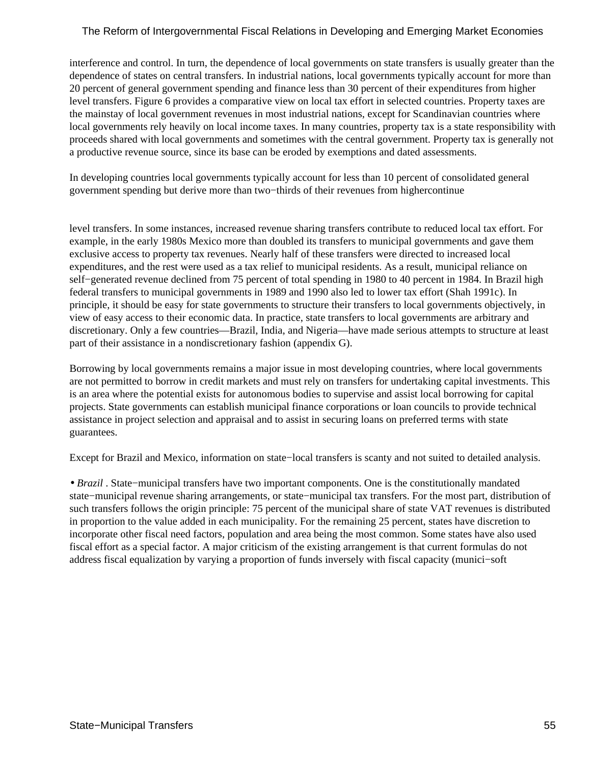interference and control. In turn, the dependence of local governments on state transfers is usually greater than the dependence of states on central transfers. In industrial nations, local governments typically account for more than 20 percent of general government spending and finance less than 30 percent of their expenditures from higher level transfers. Figure 6 provides a comparative view on local tax effort in selected countries. Property taxes are the mainstay of local government revenues in most industrial nations, except for Scandinavian countries where local governments rely heavily on local income taxes. In many countries, property tax is a state responsibility with proceeds shared with local governments and sometimes with the central government. Property tax is generally not a productive revenue source, since its base can be eroded by exemptions and dated assessments.

In developing countries local governments typically account for less than 10 percent of consolidated general government spending but derive more than two−thirds of their revenues from highercontinue

level transfers. In some instances, increased revenue sharing transfers contribute to reduced local tax effort. For example, in the early 1980s Mexico more than doubled its transfers to municipal governments and gave them exclusive access to property tax revenues. Nearly half of these transfers were directed to increased local expenditures, and the rest were used as a tax relief to municipal residents. As a result, municipal reliance on self−generated revenue declined from 75 percent of total spending in 1980 to 40 percent in 1984. In Brazil high federal transfers to municipal governments in 1989 and 1990 also led to lower tax effort (Shah 1991c). In principle, it should be easy for state governments to structure their transfers to local governments objectively, in view of easy access to their economic data. In practice, state transfers to local governments are arbitrary and discretionary. Only a few countries—Brazil, India, and Nigeria—have made serious attempts to structure at least part of their assistance in a nondiscretionary fashion (appendix G).

Borrowing by local governments remains a major issue in most developing countries, where local governments are not permitted to borrow in credit markets and must rely on transfers for undertaking capital investments. This is an area where the potential exists for autonomous bodies to supervise and assist local borrowing for capital projects. State governments can establish municipal finance corporations or loan councils to provide technical assistance in project selection and appraisal and to assist in securing loans on preferred terms with state guarantees.

Except for Brazil and Mexico, information on state−local transfers is scanty and not suited to detailed analysis.

• *Brazil* . State−municipal transfers have two important components. One is the constitutionally mandated state−municipal revenue sharing arrangements, or state−municipal tax transfers. For the most part, distribution of such transfers follows the origin principle: 75 percent of the municipal share of state VAT revenues is distributed in proportion to the value added in each municipality. For the remaining 25 percent, states have discretion to incorporate other fiscal need factors, population and area being the most common. Some states have also used fiscal effort as a special factor. A major criticism of the existing arrangement is that current formulas do not address fiscal equalization by varying a proportion of funds inversely with fiscal capacity (munici−soft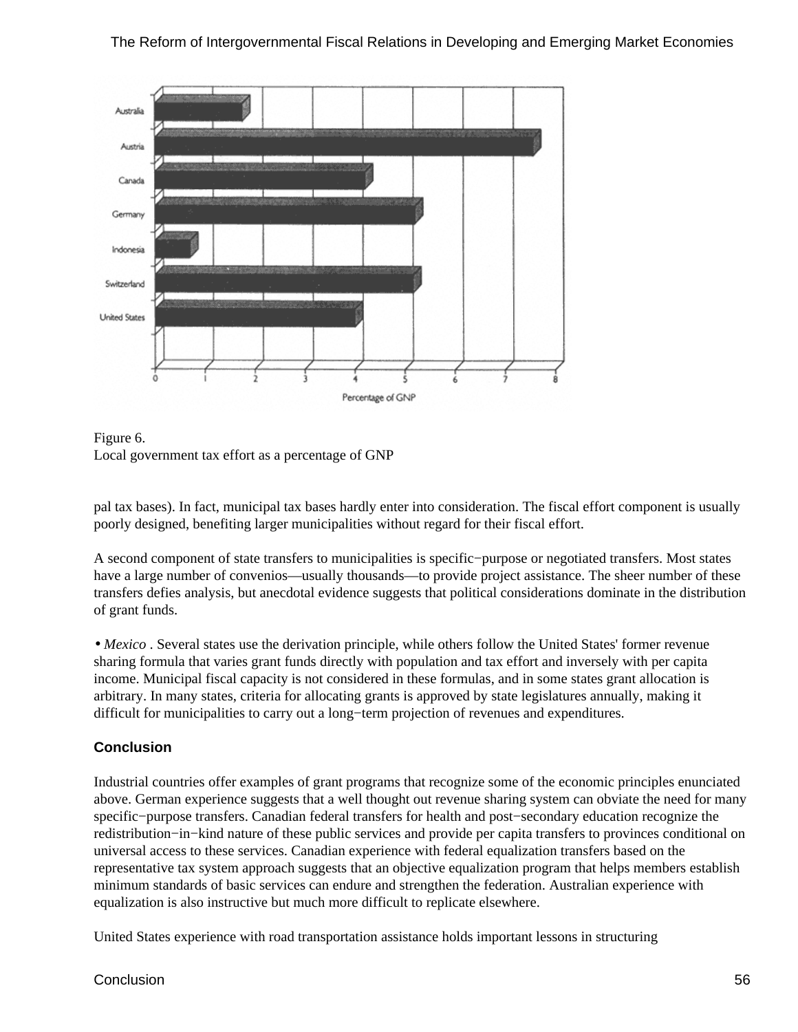Figure 6.
Local government tax effort as a percentage of GNP

pal tax bases). In fact, municipal tax bases hardly enter into consideration. The fiscal effort component is usually poorly designed, benefiting larger municipalities without regard for their fiscal effort.

A second component of state transfers to municipalities is specific−purpose or negotiated transfers. Most states have a large number of convenios—usually thousands—to provide project assistance. The sheer number of these transfers defies analysis, but anecdotal evidence suggests that political considerations dominate in the distribution of grant funds.

• *Mexico* . Several states use the derivation principle, while others follow the United States' former revenue sharing formula that varies grant funds directly with population and tax effort and inversely with per capita income. Municipal fiscal capacity is not considered in these formulas, and in some states grant allocation is arbitrary. In many states, criteria for allocating grants is approved by state legislatures annually, making it difficult for municipalities to carry out a long−term projection of revenues and expenditures.

### Conclusion

Industrial countries offer examples of grant programs that recognize some of the economic principles enunciated above. German experience suggests that a well thought out revenue sharing system can obviate the need for many specific−purpose transfers. Canadian federal transfers for health and post−secondary education recognize the redistribution−in−kind nature of these public services and provide per capita transfers to provinces conditional on universal access to these services. Canadian experience with federal equalization transfers based on the representative tax system approach suggests that an objective equalization program that helps members establish minimum standards of basic services can endure and strengthen the federation. Australian experience with equalization is also instructive but much more difficult to replicate elsewhere.

United States experience with road transportation assistance holds important lessons in structuring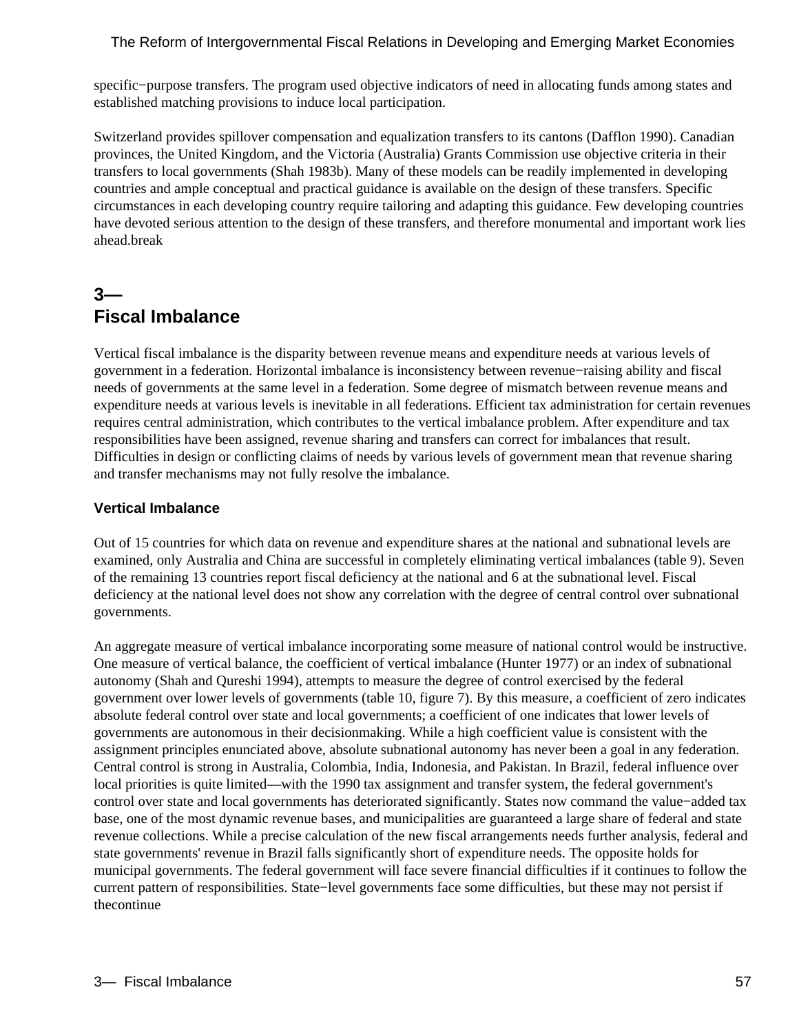specific−purpose transfers. The program used objective indicators of need in allocating funds among states and established matching provisions to induce local participation.

Switzerland provides spillover compensation and equalization transfers to its cantons (Dafflon 1990). Canadian provinces, the United Kingdom, and the Victoria (Australia) Grants Commission use objective criteria in their transfers to local governments (Shah 1983b). Many of these models can be readily implemented in developing countries and ample conceptual and practical guidance is available on the design of these transfers. Specific circumstances in each developing country require tailoring and adapting this guidance. Few developing countries have devoted serious attention to the design of these transfers, and therefore monumental and important work lies ahead.break

## 3— Fiscal Imbalance

Vertical fiscal imbalance is the disparity between revenue means and expenditure needs at various levels of government in a federation. Horizontal imbalance is inconsistency between revenue−raising ability and fiscal needs of governments at the same level in a federation. Some degree of mismatch between revenue means and expenditure needs at various levels is inevitable in all federations. Efficient tax administration for certain revenues requires central administration, which contributes to the vertical imbalance problem. After expenditure and tax responsibilities have been assigned, revenue sharing and transfers can correct for imbalances that result. Difficulties in design or conflicting claims of needs by various levels of government mean that revenue sharing and transfer mechanisms may not fully resolve the imbalance.

### Vertical Imbalance

Out of 15 countries for which data on revenue and expenditure shares at the national and subnational levels are examined, only Australia and China are successful in completely eliminating vertical imbalances (table 9). Seven of the remaining 13 countries report fiscal deficiency at the national and 6 at the subnational level. Fiscal deficiency at the national level does not show any correlation with the degree of central control over subnational governments.

An aggregate measure of vertical imbalance incorporating some measure of national control would be instructive. One measure of vertical balance, the coefficient of vertical imbalance (Hunter 1977) or an index of subnational autonomy (Shah and Qureshi 1994), attempts to measure the degree of control exercised by the federal government over lower levels of governments (table 10, figure 7). By this measure, a coefficient of zero indicates absolute federal control over state and local governments; a coefficient of one indicates that lower levels of governments are autonomous in their decisionmaking. While a high coefficient value is consistent with the assignment principles enunciated above, absolute subnational autonomy has never been a goal in any federation. Central control is strong in Australia, Colombia, India, Indonesia, and Pakistan. In Brazil, federal influence over local priorities is quite limited—with the 1990 tax assignment and transfer system, the federal government's control over state and local governments has deteriorated significantly. States now command the value−added tax base, one of the most dynamic revenue bases, and municipalities are guaranteed a large share of federal and state revenue collections. While a precise calculation of the new fiscal arrangements needs further analysis, federal and state governments' revenue in Brazil falls significantly short of expenditure needs. The opposite holds for municipal governments. The federal government will face severe financial difficulties if it continues to follow the current pattern of responsibilities. State−level governments face some difficulties, but these may not persist if thecontinue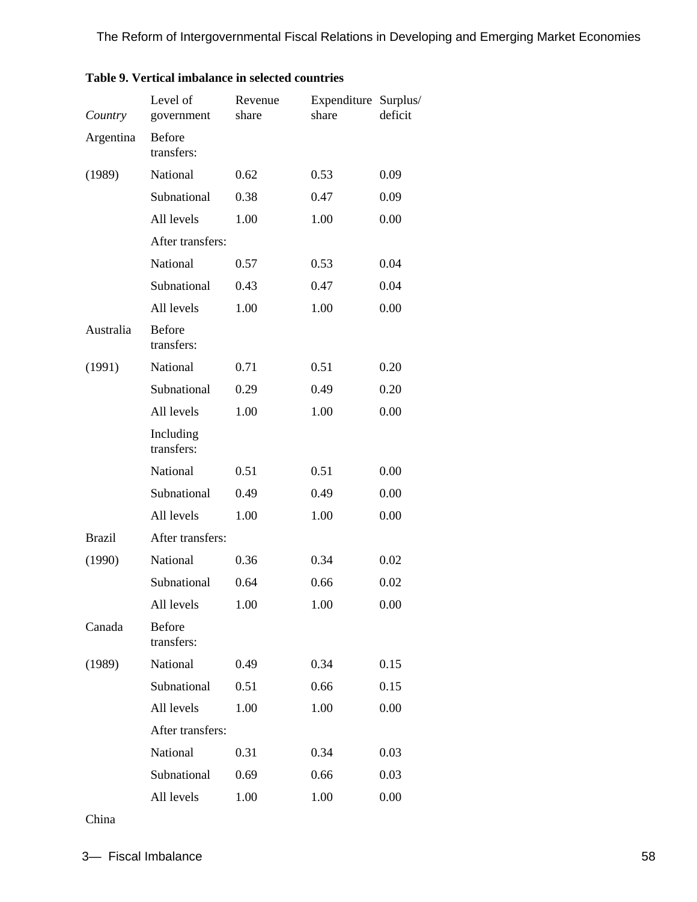**Table 9. Vertical imbalance in selected countries**

| *Country* | Level of government | Revenue share | Expenditure share | Surplus/ deficit |
|---|---|---|---|---|
| Argentina | Before transfers: | | | |
| (1989) | National | 0.62 | 0.53 | 0.09 |
| | Subnational | 0.38 | 0.47 | 0.09 |
| | All levels | 1.00 | 1.00 | 0.00 |
| | After transfers: | | | |
| | National | 0.57 | 0.53 | 0.04 |
| | Subnational | 0.43 | 0.47 | 0.04 |
| | All levels | 1.00 | 1.00 | 0.00 |
| Australia | Before transfers: | | | |
| (1991) | National | 0.71 | 0.51 | 0.20 |
| | Subnational | 0.29 | 0.49 | 0.20 |
| | All levels | 1.00 | 1.00 | 0.00 |
| | Including transfers: | | | |
| | National | 0.51 | 0.51 | 0.00 |
| | Subnational | 0.49 | 0.49 | 0.00 |
| | All levels | 1.00 | 1.00 | 0.00 |
| Brazil | After transfers: | | | |
| (1990) | National | 0.36 | 0.34 | 0.02 |
| | Subnational | 0.64 | 0.66 | 0.02 |
| | All levels | 1.00 | 1.00 | 0.00 |
| Canada | Before transfers: | | | |
| (1989) | National | 0.49 | 0.34 | 0.15 |
| | Subnational | 0.51 | 0.66 | 0.15 |
| | All levels | 1.00 | 1.00 | 0.00 |
| | After transfers: | | | |
| | National | 0.31 | 0.34 | 0.03 |
| | Subnational | 0.69 | 0.66 | 0.03 |
| | All levels | 1.00 | 1.00 | 0.00 |
| China | | | | |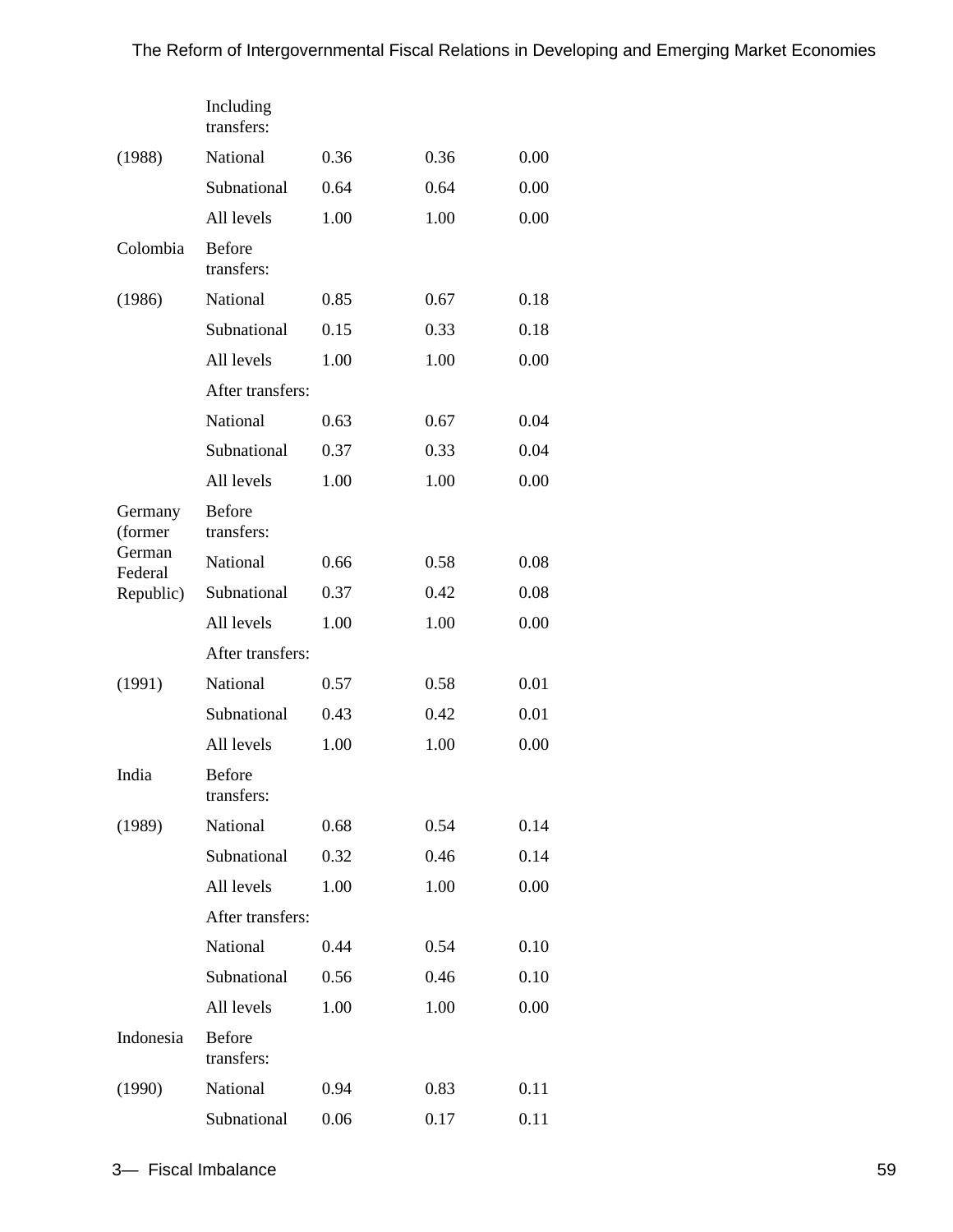| | | | | |
|---|---|---|---|---|
| | Including transfers: | | | |
| (1988) | National | 0.36 | 0.36 | 0.00 |
| | Subnational | 0.64 | 0.64 | 0.00 |
| | All levels | 1.00 | 1.00 | 0.00 |
| Colombia | Before transfers: | | | |
| (1986) | National | 0.85 | 0.67 | 0.18 |
| | Subnational | 0.15 | 0.33 | 0.18 |
| | All levels | 1.00 | 1.00 | 0.00 |
| | After transfers: | | | |
| | National | 0.63 | 0.67 | 0.04 |
| | Subnational | 0.37 | 0.33 | 0.04 |
| | All levels | 1.00 | 1.00 | 0.00 |
| Germany (former German Federal Republic) | Before transfers: | | | |
| | National | 0.66 | 0.58 | 0.08 |
| | Subnational | 0.37 | 0.42 | 0.08 |
| | All levels | 1.00 | 1.00 | 0.00 |
| | After transfers: | | | |
| (1991) | National | 0.57 | 0.58 | 0.01 |
| | Subnational | 0.43 | 0.42 | 0.01 |
| | All levels | 1.00 | 1.00 | 0.00 |
| India | Before transfers: | | | |
| (1989) | National | 0.68 | 0.54 | 0.14 |
| | Subnational | 0.32 | 0.46 | 0.14 |
| | All levels | 1.00 | 1.00 | 0.00 |
| | After transfers: | | | |
| | National | 0.44 | 0.54 | 0.10 |
| | Subnational | 0.56 | 0.46 | 0.10 |
| | All levels | 1.00 | 1.00 | 0.00 |
| Indonesia | Before transfers: | | | |
| (1990) | National | 0.94 | 0.83 | 0.11 |
| | Subnational | 0.06 | 0.17 | 0.11 |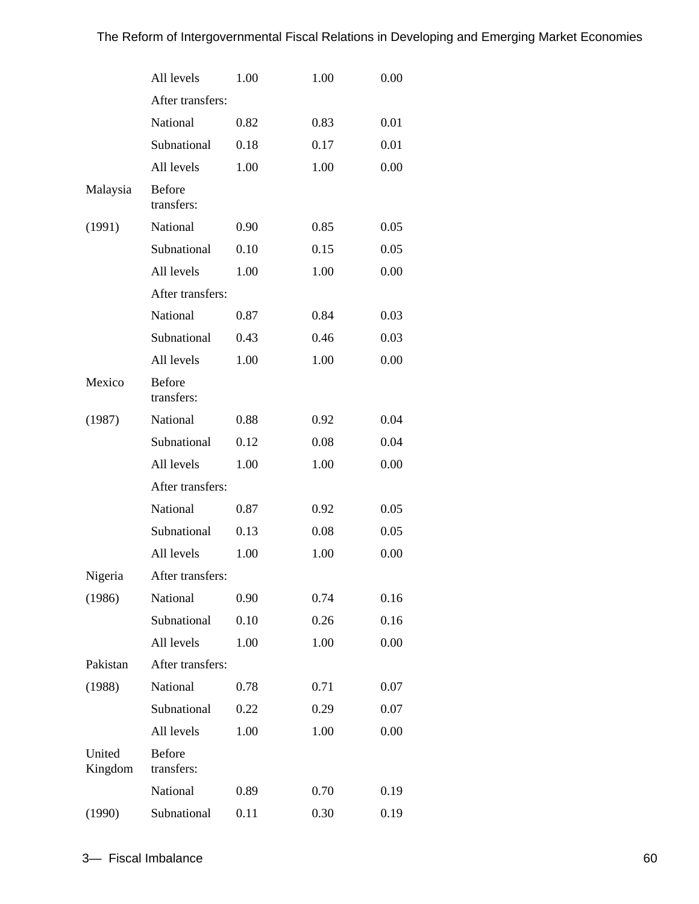| | All levels | 1.00 | 1.00 | 0.00 |
|---|---|---|---|---|
| | After transfers: | | | |
| | National | 0.82 | 0.83 | 0.01 |
| | Subnational | 0.18 | 0.17 | 0.01 |
| | All levels | 1.00 | 1.00 | 0.00 |
| Malaysia | Before transfers: | | | |
| (1991) | National | 0.90 | 0.85 | 0.05 |
| | Subnational | 0.10 | 0.15 | 0.05 |
| | All levels | 1.00 | 1.00 | 0.00 |
| | After transfers: | | | |
| | National | 0.87 | 0.84 | 0.03 |
| | Subnational | 0.43 | 0.46 | 0.03 |
| | All levels | 1.00 | 1.00 | 0.00 |
| Mexico | Before transfers: | | | |
| (1987) | National | 0.88 | 0.92 | 0.04 |
| | Subnational | 0.12 | 0.08 | 0.04 |
| | All levels | 1.00 | 1.00 | 0.00 |
| | After transfers: | | | |
| | National | 0.87 | 0.92 | 0.05 |
| | Subnational | 0.13 | 0.08 | 0.05 |
| | All levels | 1.00 | 1.00 | 0.00 |
| Nigeria | After transfers: | | | |
| (1986) | National | 0.90 | 0.74 | 0.16 |
| | Subnational | 0.10 | 0.26 | 0.16 |
| | All levels | 1.00 | 1.00 | 0.00 |
| Pakistan | After transfers: | | | |
| (1988) | National | 0.78 | 0.71 | 0.07 |
| | Subnational | 0.22 | 0.29 | 0.07 |
| | All levels | 1.00 | 1.00 | 0.00 |
| United Kingdom | Before transfers: | | | |
| | National | 0.89 | 0.70 | 0.19 |
| (1990) | Subnational | 0.11 | 0.30 | 0.19 |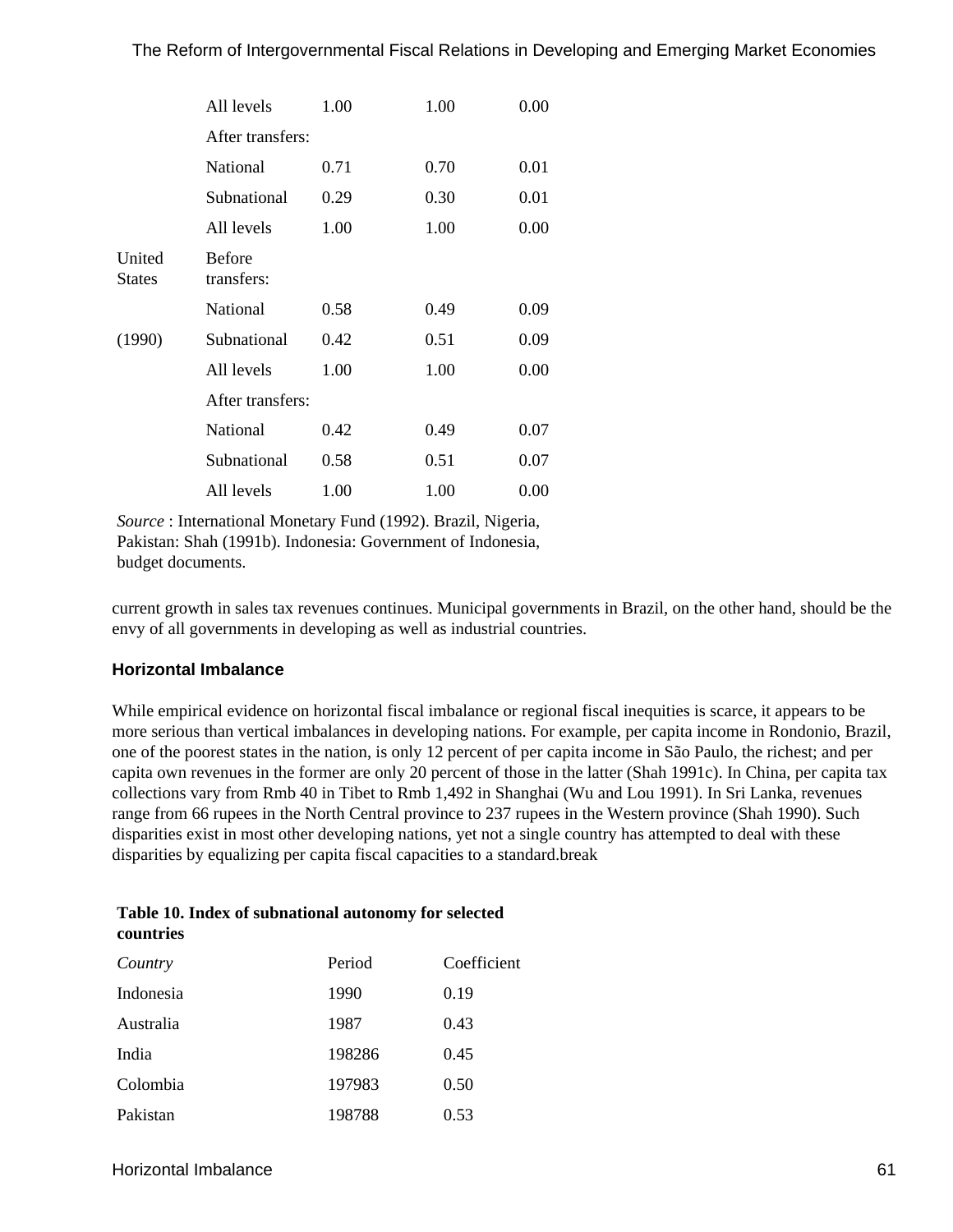| | All levels | 1.00 | 1.00 | 0.00 |
|---|---|---|---|---|
| | After transfers: | | | |
| | National | 0.71 | 0.70 | 0.01 |
| | Subnational | 0.29 | 0.30 | 0.01 |
| | All levels | 1.00 | 1.00 | 0.00 |
| United States | Before transfers: | | | |
| | National | 0.58 | 0.49 | 0.09 |
| (1990) | Subnational | 0.42 | 0.51 | 0.09 |
| | All levels | 1.00 | 1.00 | 0.00 |
| | After transfers: | | | |
| | National | 0.42 | 0.49 | 0.07 |
| | Subnational | 0.58 | 0.51 | 0.07 |
| | All levels | 1.00 | 1.00 | 0.00 |

*Source* : International Monetary Fund (1992). Brazil, Nigeria, Pakistan: Shah (1991b). Indonesia: Government of Indonesia, budget documents.

current growth in sales tax revenues continues. Municipal governments in Brazil, on the other hand, should be the envy of all governments in developing as well as industrial countries.

### Horizontal Imbalance

While empirical evidence on horizontal fiscal imbalance or regional fiscal inequities is scarce, it appears to be more serious than vertical imbalances in developing nations. For example, per capita income in Rondonio, Brazil, one of the poorest states in the nation, is only 12 percent of per capita income in São Paulo, the richest; and per capita own revenues in the former are only 20 percent of those in the latter (Shah 1991c). In China, per capita tax collections vary from Rmb 40 in Tibet to Rmb 1,492 in Shanghai (Wu and Lou 1991). In Sri Lanka, revenues range from 66 rupees in the North Central province to 237 rupees in the Western province (Shah 1990). Such disparities exist in most other developing nations, yet not a single country has attempted to deal with these disparities by equalizing per capita fiscal capacities to a standard.break

**Table 10. Index of subnational autonomy for selected countries**

| *Country* | Period | Coefficient |
|---|---|---|
| Indonesia | 1990 | 0.19 |
| Australia | 1987 | 0.43 |
| India | 198286 | 0.45 |
| Colombia | 197983 | 0.50 |
| Pakistan | 198788 | 0.53 |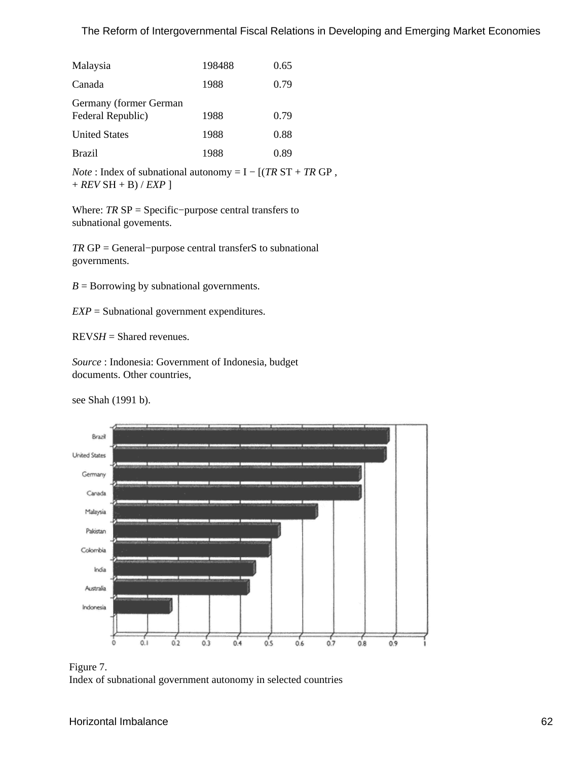| | | |
|---|---|---|
| Malaysia | 198488 | 0.65 |
| Canada | 1988 | 0.79 |
| Germany (former German Federal Republic) | 1988 | 0.79 |
| United States | 1988 | 0.88 |
| Brazil | 1988 | 0.89 |

*Note* : Index of subnational autonomy = I − [(*TR* ST + *TR* GP , + *REV* SH + B) / *EXP* ]

Where: *TR* SP = Specific−purpose central transfers to subnational govements.

*TR* GP = General−purpose central transferS to subnational governments.

*B* = Borrowing by subnational governments.

*EXP* = Subnational government expenditures.

REV*SH* = Shared revenues.

*Source* : Indonesia: Government of Indonesia, budget documents. Other countries,

see Shah (1991 b).

Figure 7.
Index of subnational government autonomy in selected countries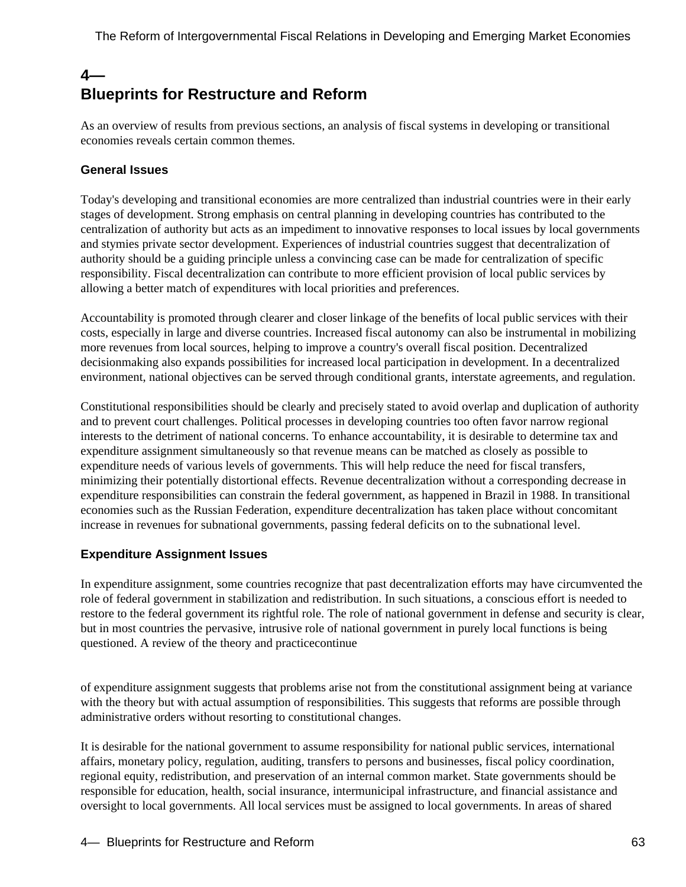# 4—
# Blueprints for Restructure and Reform

As an overview of results from previous sections, an analysis of fiscal systems in developing or transitional economies reveals certain common themes.

## General Issues

Today's developing and transitional economies are more centralized than industrial countries were in their early stages of development. Strong emphasis on central planning in developing countries has contributed to the centralization of authority but acts as an impediment to innovative responses to local issues by local governments and stymies private sector development. Experiences of industrial countries suggest that decentralization of authority should be a guiding principle unless a convincing case can be made for centralization of specific responsibility. Fiscal decentralization can contribute to more efficient provision of local public services by allowing a better match of expenditures with local priorities and preferences.

Accountability is promoted through clearer and closer linkage of the benefits of local public services with their costs, especially in large and diverse countries. Increased fiscal autonomy can also be instrumental in mobilizing more revenues from local sources, helping to improve a country's overall fiscal position. Decentralized decisionmaking also expands possibilities for increased local participation in development. In a decentralized environment, national objectives can be served through conditional grants, interstate agreements, and regulation.

Constitutional responsibilities should be clearly and precisely stated to avoid overlap and duplication of authority and to prevent court challenges. Political processes in developing countries too often favor narrow regional interests to the detriment of national concerns. To enhance accountability, it is desirable to determine tax and expenditure assignment simultaneously so that revenue means can be matched as closely as possible to expenditure needs of various levels of governments. This will help reduce the need for fiscal transfers, minimizing their potentially distortional effects. Revenue decentralization without a corresponding decrease in expenditure responsibilities can constrain the federal government, as happened in Brazil in 1988. In transitional economies such as the Russian Federation, expenditure decentralization has taken place without concomitant increase in revenues for subnational governments, passing federal deficits on to the subnational level.

## Expenditure Assignment Issues

In expenditure assignment, some countries recognize that past decentralization efforts may have circumvented the role of federal government in stabilization and redistribution. In such situations, a conscious effort is needed to restore to the federal government its rightful role. The role of national government in defense and security is clear, but in most countries the pervasive, intrusive role of national government in purely local functions is being questioned. A review of the theory and practice of expenditure assignment suggests that problems arise not from the constitutional assignment being at variance with the theory but with actual assumption of responsibilities. This suggests that reforms are possible through administrative orders without resorting to constitutional changes.

It is desirable for the national government to assume responsibility for national public services, international affairs, monetary policy, regulation, auditing, transfers to persons and businesses, fiscal policy coordination, regional equity, redistribution, and preservation of an internal common market. State governments should be responsible for education, health, social insurance, intermunicipal infrastructure, and financial assistance and oversight to local governments. All local services must be assigned to local governments. In areas of shared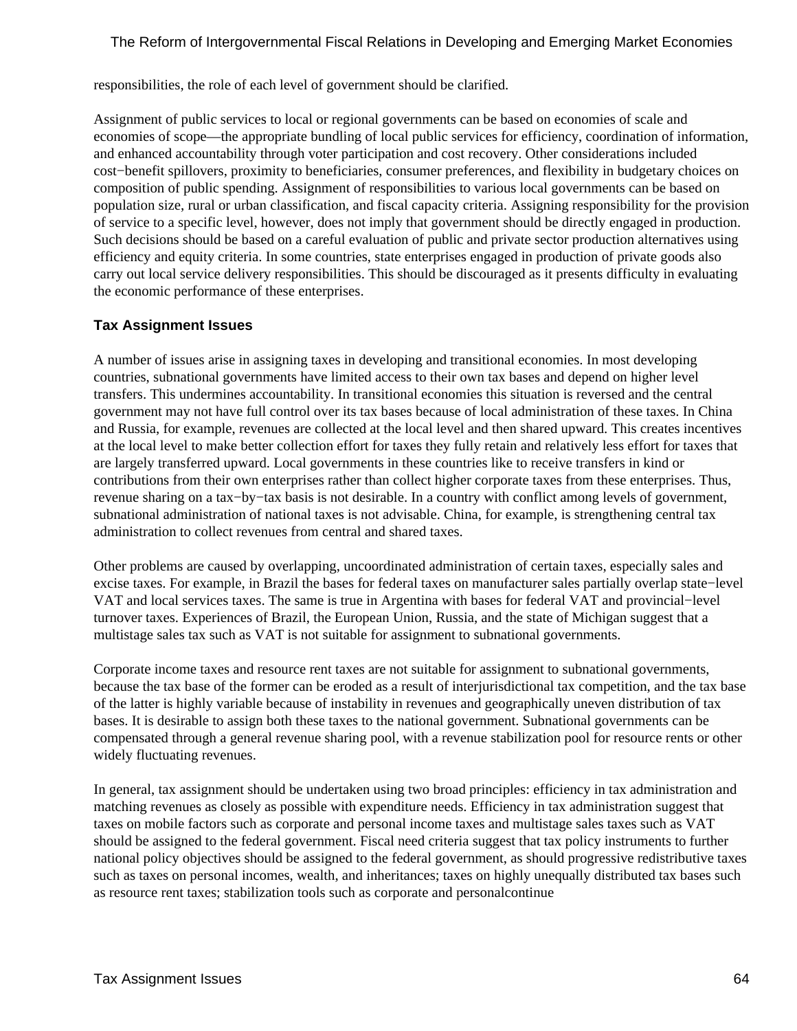responsibilities, the role of each level of government should be clarified.

Assignment of public services to local or regional governments can be based on economies of scale and economies of scope—the appropriate bundling of local public services for efficiency, coordination of information, and enhanced accountability through voter participation and cost recovery. Other considerations included cost−benefit spillovers, proximity to beneficiaries, consumer preferences, and flexibility in budgetary choices on composition of public spending. Assignment of responsibilities to various local governments can be based on population size, rural or urban classification, and fiscal capacity criteria. Assigning responsibility for the provision of service to a specific level, however, does not imply that government should be directly engaged in production. Such decisions should be based on a careful evaluation of public and private sector production alternatives using efficiency and equity criteria. In some countries, state enterprises engaged in production of private goods also carry out local service delivery responsibilities. This should be discouraged as it presents difficulty in evaluating the economic performance of these enterprises.

### Tax Assignment Issues

A number of issues arise in assigning taxes in developing and transitional economies. In most developing countries, subnational governments have limited access to their own tax bases and depend on higher level transfers. This undermines accountability. In transitional economies this situation is reversed and the central government may not have full control over its tax bases because of local administration of these taxes. In China and Russia, for example, revenues are collected at the local level and then shared upward. This creates incentives at the local level to make better collection effort for taxes they fully retain and relatively less effort for taxes that are largely transferred upward. Local governments in these countries like to receive transfers in kind or contributions from their own enterprises rather than collect higher corporate taxes from these enterprises. Thus, revenue sharing on a tax−by−tax basis is not desirable. In a country with conflict among levels of government, subnational administration of national taxes is not advisable. China, for example, is strengthening central tax administration to collect revenues from central and shared taxes.

Other problems are caused by overlapping, uncoordinated administration of certain taxes, especially sales and excise taxes. For example, in Brazil the bases for federal taxes on manufacturer sales partially overlap state−level VAT and local services taxes. The same is true in Argentina with bases for federal VAT and provincial−level turnover taxes. Experiences of Brazil, the European Union, Russia, and the state of Michigan suggest that a multistage sales tax such as VAT is not suitable for assignment to subnational governments.

Corporate income taxes and resource rent taxes are not suitable for assignment to subnational governments, because the tax base of the former can be eroded as a result of interjurisdictional tax competition, and the tax base of the latter is highly variable because of instability in revenues and geographically uneven distribution of tax bases. It is desirable to assign both these taxes to the national government. Subnational governments can be compensated through a general revenue sharing pool, with a revenue stabilization pool for resource rents or other widely fluctuating revenues.

In general, tax assignment should be undertaken using two broad principles: efficiency in tax administration and matching revenues as closely as possible with expenditure needs. Efficiency in tax administration suggest that taxes on mobile factors such as corporate and personal income taxes and multistage sales taxes such as VAT should be assigned to the federal government. Fiscal need criteria suggest that tax policy instruments to further national policy objectives should be assigned to the federal government, as should progressive redistributive taxes such as taxes on personal incomes, wealth, and inheritances; taxes on highly unequally distributed tax bases such as resource rent taxes; stabilization tools such as corporate and personalcontinue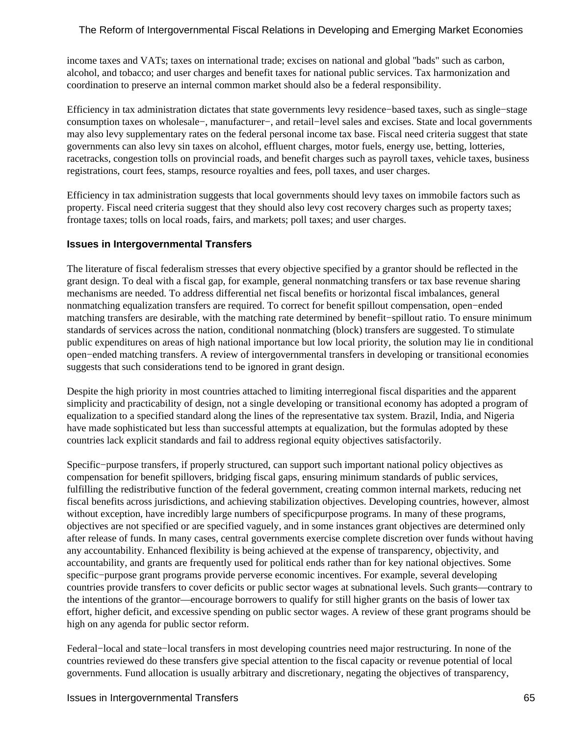income taxes and VATs; taxes on international trade; excises on national and global "bads" such as carbon, alcohol, and tobacco; and user charges and benefit taxes for national public services. Tax harmonization and coordination to preserve an internal common market should also be a federal responsibility.

Efficiency in tax administration dictates that state governments levy residence−based taxes, such as single−stage consumption taxes on wholesale−, manufacturer−, and retail−level sales and excises. State and local governments may also levy supplementary rates on the federal personal income tax base. Fiscal need criteria suggest that state governments can also levy sin taxes on alcohol, effluent charges, motor fuels, energy use, betting, lotteries, racetracks, congestion tolls on provincial roads, and benefit charges such as payroll taxes, vehicle taxes, business registrations, court fees, stamps, resource royalties and fees, poll taxes, and user charges.

Efficiency in tax administration suggests that local governments should levy taxes on immobile factors such as property. Fiscal need criteria suggest that they should also levy cost recovery charges such as property taxes; frontage taxes; tolls on local roads, fairs, and markets; poll taxes; and user charges.

### Issues in Intergovernmental Transfers

The literature of fiscal federalism stresses that every objective specified by a grantor should be reflected in the grant design. To deal with a fiscal gap, for example, general nonmatching transfers or tax base revenue sharing mechanisms are needed. To address differential net fiscal benefits or horizontal fiscal imbalances, general nonmatching equalization transfers are required. To correct for benefit spillout compensation, open−ended matching transfers are desirable, with the matching rate determined by benefit−spillout ratio. To ensure minimum standards of services across the nation, conditional nonmatching (block) transfers are suggested. To stimulate public expenditures on areas of high national importance but low local priority, the solution may lie in conditional open−ended matching transfers. A review of intergovernmental transfers in developing or transitional economies suggests that such considerations tend to be ignored in grant design.

Despite the high priority in most countries attached to limiting interregional fiscal disparities and the apparent simplicity and practicability of design, not a single developing or transitional economy has adopted a program of equalization to a specified standard along the lines of the representative tax system. Brazil, India, and Nigeria have made sophisticated but less than successful attempts at equalization, but the formulas adopted by these countries lack explicit standards and fail to address regional equity objectives satisfactorily.

Specific−purpose transfers, if properly structured, can support such important national policy objectives as compensation for benefit spillovers, bridging fiscal gaps, ensuring minimum standards of public services, fulfilling the redistributive function of the federal government, creating common internal markets, reducing net fiscal benefits across jurisdictions, and achieving stabilization objectives. Developing countries, however, almost without exception, have incredibly large numbers of specificpurpose programs. In many of these programs, objectives are not specified or are specified vaguely, and in some instances grant objectives are determined only after release of funds. In many cases, central governments exercise complete discretion over funds without having any accountability. Enhanced flexibility is being achieved at the expense of transparency, objectivity, and accountability, and grants are frequently used for political ends rather than for key national objectives. Some specific−purpose grant programs provide perverse economic incentives. For example, several developing countries provide transfers to cover deficits or public sector wages at subnational levels. Such grants—contrary to the intentions of the grantor—encourage borrowers to qualify for still higher grants on the basis of lower tax effort, higher deficit, and excessive spending on public sector wages. A review of these grant programs should be high on any agenda for public sector reform.

Federal−local and state−local transfers in most developing countries need major restructuring. In none of the countries reviewed do these transfers give special attention to the fiscal capacity or revenue potential of local governments. Fund allocation is usually arbitrary and discretionary, negating the objectives of transparency,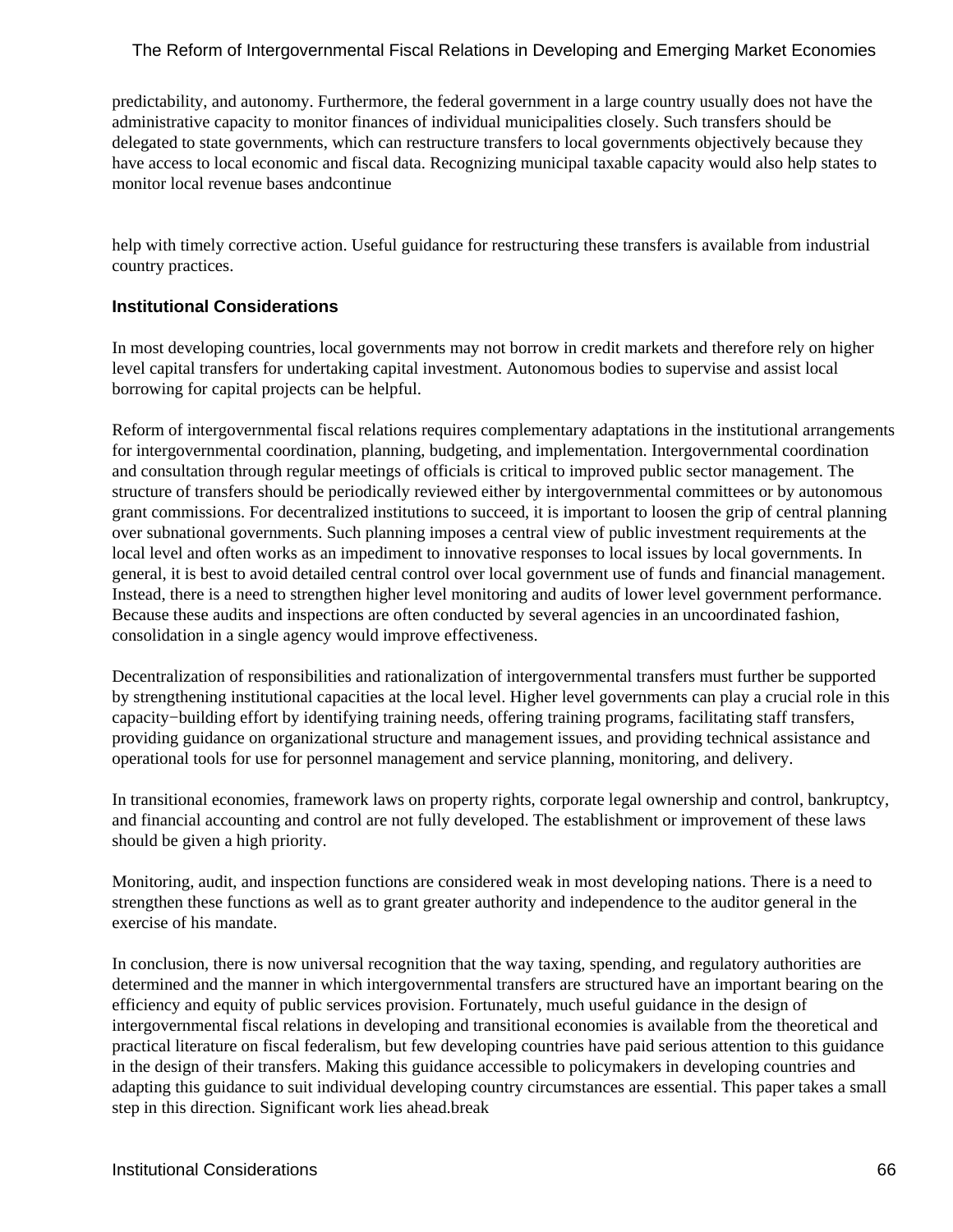predictability, and autonomy. Furthermore, the federal government in a large country usually does not have the administrative capacity to monitor finances of individual municipalities closely. Such transfers should be delegated to state governments, which can restructure transfers to local governments objectively because they have access to local economic and fiscal data. Recognizing municipal taxable capacity would also help states to monitor local revenue bases andcontinue

help with timely corrective action. Useful guidance for restructuring these transfers is available from industrial country practices.

### Institutional Considerations

In most developing countries, local governments may not borrow in credit markets and therefore rely on higher level capital transfers for undertaking capital investment. Autonomous bodies to supervise and assist local borrowing for capital projects can be helpful.

Reform of intergovernmental fiscal relations requires complementary adaptations in the institutional arrangements for intergovernmental coordination, planning, budgeting, and implementation. Intergovernmental coordination and consultation through regular meetings of officials is critical to improved public sector management. The structure of transfers should be periodically reviewed either by intergovernmental committees or by autonomous grant commissions. For decentralized institutions to succeed, it is important to loosen the grip of central planning over subnational governments. Such planning imposes a central view of public investment requirements at the local level and often works as an impediment to innovative responses to local issues by local governments. In general, it is best to avoid detailed central control over local government use of funds and financial management. Instead, there is a need to strengthen higher level monitoring and audits of lower level government performance. Because these audits and inspections are often conducted by several agencies in an uncoordinated fashion, consolidation in a single agency would improve effectiveness.

Decentralization of responsibilities and rationalization of intergovernmental transfers must further be supported by strengthening institutional capacities at the local level. Higher level governments can play a crucial role in this capacity−building effort by identifying training needs, offering training programs, facilitating staff transfers, providing guidance on organizational structure and management issues, and providing technical assistance and operational tools for use for personnel management and service planning, monitoring, and delivery.

In transitional economies, framework laws on property rights, corporate legal ownership and control, bankruptcy, and financial accounting and control are not fully developed. The establishment or improvement of these laws should be given a high priority.

Monitoring, audit, and inspection functions are considered weak in most developing nations. There is a need to strengthen these functions as well as to grant greater authority and independence to the auditor general in the exercise of his mandate.

In conclusion, there is now universal recognition that the way taxing, spending, and regulatory authorities are determined and the manner in which intergovernmental transfers are structured have an important bearing on the efficiency and equity of public services provision. Fortunately, much useful guidance in the design of intergovernmental fiscal relations in developing and transitional economies is available from the theoretical and practical literature on fiscal federalism, but few developing countries have paid serious attention to this guidance in the design of their transfers. Making this guidance accessible to policymakers in developing countries and adapting this guidance to suit individual developing country circumstances are essential. This paper takes a small step in this direction. Significant work lies ahead.break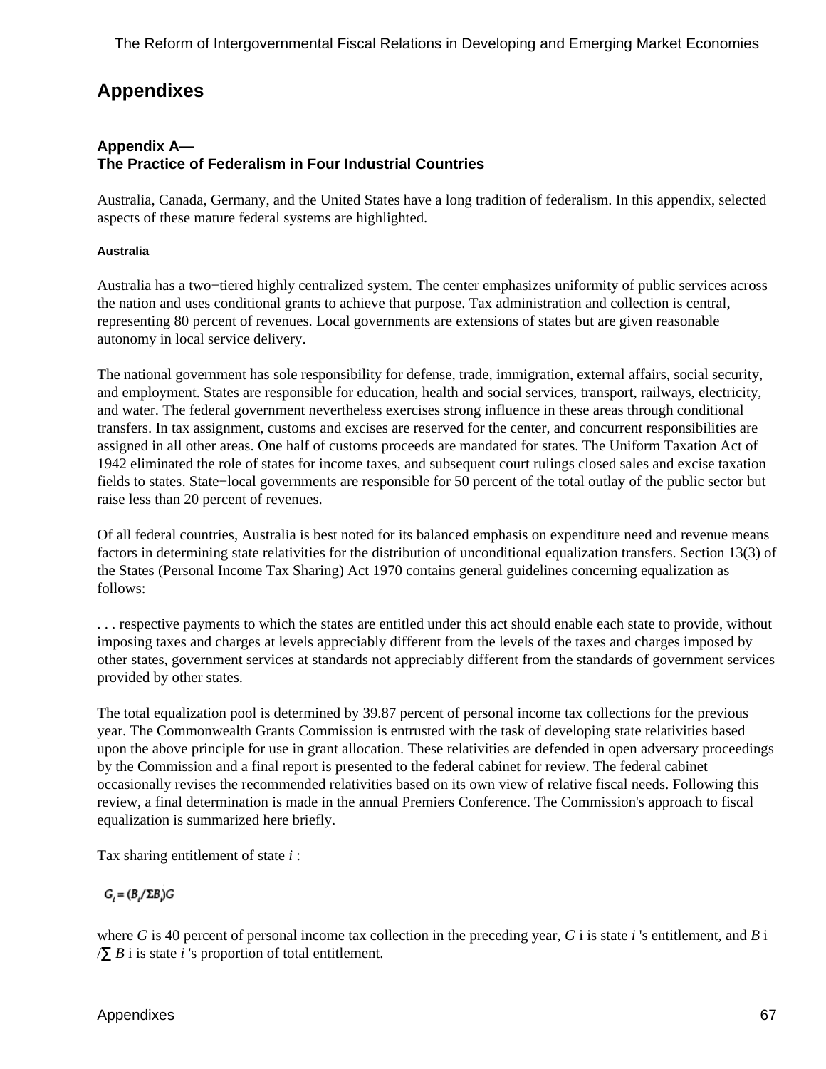# Appendixes

## Appendix A—
## The Practice of Federalism in Four Industrial Countries

Australia, Canada, Germany, and the United States have a long tradition of federalism. In this appendix, selected aspects of these mature federal systems are highlighted.

#### Australia

Australia has a two−tiered highly centralized system. The center emphasizes uniformity of public services across the nation and uses conditional grants to achieve that purpose. Tax administration and collection is central, representing 80 percent of revenues. Local governments are extensions of states but are given reasonable autonomy in local service delivery.

The national government has sole responsibility for defense, trade, immigration, external affairs, social security, and employment. States are responsible for education, health and social services, transport, railways, electricity, and water. The federal government nevertheless exercises strong influence in these areas through conditional transfers. In tax assignment, customs and excises are reserved for the center, and concurrent responsibilities are assigned in all other areas. One half of customs proceeds are mandated for states. The Uniform Taxation Act of 1942 eliminated the role of states for income taxes, and subsequent court rulings closed sales and excise taxation fields to states. State−local governments are responsible for 50 percent of the total outlay of the public sector but raise less than 20 percent of revenues.

Of all federal countries, Australia is best noted for its balanced emphasis on expenditure need and revenue means factors in determining state relativities for the distribution of unconditional equalization transfers. Section 13(3) of the States (Personal Income Tax Sharing) Act 1970 contains general guidelines concerning equalization as follows:

. . . respective payments to which the states are entitled under this act should enable each state to provide, without imposing taxes and charges at levels appreciably different from the levels of the taxes and charges imposed by other states, government services at standards not appreciably different from the standards of government services provided by other states.

The total equalization pool is determined by 39.87 percent of personal income tax collections for the previous year. The Commonwealth Grants Commission is entrusted with the task of developing state relativities based upon the above principle for use in grant allocation. These relativities are defended in open adversary proceedings by the Commission and a final report is presented to the federal cabinet for review. The federal cabinet occasionally revises the recommended relativities based on its own view of relative fiscal needs. Following this review, a final determination is made in the annual Premiers Conference. The Commission's approach to fiscal equalization is summarized here briefly.

Tax sharing entitlement of state *i* :

$$G_i = (B_i / \Sigma B_i) G$$

where $G$ is 40 percent of personal income tax collection in the preceding year, $G_i$ is state *i* 's entitlement, and $B_i / \sum B_i$ is state *i* 's proportion of total entitlement.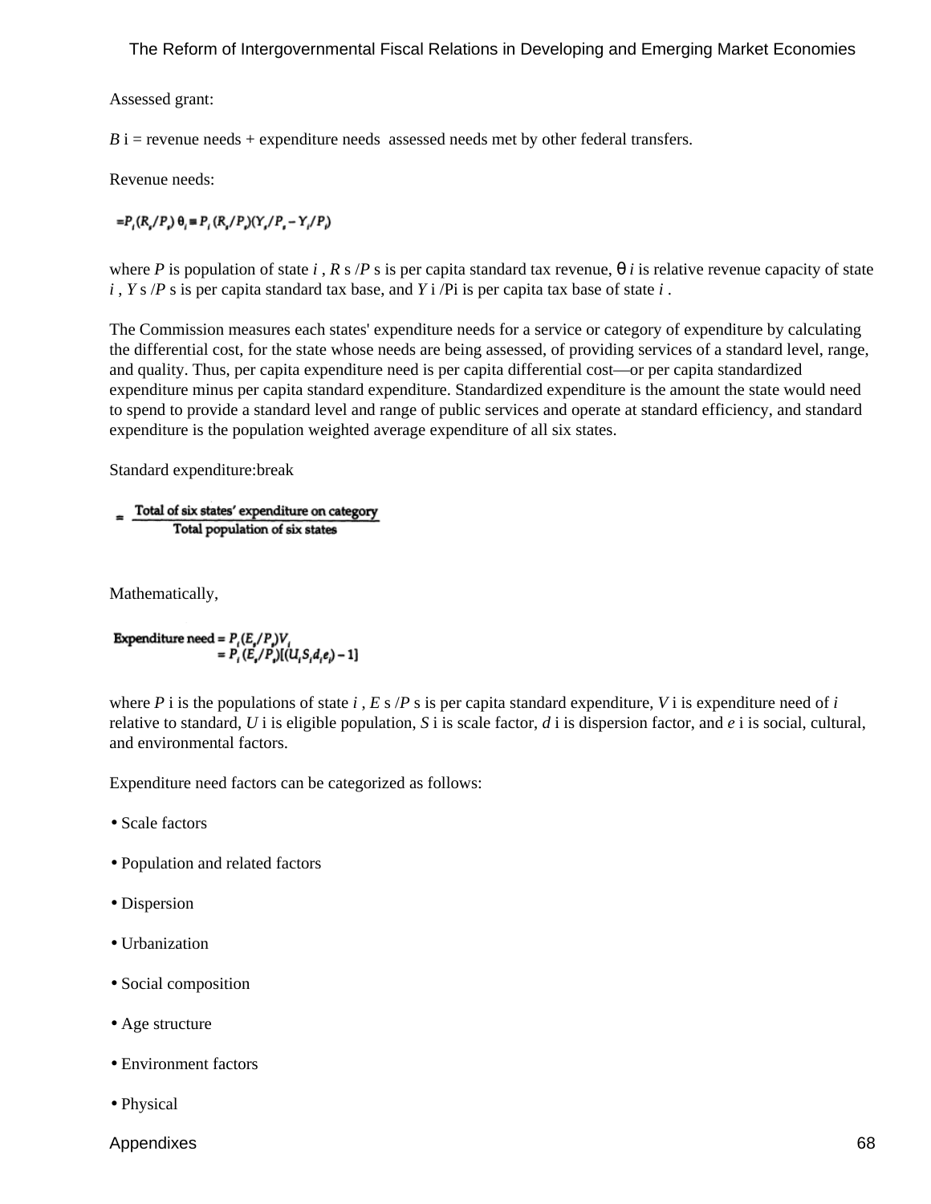Assessed grant:

$B_i$ = revenue needs + expenditure needs  assessed needs met by other federal transfers.

Revenue needs:

$$= P_i (R_s / P_s)\, \theta_i = P_i (R_s / P_s)(Y_s / P_s - Y_i / P_i)$$

where $P$ is population of state $i$, $R_s / P_s$ is per capita standard tax revenue, $\theta_i$ is relative revenue capacity of state $i$, $Y_s / P_s$ is per capita standard tax base, and $Y_i / P_i$ is per capita tax base of state $i$.

The Commission measures each states' expenditure needs for a service or category of expenditure by calculating the differential cost, for the state whose needs are being assessed, of providing services of a standard level, range, and quality. Thus, per capita expenditure need is per capita differential cost—or per capita standardized expenditure minus per capita standard expenditure. Standardized expenditure is the amount the state would need to spend to provide a standard level and range of public services and operate at standard efficiency, and standard expenditure is the population weighted average expenditure of all six states.

Standard expenditure:break

$$= \frac{\text{Total of six states' expenditure on category}}{\text{Total population of six states}}$$

Mathematically,

$$\text{Expenditure need} = P_i (E_s / P_s) V_i$$
$$= P_i (E_s / P_s)[(U_i S_i d_i e_i) - 1]$$

where $P_i$ is the populations of state $i$, $E_s / P_s$ is per capita standard expenditure, $V_i$ is expenditure need of $i$ relative to standard, $U_i$ is eligible population, $S_i$ is scale factor, $d_i$ is dispersion factor, and $e_i$ is social, cultural, and environmental factors.

Expenditure need factors can be categorized as follows:

- Scale factors
- Population and related factors
- Dispersion
- Urbanization
- Social composition
- Age structure
- Environment factors
- Physical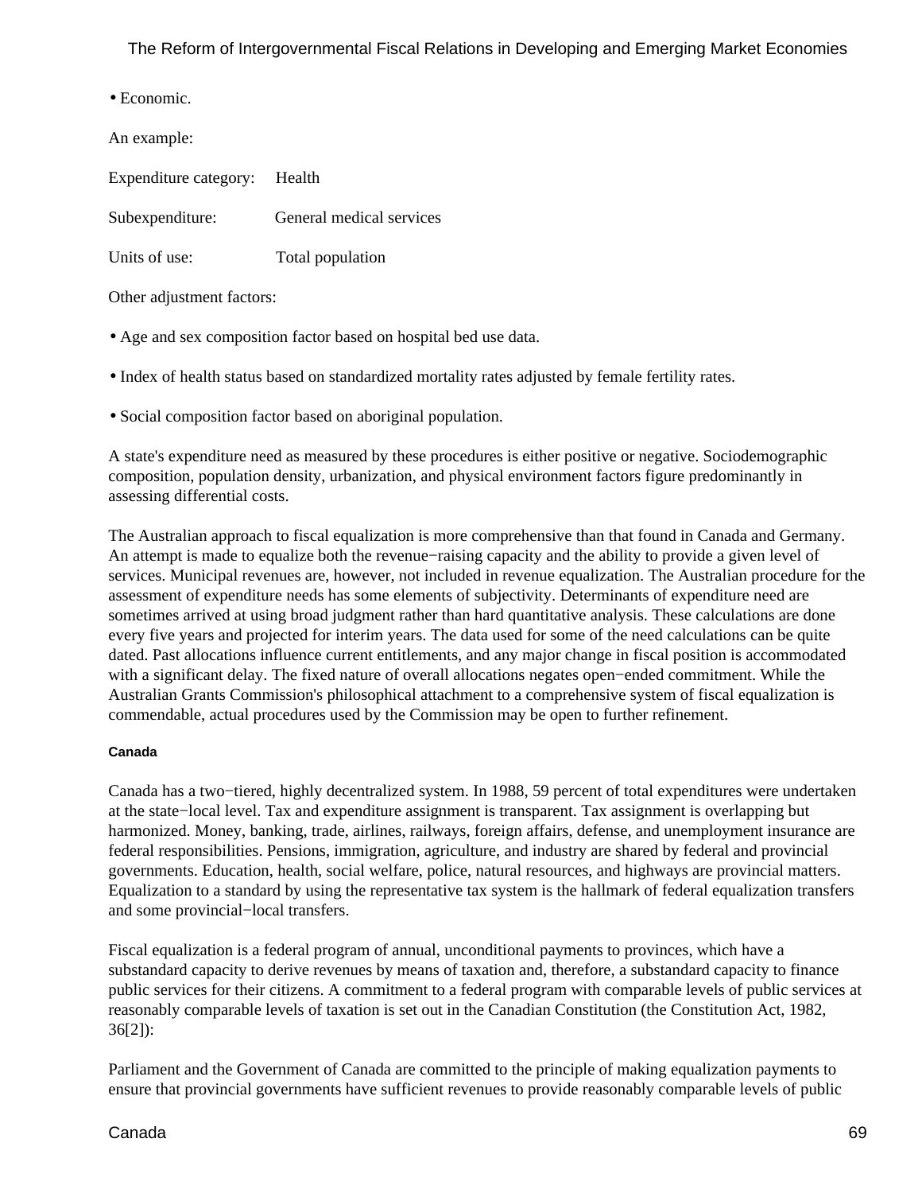- Economic.

An example:

Expenditure category: Health

Subexpenditure: General medical services

Units of use: Total population

Other adjustment factors:

- Age and sex composition factor based on hospital bed use data.
- Index of health status based on standardized mortality rates adjusted by female fertility rates.
- Social composition factor based on aboriginal population.

A state's expenditure need as measured by these procedures is either positive or negative. Sociodemographic composition, population density, urbanization, and physical environment factors figure predominantly in assessing differential costs.

The Australian approach to fiscal equalization is more comprehensive than that found in Canada and Germany. An attempt is made to equalize both the revenue−raising capacity and the ability to provide a given level of services. Municipal revenues are, however, not included in revenue equalization. The Australian procedure for the assessment of expenditure needs has some elements of subjectivity. Determinants of expenditure need are sometimes arrived at using broad judgment rather than hard quantitative analysis. These calculations are done every five years and projected for interim years. The data used for some of the need calculations can be quite dated. Past allocations influence current entitlements, and any major change in fiscal position is accommodated with a significant delay. The fixed nature of overall allocations negates open−ended commitment. While the Australian Grants Commission's philosophical attachment to a comprehensive system of fiscal equalization is commendable, actual procedures used by the Commission may be open to further refinement.

#### Canada

Canada has a two−tiered, highly decentralized system. In 1988, 59 percent of total expenditures were undertaken at the state−local level. Tax and expenditure assignment is transparent. Tax assignment is overlapping but harmonized. Money, banking, trade, airlines, railways, foreign affairs, defense, and unemployment insurance are federal responsibilities. Pensions, immigration, agriculture, and industry are shared by federal and provincial governments. Education, health, social welfare, police, natural resources, and highways are provincial matters. Equalization to a standard by using the representative tax system is the hallmark of federal equalization transfers and some provincial−local transfers.

Fiscal equalization is a federal program of annual, unconditional payments to provinces, which have a substandard capacity to derive revenues by means of taxation and, therefore, a substandard capacity to finance public services for their citizens. A commitment to a federal program with comparable levels of public services at reasonably comparable levels of taxation is set out in the Canadian Constitution (the Constitution Act, 1982, 36[2]):

Parliament and the Government of Canada are committed to the principle of making equalization payments to ensure that provincial governments have sufficient revenues to provide reasonably comparable levels of public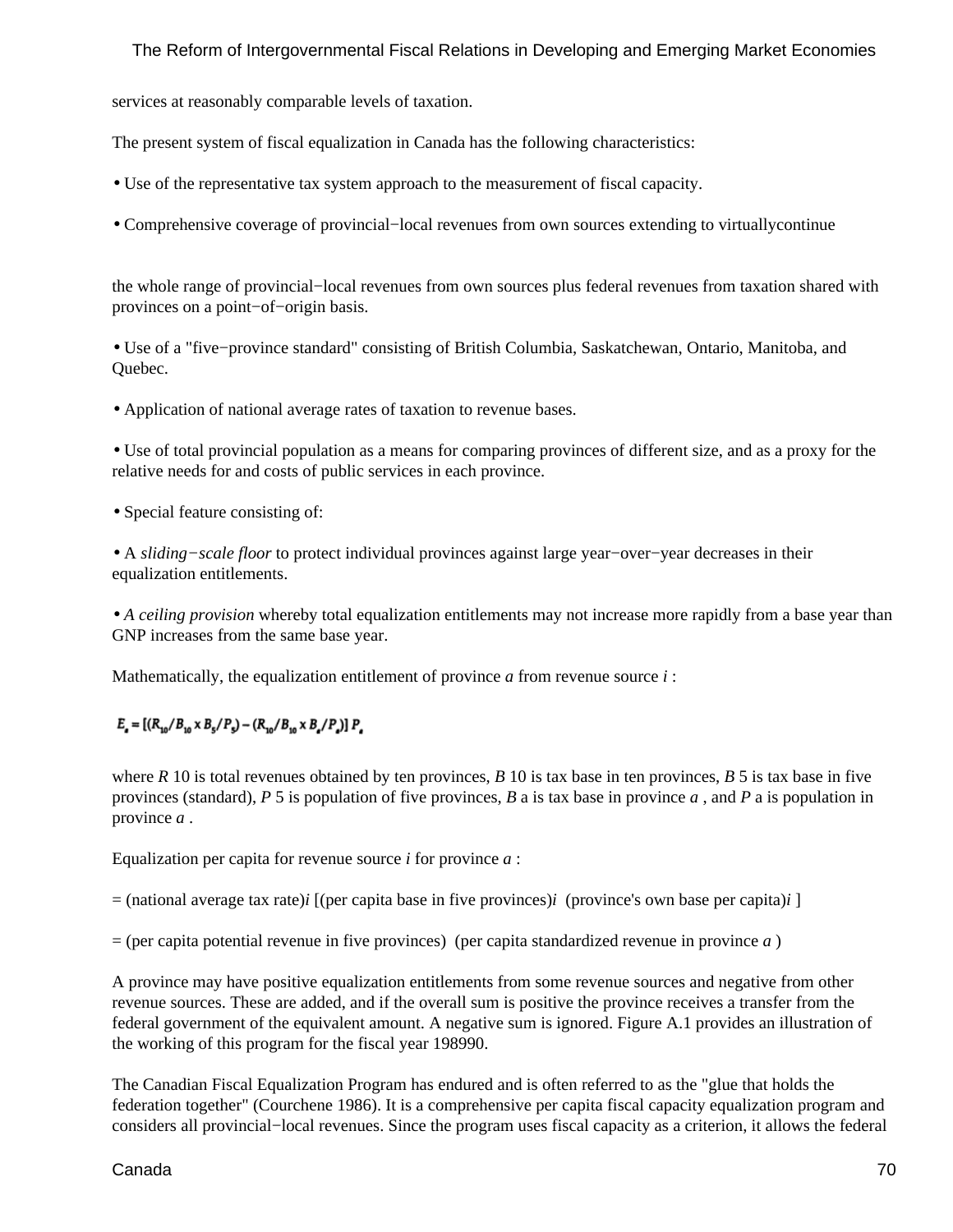services at reasonably comparable levels of taxation.

The present system of fiscal equalization in Canada has the following characteristics:

- Use of the representative tax system approach to the measurement of fiscal capacity.
- Comprehensive coverage of provincial−local revenues from own sources extending to virtuallycontinue

the whole range of provincial−local revenues from own sources plus federal revenues from taxation shared with provinces on a point−of−origin basis.

- Use of a "five−province standard" consisting of British Columbia, Saskatchewan, Ontario, Manitoba, and Quebec.
- Application of national average rates of taxation to revenue bases.
- Use of total provincial population as a means for comparing provinces of different size, and as a proxy for the relative needs for and costs of public services in each province.
- Special feature consisting of:
- A *sliding−scale floor* to protect individual provinces against large year−over−year decreases in their equalization entitlements.
- *A ceiling provision* whereby total equalization entitlements may not increase more rapidly from a base year than GNP increases from the same base year.

Mathematically, the equalization entitlement of province *a* from revenue source *i* :

$$E_a = [(R_{10}/B_{10} \times B_5/P_5) - (R_{10}/B_{10} \times B_a/P_a)]\, P_a$$

where $R_{10}$ is total revenues obtained by ten provinces, $B_{10}$ is tax base in ten provinces, $B_5$ is tax base in five provinces (standard), $P_5$ is population of five provinces, $B_a$ is tax base in province *a* , and $P_a$ is population in province *a* .

Equalization per capita for revenue source *i* for province *a* :

= (national average tax rate)*i* [(per capita base in five provinces)*i* (province's own base per capita)*i* ]

= (per capita potential revenue in five provinces) (per capita standardized revenue in province *a* )

A province may have positive equalization entitlements from some revenue sources and negative from other revenue sources. These are added, and if the overall sum is positive the province receives a transfer from the federal government of the equivalent amount. A negative sum is ignored. Figure A.1 provides an illustration of the working of this program for the fiscal year 198990.

The Canadian Fiscal Equalization Program has endured and is often referred to as the "glue that holds the federation together" (Courchene 1986). It is a comprehensive per capita fiscal capacity equalization program and considers all provincial−local revenues. Since the program uses fiscal capacity as a criterion, it allows the federal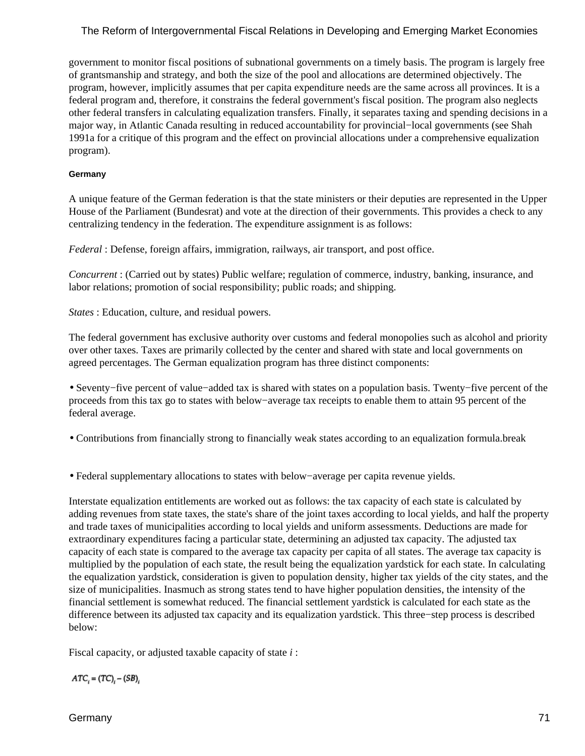government to monitor fiscal positions of subnational governments on a timely basis. The program is largely free of grantsmanship and strategy, and both the size of the pool and allocations are determined objectively. The program, however, implicitly assumes that per capita expenditure needs are the same across all provinces. It is a federal program and, therefore, it constrains the federal government's fiscal position. The program also neglects other federal transfers in calculating equalization transfers. Finally, it separates taxing and spending decisions in a major way, in Atlantic Canada resulting in reduced accountability for provincial−local governments (see Shah 1991a for a critique of this program and the effect on provincial allocations under a comprehensive equalization program).

#### Germany

A unique feature of the German federation is that the state ministers or their deputies are represented in the Upper House of the Parliament (Bundesrat) and vote at the direction of their governments. This provides a check to any centralizing tendency in the federation. The expenditure assignment is as follows:

*Federal* : Defense, foreign affairs, immigration, railways, air transport, and post office.

*Concurrent* : (Carried out by states) Public welfare; regulation of commerce, industry, banking, insurance, and labor relations; promotion of social responsibility; public roads; and shipping.

*States* : Education, culture, and residual powers.

The federal government has exclusive authority over customs and federal monopolies such as alcohol and priority over other taxes. Taxes are primarily collected by the center and shared with state and local governments on agreed percentages. The German equalization program has three distinct components:

- Seventy−five percent of value−added tax is shared with states on a population basis. Twenty−five percent of the proceeds from this tax go to states with below−average tax receipts to enable them to attain 95 percent of the federal average.
- Contributions from financially strong to financially weak states according to an equalization formula.break
- Federal supplementary allocations to states with below−average per capita revenue yields.

Interstate equalization entitlements are worked out as follows: the tax capacity of each state is calculated by adding revenues from state taxes, the state's share of the joint taxes according to local yields, and half the property and trade taxes of municipalities according to local yields and uniform assessments. Deductions are made for extraordinary expenditures facing a particular state, determining an adjusted tax capacity. The adjusted tax capacity of each state is compared to the average tax capacity per capita of all states. The average tax capacity is multiplied by the population of each state, the result being the equalization yardstick for each state. In calculating the equalization yardstick, consideration is given to population density, higher tax yields of the city states, and the size of municipalities. Inasmuch as strong states tend to have higher population densities, the intensity of the financial settlement is somewhat reduced. The financial settlement yardstick is calculated for each state as the difference between its adjusted tax capacity and its equalization yardstick. This three−step process is described below:

Fiscal capacity, or adjusted taxable capacity of state *i* :

$$ATC_i = (TC)_i - (SB)_i$$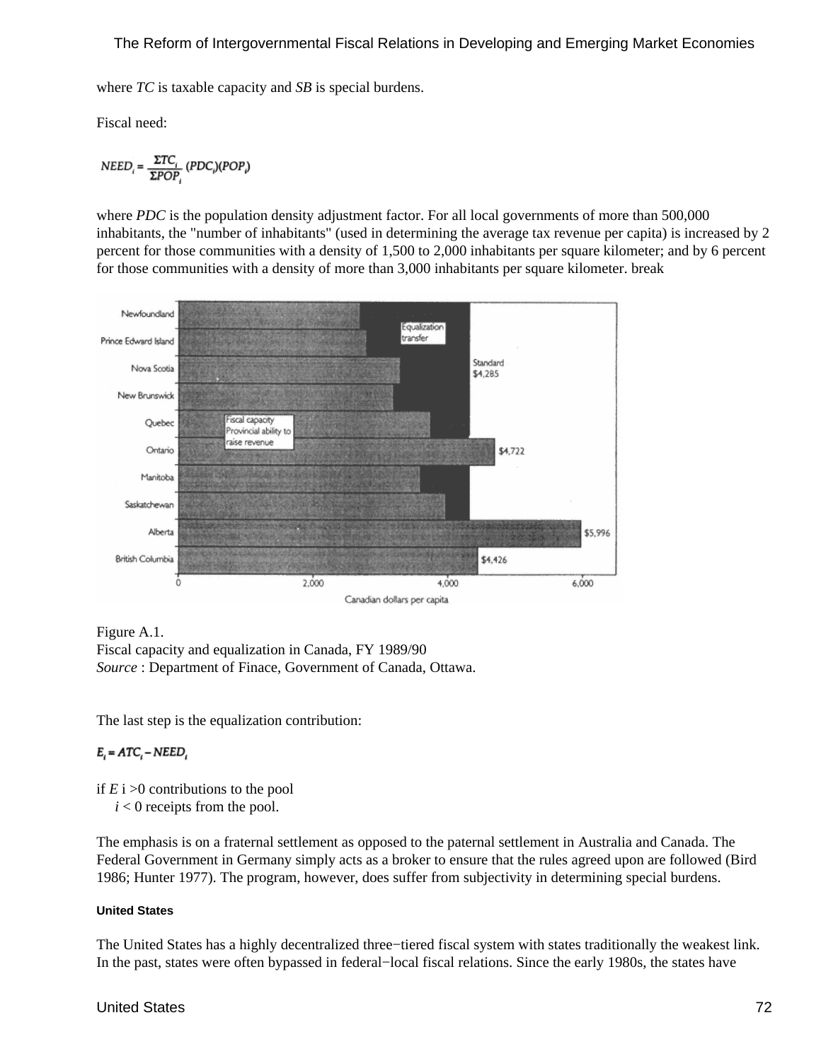where *TC* is taxable capacity and *SB* is special burdens.

Fiscal need:

$$NEED_i = \frac{\Sigma TC_i}{\Sigma POP_i}(PDC_i)(POP_i)$$

where *PDC* is the population density adjustment factor. For all local governments of more than 500,000 inhabitants, the "number of inhabitants" (used in determining the average tax revenue per capita) is increased by 2 percent for those communities with a density of 1,500 to 2,000 inhabitants per square kilometer; and by 6 percent for those communities with a density of more than 3,000 inhabitants per square kilometer. break

Figure A.1.
Fiscal capacity and equalization in Canada, FY 1989/90
*Source* : Department of Finace, Government of Canada, Ottawa.

The last step is the equalization contribution:

$$E_i = ATC_i - NEED_i$$

if $E_i > 0$ contributions to the pool
$i < 0$ receipts from the pool.

The emphasis is on a fraternal settlement as opposed to the paternal settlement in Australia and Canada. The Federal Government in Germany simply acts as a broker to ensure that the rules agreed upon are followed (Bird 1986; Hunter 1977). The program, however, does suffer from subjectivity in determining special burdens.

#### United States

The United States has a highly decentralized three−tiered fiscal system with states traditionally the weakest link. In the past, states were often bypassed in federal−local fiscal relations. Since the early 1980s, the states have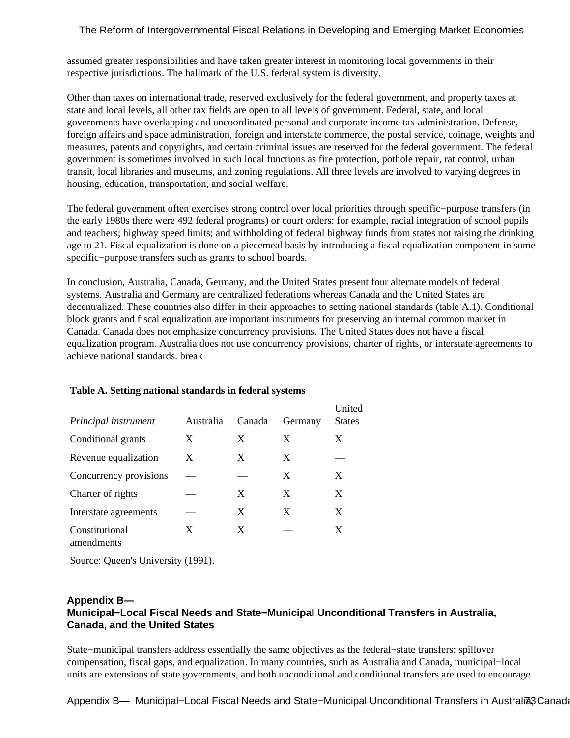assumed greater responsibilities and have taken greater interest in monitoring local governments in their respective jurisdictions. The hallmark of the U.S. federal system is diversity.

Other than taxes on international trade, reserved exclusively for the federal government, and property taxes at state and local levels, all other tax fields are open to all levels of government. Federal, state, and local governments have overlapping and uncoordinated personal and corporate income tax administration. Defense, foreign affairs and space administration, foreign and interstate commerce, the postal service, coinage, weights and measures, patents and copyrights, and certain criminal issues are reserved for the federal government. The federal government is sometimes involved in such local functions as fire protection, pothole repair, rat control, urban transit, local libraries and museums, and zoning regulations. All three levels are involved to varying degrees in housing, education, transportation, and social welfare.

The federal government often exercises strong control over local priorities through specific−purpose transfers (in the early 1980s there were 492 federal programs) or court orders: for example, racial integration of school pupils and teachers; highway speed limits; and withholding of federal highway funds from states not raising the drinking age to 21. Fiscal equalization is done on a piecemeal basis by introducing a fiscal equalization component in some specific−purpose transfers such as grants to school boards.

In conclusion, Australia, Canada, Germany, and the United States present four alternate models of federal systems. Australia and Germany are centralized federations whereas Canada and the United States are decentralized. These countries also differ in their approaches to setting national standards (table A.1). Conditional block grants and fiscal equalization are important instruments for preserving an internal common market in Canada. Canada does not emphasize concurrency provisions. The United States does not have a fiscal equalization program. Australia does not use concurrency provisions, charter of rights, or interstate agreements to achieve national standards. break

**Table A. Setting national standards in federal systems**

| *Principal instrument* | Australia | Canada | Germany | United States |
|---|---|---|---|---|
| Conditional grants | X | X | X | X |
| Revenue equalization | X | X | X | — |
| Concurrency provisions | — | — | X | X |
| Charter of rights | — | X | X | X |
| Interstate agreements | — | X | X | X |
| Constitutional amendments | X | X | — | X |

Source: Queen's University (1991).

## Appendix B— Municipal−Local Fiscal Needs and State−Municipal Unconditional Transfers in Australia, Canada, and the United States

State−municipal transfers address essentially the same objectives as the federal−state transfers: spillover compensation, fiscal gaps, and equalization. In many countries, such as Australia and Canada, municipal−local units are extensions of state governments, and both unconditional and conditional transfers are used to encourage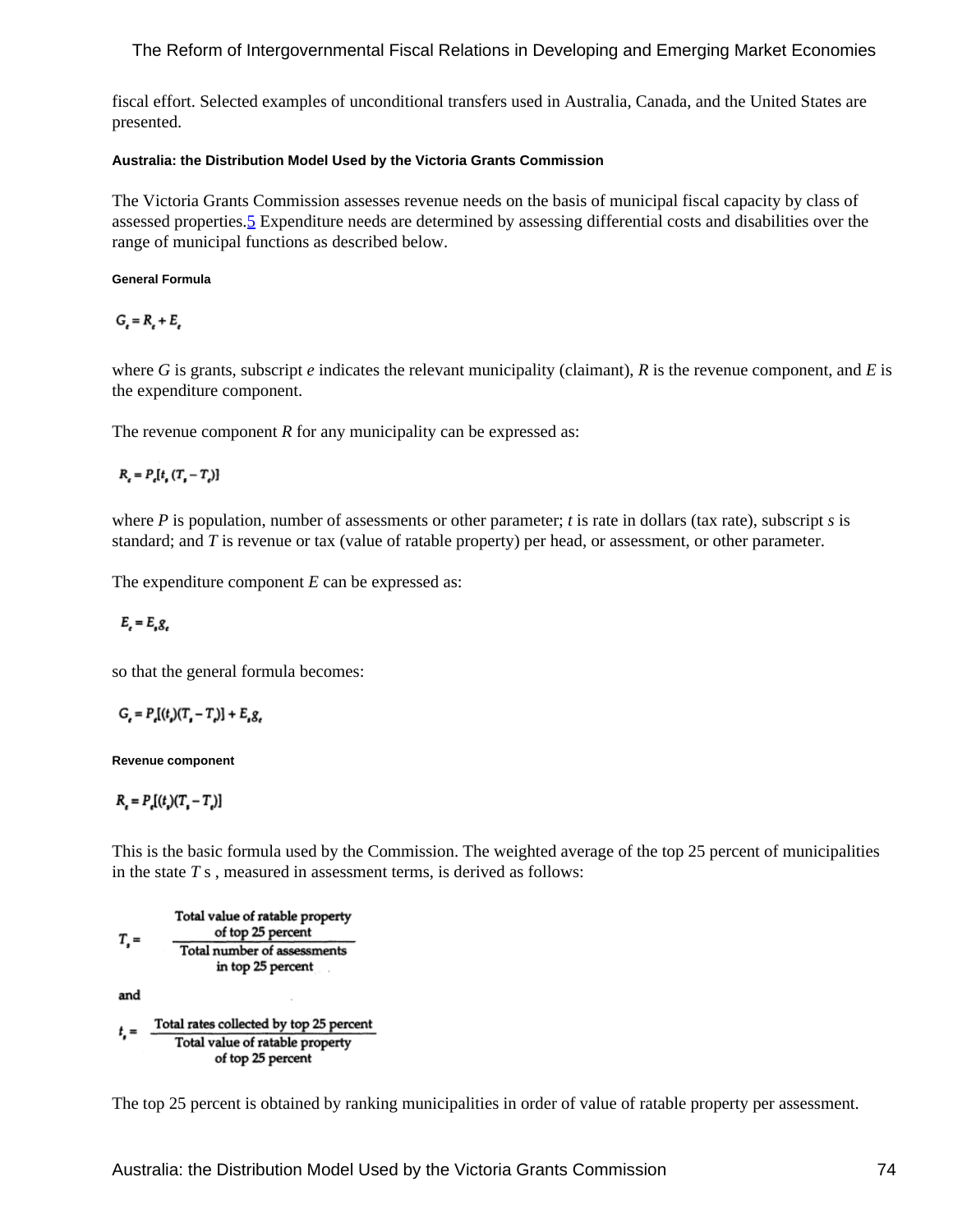fiscal effort. Selected examples of unconditional transfers used in Australia, Canada, and the United States are presented.

### Australia: the Distribution Model Used by the Victoria Grants Commission

The Victoria Grants Commission assesses revenue needs on the basis of municipal fiscal capacity by class of assessed properties.[5] Expenditure needs are determined by assessing differential costs and disabilities over the range of municipal functions as described below.

#### General Formula

$$G_e = R_e + E_e$$

where *G* is grants, subscript *e* indicates the relevant municipality (claimant), *R* is the revenue component, and *E* is the expenditure component.

The revenue component *R* for any municipality can be expressed as:

$$R_e = P_e[t_s (T_s - T_e)]$$

where *P* is population, number of assessments or other parameter; *t* is rate in dollars (tax rate), subscript *s* is standard; and *T* is revenue or tax (value of ratable property) per head, or assessment, or other parameter.

The expenditure component *E* can be expressed as:

$$E_e = E_s g_e$$

so that the general formula becomes:

$$G_e = P_e[(t_s)(T_s - T_e)] + E_s g_e$$

#### Revenue component

$$R_e = P_e[(t_s)(T_s - T_e)]$$

This is the basic formula used by the Commission. The weighted average of the top 25 percent of municipalities in the state *T* s , measured in assessment terms, is derived as follows:

$$T_s = \frac{\text{Total value of ratable property of top 25 percent}}{\text{Total number of assessments in top 25 percent}}$$

and

$$t_s = \frac{\text{Total rates collected by top 25 percent}}{\text{Total value of ratable property of top 25 percent}}$$

The top 25 percent is obtained by ranking municipalities in order of value of ratable property per assessment.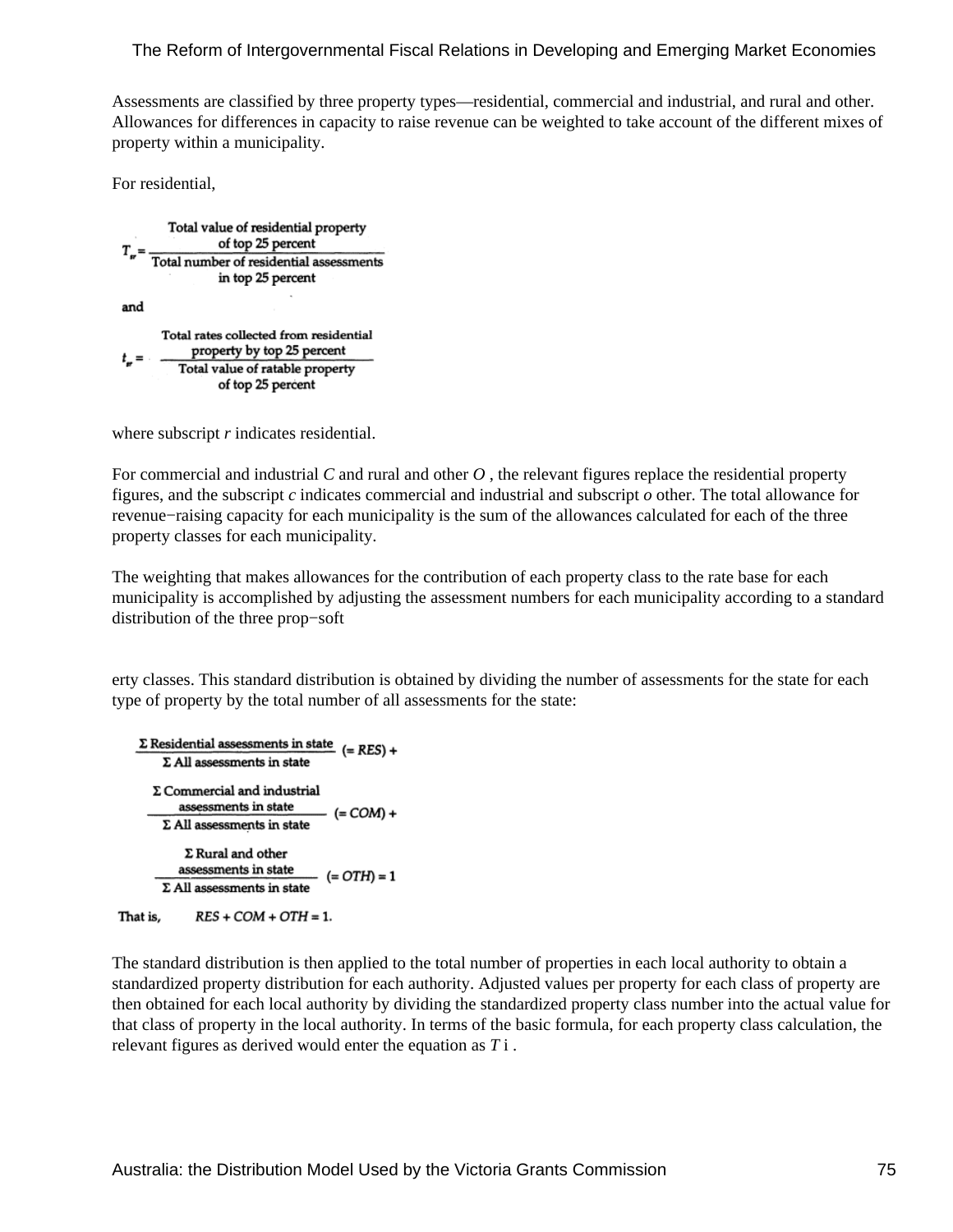Assessments are classified by three property types—residential, commercial and industrial, and rural and other. Allowances for differences in capacity to raise revenue can be weighted to take account of the different mixes of property within a municipality.

For residential,

$$T_{sr} = \frac{\text{Total value of residential property of top 25 percent}}{\text{Total number of residential assessments in top 25 percent}}$$

and

$$t_{sr} = \frac{\text{Total rates collected from residential property by top 25 percent}}{\text{Total value of ratable property of top 25 percent}}$$

where subscript *r* indicates residential.

For commercial and industrial *C* and rural and other *O* , the relevant figures replace the residential property figures, and the subscript *c* indicates commercial and industrial and subscript *o* other. The total allowance for revenue−raising capacity for each municipality is the sum of the allowances calculated for each of the three property classes for each municipality.

The weighting that makes allowances for the contribution of each property class to the rate base for each municipality is accomplished by adjusting the assessment numbers for each municipality according to a standard distribution of the three prop−soft

erty classes. This standard distribution is obtained by dividing the number of assessments for the state for each type of property by the total number of all assessments for the state:

$$\frac{\Sigma \text{ Residential assessments in state}}{\Sigma \text{ All assessments in state}} \ (= RES) +$$

$$\frac{\Sigma \text{ Commercial and industrial assessments in state}}{\Sigma \text{ All assessments in state}} \ (= COM) +$$

$$\frac{\Sigma \text{ Rural and other assessments in state}}{\Sigma \text{ All assessments in state}} \ (= OTH) = 1$$

That is, $RES + COM + OTH = 1.$

The standard distribution is then applied to the total number of properties in each local authority to obtain a standardized property distribution for each authority. Adjusted values per property for each class of property are then obtained for each local authority by dividing the standardized property class number into the actual value for that class of property in the local authority. In terms of the basic formula, for each property class calculation, the relevant figures as derived would enter the equation as $T_i$ .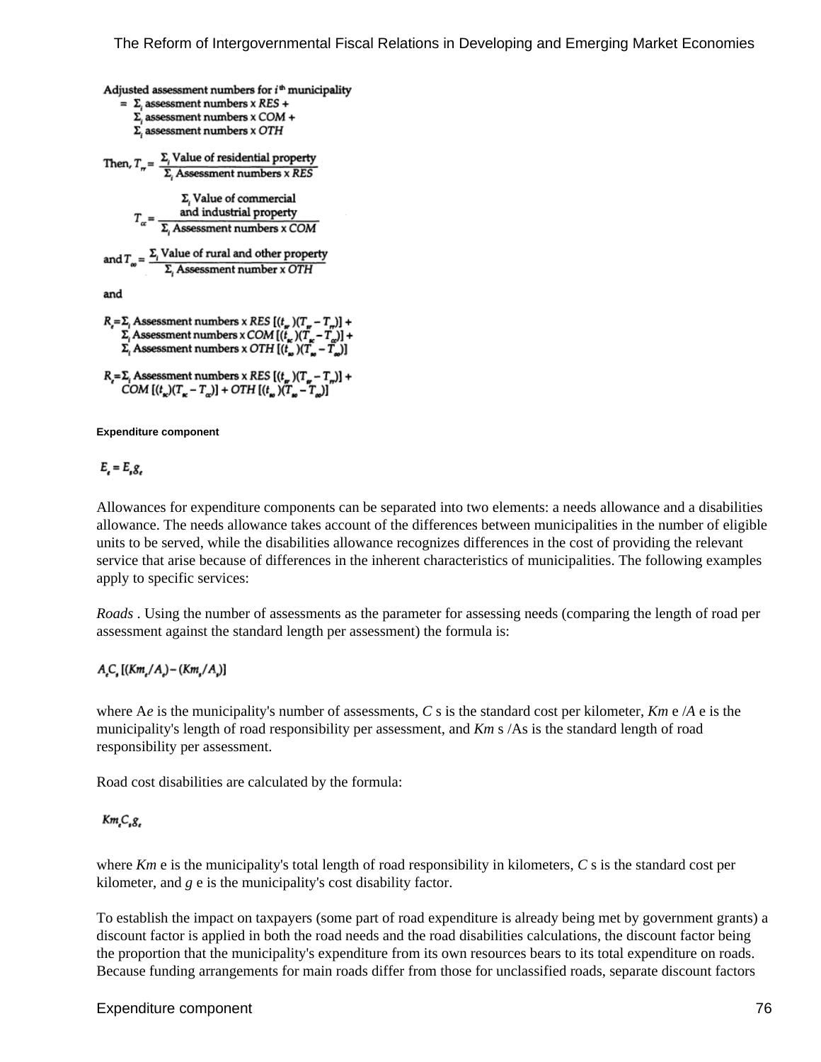Adjusted assessment numbers for $i^{th}$ municipality

$$= \Sigma_i \text{ assessment numbers} \times RES + \Sigma_i \text{ assessment numbers} \times COM + \Sigma_i \text{ assessment numbers} \times OTH$$

Then, $$T_{rr} = \frac{\Sigma_i \text{ Value of residential property}}{\Sigma_i \text{ Assessment numbers} \times RES}$$

$$T_{cc} = \frac{\Sigma_i \text{ Value of commercial and industrial property}}{\Sigma_i \text{ Assessment numbers} \times COM}$$

and $$T_{oo} = \frac{\Sigma_i \text{ Value of rural and other property}}{\Sigma_i \text{ Assessment number} \times OTH}$$

and

$$R_e = \Sigma_i \text{ Assessment numbers} \times RES\,[(t_{sr})(T_{sr} - T_{rr})] + \Sigma_i \text{ Assessment numbers} \times COM\,[(t_{sc})(T_{sc} - T_{cc})] + \Sigma_i \text{ Assessment numbers} \times OTH\,[(t_{so})(T_{so} - T_{oo})]$$

$$R_e = \Sigma_i \text{ Assessment numbers} \times RES\,[(t_{sr})(T_{sr} - T_{rr})] + COM\,[(t_{sc})(T_{sc} - T_{cc})] + OTH\,[(t_{so})(T_{so} - T_{oo})]$$

#### Expenditure component

$$E_e = E_s g_e$$

Allowances for expenditure components can be separated into two elements: a needs allowance and a disabilities allowance. The needs allowance takes account of the differences between municipalities in the number of eligible units to be served, while the disabilities allowance recognizes differences in the cost of providing the relevant service that arise because of differences in the inherent characteristics of municipalities. The following examples apply to specific services:

*Roads* . Using the number of assessments as the parameter for assessing needs (comparing the length of road per assessment against the standard length per assessment) the formula is:

$$A_e C_s\,[(Km_e/A_e) - (Km_s/A_s)]$$

where $A_e$ is the municipality's number of assessments, $C_s$ is the standard cost per kilometer, $Km_e/A_e$ is the municipality's length of road responsibility per assessment, and $Km_s/A_s$ is the standard length of road responsibility per assessment.

Road cost disabilities are calculated by the formula:

$$Km_e C_s g_e$$

where $Km_e$ is the municipality's total length of road responsibility in kilometers, $C_s$ is the standard cost per kilometer, and $g_e$ is the municipality's cost disability factor.

To establish the impact on taxpayers (some part of road expenditure is already being met by government grants) a discount factor is applied in both the road needs and the road disabilities calculations, the discount factor being the proportion that the municipality's expenditure from its own resources bears to its total expenditure on roads. Because funding arrangements for main roads differ from those for unclassified roads, separate discount factors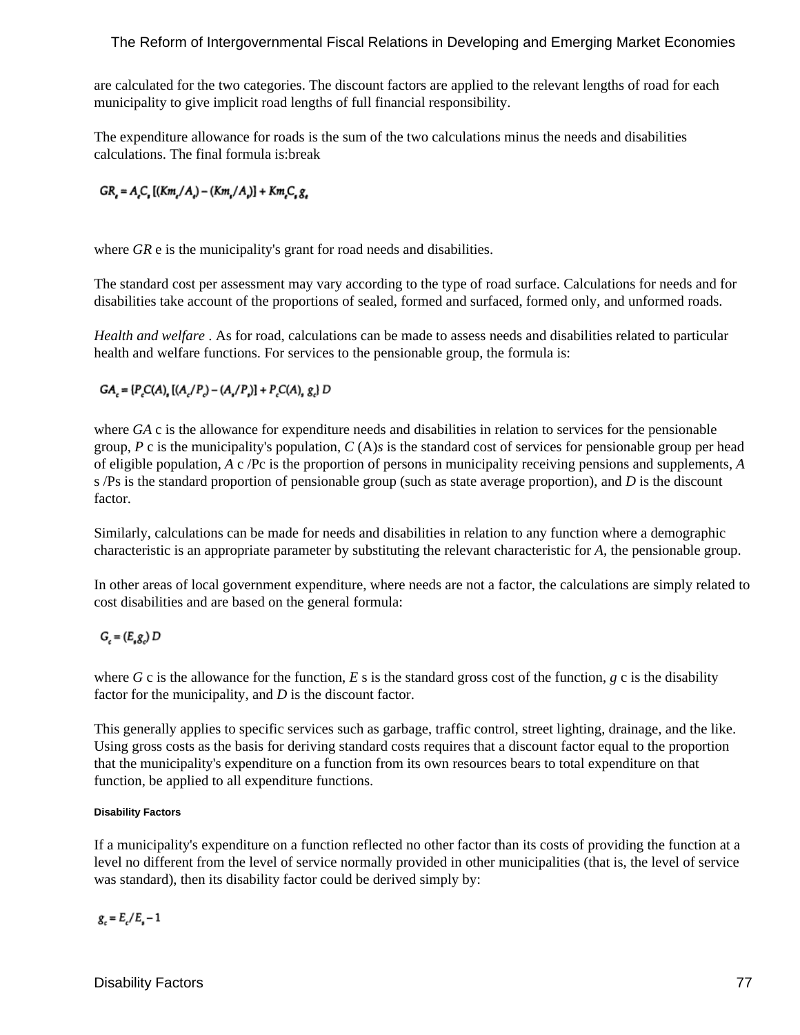are calculated for the two categories. The discount factors are applied to the relevant lengths of road for each municipality to give implicit road lengths of full financial responsibility.

The expenditure allowance for roads is the sum of the two calculations minus the needs and disabilities calculations. The final formula is:break

$$GR_e = A_e C_s [(Km_e/A_e) - (Km_s/A_s)] + Km_e C_s g_e$$

where $GR_e$ is the municipality's grant for road needs and disabilities.

The standard cost per assessment may vary according to the type of road surface. Calculations for needs and for disabilities take account of the proportions of sealed, formed and surfaced, formed only, and unformed roads.

*Health and welfare* . As for road, calculations can be made to assess needs and disabilities related to particular health and welfare functions. For services to the pensionable group, the formula is:

$$GA_c = \{P_c C(A)_s [(A_c/P_c) - (A_s/P_s)] + P_c C(A)_s g_c\} D$$

where $GA_c$ is the allowance for expenditure needs and disabilities in relation to services for the pensionable group, $P_c$ is the municipality's population, $C(A)_s$ is the standard cost of services for pensionable group per head of eligible population, $A_c/P_c$ is the proportion of persons in municipality receiving pensions and supplements, $A_s/P_s$ is the standard proportion of pensionable group (such as state average proportion), and $D$ is the discount factor.

Similarly, calculations can be made for needs and disabilities in relation to any function where a demographic characteristic is an appropriate parameter by substituting the relevant characteristic for $A$, the pensionable group.

In other areas of local government expenditure, where needs are not a factor, the calculations are simply related to cost disabilities and are based on the general formula:

$$G_c = (E_s g_c) D$$

where $G_c$ is the allowance for the function, $E_s$ is the standard gross cost of the function, $g_c$ is the disability factor for the municipality, and $D$ is the discount factor.

This generally applies to specific services such as garbage, traffic control, street lighting, drainage, and the like. Using gross costs as the basis for deriving standard costs requires that a discount factor equal to the proportion that the municipality's expenditure on a function from its own resources bears to total expenditure on that function, be applied to all expenditure functions.

#### Disability Factors

If a municipality's expenditure on a function reflected no other factor than its costs of providing the function at a level no different from the level of service normally provided in other municipalities (that is, the level of service was standard), then its disability factor could be derived simply by:

$$g_c = E_c/E_s - 1$$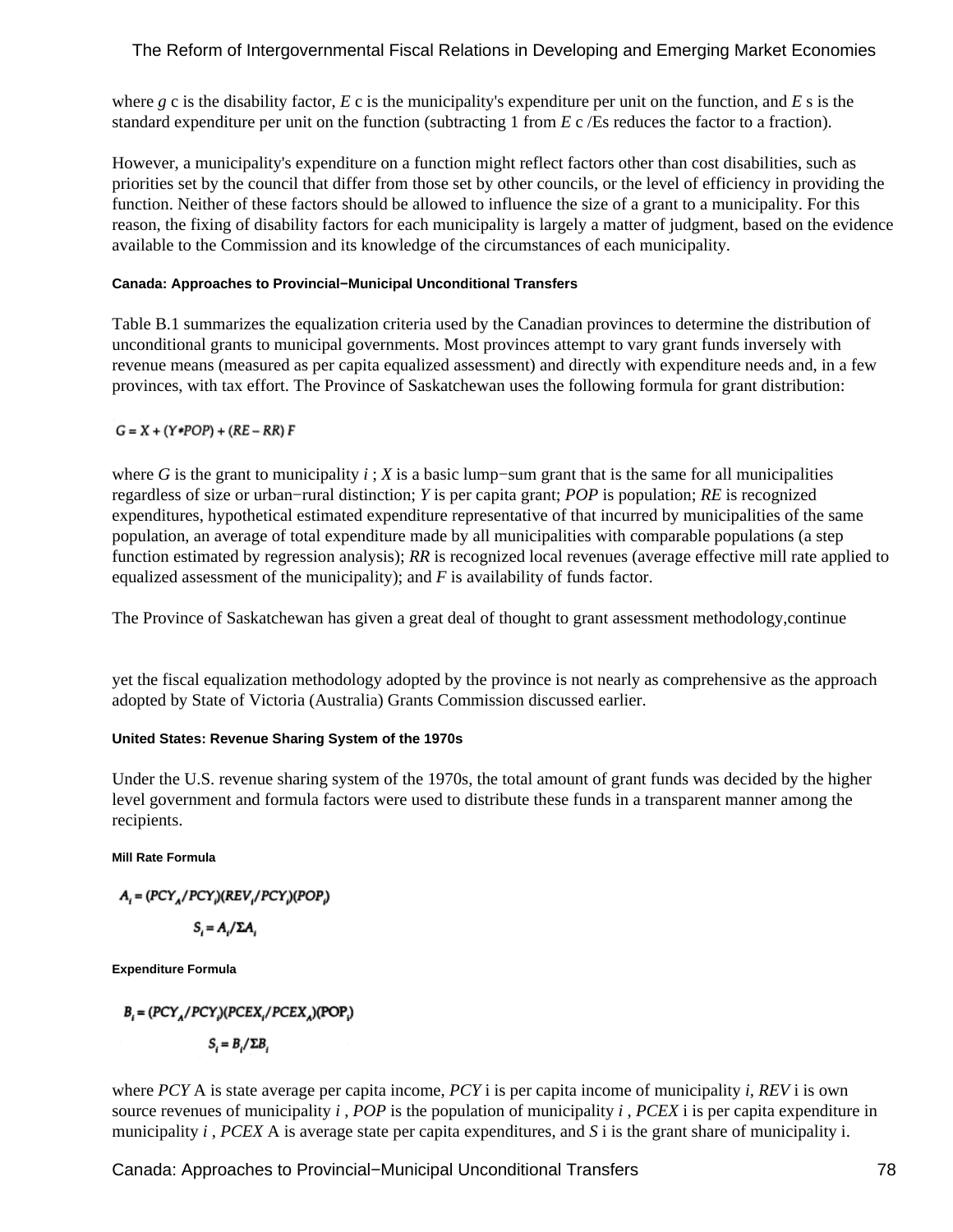where $g_c$ is the disability factor, $E_c$ is the municipality's expenditure per unit on the function, and $E_s$ is the standard expenditure per unit on the function (subtracting 1 from $E_c/E_s$ reduces the factor to a fraction).

However, a municipality's expenditure on a function might reflect factors other than cost disabilities, such as priorities set by the council that differ from those set by other councils, or the level of efficiency in providing the function. Neither of these factors should be allowed to influence the size of a grant to a municipality. For this reason, the fixing of disability factors for each municipality is largely a matter of judgment, based on the evidence available to the Commission and its knowledge of the circumstances of each municipality.

#### Canada: Approaches to Provincial−Municipal Unconditional Transfers

Table B.1 summarizes the equalization criteria used by the Canadian provinces to determine the distribution of unconditional grants to municipal governments. Most provinces attempt to vary grant funds inversely with revenue means (measured as per capita equalized assessment) and directly with expenditure needs and, in a few provinces, with tax effort. The Province of Saskatchewan uses the following formula for grant distribution:

$$G = X + (Y*POP) + (RE - RR)\,F$$

where $G$ is the grant to municipality $i$; $X$ is a basic lump−sum grant that is the same for all municipalities regardless of size or urban−rural distinction; $Y$ is per capita grant; $POP$ is population; $RE$ is recognized expenditures, hypothetical estimated expenditure representative of that incurred by municipalities of the same population, an average of total expenditure made by all municipalities with comparable populations (a step function estimated by regression analysis); $RR$ is recognized local revenues (average effective mill rate applied to equalized assessment of the municipality); and $F$ is availability of funds factor.

The Province of Saskatchewan has given a great deal of thought to grant assessment methodology, yet the fiscal equalization methodology adopted by the province is not nearly as comprehensive as the approach adopted by State of Victoria (Australia) Grants Commission discussed earlier.

#### United States: Revenue Sharing System of the 1970s

Under the U.S. revenue sharing system of the 1970s, the total amount of grant funds was decided by the higher level government and formula factors were used to distribute these funds in a transparent manner among the recipients.

##### Mill Rate Formula

$$A_i = (PCY_A/PCY_i)(REV_i/PCY_i)(POP_i)$$

$$S_i = A_i/\Sigma A_i$$

##### Expenditure Formula

$$B_i = (PCY_A/PCY_i)(PCEX_i/PCEX_A)(POP_i)$$

$$S_i = B_i/\Sigma B_i$$

where $PCY_A$ is state average per capita income, $PCY_i$ is per capita income of municipality $i$, $REV_i$ is own source revenues of municipality $i$, $POP$ is the population of municipality $i$, $PCEX_i$ is per capita expenditure in municipality $i$, $PCEX_A$ is average state per capita expenditures, and $S_i$ is the grant share of municipality i.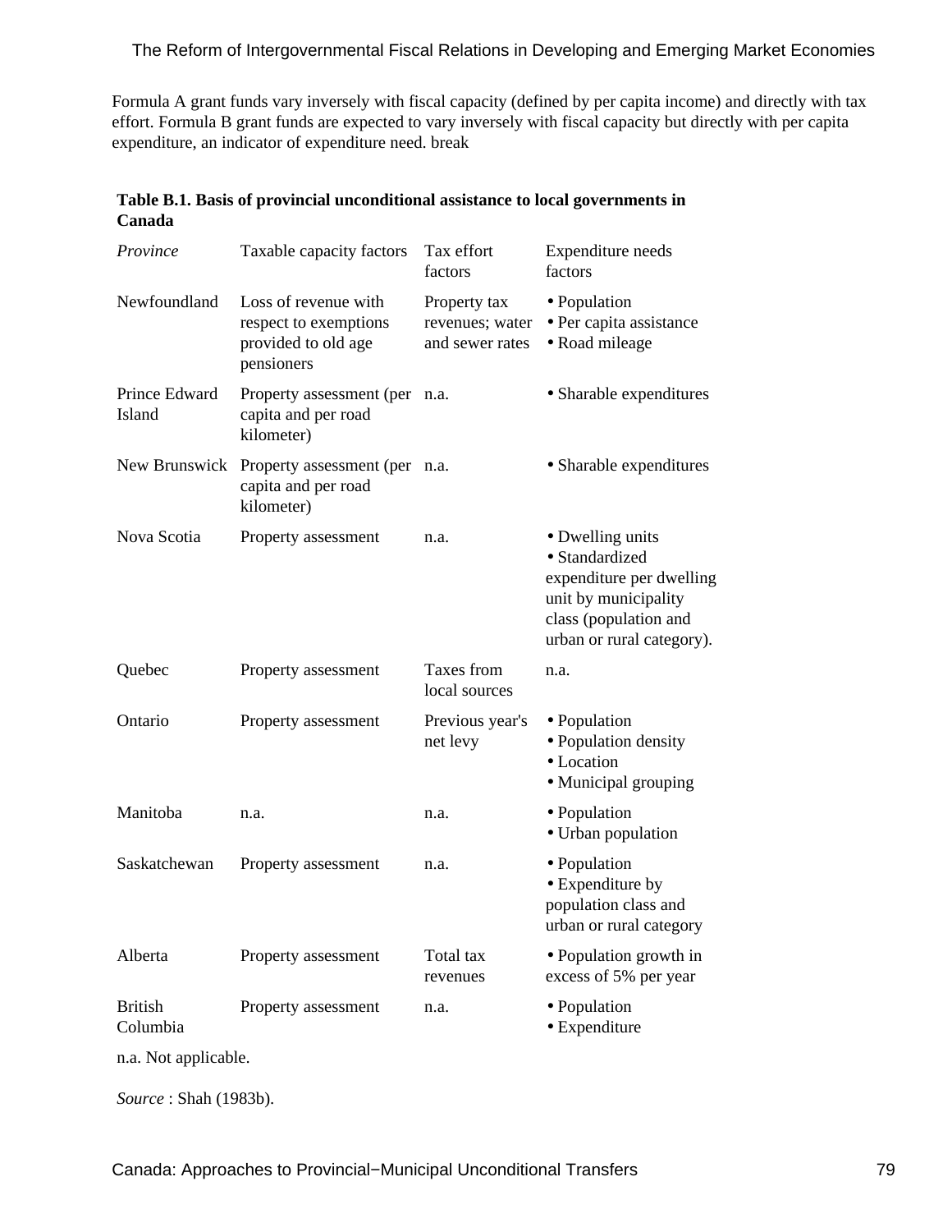Formula A grant funds vary inversely with fiscal capacity (defined by per capita income) and directly with tax effort. Formula B grant funds are expected to vary inversely with fiscal capacity but directly with per capita expenditure, an indicator of expenditure need. break

**Table B.1. Basis of provincial unconditional assistance to local governments in Canada**

| *Province* | Taxable capacity factors | Tax effort factors | Expenditure needs factors |
|---|---|---|---|
| Newfoundland | Loss of revenue with respect to exemptions provided to old age pensioners | Property tax revenues; water and sewer rates | • Population<br>• Per capita assistance<br>• Road mileage |
| Prince Edward Island | Property assessment (per capita and per road kilometer) | n.a. | • Sharable expenditures |
| New Brunswick | Property assessment (per capita and per road kilometer) | n.a. | • Sharable expenditures |
| Nova Scotia | Property assessment | n.a. | • Dwelling units<br>• Standardized expenditure per dwelling unit by municipality class (population and urban or rural category). |
| Quebec | Property assessment | Taxes from local sources | n.a. |
| Ontario | Property assessment | Previous year's net levy | • Population<br>• Population density<br>• Location<br>• Municipal grouping |
| Manitoba | n.a. | n.a. | • Population<br>• Urban population |
| Saskatchewan | Property assessment | n.a. | • Population<br>• Expenditure by population class and urban or rural category |
| Alberta | Property assessment | Total tax revenues | • Population growth in excess of 5% per year |
| British Columbia | Property assessment | n.a. | • Population<br>• Expenditure |

n.a. Not applicable.

*Source* : Shah (1983b).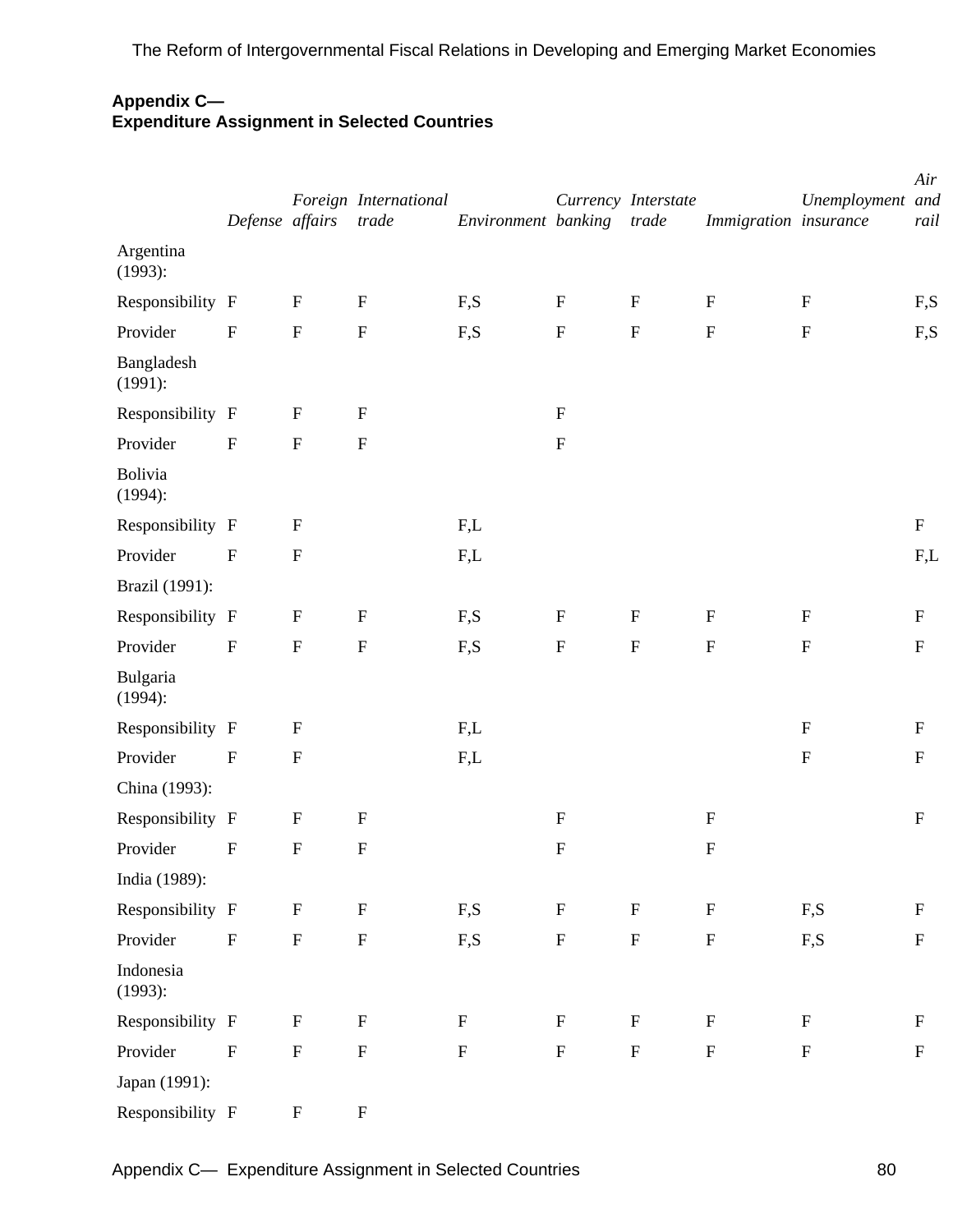## Appendix C— Expenditure Assignment in Selected Countries

| | *Defense* | *Foreign affairs* | *International trade* | *Environment* | *Currency banking* | *Interstate trade* | *Immigration* | *Unemployment insurance* | *Air and rail* |
|---|---|---|---|---|---|---|---|---|---|
| Argentina (1993): | | | | | | | | | |
| Responsibility | F | F | F | F,S | F | F | F | F | F,S |
| Provider | F | F | F | F,S | F | F | F | F | F,S |
| Bangladesh (1991): | | | | | | | | | |
| Responsibility | F | F | F | | F | | | | |
| Provider | F | F | F | | F | | | | |
| Bolivia (1994): | | | | | | | | | |
| Responsibility | F | F | | F,L | | | | | F |
| Provider | F | F | | F,L | | | | | F,L |
| Brazil (1991): | | | | | | | | | |
| Responsibility | F | F | F | F,S | F | F | F | F | F |
| Provider | F | F | F | F,S | F | F | F | F | F |
| Bulgaria (1994): | | | | | | | | | |
| Responsibility | F | F | | F,L | | | | F | F |
| Provider | F | F | | F,L | | | | F | F |
| China (1993): | | | | | | | | | |
| Responsibility | F | F | F | | F | | F | | F |
| Provider | F | F | F | | F | | F | | |
| India (1989): | | | | | | | | | |
| Responsibility | F | F | F | F,S | F | F | F | F,S | F |
| Provider | F | F | F | F,S | F | F | F | F,S | F |
| Indonesia (1993): | | | | | | | | | |
| Responsibility | F | F | F | F | F | F | F | F | F |
| Provider | F | F | F | F | F | F | F | F | F |
| Japan (1991): | | | | | | | | | |
| Responsibility | F | F | F | | | | | | |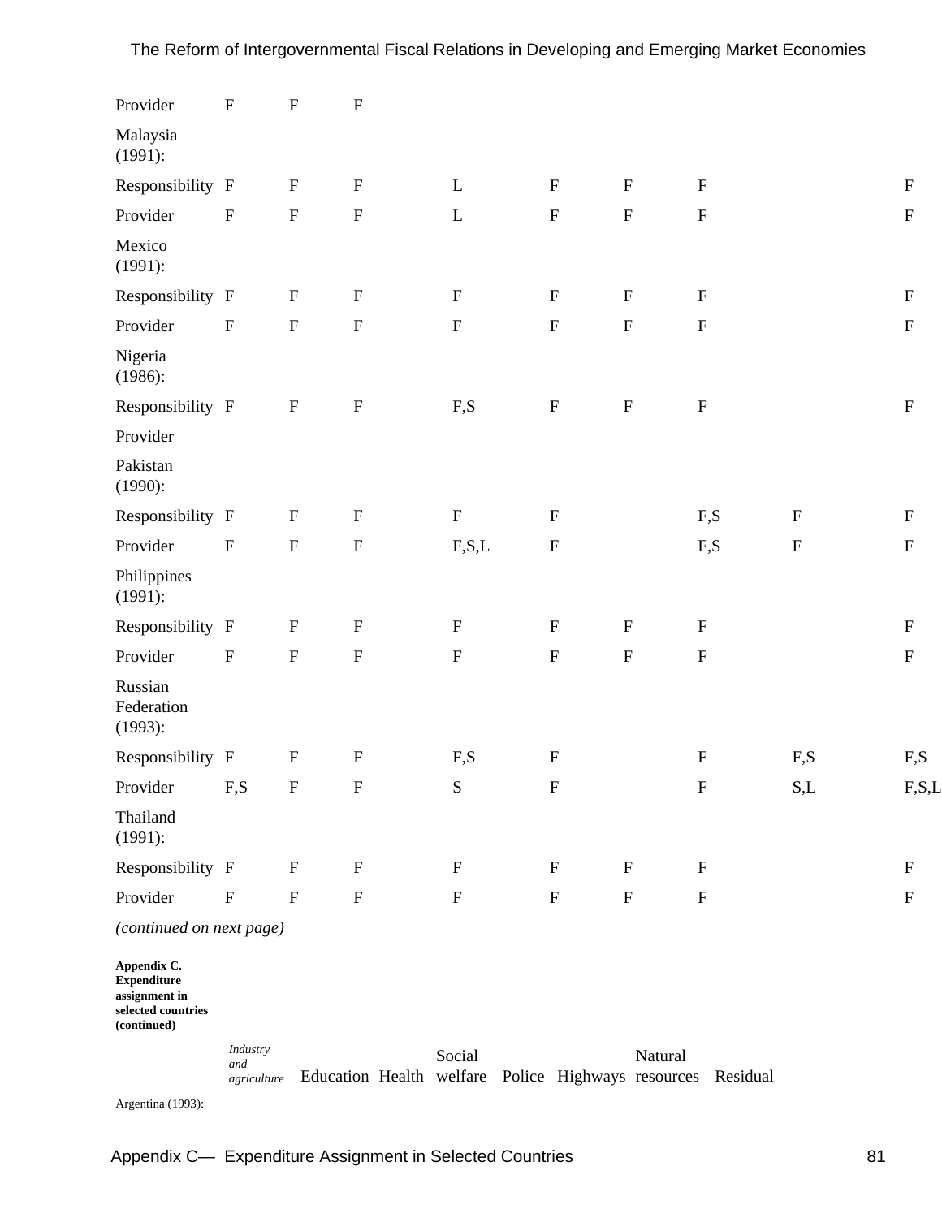| | | | | | | | | | |
|---|---|---|---|---|---|---|---|---|---|
| Provider | F | F | F | | | | | | |
| Malaysia (1991): | | | | | | | | | |
| Responsibility | F | F | F | L | F | F | F | | F |
| Provider | F | F | F | L | F | F | F | | F |
| Mexico (1991): | | | | | | | | | |
| Responsibility | F | F | F | F | F | F | F | | F |
| Provider | F | F | F | F | F | F | F | | F |
| Nigeria (1986): | | | | | | | | | |
| Responsibility | F | F | F | F,S | F | F | F | | F |
| Provider | | | | | | | | | |
| Pakistan (1990): | | | | | | | | | |
| Responsibility | F | F | F | F | F | | F,S | F | F |
| Provider | F | F | F | F,S,L | F | | F,S | F | F |
| Philippines (1991): | | | | | | | | | |
| Responsibility | F | F | F | F | F | F | F | | F |
| Provider | F | F | F | F | F | F | F | | F |
| Russian Federation (1993): | | | | | | | | | |
| Responsibility | F | F | F | F,S | F | | F | F,S | F,S |
| Provider | F,S | F | F | S | F | | F | S,L | F,S,L |
| Thailand (1991): | | | | | | | | | |
| Responsibility | F | F | F | F | F | F | F | | F |
| Provider | F | F | F | F | F | F | F | | F |

*(continued on next page)*

**Appendix C. Expenditure assignment in selected countries (continued)**

| | *Industry and agriculture* | Education | Health | Social welfare | Police | Highways | Natural resources | Residual |
|---|---|---|---|---|---|---|---|---|
| Argentina (1993): | | | | | | | | |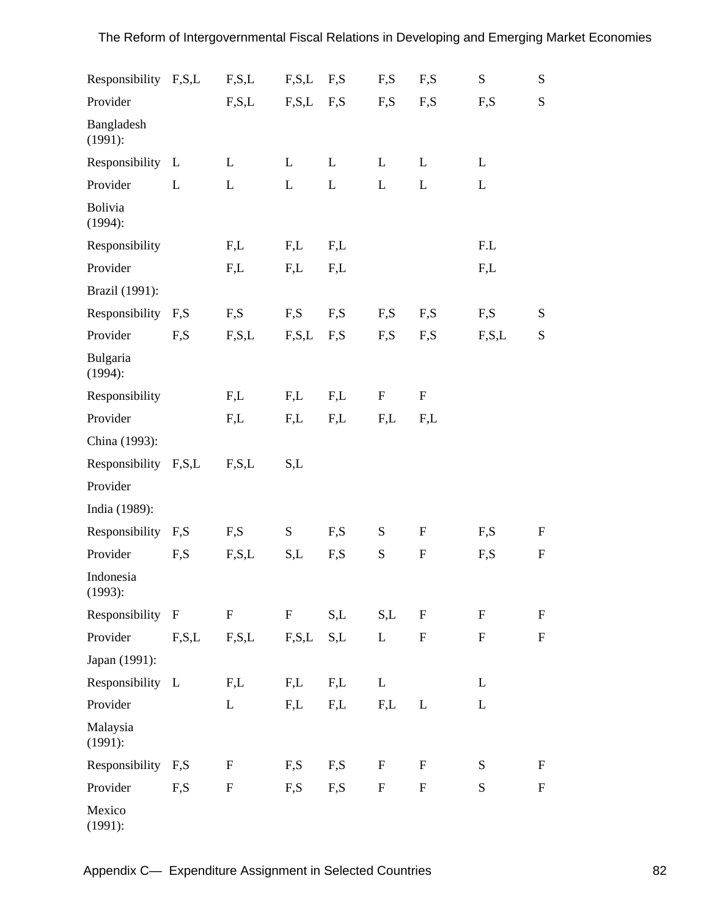| | | | | | | | | |
|---|---|---|---|---|---|---|---|---|
| Responsibility | F,S,L | F,S,L | F,S,L | F,S | F,S | F,S | S | S |
| Provider | | F,S,L | F,S,L | F,S | F,S | F,S | F,S | S |
| Bangladesh (1991): | | | | | | | | |
| Responsibility | L | L | L | L | L | L | L | |
| Provider | L | L | L | L | L | L | L | |
| Bolivia (1994): | | | | | | | | |
| Responsibility | | F,L | F,L | F,L | | | F.L | |
| Provider | | F,L | F,L | F,L | | | F,L | |
| Brazil (1991): | | | | | | | | |
| Responsibility | F,S | F,S | F,S | F,S | F,S | F,S | F,S | S |
| Provider | F,S | F,S,L | F,S,L | F,S | F,S | F,S | F,S,L | S |
| Bulgaria (1994): | | | | | | | | |
| Responsibility | | F,L | F,L | F,L | F | F | | |
| Provider | | F,L | F,L | F,L | F,L | F,L | | |
| China (1993): | | | | | | | | |
| Responsibility | F,S,L | F,S,L | S,L | | | | | |
| Provider | | | | | | | | |
| India (1989): | | | | | | | | |
| Responsibility | F,S | F,S | S | F,S | S | F | F,S | F |
| Provider | F,S | F,S,L | S,L | F,S | S | F | F,S | F |
| Indonesia (1993): | | | | | | | | |
| Responsibility | F | F | F | S,L | S,L | F | F | F |
| Provider | F,S,L | F,S,L | F,S,L | S,L | L | F | F | F |
| Japan (1991): | | | | | | | | |
| Responsibility | L | F,L | F,L | F,L | L | | L | |
| Provider | | L | F,L | F,L | F,L | L | L | |
| Malaysia (1991): | | | | | | | | |
| Responsibility | F,S | F | F,S | F,S | F | F | S | F |
| Provider | F,S | F | F,S | F,S | F | F | S | F |
| Mexico (1991): | | | | | | | | |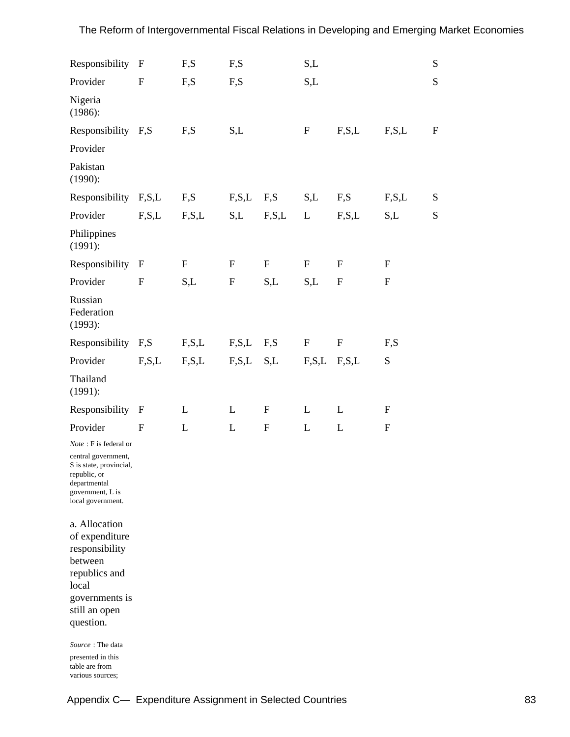| | | | | | | | | |
|---|---|---|---|---|---|---|---|---|
| Responsibility | F | F,S | F,S | | S,L | | | S |
| Provider | F | F,S | F,S | | S,L | | | S |
| Nigeria (1986): | | | | | | | | |
| Responsibility | F,S | F,S | S,L | | F | F,S,L | F,S,L | F |
| Provider | | | | | | | | |
| Pakistan (1990): | | | | | | | | |
| Responsibility | F,S,L | F,S | F,S,L | F,S | S,L | F,S | F,S,L | S |
| Provider | F,S,L | F,S,L | S,L | F,S,L | L | F,S,L | S,L | S |
| Philippines (1991): | | | | | | | | |
| Responsibility | F | F | F | F | F | F | F | |
| Provider | F | S,L | F | S,L | S,L | F | F | |
| Russian Federation (1993): | | | | | | | | |
| Responsibility | F,S | F,S,L | F,S,L | F,S | F | F | F,S | |
| Provider | F,S,L | F,S,L | F,S,L | S,L | F,S,L | F,S,L | S | |
| Thailand (1991): | | | | | | | | |
| Responsibility | F | L | L | F | L | L | F | |
| Provider | F | L | L | F | L | L | F | |

*Note* : F is federal or central government, S is state, provincial, republic, or departmental government, L is local government.

a. Allocation of expenditure responsibility between republics and local governments is still an open question.

*Source* : The data presented in this table are from various sources;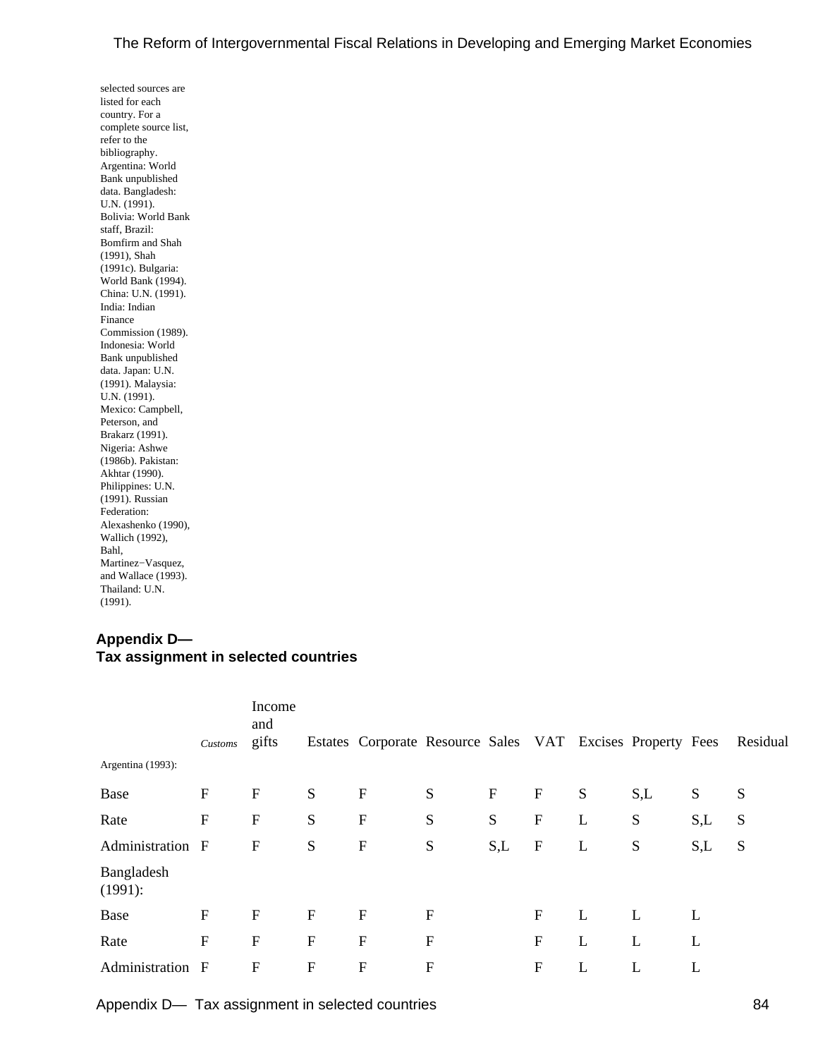selected sources are listed for each country. For a complete source list, refer to the bibliography. Argentina: World Bank unpublished data. Bangladesh: U.N. (1991). Bolivia: World Bank staff, Brazil: Bomfirm and Shah (1991), Shah (1991c). Bulgaria: World Bank (1994). China: U.N. (1991). India: Indian Finance Commission (1989). Indonesia: World Bank unpublished data. Japan: U.N. (1991). Malaysia: U.N. (1991). Mexico: Campbell, Peterson, and Brakarz (1991). Nigeria: Ashwe (1986b). Pakistan: Akhtar (1990). Philippines: U.N. (1991). Russian Federation: Alexashenko (1990), Wallich (1992), Bahl, Martinez−Vasquez, and Wallace (1993). Thailand: U.N. (1991).

## Appendix D— Tax assignment in selected countries

| | *Customs* | Income and gifts | Estates | Corporate | Resource | Sales | VAT | Excises | Property | Fees | Residual |
|---|---|---|---|---|---|---|---|---|---|---|---|
| Argentina (1993): | | | | | | | | | | | |
| Base | F | F | S | F | S | F | F | S | S,L | S | S |
| Rate | F | F | S | F | S | S | F | L | S | S,L | S |
| Administration | F | F | S | F | S | S,L | F | L | S | S,L | S |
| Bangladesh (1991): | | | | | | | | | | | |
| Base | F | F | F | F | F | | F | L | L | L | |
| Rate | F | F | F | F | F | | F | L | L | L | |
| Administration | F | F | F | F | F | | F | L | L | L | |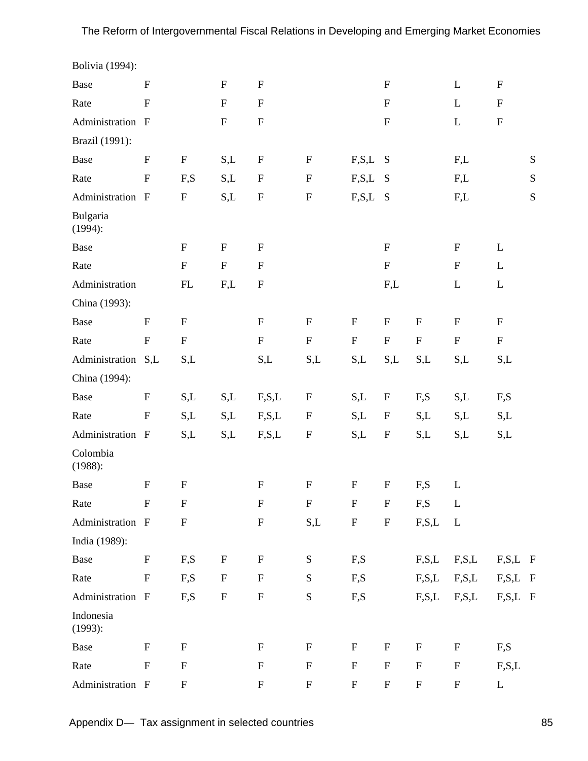| | | | | | | | | | | |
|---|---|---|---|---|---|---|---|---|---|---|
| Bolivia (1994): | | | | | | | | | | |
| Base | F | | F | F | | | F | | L | F | |
| Rate | F | | F | F | | | F | | L | F | |
| Administration | F | | F | F | | | F | | L | F | |
| Brazil (1991): | | | | | | | | | | | |
| Base | F | F | S,L | F | F | F,S,L | S | | F,L | | S |
| Rate | F | F,S | S,L | F | F | F,S,L | S | | F,L | | S |
| Administration | F | F | S,L | F | F | F,S,L | S | | F,L | | S |
| Bulgaria (1994): | | | | | | | | | | | |
| Base | | F | F | F | | | F | | F | L | |
| Rate | | F | F | F | | | F | | F | L | |
| Administration | | FL | F,L | F | | | F,L | | L | L | |
| China (1993): | | | | | | | | | | | |
| Base | F | F | | F | F | F | F | F | F | F | |
| Rate | F | F | | F | F | F | F | F | F | F | |
| Administration | S,L | S,L | | S,L | S,L | S,L | S,L | S,L | S,L | S,L | |
| China (1994): | | | | | | | | | | | |
| Base | F | S,L | S,L | F,S,L | F | S,L | F | F,S | S,L | F,S | |
| Rate | F | S,L | S,L | F,S,L | F | S,L | F | S,L | S,L | S,L | |
| Administration | F | S,L | S,L | F,S,L | F | S,L | F | S,L | S,L | S,L | |
| Colombia (1988): | | | | | | | | | | | |
| Base | F | F | | F | F | F | F | F,S | L | | |
| Rate | F | F | | F | F | F | F | F,S | L | | |
| Administration | F | F | | F | S,L | F | F | F,S,L | L | | |
| India (1989): | | | | | | | | | | | |
| Base | F | F,S | F | F | S | F,S | | F,S,L | F,S,L | F,S,L | F |
| Rate | F | F,S | F | F | S | F,S | | F,S,L | F,S,L | F,S,L | F |
| Administration | F | F,S | F | F | S | F,S | | F,S,L | F,S,L | F,S,L | F |
| Indonesia (1993): | | | | | | | | | | | |
| Base | F | F | | F | F | F | F | F | F | F,S | |
| Rate | F | F | | F | F | F | F | F | F | F,S,L | |
| Administration | F | F | | F | F | F | F | F | F | L | |

Appendix D— Tax assignment in selected countries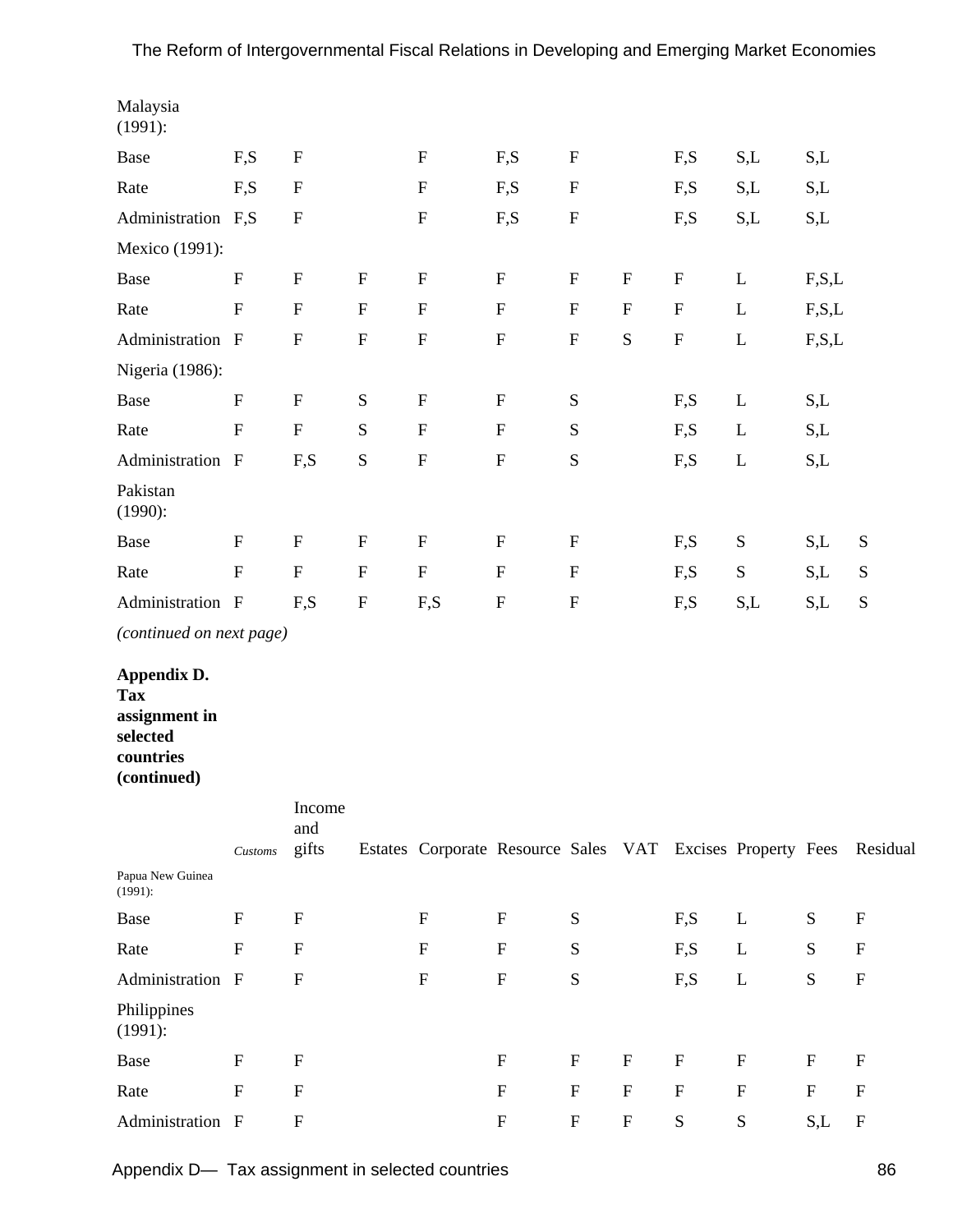| | Customs | Income and gifts | Estates | Corporate | Resource | Sales | VAT | Excises | Property | Fees | Residual |
|---|---|---|---|---|---|---|---|---|---|---|---|
| Malaysia (1991): | | | | | | | | | | | |
| Base | F,S | F | | F | F,S | F | | F,S | S,L | S,L | |
| Rate | F,S | F | | F | F,S | F | | F,S | S,L | S,L | |
| Administration | F,S | F | | F | F,S | F | | F,S | S,L | S,L | |
| Mexico (1991): | | | | | | | | | | | |
| Base | F | F | F | F | F | F | F | F | L | F,S,L | |
| Rate | F | F | F | F | F | F | F | F | L | F,S,L | |
| Administration | F | F | F | F | F | F | S | F | L | F,S,L | |
| Nigeria (1986): | | | | | | | | | | | |
| Base | F | F | S | F | F | S | | F,S | L | S,L | |
| Rate | F | F | S | F | F | S | | F,S | L | S,L | |
| Administration | F | F,S | S | F | F | S | | F,S | L | S,L | |
| Pakistan (1990): | | | | | | | | | | | |
| Base | F | F | F | F | F | F | | F,S | S | S,L | S |
| Rate | F | F | F | F | F | F | | F,S | S | S,L | S |
| Administration | F | F,S | F | F,S | F | F | | F,S | S,L | S,L | S |

*(continued on next page)*

**Appendix D. Tax assignment in selected countries (continued)**

| | *Customs* | Income and gifts | Estates | Corporate | Resource | Sales | VAT | Excises | Property | Fees | Residual |
|---|---|---|---|---|---|---|---|---|---|---|---|
| Papua New Guinea (1991): | | | | | | | | | | | |
| Base | F | F | | F | F | S | | F,S | L | S | F |
| Rate | F | F | | F | F | S | | F,S | L | S | F |
| Administration | F | F | | F | F | S | | F,S | L | S | F |
| Philippines (1991): | | | | | | | | | | | |
| Base | F | F | | | F | F | F | F | F | F | F |
| Rate | F | F | | | F | F | F | F | F | F | F |
| Administration | F | F | | | F | F | F | S | S | S,L | F |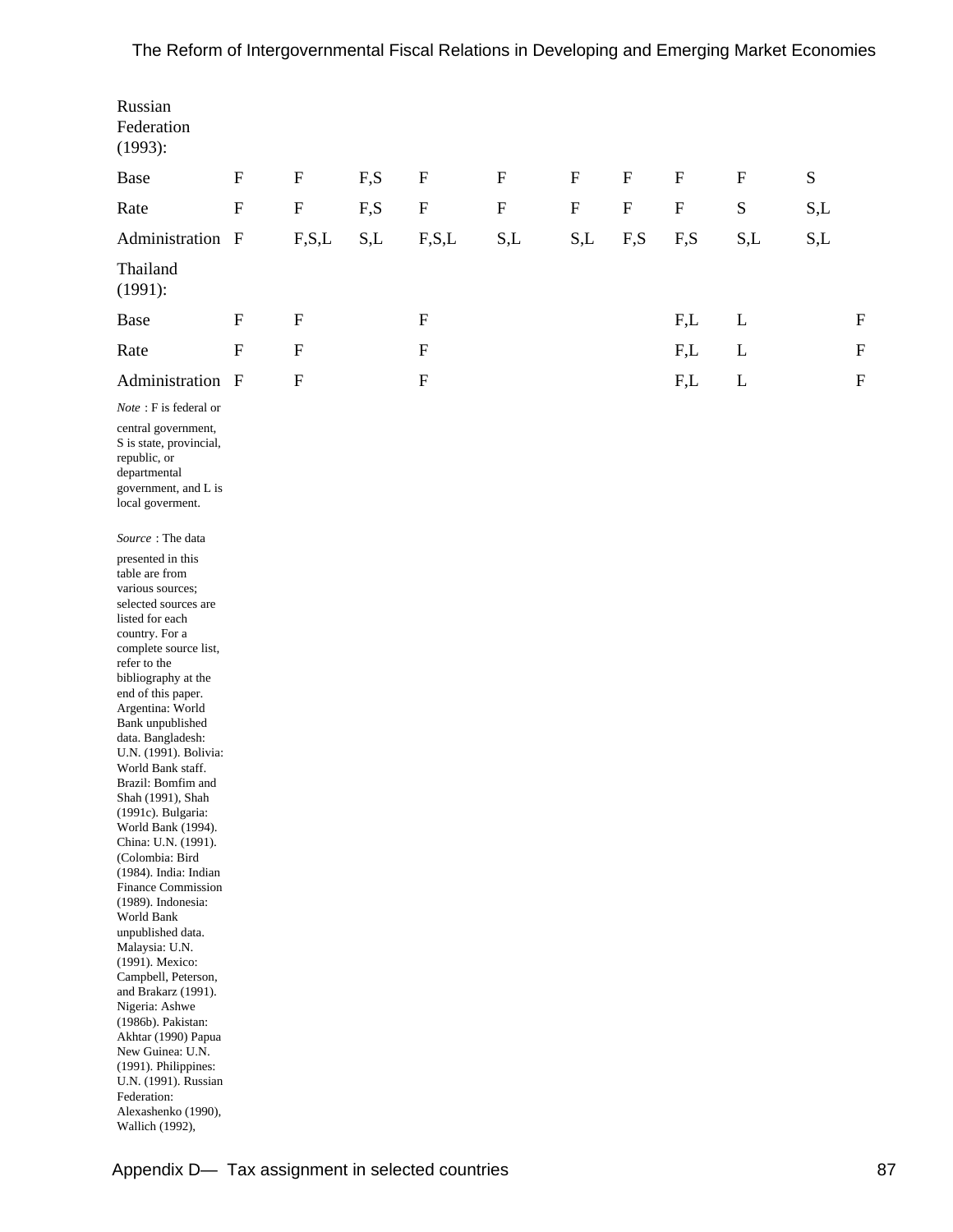| | | | | | | | | | | | |
|---|---|---|---|---|---|---|---|---|---|---|---|
| Russian Federation (1993): | | | | | | | | | | | |
| Base | F | F | F,S | F | F | F | F | F | F | S | |
| Rate | F | F | F,S | F | F | F | F | F | S | S,L | |
| Administration | F | F,S,L | S,L | F,S,L | S,L | S,L | F,S | F,S | S,L | S,L | |
| Thailand (1991): | | | | | | | | | | | |
| Base | F | F | | F | | | | F,L | L | | F |
| Rate | F | F | | F | | | | F,L | L | | F |
| Administration | F | F | | F | | | | F,L | L | | F |

*Note* : F is federal or central government, S is state, provincial, republic, or departmental government, and L is local goverment.

*Source* : The data presented in this table are from various sources; selected sources are listed for each country. For a complete source list, refer to the bibliography at the end of this paper. Argentina: World Bank unpublished data. Bangladesh: U.N. (1991). Bolivia: World Bank staff. Brazil: Bomfim and Shah (1991), Shah (1991c). Bulgaria: World Bank (1994). China: U.N. (1991). (Colombia: Bird (1984). India: Indian Finance Commission (1989). Indonesia: World Bank unpublished data. Malaysia: U.N. (1991). Mexico: Campbell, Peterson, and Brakarz (1991). Nigeria: Ashwe (1986b). Pakistan: Akhtar (1990) Papua New Guinea: U.N. (1991). Philippines: U.N. (1991). Russian Federation: Alexashenko (1990), Wallich (1992),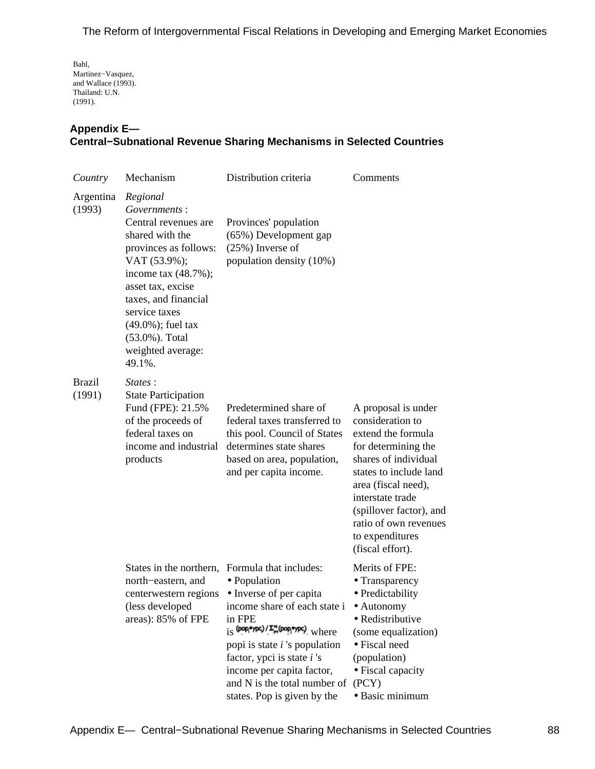Bahl, Martinez−Vasquez, and Wallace (1993). Thailand: U.N. (1991).

## Appendix E— Central−Subnational Revenue Sharing Mechanisms in Selected Countries

| *Country* | Mechanism | Distribution criteria | Comments |
|---|---|---|---|
| Argentina (1993) | *Regional Governments* : Central revenues are shared with the provinces as follows: VAT (53.9%); income tax (48.7%); asset tax, excise taxes, and financial service taxes (49.0%); fuel tax (53.0%). Total weighted average: 49.1%. | Provinces' population (65%) Development gap (25%) Inverse of population density (10%) | |
| Brazil (1991) | *States* : State Participation Fund (FPE): 21.5% of the proceeds of federal taxes on income and industrial products | Predetermined share of federal taxes transferred to this pool. Council of States determines state shares based on area, population, and per capita income. | A proposal is under consideration to extend the formula for determining the shares of individual states to include land area (fiscal need), interstate trade (spillover factor), and ratio of own revenues to expenditures (fiscal effort). |
| | States in the northern, north−eastern, and centerwestern regions (less developed areas): 85% of FPE | Formula that includes: • Population • Inverse of per capita income share of each state i in FPE is $(pop_i * ypc_i) / \sum_{i=1}^{N} (pop_i * ypc_i)$, where popi is state *i* 's population factor, ypci is state *i* 's income per capita factor, and N is the total number of states. Pop is given by the | Merits of FPE: • Transparency • Predictability • Autonomy • Redistributive (some equalization) • Fiscal need (population) • Fiscal capacity (PCY) • Basic minimum |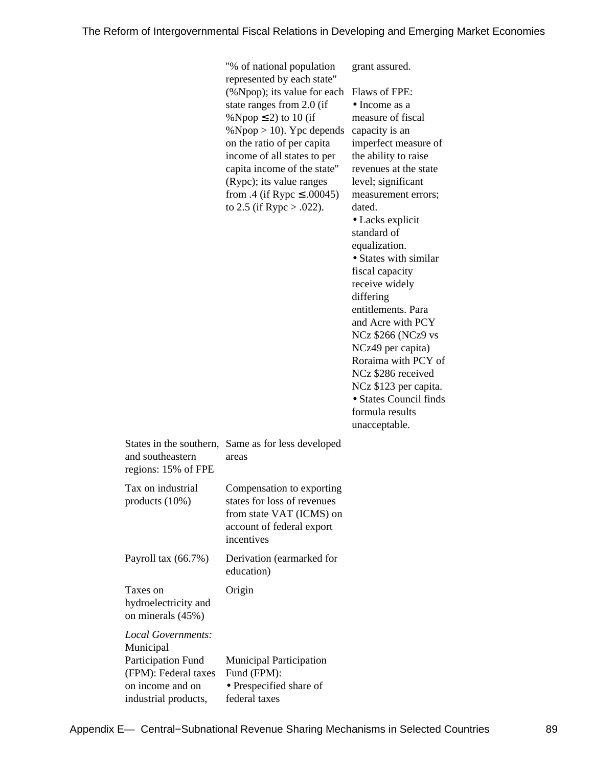| | | |
|---|---|---|
| | "% of national population represented by each state" (%Npop); its value for each state ranges from 2.0 (if %Npop ≤ 2) to 10 (if %Npop > 10). Ypc depends on the ratio of per capita income of all states to per capita income of the state" (Rypc); its value ranges from .4 (if Rypc ≤ .00045) to 2.5 (if Rypc > .022). | grant assured.<br><br>Flaws of FPE:<br>• Income as a measure of fiscal capacity is an imperfect measure of the ability to raise revenues at the state level; significant measurement errors; dated.<br>• Lacks explicit standard of equalization.<br>• States with similar fiscal capacity receive widely differing entitlements. Para and Acre with PCY NCz $266 (NCz9 vs NCz49 per capita) Roraima with PCY of NCz $286 received NCz $123 per capita.<br>• States Council finds formula results unacceptable. |
| States in the southern, and southeastern regions: 15% of FPE | Same as for less developed areas | |
| Tax on industrial products (10%) | Compensation to exporting states for loss of revenues from state VAT (ICMS) on account of federal export incentives | |
| Payroll tax (66.7%) | Derivation (earmarked for education) | |
| Taxes on hydroelectricity and on minerals (45%) | Origin | |
| *Local Governments:* Municipal Participation Fund (FPM): Federal taxes on income and on industrial products, | Municipal Participation Fund (FPM):<br>• Prespecified share of federal taxes | |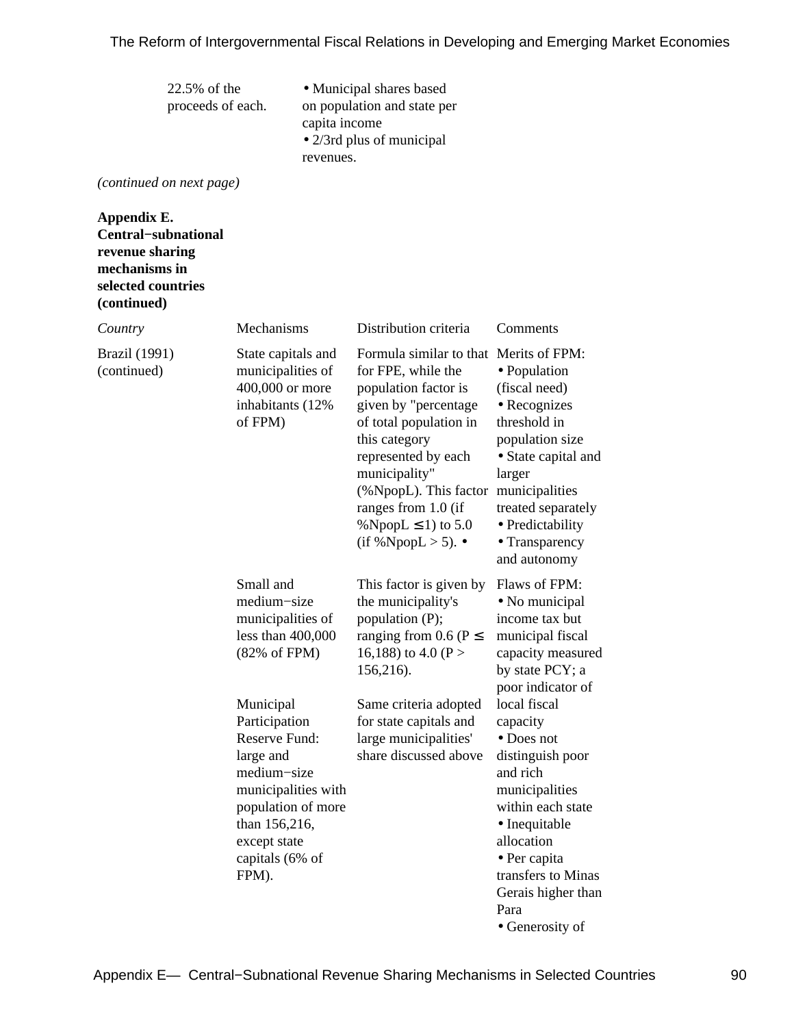| | 22.5% of the proceeds of each. | • Municipal shares based on population and state per capita income<br>• 2/3rd plus of municipal revenues. | |
|---|---|---|---|

*(continued on next page)*

**Appendix E. Central−subnational revenue sharing mechanisms in selected countries (continued)**

| *Country* | Mechanisms | Distribution criteria | Comments |
|---|---|---|---|
| Brazil (1991) (continued) | State capitals and municipalities of 400,000 or more inhabitants (12% of FPM) | Formula similar to that for FPE, while the population factor is given by "percentage of total population in this category represented by each municipality" (%NpopL). This factor ranges from 1.0 (if %NpopL ≤ 1) to 5.0 (if %NpopL > 5). • | Merits of FPM:<br>• Population (fiscal need)<br>• Recognizes threshold in population size<br>• State capital and larger municipalities treated separately<br>• Predictability<br>• Transparency and autonomy |
| | Small and medium−size municipalities of less than 400,000 (82% of FPM) | This factor is given by the municipality's population (P); ranging from 0.6 (P ≤ 16,188) to 4.0 (P > 156,216). | Flaws of FPM:<br>• No municipal income tax but municipal fiscal capacity measured by state PCY; a poor indicator of local fiscal capacity<br>• Does not distinguish poor and rich municipalities within each state<br>• Inequitable allocation<br>• Per capita transfers to Minas Gerais higher than Para<br>• Generosity of |
| | Municipal Participation Reserve Fund: large and medium−size municipalities with population of more than 156,216, except state capitals (6% of FPM). | Same criteria adopted for state capitals and large municipalities' share discussed above | |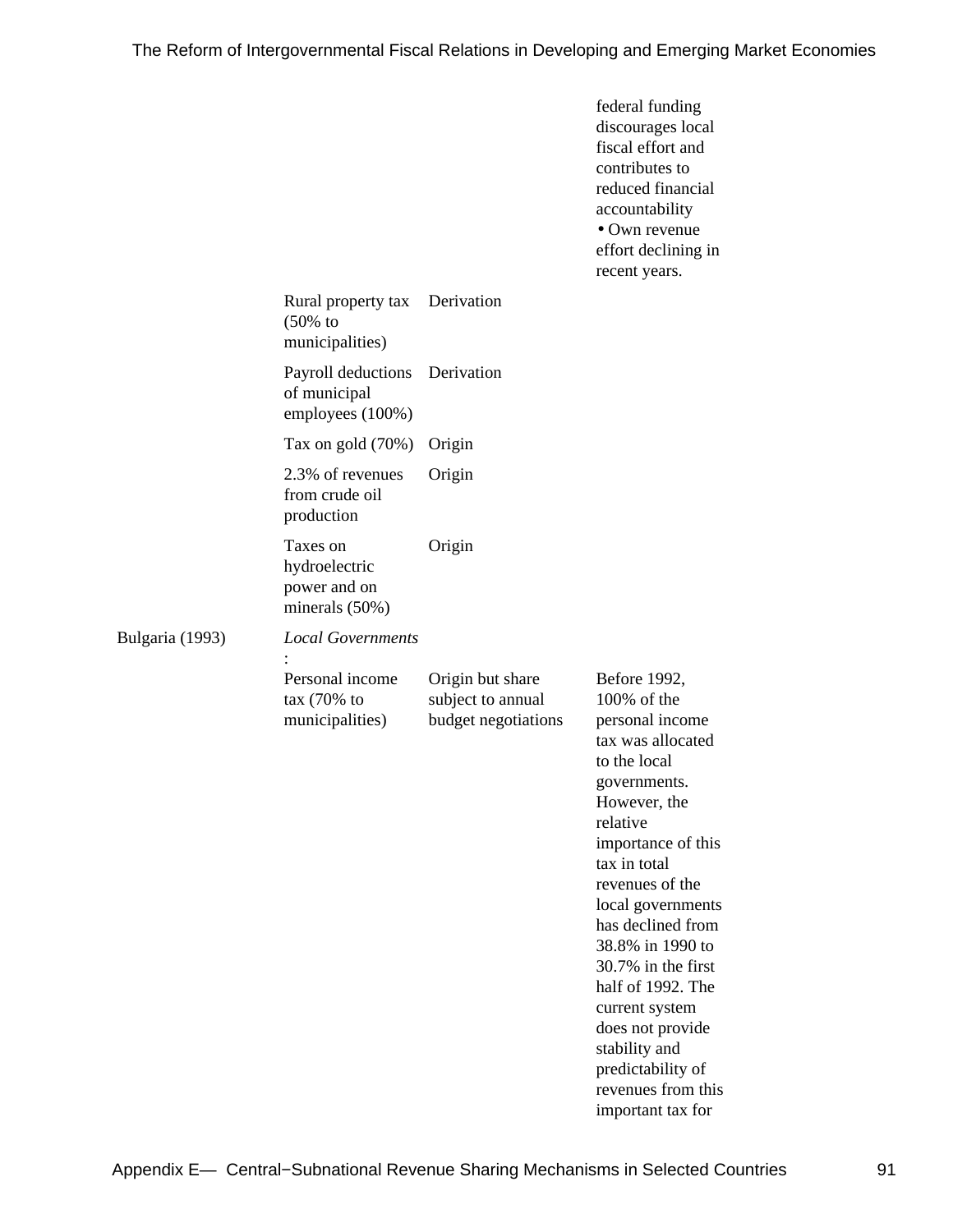| | | | |
|---|---|---|---|
| | | | federal funding discourages local fiscal effort and contributes to reduced financial accountability<br>• Own revenue effort declining in recent years. |
| | Rural property tax (50% to municipalities) | Derivation | |
| | Payroll deductions of municipal employees (100%) | Derivation | |
| | Tax on gold (70%) | Origin | |
| | 2.3% of revenues from crude oil production | Origin | |
| | Taxes on hydroelectric power and on minerals (50%) | Origin | |
| Bulgaria (1993) | *Local Governments*: | | |
| | Personal income tax (70% to municipalities) | Origin but share subject to annual budget negotiations | Before 1992, 100% of the personal income tax was allocated to the local governments. However, the relative importance of this tax in total revenues of the local governments has declined from 38.8% in 1990 to 30.7% in the first half of 1992. The current system does not provide stability and predictability of revenues from this important tax for |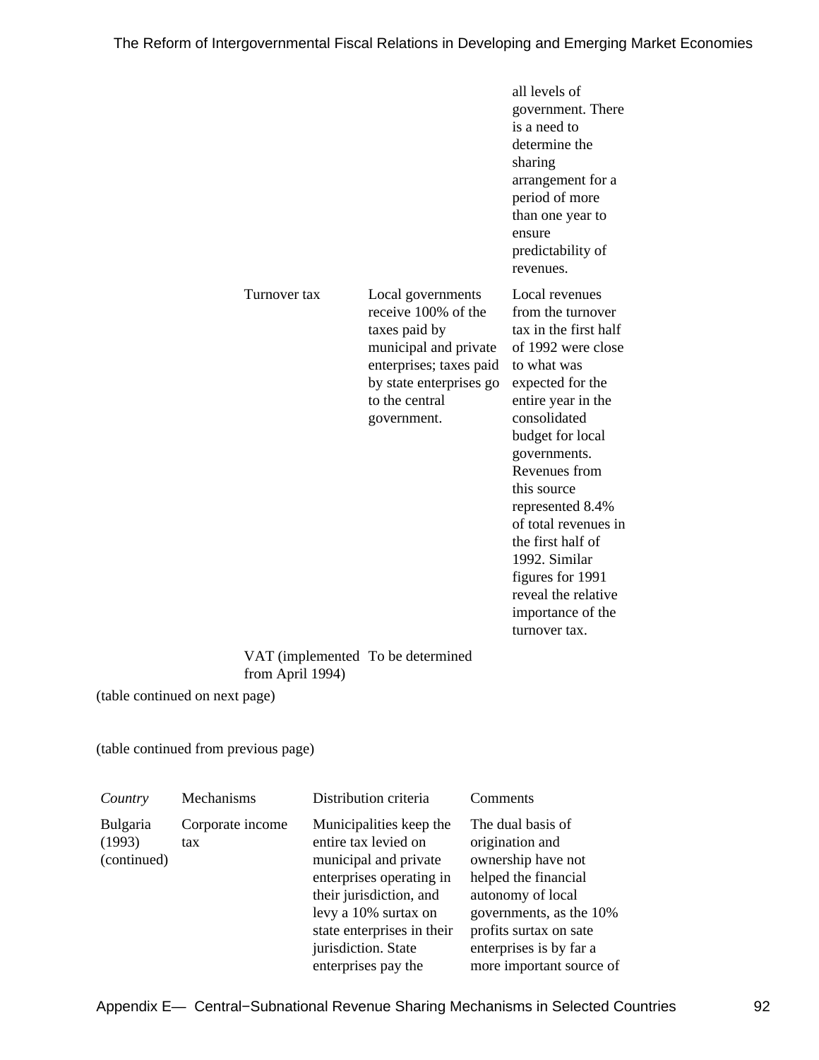| Country | Mechanisms | Distribution criteria | Comments |
|---|---|---|---|
| | | | all levels of government. There is a need to determine the sharing arrangement for a period of more than one year to ensure predictability of revenues. |
| | Turnover tax | Local governments receive 100% of the taxes paid by municipal and private enterprises; taxes paid by state enterprises go to the central government. | Local revenues from the turnover tax in the first half of 1992 were close to what was expected for the entire year in the consolidated budget for local governments. Revenues from this source represented 8.4% of total revenues in the first half of 1992. Similar figures for 1991 reveal the relative importance of the turnover tax. |
| | VAT (implemented from April 1994) | To be determined | |

(table continued on next page)

(table continued from previous page)

| *Country* | Mechanisms | Distribution criteria | Comments |
|---|---|---|---|
| Bulgaria (1993) (continued) | Corporate income tax | Municipalities keep the entire tax levied on municipal and private enterprises operating in their jurisdiction, and levy a 10% surtax on state enterprises in their jurisdiction. State enterprises pay the | The dual basis of origination and ownership have not helped the financial autonomy of local governments, as the 10% profits surtax on sate enterprises is by far a more important source of |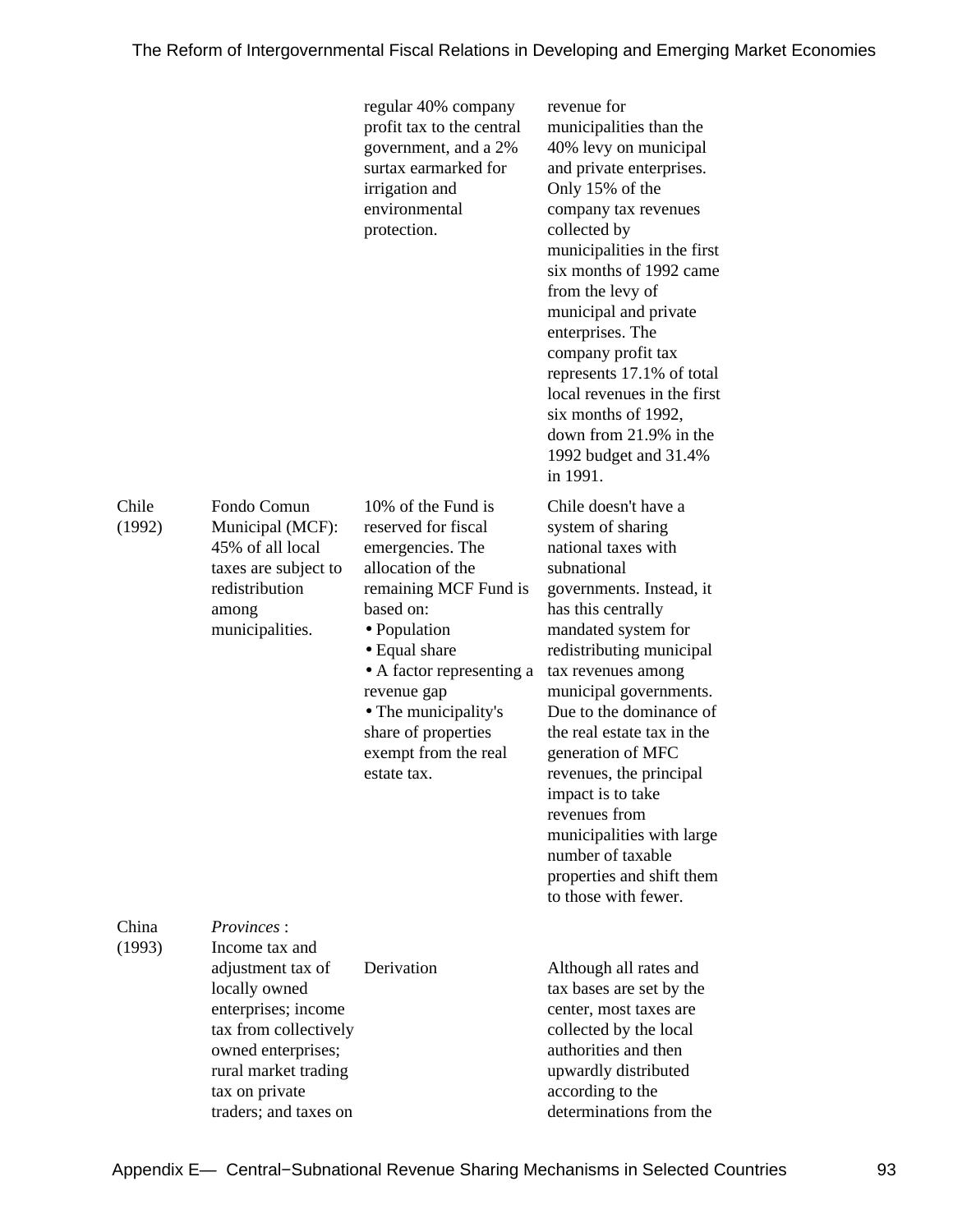| | | | |
|---|---|---|---|
| | | regular 40% company profit tax to the central government, and a 2% surtax earmarked for irrigation and environmental protection. | revenue for municipalities than the 40% levy on municipal and private enterprises. Only 15% of the company tax revenues collected by municipalities in the first six months of 1992 came from the levy of municipal and private enterprises. The company profit tax represents 17.1% of total local revenues in the first six months of 1992, down from 21.9% in the 1992 budget and 31.4% in 1991. |
| Chile (1992) | Fondo Comun Municipal (MCF): 45% of all local taxes are subject to redistribution among municipalities. | 10% of the Fund is reserved for fiscal emergencies. The allocation of the remaining MCF Fund is based on: • Population • Equal share • A factor representing a revenue gap • The municipality's share of properties exempt from the real estate tax. | Chile doesn't have a system of sharing national taxes with subnational governments. Instead, it has this centrally mandated system for redistributing municipal tax revenues among municipal governments. Due to the dominance of the real estate tax in the generation of MFC revenues, the principal impact is to take revenues from municipalities with large number of taxable properties and shift them to those with fewer. |
| China (1993) | *Provinces* : Income tax and adjustment tax of locally owned enterprises; income tax from collectively owned enterprises; rural market trading tax on private traders; and taxes on | Derivation | Although all rates and tax bases are set by the center, most taxes are collected by the local authorities and then upwardly distributed according to the determinations from the |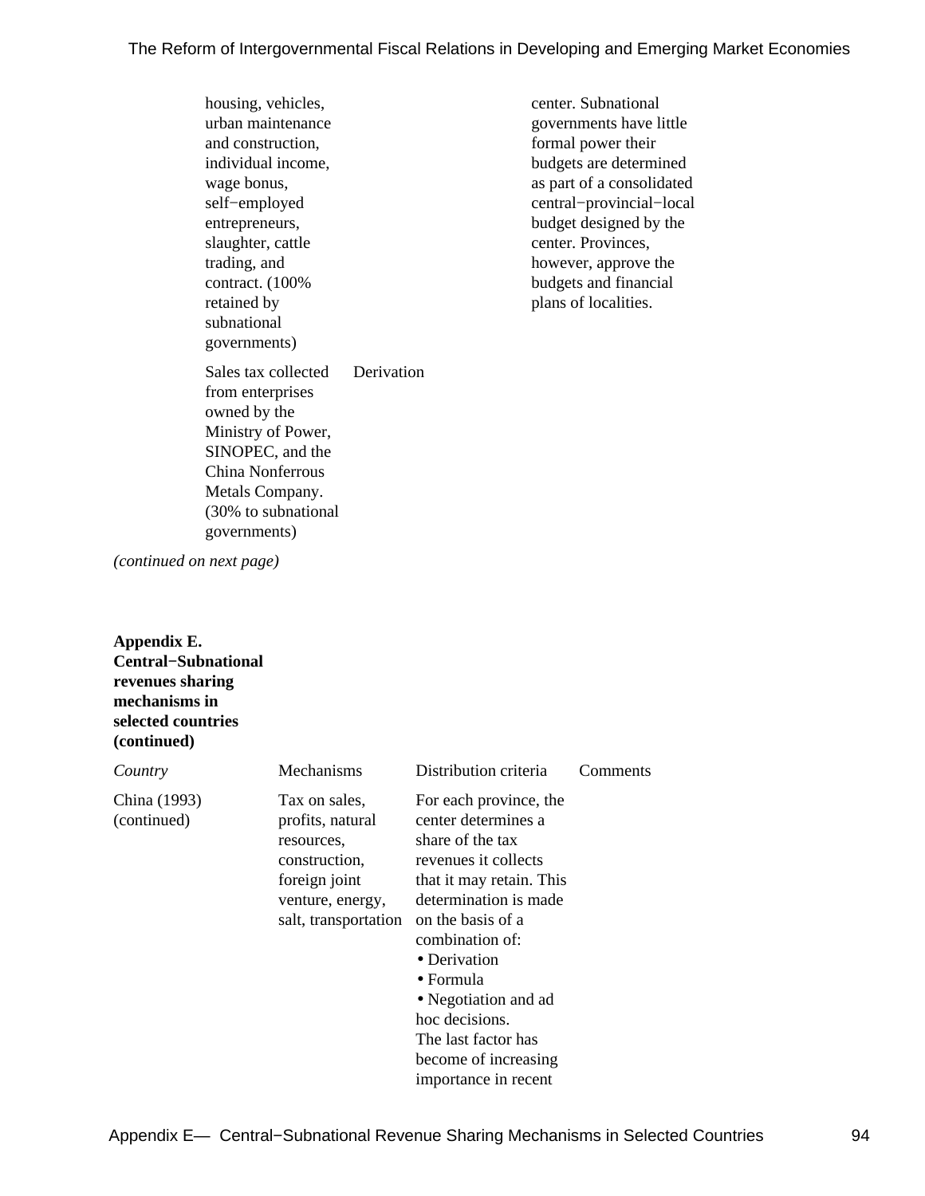| | | | |
|---|---|---|---|
| | housing, vehicles, urban maintenance and construction, individual income, wage bonus, self−employed entrepreneurs, slaughter, cattle trading, and contract. (100% retained by subnational governments) | | center. Subnational governments have little formal power their budgets are determined as part of a consolidated central−provincial−local budget designed by the center. Provinces, however, approve the budgets and financial plans of localities. |
| | Sales tax collected from enterprises owned by the Ministry of Power, SINOPEC, and the China Nonferrous Metals Company. (30% to subnational governments) | Derivation | |

*(continued on next page)*

**Appendix E. Central−Subnational revenues sharing mechanisms in selected countries (continued)**

| *Country* | Mechanisms | Distribution criteria | Comments |
|---|---|---|---|
| China (1993) (continued) | Tax on sales, profits, natural resources, construction, foreign joint venture, energy, salt, transportation | For each province, the center determines a share of the tax revenues it collects that it may retain. This determination is made on the basis of a combination of: <br>• Derivation <br>• Formula <br>• Negotiation and ad hoc decisions. <br>The last factor has become of increasing importance in recent | |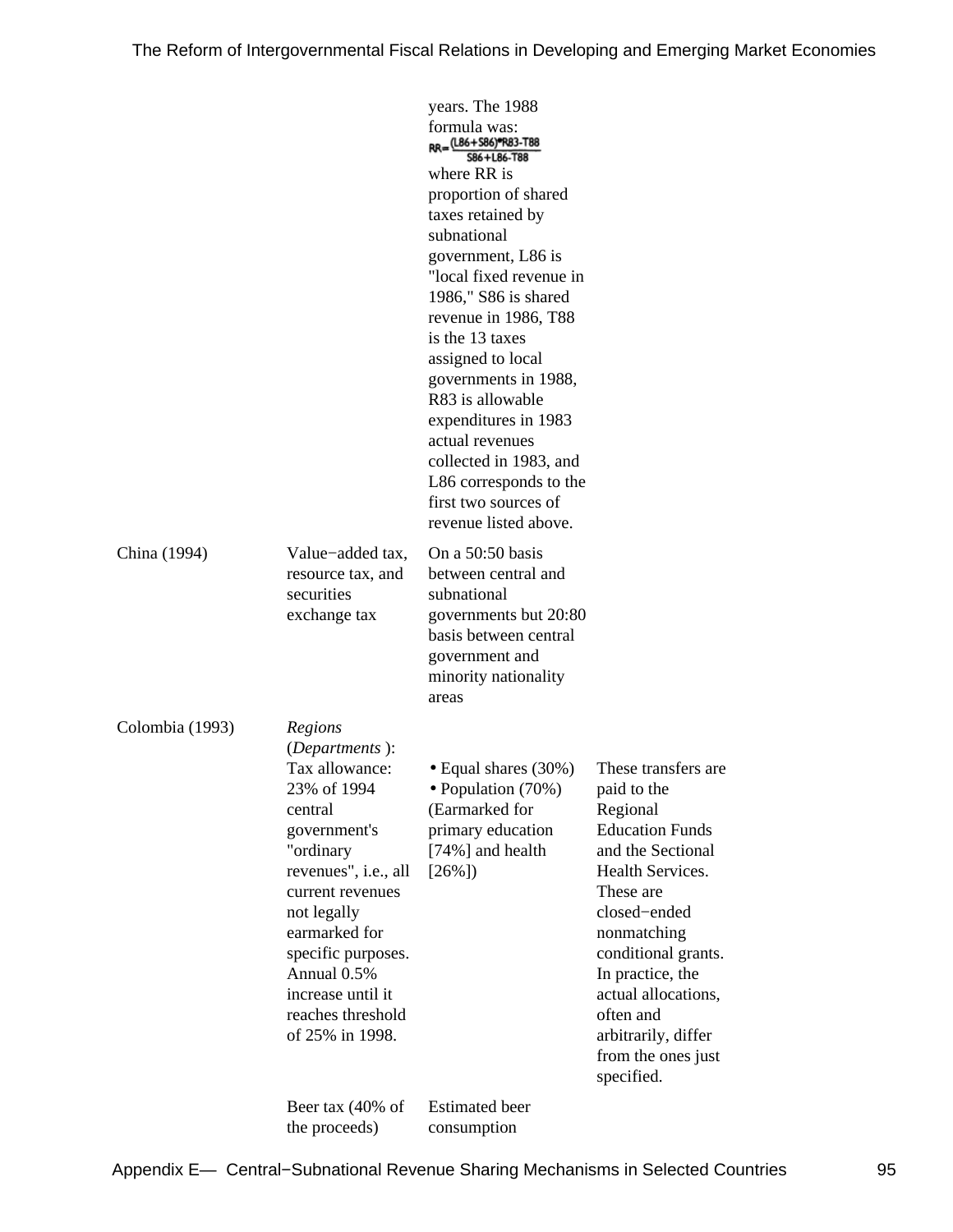| | | | |
|---|---|---|---|
| | | years. The 1988 formula was: $RR = \frac{(L86+S86)*R83-T88}{S86+L86-T88}$ where RR is proportion of shared taxes retained by subnational government, L86 is "local fixed revenue in 1986," S86 is shared revenue in 1986, T88 is the 13 taxes assigned to local governments in 1988, R83 is allowable expenditures in 1983 actual revenues collected in 1983, and L86 corresponds to the first two sources of revenue listed above. | |
| China (1994) | Value−added tax, resource tax, and securities exchange tax | On a 50:50 basis between central and subnational governments but 20:80 basis between central government and minority nationality areas | |
| Colombia (1993) | *Regions* (*Departments* ): Tax allowance: 23% of 1994 central government's "ordinary revenues", i.e., all current revenues not legally earmarked for specific purposes. Annual 0.5% increase until it reaches threshold of 25% in 1998. | • Equal shares (30%) • Population (70%) (Earmarked for primary education [74%] and health [26%]) | These transfers are paid to the Regional Education Funds and the Sectional Health Services. These are closed−ended nonmatching conditional grants. In practice, the actual allocations, often and arbitrarily, differ from the ones just specified. |
| | Beer tax (40% of the proceeds) | Estimated beer consumption | |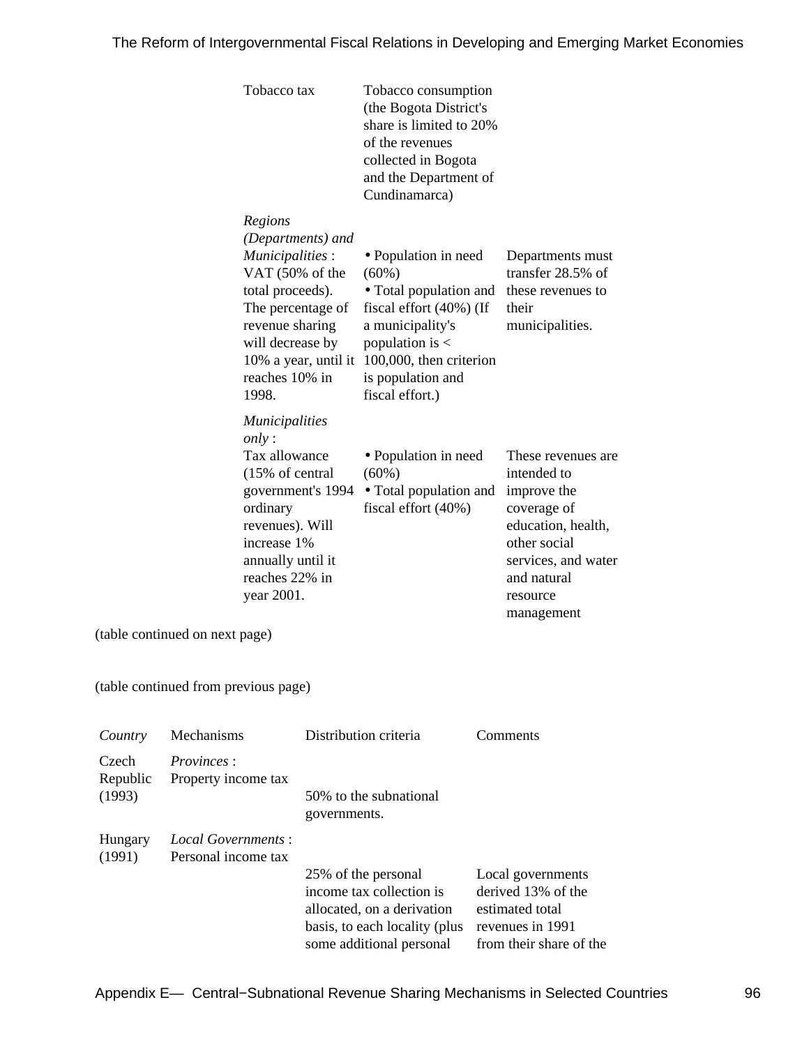| | | | |
|---|---|---|---|
| | Tobacco tax | Tobacco consumption (the Bogota District's share is limited to 20% of the revenues collected in Bogota and the Department of Cundinamarca) | |
| | *Regions (Departments) and Municipalities* : VAT (50% of the total proceeds). The percentage of revenue sharing will decrease by 10% a year, until it reaches 10% in 1998. | • Population in need (60%) • Total population and fiscal effort (40%) (If a municipality's population is < 100,000, then criterion is population and fiscal effort.) | Departments must transfer 28.5% of these revenues to their municipalities. |
| | *Municipalities only* : Tax allowance (15% of central government's 1994 ordinary revenues). Will increase 1% annually until it reaches 22% in year 2001. | • Population in need (60%) • Total population and fiscal effort (40%) | These revenues are intended to improve the coverage of education, health, other social services, and water and natural resource management |

(table continued on next page)

(table continued from previous page)

| *Country* | Mechanisms | Distribution criteria | Comments |
|---|---|---|---|
| Czech Republic (1993) | *Provinces* : Property income tax | 50% to the subnational governments. | |
| Hungary (1991) | *Local Governments* : Personal income tax | 25% of the personal income tax collection is allocated, on a derivation basis, to each locality (plus some additional personal | Local governments derived 13% of the estimated total revenues in 1991 from their share of the |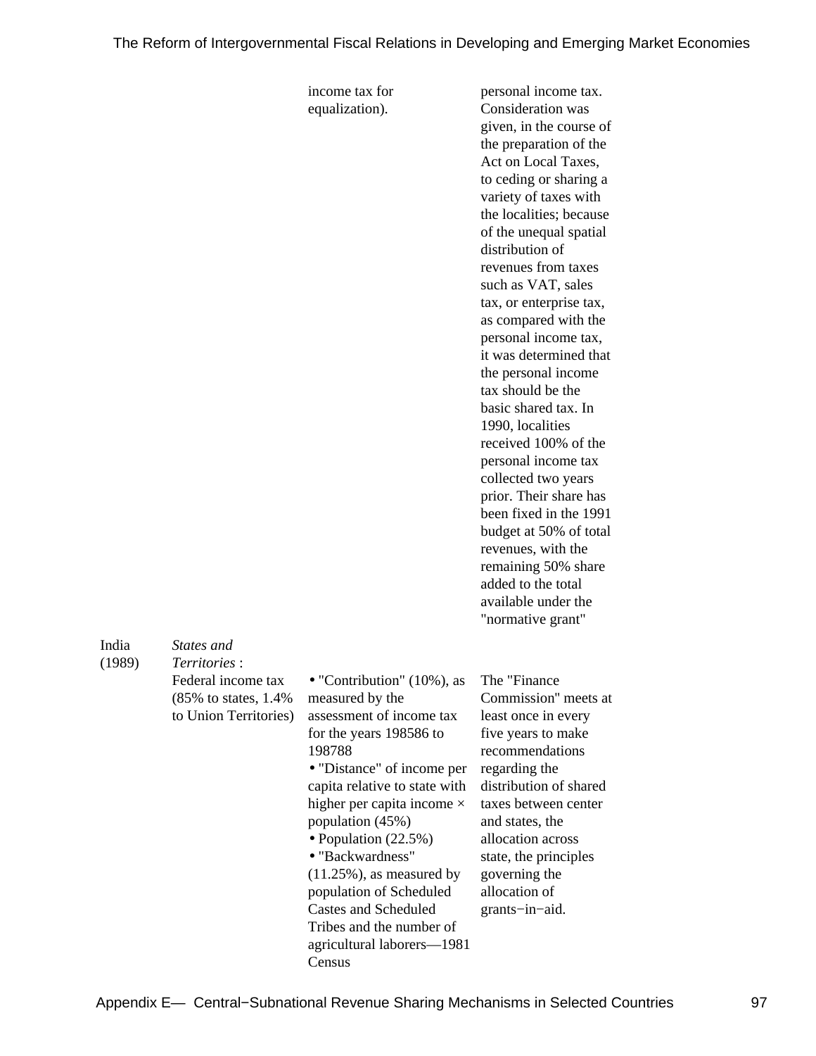| | | | |
|---|---|---|---|
| | | income tax for equalization). | personal income tax. Consideration was given, in the course of the preparation of the Act on Local Taxes, to ceding or sharing a variety of taxes with the localities; because of the unequal spatial distribution of revenues from taxes such as VAT, sales tax, or enterprise tax, as compared with the personal income tax, it was determined that the personal income tax should be the basic shared tax. In 1990, localities received 100% of the personal income tax collected two years prior. Their share has been fixed in the 1991 budget at 50% of total revenues, with the remaining 50% share added to the total available under the "normative grant" |
| India (1989) | *States and Territories* : Federal income tax (85% to states, 1.4% to Union Territories) | • "Contribution" (10%), as measured by the assessment of income tax for the years 198586 to 198788<br>• "Distance" of income per capita relative to state with higher per capita income × population (45%)<br>• Population (22.5%)<br>• "Backwardness" (11.25%), as measured by population of Scheduled Castes and Scheduled Tribes and the number of agricultural laborers—1981 Census | The "Finance Commission" meets at least once in every five years to make recommendations regarding the distribution of shared taxes between center and states, the allocation across state, the principles governing the allocation of grants−in−aid. |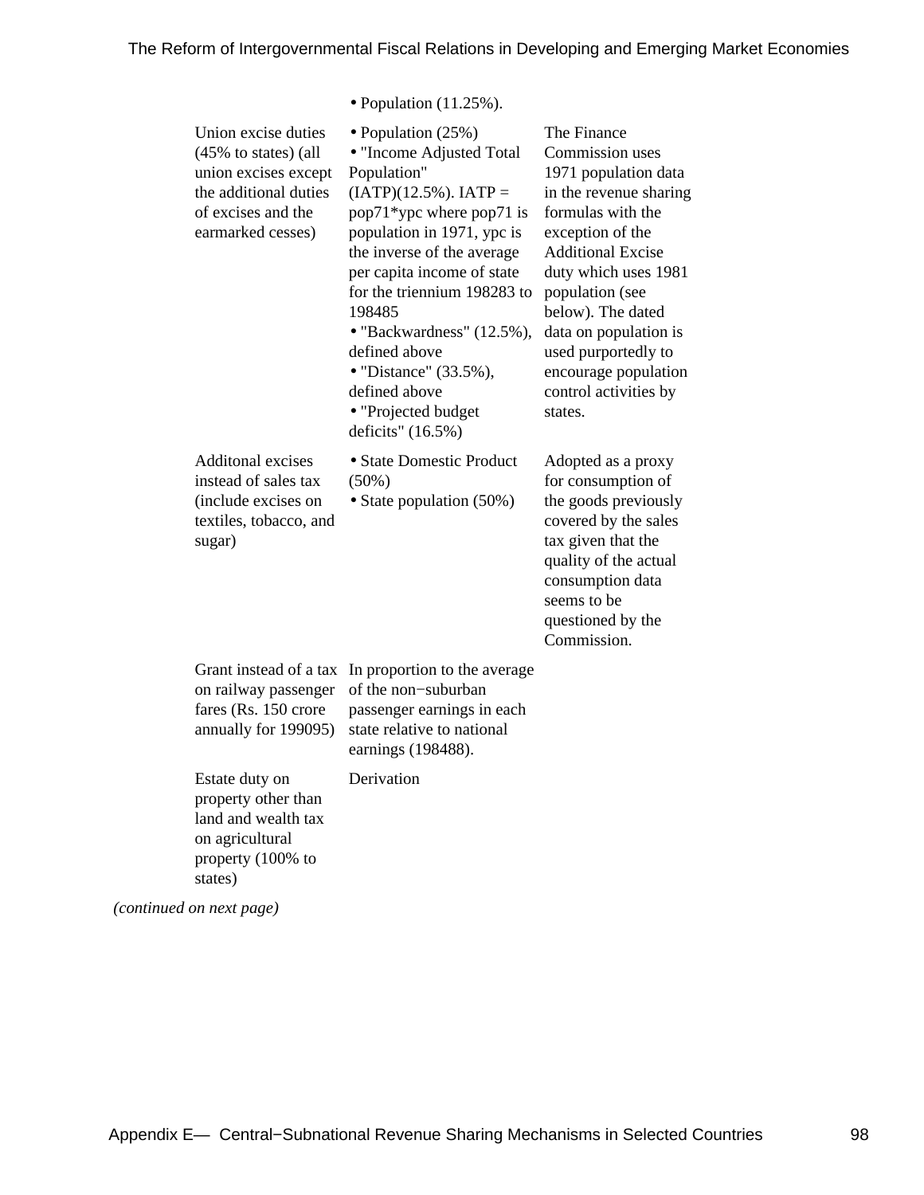| | | |
|---|---|---|
| | • Population (11.25%). | |
| Union excise duties (45% to states) (all union excises except the additional duties of excises and the earmarked cesses) | • Population (25%)<br>• "Income Adjusted Total Population" (IATP)(12.5%). IATP = pop71*ypc where pop71 is population in 1971, ypc is the inverse of the average per capita income of state for the triennium 198283 to 198485<br>• "Backwardness" (12.5%), defined above<br>• "Distance" (33.5%), defined above<br>• "Projected budget deficits" (16.5%) | The Finance Commission uses 1971 population data in the revenue sharing formulas with the exception of the Additional Excise duty which uses 1981 population (see below). The dated data on population is used purportedly to encourage population control activities by states. |
| Additonal excises instead of sales tax (include excises on textiles, tobacco, and sugar) | • State Domestic Product (50%)<br>• State population (50%) | Adopted as a proxy for consumption of the goods previously covered by the sales tax given that the quality of the actual consumption data seems to be questioned by the Commission. |
| Grant instead of a tax on railway passenger fares (Rs. 150 crore annually for 199095) | In proportion to the average of the non−suburban passenger earnings in each state relative to national earnings (198488). | |
| Estate duty on property other than land and wealth tax on agricultural property (100% to states) | Derivation | |

*(continued on next page)*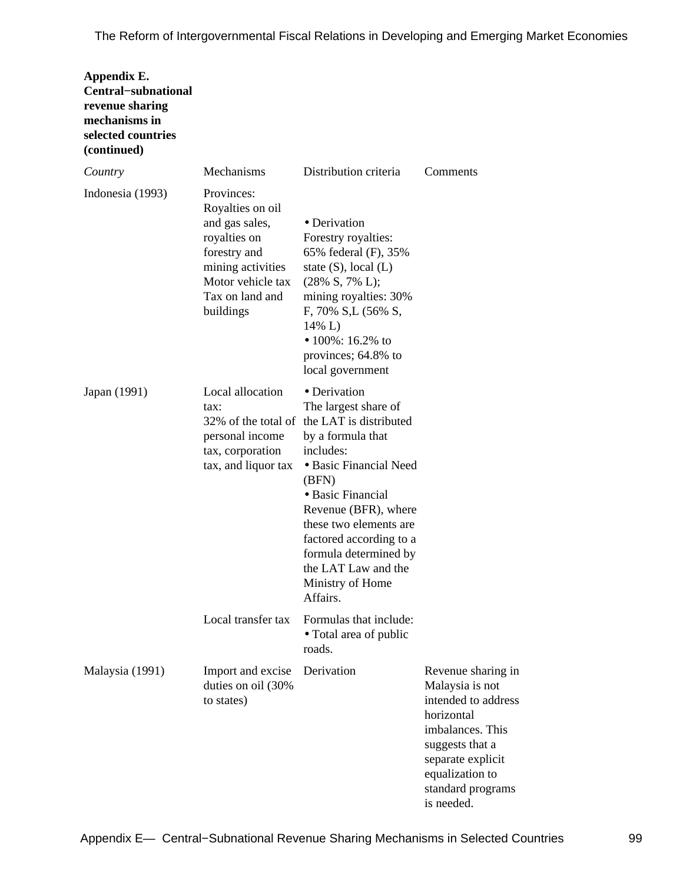**Appendix E. Central−subnational revenue sharing mechanisms in selected countries (continued)**

| *Country* | Mechanisms | Distribution criteria | Comments |
|---|---|---|---|
| Indonesia (1993) | Provinces: Royalties on oil and gas sales, royalties on forestry and mining activities<br>Motor vehicle tax<br>Tax on land and buildings | • Derivation<br>Forestry royalties: 65% federal (F), 35% state (S), local (L) (28% S, 7% L); mining royalties: 30% F, 70% S,L (56% S, 14% L)<br>• 100%: 16.2% to provinces; 64.8% to local government | |
| Japan (1991) | Local allocation tax:<br>32% of the total of personal income tax, corporation tax, and liquor tax | • Derivation<br>The largest share of the LAT is distributed by a formula that includes:<br>• Basic Financial Need (BFN)<br>• Basic Financial Revenue (BFR), where these two elements are factored according to a formula determined by the LAT Law and the Ministry of Home Affairs. | |
| | Local transfer tax | Formulas that include:<br>• Total area of public roads. | |
| Malaysia (1991) | Import and excise duties on oil (30% to states) | Derivation | Revenue sharing in Malaysia is not intended to address horizontal imbalances. This suggests that a separate explicit equalization to standard programs is needed. |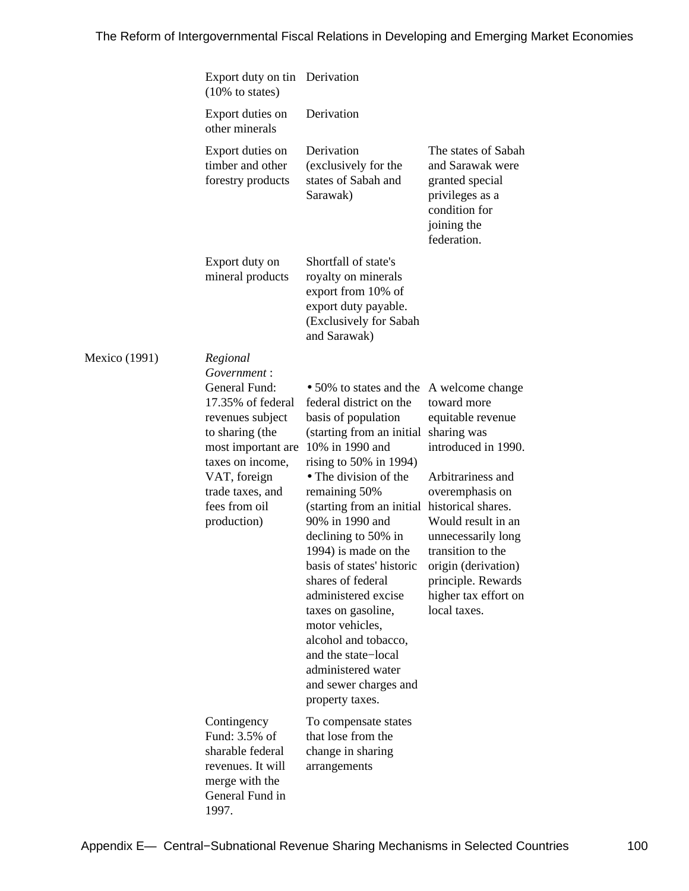| | | | |
|---|---|---|---|
| | Export duty on tin (10% to states) | Derivation | |
| | Export duties on other minerals | Derivation | |
| | Export duties on timber and other forestry products | Derivation (exclusively for the states of Sabah and Sarawak) | The states of Sabah and Sarawak were granted special privileges as a condition for joining the federation. |
| | Export duty on mineral products | Shortfall of state's royalty on minerals export from 10% of export duty payable. (Exclusively for Sabah and Sarawak) | |
| Mexico (1991) | *Regional Government* : General Fund: 17.35% of federal revenues subject to sharing (the most important are taxes on income, VAT, foreign trade taxes, and fees from oil production) | • 50% to states and the federal district on the basis of population (starting from an initial 10% in 1990 and rising to 50% in 1994) • The division of the remaining 50% (starting from an initial 90% in 1990 and declining to 50% in 1994) is made on the basis of states' historic shares of federal administered excise taxes on gasoline, motor vehicles, alcohol and tobacco, and the state−local administered water and sewer charges and property taxes. | A welcome change toward more equitable revenue sharing was introduced in 1990. Arbitrariness and overemphasis on historical shares. Would result in an unnecessarily long transition to the origin (derivation) principle. Rewards higher tax effort on local taxes. |
| | Contingency Fund: 3.5% of sharable federal revenues. It will merge with the General Fund in 1997. | To compensate states that lose from the change in sharing arrangements | |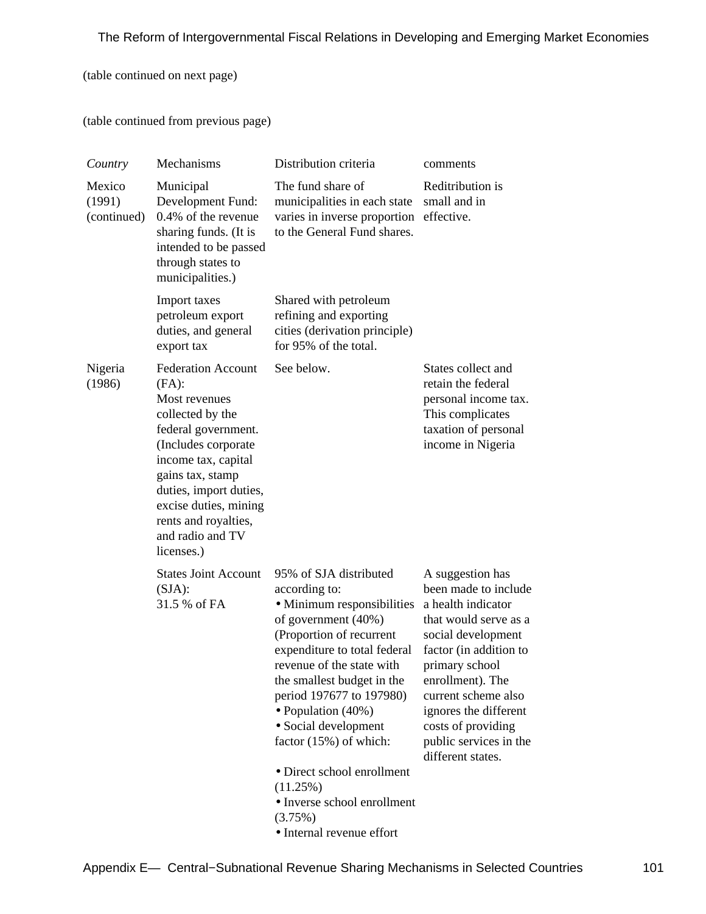(table continued on next page)

(table continued from previous page)

| *Country* | Mechanisms | Distribution criteria | comments |
|---|---|---|---|
| Mexico (1991) (continued) | Municipal Development Fund: 0.4% of the revenue sharing funds. (It is intended to be passed through states to municipalities.) | The fund share of municipalities in each state varies in inverse proportion to the General Fund shares. | Reditribution is small and in effective. |
| | Import taxes petroleum export duties, and general export tax | Shared with petroleum refining and exporting cities (derivation principle) for 95% of the total. | |
| Nigeria (1986) | Federation Account (FA): Most revenues collected by the federal government. (Includes corporate income tax, capital gains tax, stamp duties, import duties, excise duties, mining rents and royalties, and radio and TV licenses.) | See below. | States collect and retain the federal personal income tax. This complicates taxation of personal income in Nigeria |
| | States Joint Account (SJA): 31.5 % of FA | 95% of SJA distributed according to: • Minimum responsibilities of government (40%) (Proportion of recurrent expenditure to total federal revenue of the state with the smallest budget in the period 197677 to 197980) • Population (40%) • Social development factor (15%) of which: • Direct school enrollment (11.25%) • Inverse school enrollment (3.75%) • Internal revenue effort | A suggestion has been made to include a health indicator that would serve as a social development factor (in addition to primary school enrollment). The current scheme also ignores the different costs of providing public services in the different states. |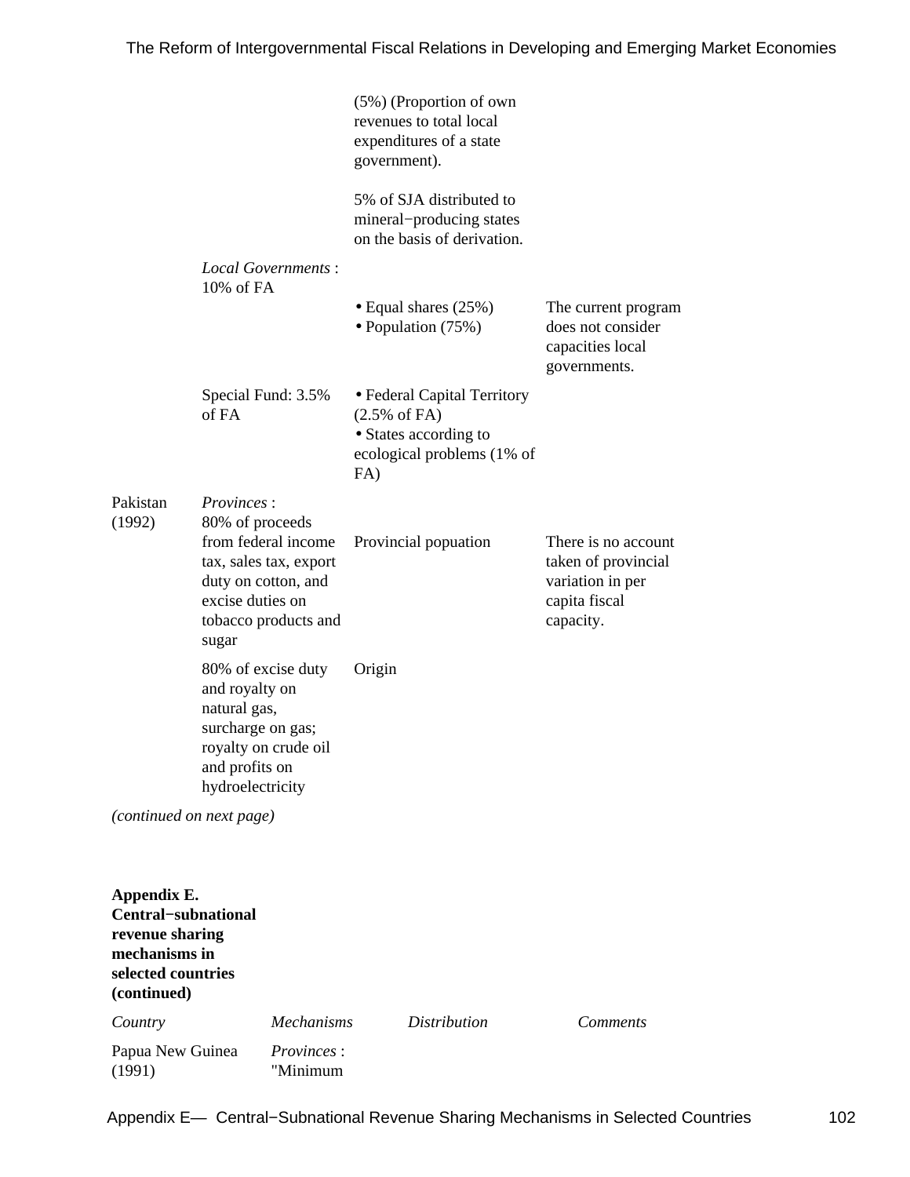| | | | |
|---|---|---|---|
| | | (5%) (Proportion of own revenues to total local expenditures of a state government).<br><br>5% of SJA distributed to mineral−producing states on the basis of derivation. | |
| | *Local Governments* : 10% of FA | • Equal shares (25%)<br>• Population (75%) | The current program does not consider capacities local governments. |
| | Special Fund: 3.5% of FA | • Federal Capital Territory (2.5% of FA)<br>• States according to ecological problems (1% of FA) | |
| Pakistan (1992) | *Provinces* :<br>80% of proceeds from federal income tax, sales tax, export duty on cotton, and excise duties on tobacco products and sugar | Provincial popuation | There is no account taken of provincial variation in per capita fiscal capacity. |
| | 80% of excise duty and royalty on natural gas, surcharge on gas; royalty on crude oil and profits on hydroelectricity | Origin | |

*(continued on next page)*

**Appendix E. Central−subnational revenue sharing mechanisms in selected countries (continued)**

| *Country* | *Mechanisms* | *Distribution* | *Comments* |
|---|---|---|---|
| Papua New Guinea (1991) | *Provinces* :<br>"Minimum | | |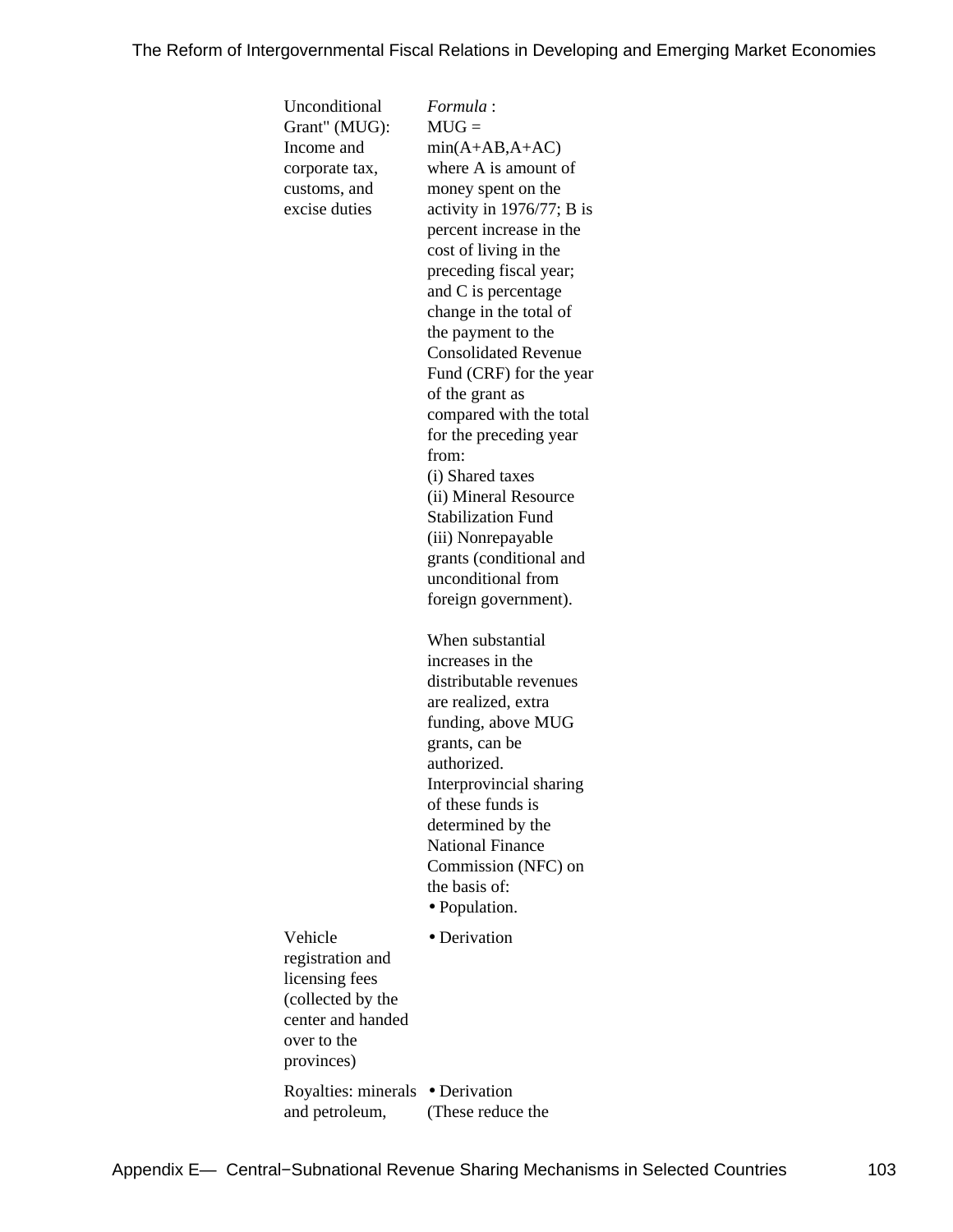| | |
|---|---|
| Unconditional Grant" (MUG): Income and corporate tax, customs, and excise duties | *Formula* : MUG = min(A+AB,A+AC) where A is amount of money spent on the activity in 1976/77; B is percent increase in the cost of living in the preceding fiscal year; and C is percentage change in the total of the payment to the Consolidated Revenue Fund (CRF) for the year of the grant as compared with the total for the preceding year from: (i) Shared taxes (ii) Mineral Resource Stabilization Fund (iii) Nonrepayable grants (conditional and unconditional from foreign government). When substantial increases in the distributable revenues are realized, extra funding, above MUG grants, can be authorized. Interprovincial sharing of these funds is determined by the National Finance Commission (NFC) on the basis of: • Population. |
| Vehicle registration and licensing fees (collected by the center and handed over to the provinces) | • Derivation |
| Royalties: minerals and petroleum, | • Derivation (These reduce the |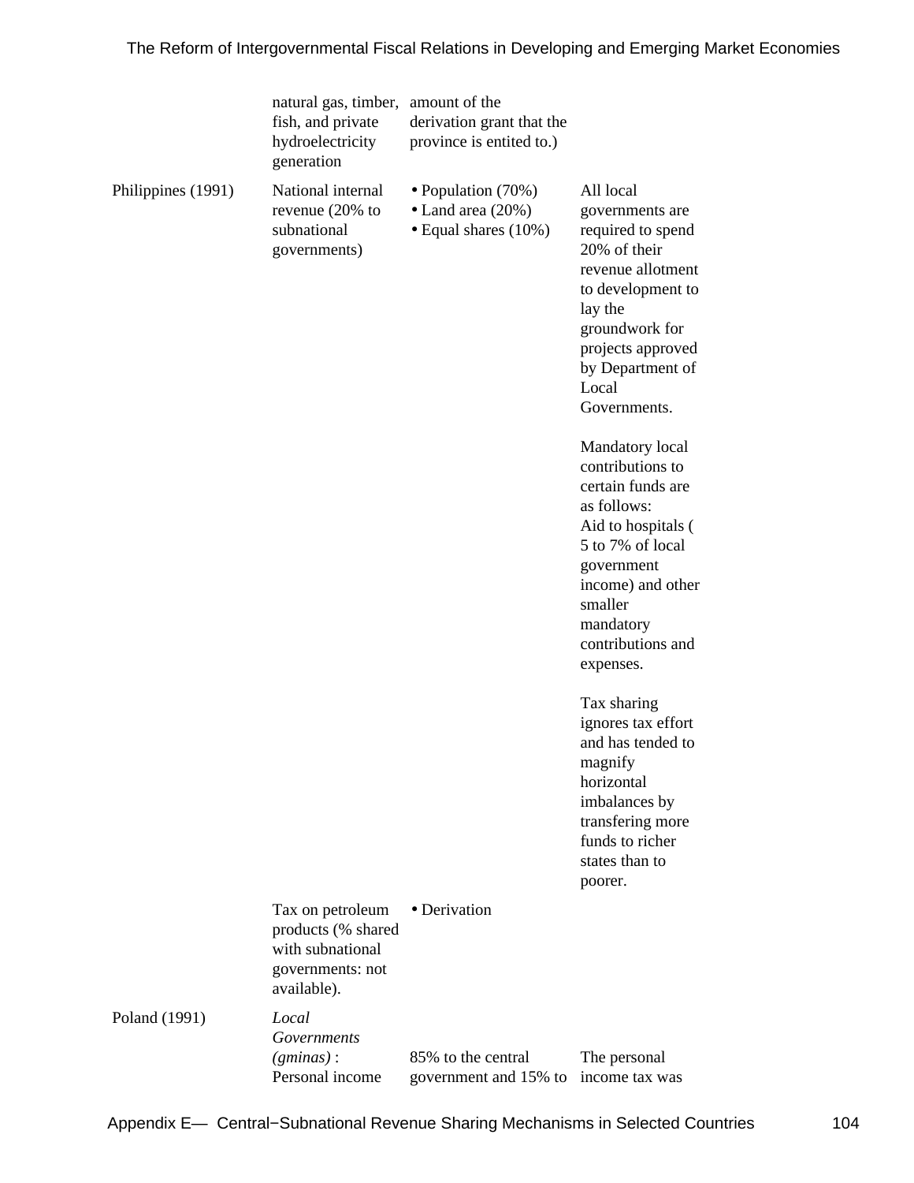| | natural gas, timber, fish, and private hydroelectricity generation | amount of the derivation grant that the province is entited to.) | |
|---|---|---|---|
| Philippines (1991) | National internal revenue (20% to subnational governments) | • Population (70%)<br>• Land area (20%)<br>• Equal shares (10%) | All local governments are required to spend 20% of their revenue allotment to development to lay the groundwork for projects approved by Department of Local Governments.<br><br>Mandatory local contributions to certain funds are as follows:<br>Aid to hospitals ( 5 to 7% of local government income) and other smaller mandatory contributions and expenses.<br><br>Tax sharing ignores tax effort and has tended to magnify horizontal imbalances by transfering more funds to richer states than to poorer. |
| | Tax on petroleum products (% shared with subnational governments: not available). | • Derivation | |
| Poland (1991) | *Local Governments (gminas)* : Personal income | 85% to the central government and 15% to | The personal income tax was |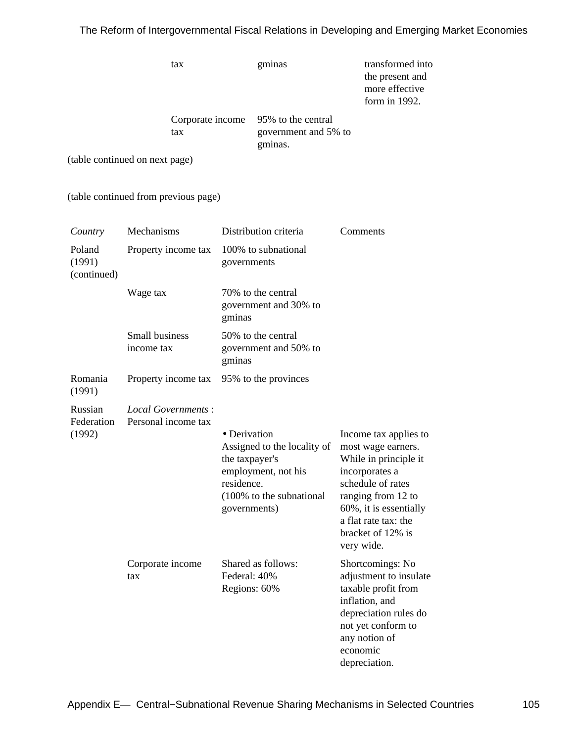| | tax | gminas | transformed into the present and more effective form in 1992. |
|---|---|---|---|
| | Corporate income tax | 95% to the central government and 5% to gminas. | |

(table continued on next page)

(table continued from previous page)

| *Country* | Mechanisms | Distribution criteria | Comments |
|---|---|---|---|
| Poland (1991) (continued) | Property income tax | 100% to subnational governments | |
| | Wage tax | 70% to the central government and 30% to gminas | |
| | Small business income tax | 50% to the central government and 50% to gminas | |
| Romania (1991) | Property income tax | 95% to the provinces | |
| Russian Federation (1992) | *Local Governments* : Personal income tax | • Derivation Assigned to the locality of the taxpayer's employment, not his residence. (100% to the subnational governments) | Income tax applies to most wage earners. While in principle it incorporates a schedule of rates ranging from 12 to 60%, it is essentially a flat rate tax: the bracket of 12% is very wide. |
| | Corporate income tax | Shared as follows: Federal: 40% Regions: 60% | Shortcomings: No adjustment to insulate taxable profit from inflation, and depreciation rules do not yet conform to any notion of economic depreciation. |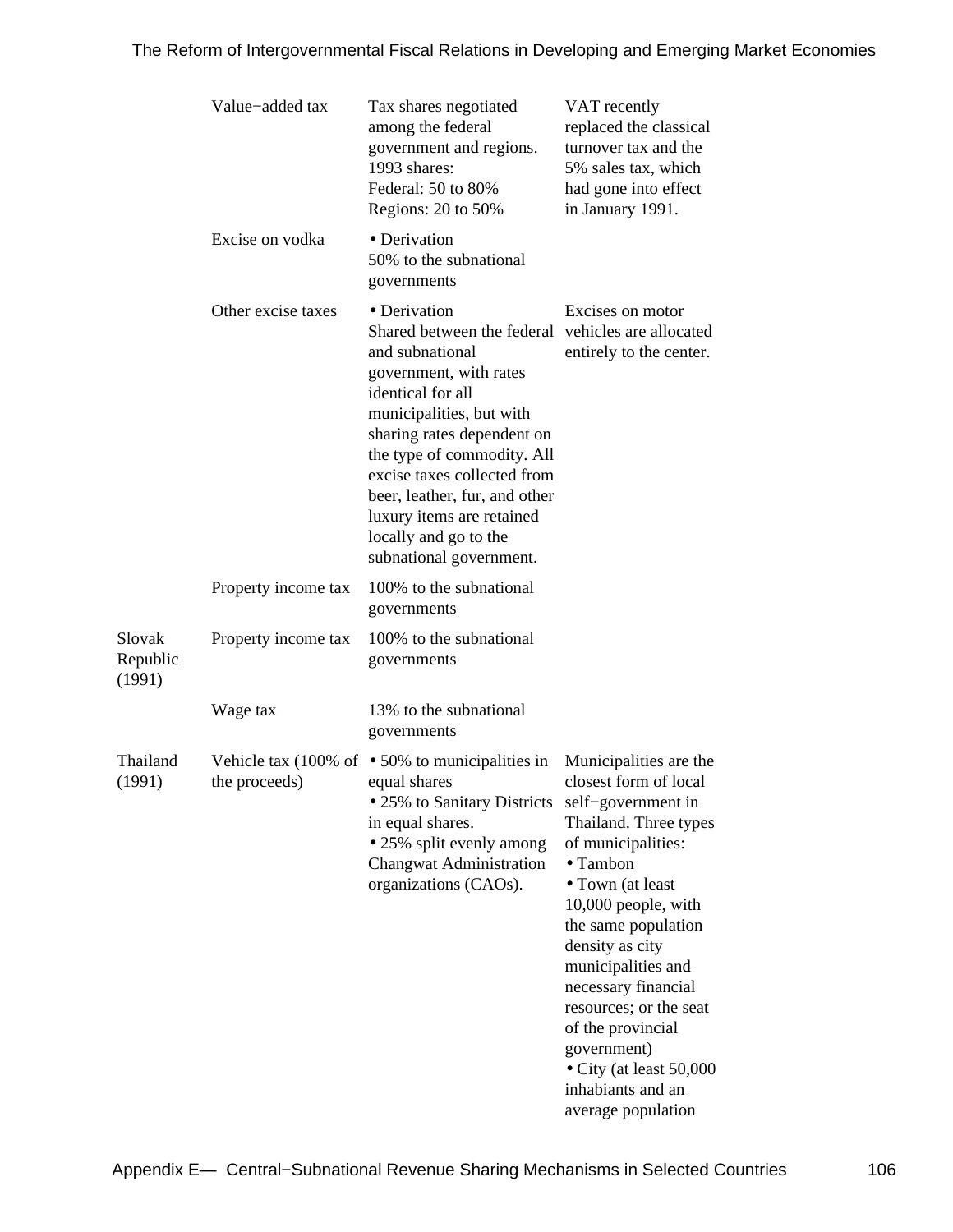| | | | |
|---|---|---|---|
| | Value−added tax | Tax shares negotiated among the federal government and regions. 1993 shares:<br>Federal: 50 to 80%<br>Regions: 20 to 50% | VAT recently replaced the classical turnover tax and the 5% sales tax, which had gone into effect in January 1991. |
| | Excise on vodka | • Derivation<br>50% to the subnational governments | |
| | Other excise taxes | • Derivation<br>Shared between the federal and subnational government, with rates identical for all municipalities, but with sharing rates dependent on the type of commodity. All excise taxes collected from beer, leather, fur, and other luxury items are retained locally and go to the subnational government. | Excises on motor vehicles are allocated entirely to the center. |
| | Property income tax | 100% to the subnational governments | |
| Slovak Republic (1991) | Property income tax | 100% to the subnational governments | |
| | Wage tax | 13% to the subnational governments | |
| Thailand (1991) | Vehicle tax (100% of the proceeds) | • 50% to municipalities in equal shares<br>• 25% to Sanitary Districts in equal shares.<br>• 25% split evenly among Changwat Administration organizations (CAOs). | Municipalities are the closest form of local self−government in Thailand. Three types of municipalities:<br>• Tambon<br>• Town (at least 10,000 people, with the same population density as city municipalities and necessary financial resources; or the seat of the provincial government)<br>• City (at least 50,000 inhabiants and an average population |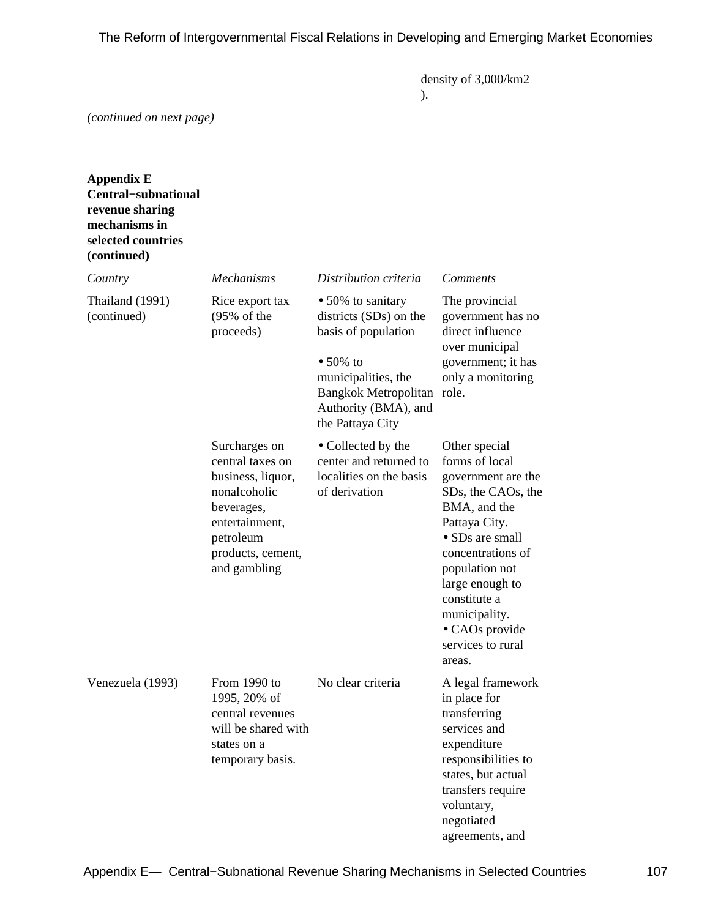density of 3,000/km2 ).

*(continued on next page)*

**Appendix E Central−subnational revenue sharing mechanisms in selected countries (continued)**

| *Country* | *Mechanisms* | *Distribution criteria* | *Comments* |
|---|---|---|---|
| Thailand (1991) (continued) | Rice export tax (95% of the proceeds) | • 50% to sanitary districts (SDs) on the basis of population<br><br>• 50% to municipalities, the Bangkok Metropolitan Authority (BMA), and the Pattaya City | The provincial government has no direct influence over municipal government; it has only a monitoring role. |
| | Surcharges on central taxes on business, liquor, nonalcoholic beverages, entertainment, petroleum products, cement, and gambling | • Collected by the center and returned to localities on the basis of derivation | Other special forms of local government are the SDs, the CAOs, the BMA, and the Pattaya City.<br>• SDs are small concentrations of population not large enough to constitute a municipality.<br>• CAOs provide services to rural areas. |
| Venezuela (1993) | From 1990 to 1995, 20% of central revenues will be shared with states on a temporary basis. | No clear criteria | A legal framework in place for transferring services and expenditure responsibilities to states, but actual transfers require voluntary, negotiated agreements, and |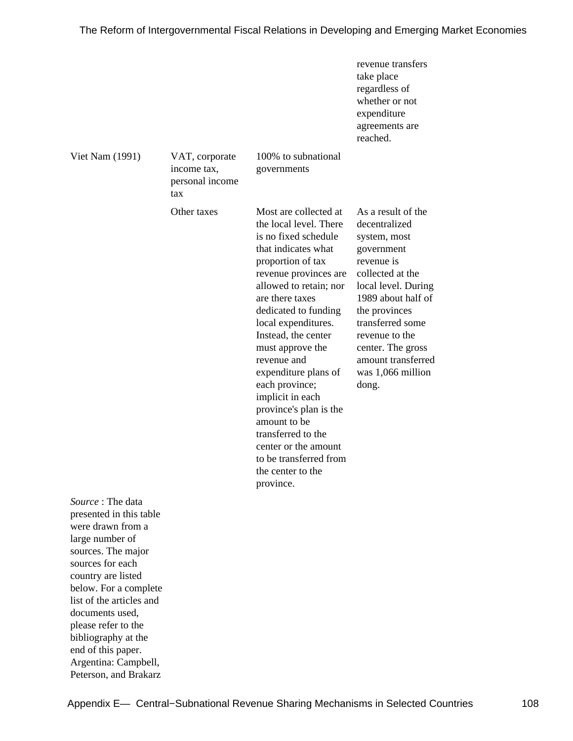| | | | revenue transfers take place regardless of whether or not expenditure agreements are reached. |
|---|---|---|---|
| Viet Nam (1991) | VAT, corporate income tax, personal income tax | 100% to subnational governments | |
| | Other taxes | Most are collected at the local level. There is no fixed schedule that indicates what proportion of tax revenue provinces are allowed to retain; nor are there taxes dedicated to funding local expenditures. Instead, the center must approve the revenue and expenditure plans of each province; implicit in each province's plan is the amount to be transferred to the center or the amount to be transferred from the center to the province. | As a result of the decentralized system, most government revenue is collected at the local level. During 1989 about half of the provinces transferred some revenue to the center. The gross amount transferred was 1,066 million dong. |

*Source* : The data presented in this table were drawn from a large number of sources. The major sources for each country are listed below. For a complete list of the articles and documents used, please refer to the bibliography at the end of this paper. Argentina: Campbell, Peterson, and Brakarz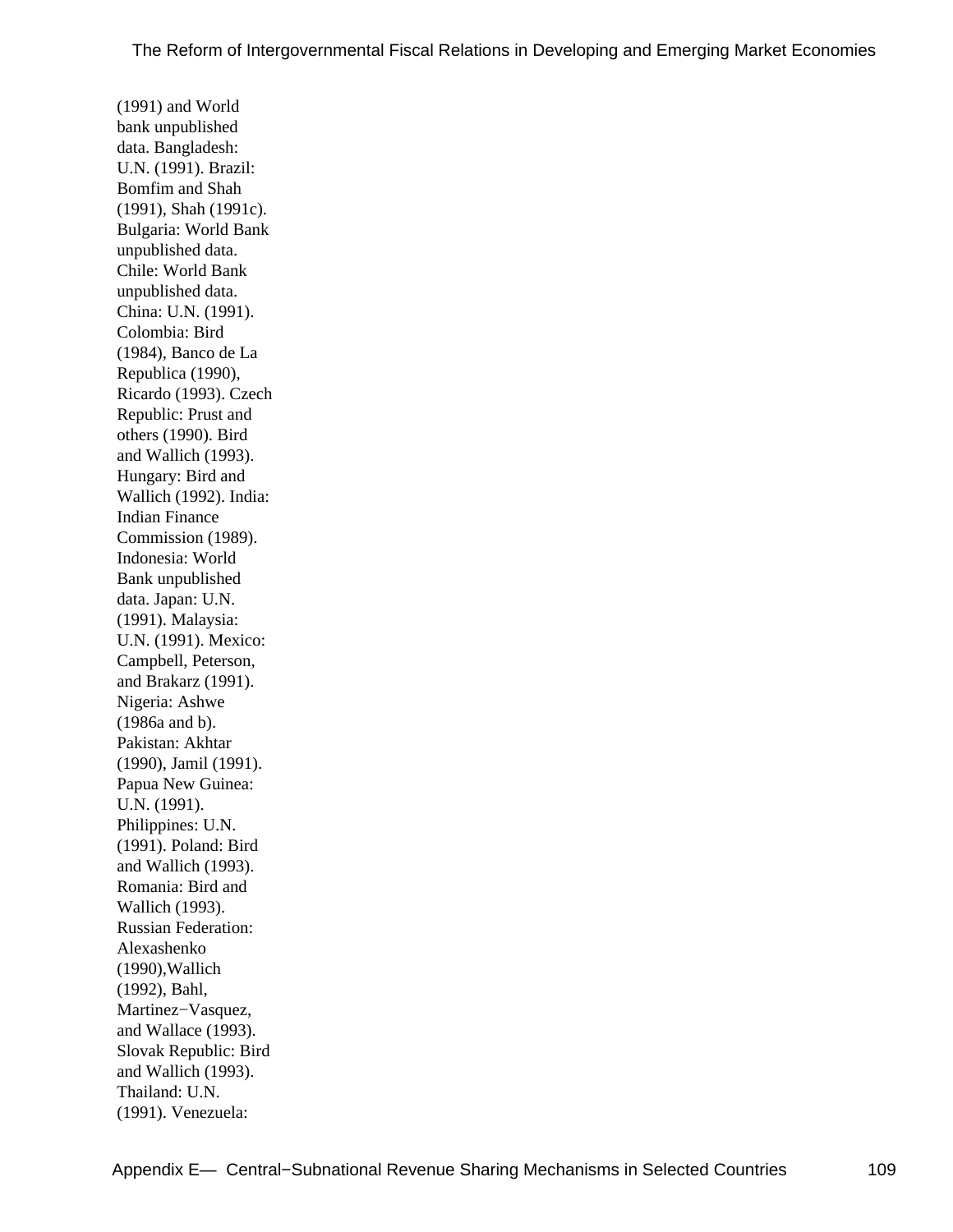(1991) and World bank unpublished data. Bangladesh: U.N. (1991). Brazil: Bomfim and Shah (1991), Shah (1991c). Bulgaria: World Bank unpublished data. Chile: World Bank unpublished data. China: U.N. (1991). Colombia: Bird (1984), Banco de La Republica (1990), Ricardo (1993). Czech Republic: Prust and others (1990). Bird and Wallich (1993). Hungary: Bird and Wallich (1992). India: Indian Finance Commission (1989). Indonesia: World Bank unpublished data. Japan: U.N. (1991). Malaysia: U.N. (1991). Mexico: Campbell, Peterson, and Brakarz (1991). Nigeria: Ashwe (1986a and b). Pakistan: Akhtar (1990), Jamil (1991). Papua New Guinea: U.N. (1991). Philippines: U.N. (1991). Poland: Bird and Wallich (1993). Romania: Bird and Wallich (1993). Russian Federation: Alexashenko (1990),Wallich (1992), Bahl, Martinez−Vasquez, and Wallace (1993). Slovak Republic: Bird and Wallich (1993). Thailand: U.N. (1991). Venezuela: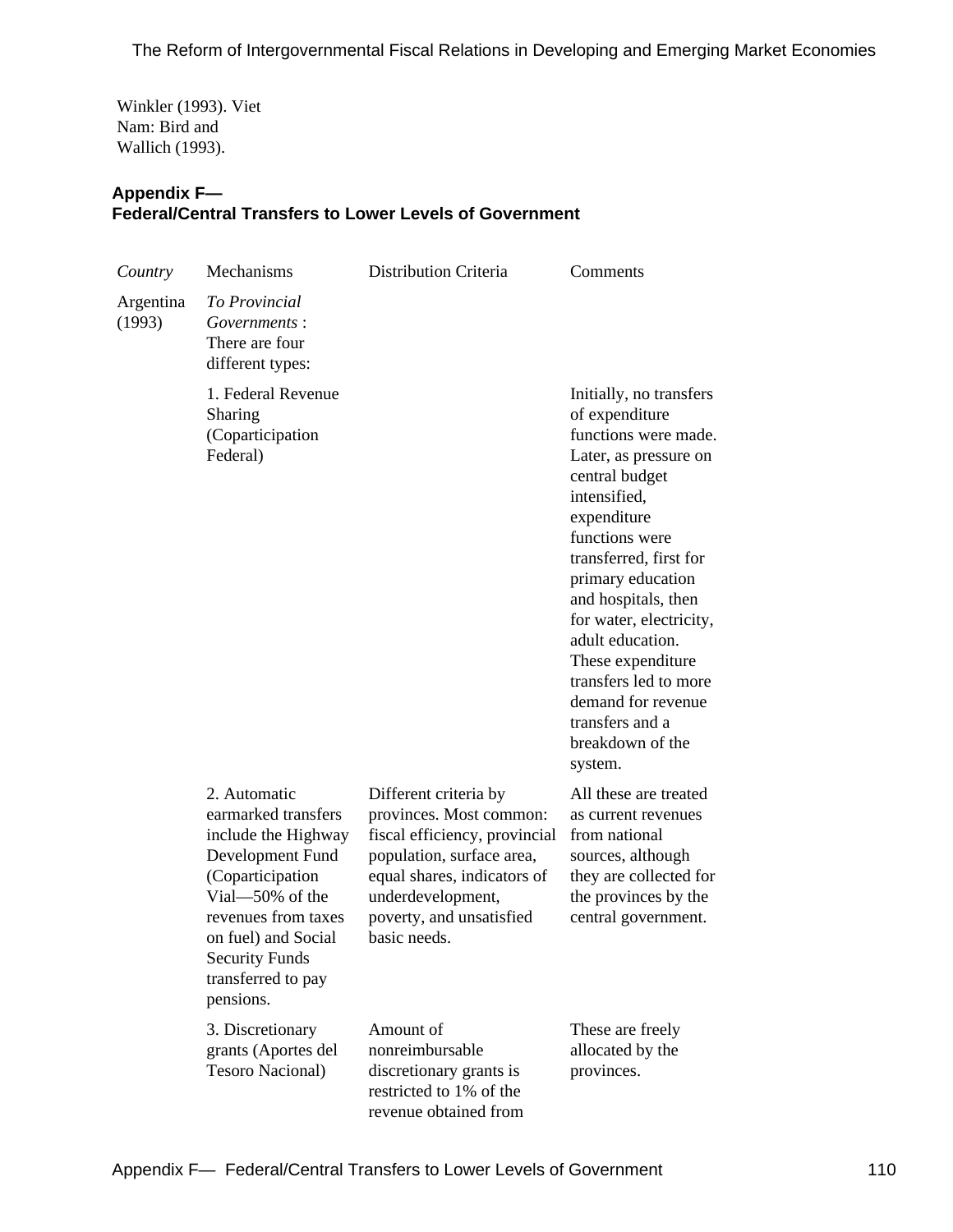Winkler (1993). Viet Nam: Bird and Wallich (1993).

## Appendix F— Federal/Central Transfers to Lower Levels of Government

| *Country* | Mechanisms | Distribution Criteria | Comments |
|---|---|---|---|
| Argentina (1993) | *To Provincial Governments* : There are four different types: | | |
| | 1. Federal Revenue Sharing (Coparticipation Federal) | | Initially, no transfers of expenditure functions were made. Later, as pressure on central budget intensified, expenditure functions were transferred, first for primary education and hospitals, then for water, electricity, adult education. These expenditure transfers led to more demand for revenue transfers and a breakdown of the system. |
| | 2. Automatic earmarked transfers include the Highway Development Fund (Coparticipation Vial—50% of the revenues from taxes on fuel) and Social Security Funds transferred to pay pensions. | Different criteria by provinces. Most common: fiscal efficiency, provincial population, surface area, equal shares, indicators of underdevelopment, poverty, and unsatisfied basic needs. | All these are treated as current revenues from national sources, although they are collected for the provinces by the central government. |
| | 3. Discretionary grants (Aportes del Tesoro Nacional) | Amount of nonreimbursable discretionary grants is restricted to 1% of the revenue obtained from | These are freely allocated by the provinces. |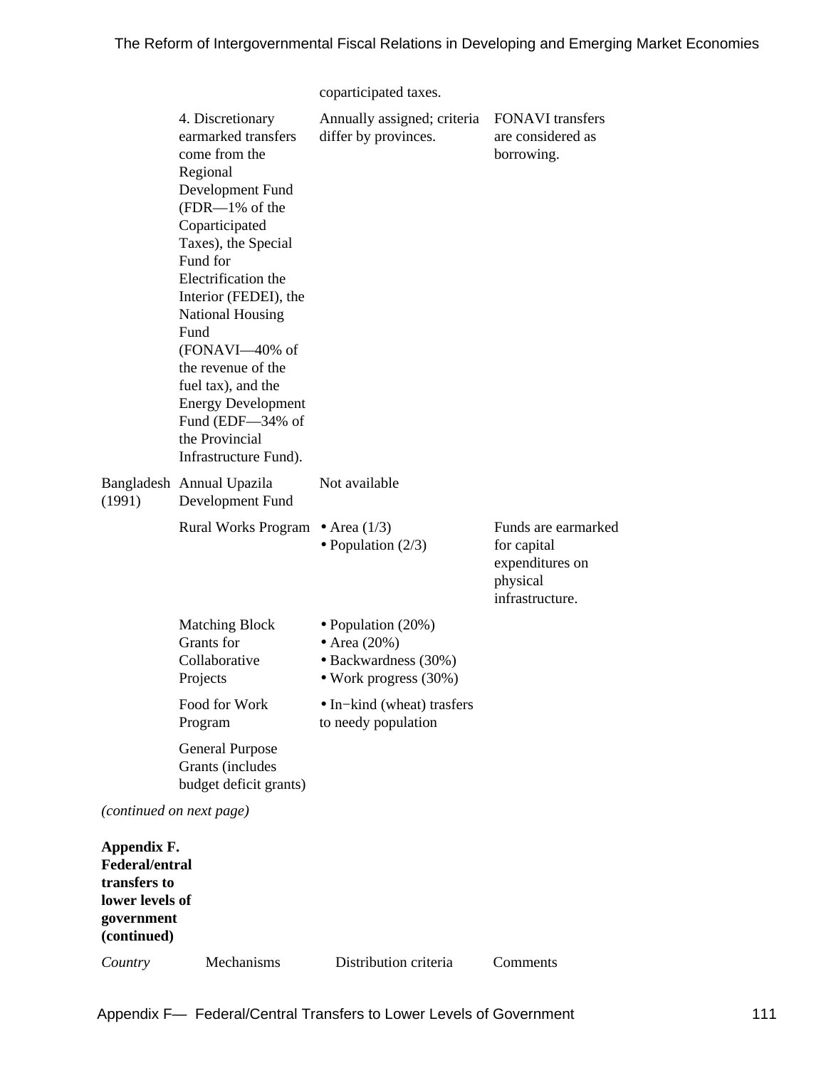| | | coparticipated taxes. | |
|---|---|---|---|
| | 4. Discretionary earmarked transfers come from the Regional Development Fund (FDR—1% of the Coparticipated Taxes), the Special Fund for Electrification the Interior (FEDEI), the National Housing Fund (FONAVI—40% of the revenue of the fuel tax), and the Energy Development Fund (EDF—34% of the Provincial Infrastructure Fund). | Annually assigned; criteria differ by provinces. | FONAVI transfers are considered as borrowing. |
| Bangladesh (1991) | Annual Upazila Development Fund | Not available | |
| | Rural Works Program | • Area (1/3)<br>• Population (2/3) | Funds are earmarked for capital expenditures on physical infrastructure. |
| | Matching Block Grants for Collaborative Projects | • Population (20%)<br>• Area (20%)<br>• Backwardness (30%)<br>• Work progress (30%) | |
| | Food for Work Program | • In−kind (wheat) trasfers to needy population | |
| | General Purpose Grants (includes budget deficit grants) | | |

*(continued on next page)*

**Appendix F. Federal/entral transfers to lower levels of government (continued)**

| *Country* | Mechanisms | Distribution criteria | Comments |
|---|---|---|---|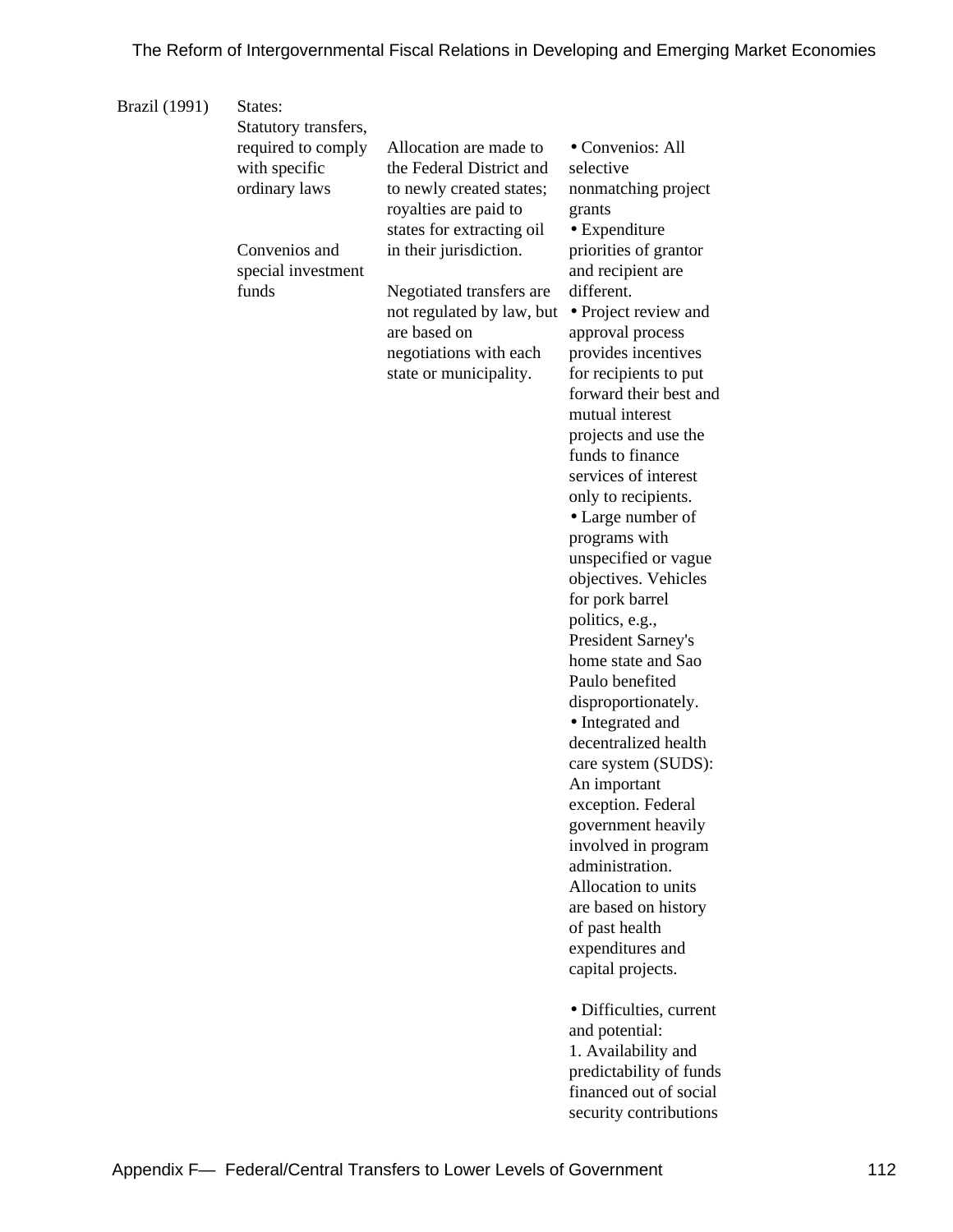| Brazil (1991) | States: Statutory transfers, required to comply with specific ordinary laws | Allocation are made to the Federal District and to newly created states; royalties are paid to states for extracting oil in their jurisdiction. | |
|---|---|---|---|
| | Convenios and special investment funds | Negotiated transfers are not regulated by law, but are based on negotiations with each state or municipality. | • Convenios: All selective nonmatching project grants<br>• Expenditure priorities of grantor and recipient are different.<br>• Project review and approval process provides incentives for recipients to put forward their best and mutual interest projects and use the funds to finance services of interest only to recipients.<br>• Large number of programs with unspecified or vague objectives. Vehicles for pork barrel politics, e.g., President Sarney's home state and Sao Paulo benefited disproportionately.<br>• Integrated and decentralized health care system (SUDS): An important exception. Federal government heavily involved in program administration. Allocation to units are based on history of past health expenditures and capital projects.<br><br>• Difficulties, current and potential:<br>1. Availability and predictability of funds financed out of social security contributions |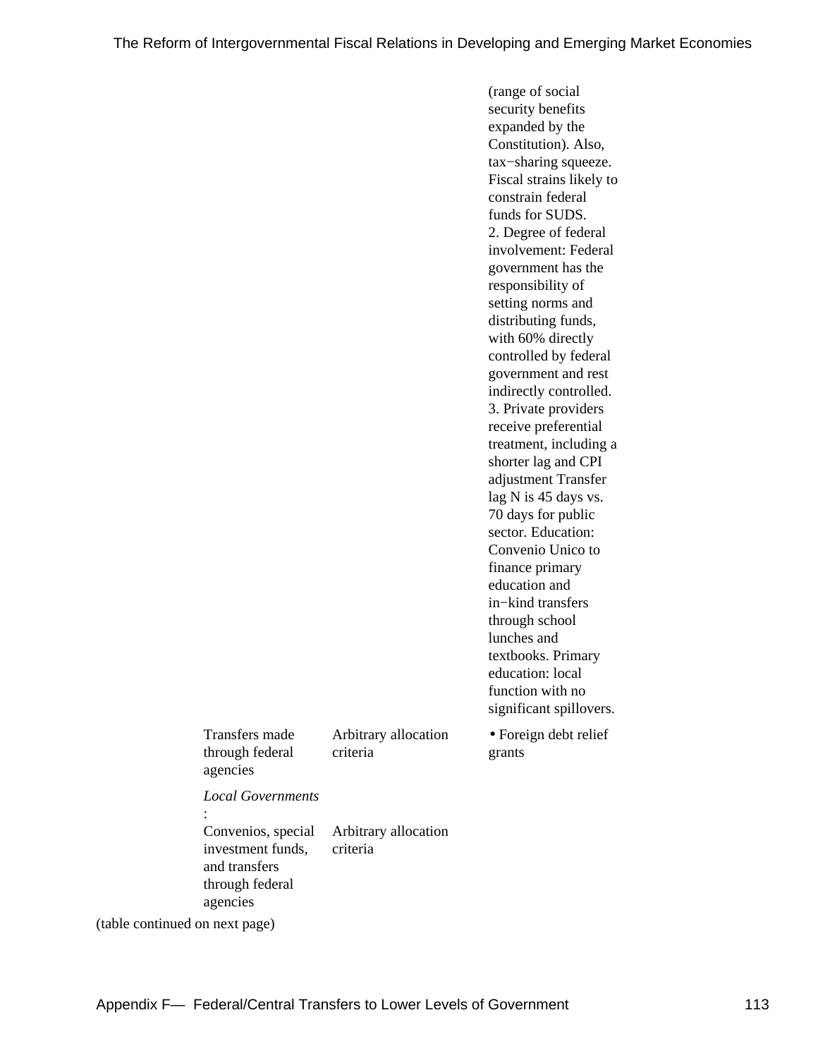| | | | |
|---|---|---|---|
| | | | (range of social security benefits expanded by the Constitution). Also, tax−sharing squeeze. Fiscal strains likely to constrain federal funds for SUDS. 2. Degree of federal involvement: Federal government has the responsibility of setting norms and distributing funds, with 60% directly controlled by federal government and rest indirectly controlled. 3. Private providers receive preferential treatment, including a shorter lag and CPI adjustment Transfer lag N is 45 days vs. 70 days for public sector. Education: Convenio Unico to finance primary education and in−kind transfers through school lunches and textbooks. Primary education: local function with no significant spillovers. |
| | Transfers made through federal agencies | Arbitrary allocation criteria | • Foreign debt relief grants |
| | *Local Governments*: | | |
| | Convenios, special investment funds, and transfers through federal agencies | Arbitrary allocation criteria | |

(table continued on next page)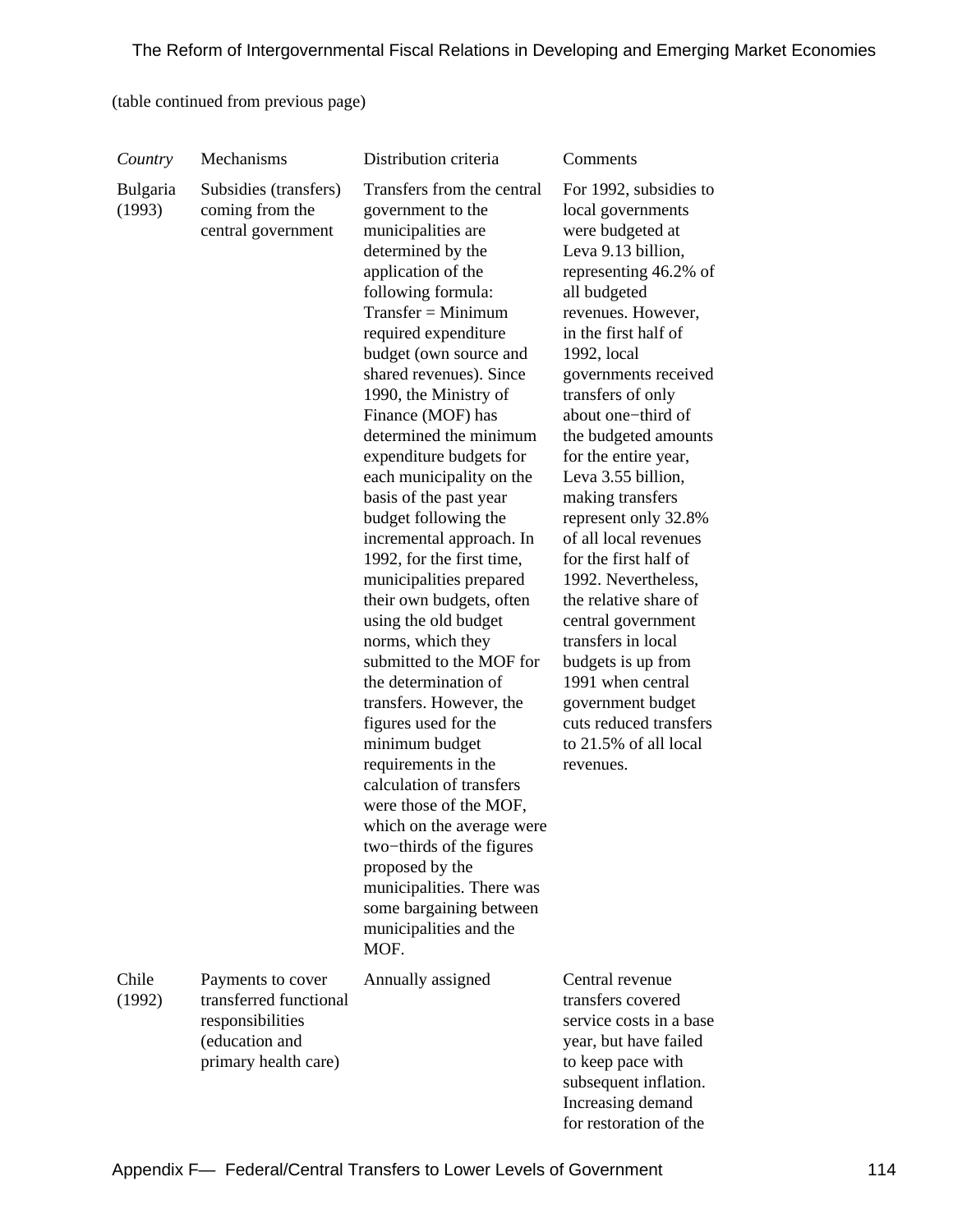(table continued from previous page)

| *Country* | Mechanisms | Distribution criteria | Comments |
|---|---|---|---|
| Bulgaria (1993) | Subsidies (transfers) coming from the central government | Transfers from the central government to the municipalities are determined by the application of the following formula: Transfer = Minimum required expenditure budget (own source and shared revenues). Since 1990, the Ministry of Finance (MOF) has determined the minimum expenditure budgets for each municipality on the basis of the past year budget following the incremental approach. In 1992, for the first time, municipalities prepared their own budgets, often using the old budget norms, which they submitted to the MOF for the determination of transfers. However, the figures used for the minimum budget requirements in the calculation of transfers were those of the MOF, which on the average were two−thirds of the figures proposed by the municipalities. There was some bargaining between municipalities and the MOF. | For 1992, subsidies to local governments were budgeted at Leva 9.13 billion, representing 46.2% of all budgeted revenues. However, in the first half of 1992, local governments received transfers of only about one−third of the budgeted amounts for the entire year, Leva 3.55 billion, making transfers represent only 32.8% of all local revenues for the first half of 1992. Nevertheless, the relative share of central government transfers in local budgets is up from 1991 when central government budget cuts reduced transfers to 21.5% of all local revenues. |
| Chile (1992) | Payments to cover transferred functional responsibilities (education and primary health care) | Annually assigned | Central revenue transfers covered service costs in a base year, but have failed to keep pace with subsequent inflation. Increasing demand for restoration of the |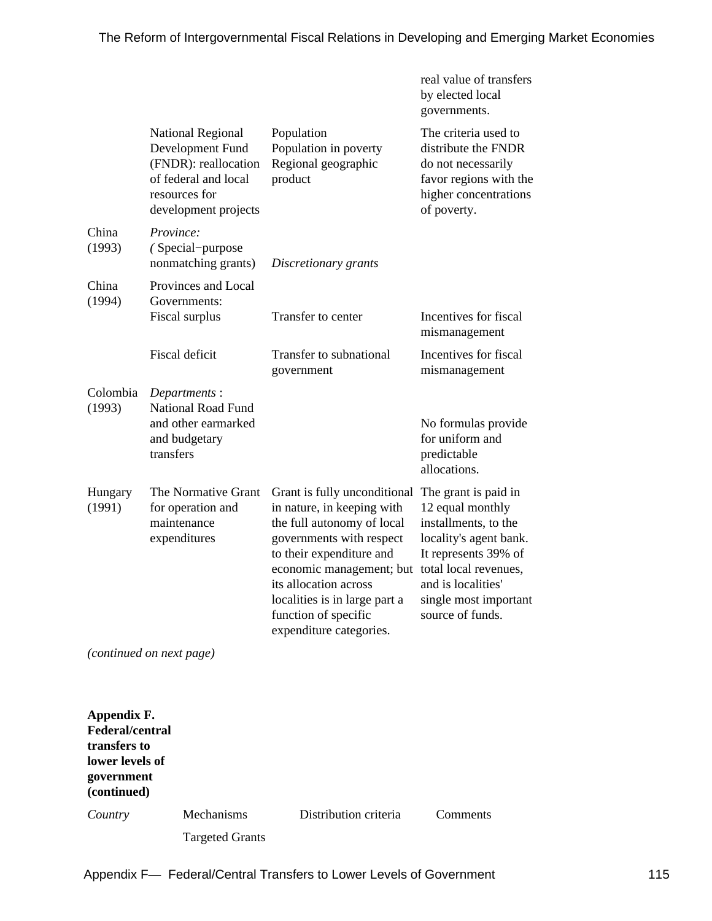| | | | real value of transfers by elected local governments. |
|---|---|---|---|
| | National Regional Development Fund (FNDR): reallocation of federal and local resources for development projects | Population<br>Population in poverty<br>Regional geographic product | The criteria used to distribute the FNDR do not necessarily favor regions with the higher concentrations of poverty. |
| China (1993) | *Province:*<br>*(* Special−purpose nonmatching grants) | *Discretionary grants* | |
| China (1994) | Provinces and Local Governments:<br>Fiscal surplus | Transfer to center | Incentives for fiscal mismanagement |
| | Fiscal deficit | Transfer to subnational government | Incentives for fiscal mismanagement |
| Colombia (1993) | *Departments* :<br>National Road Fund and other earmarked and budgetary transfers | | No formulas provide for uniform and predictable allocations. |
| Hungary (1991) | The Normative Grant for operation and maintenance expenditures | Grant is fully unconditional in nature, in keeping with the full autonomy of local governments with respect to their expenditure and economic management; but its allocation across localities is in large part a function of specific expenditure categories. | The grant is paid in 12 equal monthly installments, to the locality's agent bank. It represents 39% of total local revenues, and is localities' single most important source of funds. |

*(continued on next page)*

**Appendix F. Federal/central transfers to lower levels of government (continued)**

| *Country* | Mechanisms | Distribution criteria | Comments |
|---|---|---|---|
| | Targeted Grants | | |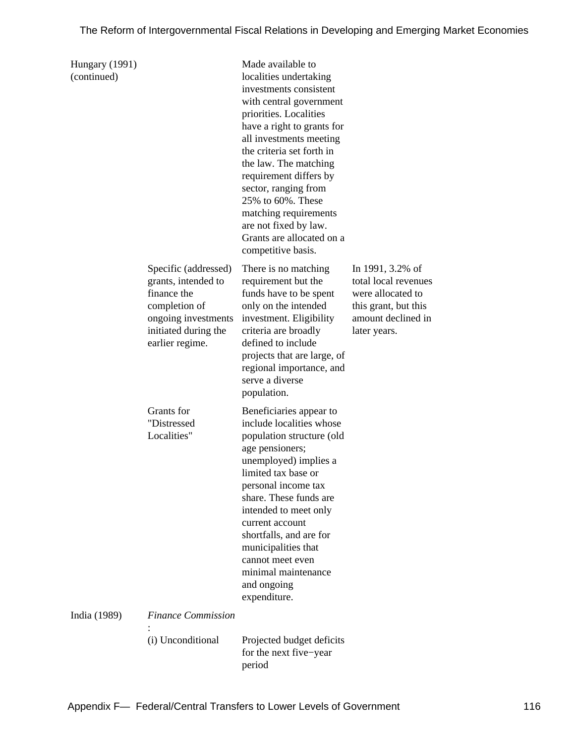| | | | |
|---|---|---|---|
| Hungary (1991) (continued) | | Made available to localities undertaking investments consistent with central government priorities. Localities have a right to grants for all investments meeting the criteria set forth in the law. The matching requirement differs by sector, ranging from 25% to 60%. These matching requirements are not fixed by law. Grants are allocated on a competitive basis. | |
| | Specific (addressed) grants, intended to finance the completion of ongoing investments initiated during the earlier regime. | There is no matching requirement but the funds have to be spent only on the intended investment. Eligibility criteria are broadly defined to include projects that are large, of regional importance, and serve a diverse population. | In 1991, 3.2% of total local revenues were allocated to this grant, but this amount declined in later years. |
| | Grants for "Distressed Localities" | Beneficiaries appear to include localities whose population structure (old age pensioners; unemployed) implies a limited tax base or personal income tax share. These funds are intended to meet only current account shortfalls, and are for municipalities that cannot meet even minimal maintenance and ongoing expenditure. | |
| India (1989) | *Finance Commission* : | | |
| | (i) Unconditional | Projected budget deficits for the next five−year period | |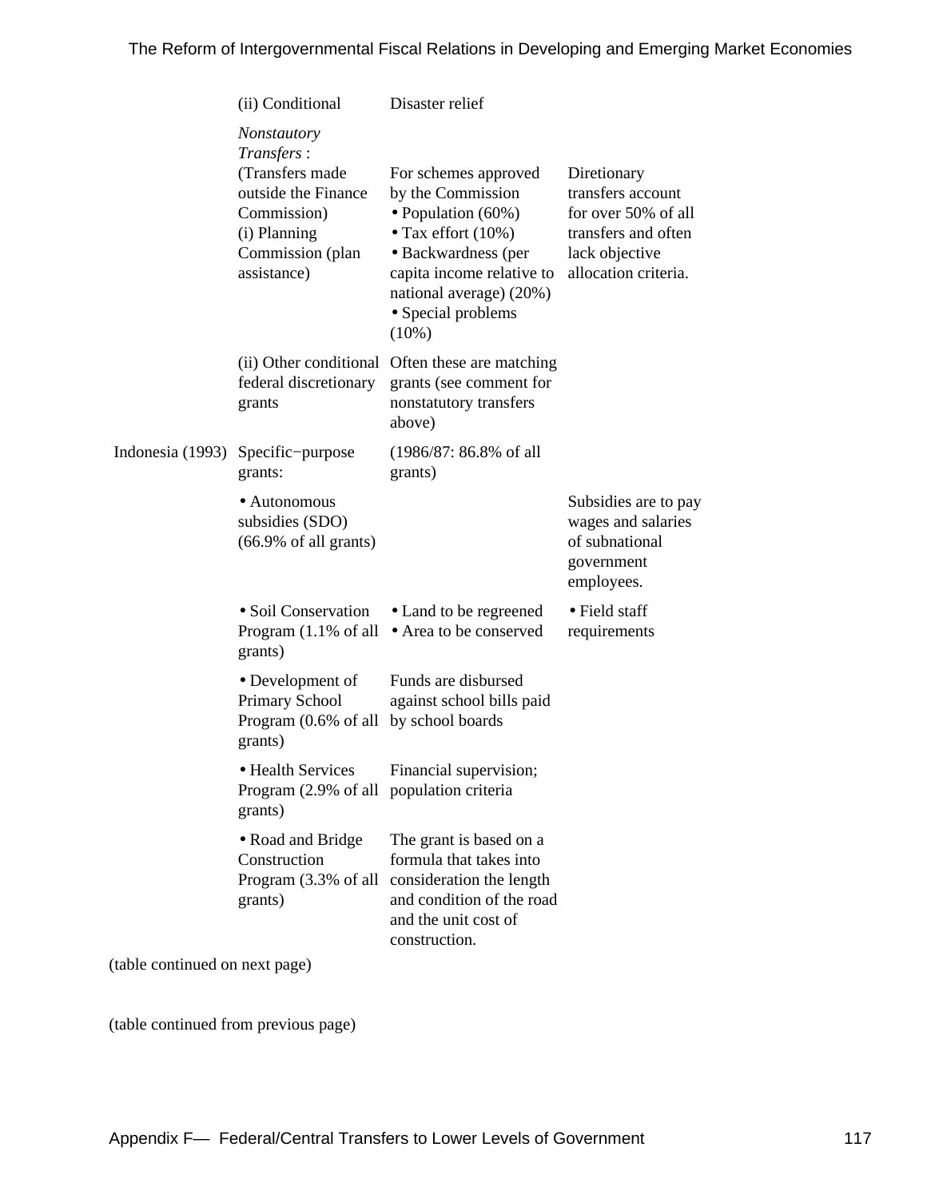|  | (ii) Conditional | Disaster relief |  |
| --- | --- | --- | --- |
|  | *Nonstautory Transfers* : (Transfers made outside the Finance Commission) (i) Planning Commission (plan assistance) | For schemes approved by the Commission • Population (60%) • Tax effort (10%) • Backwardness (per capita income relative to national average) (20%) • Special problems (10%) | Diretionary transfers account for over 50% of all transfers and often lack objective allocation criteria. |
|  | (ii) Other conditional federal discretionary grants | Often these are matching grants (see comment for nonstatutory transfers above) |  |
| Indonesia (1993) | Specific−purpose grants: | (1986/87: 86.8% of all grants) |  |
|  | • Autonomous subsidies (SDO) (66.9% of all grants) |  | Subsidies are to pay wages and salaries of subnational government employees. |
|  | • Soil Conservation Program (1.1% of all grants) | • Land to be regreened • Area to be conserved | • Field staff requirements |
|  | • Development of Primary School Program (0.6% of all grants) | Funds are disbursed against school bills paid by school boards |  |
|  | • Health Services Program (2.9% of all grants) | Financial supervision; population criteria |  |
|  | • Road and Bridge Construction Program (3.3% of all grants) | The grant is based on a formula that takes into consideration the length and condition of the road and the unit cost of construction. |  |

(table continued on next page)

(table continued from previous page)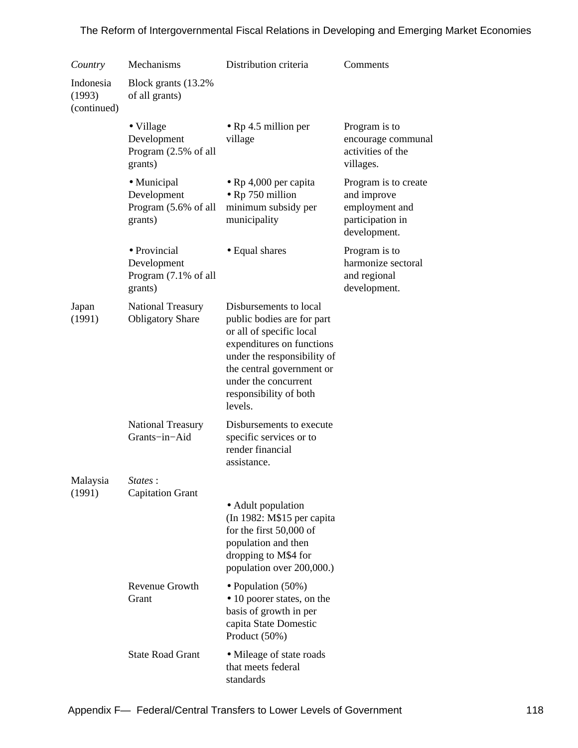| *Country* | Mechanisms | Distribution criteria | Comments |
|---|---|---|---|
| Indonesia (1993) (continued) | Block grants (13.2% of all grants) | | |
| | • Village Development Program (2.5% of all grants) | • Rp 4.5 million per village | Program is to encourage communal activities of the villages. |
| | • Municipal Development Program (5.6% of all grants) | • Rp 4,000 per capita<br>• Rp 750 million minimum subsidy per municipality | Program is to create and improve employment and participation in development. |
| | • Provincial Development Program (7.1% of all grants) | • Equal shares | Program is to harmonize sectoral and regional development. |
| Japan (1991) | National Treasury Obligatory Share | Disbursements to local public bodies are for part or all of specific local expenditures on functions under the responsibility of the central government or under the concurrent responsibility of both levels. | |
| | National Treasury Grants−in−Aid | Disbursements to execute specific services or to render financial assistance. | |
| Malaysia (1991) | *States* :<br>Capitation Grant | • Adult population<br>(In 1982: M$15 per capita for the first 50,000 of population and then dropping to M$4 for population over 200,000.) | |
| | Revenue Growth Grant | • Population (50%)<br>• 10 poorer states, on the basis of growth in per capita State Domestic Product (50%) | |
| | State Road Grant | • Mileage of state roads that meets federal standards | |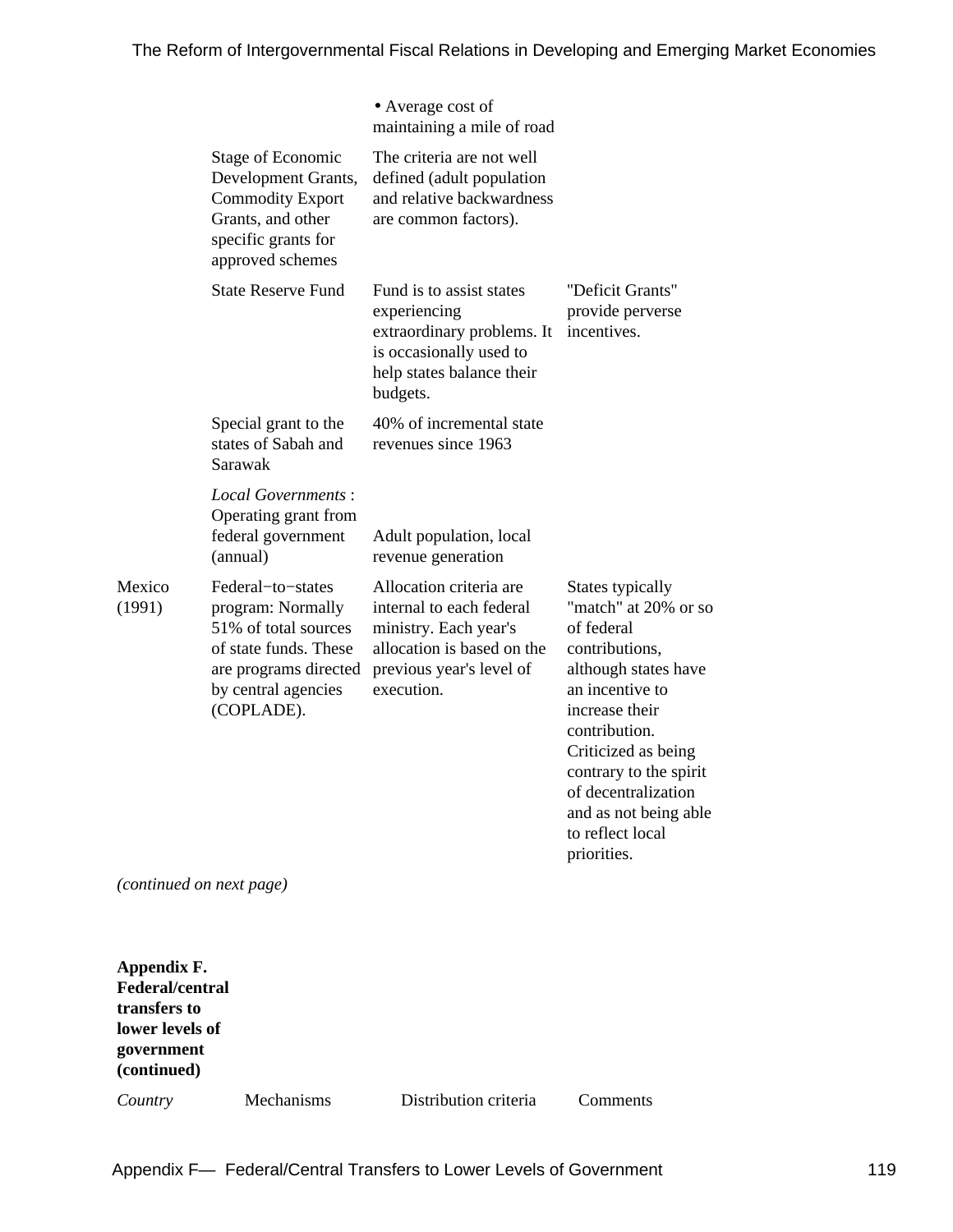| | | | |
|---|---|---|---|
| | | • Average cost of maintaining a mile of road | |
| | Stage of Economic Development Grants, Commodity Export Grants, and other specific grants for approved schemes | The criteria are not well defined (adult population and relative backwardness are common factors). | |
| | State Reserve Fund | Fund is to assist states experiencing extraordinary problems. It is occasionally used to help states balance their budgets. | "Deficit Grants" provide perverse incentives. |
| | Special grant to the states of Sabah and Sarawak | 40% of incremental state revenues since 1963 | |
| | *Local Governments* : Operating grant from federal government (annual) | Adult population, local revenue generation | |
| Mexico (1991) | Federal−to−states program: Normally 51% of total sources of state funds. These are programs directed by central agencies (COPLADE). | Allocation criteria are internal to each federal ministry. Each year's allocation is based on the previous year's level of execution. | States typically "match" at 20% or so of federal contributions, although states have an incentive to increase their contribution. Criticized as being contrary to the spirit of decentralization and as not being able to reflect local priorities. |

*(continued on next page)*

**Appendix F. Federal/central transfers to lower levels of government (continued)**

| *Country* | Mechanisms | Distribution criteria | Comments |
|---|---|---|---|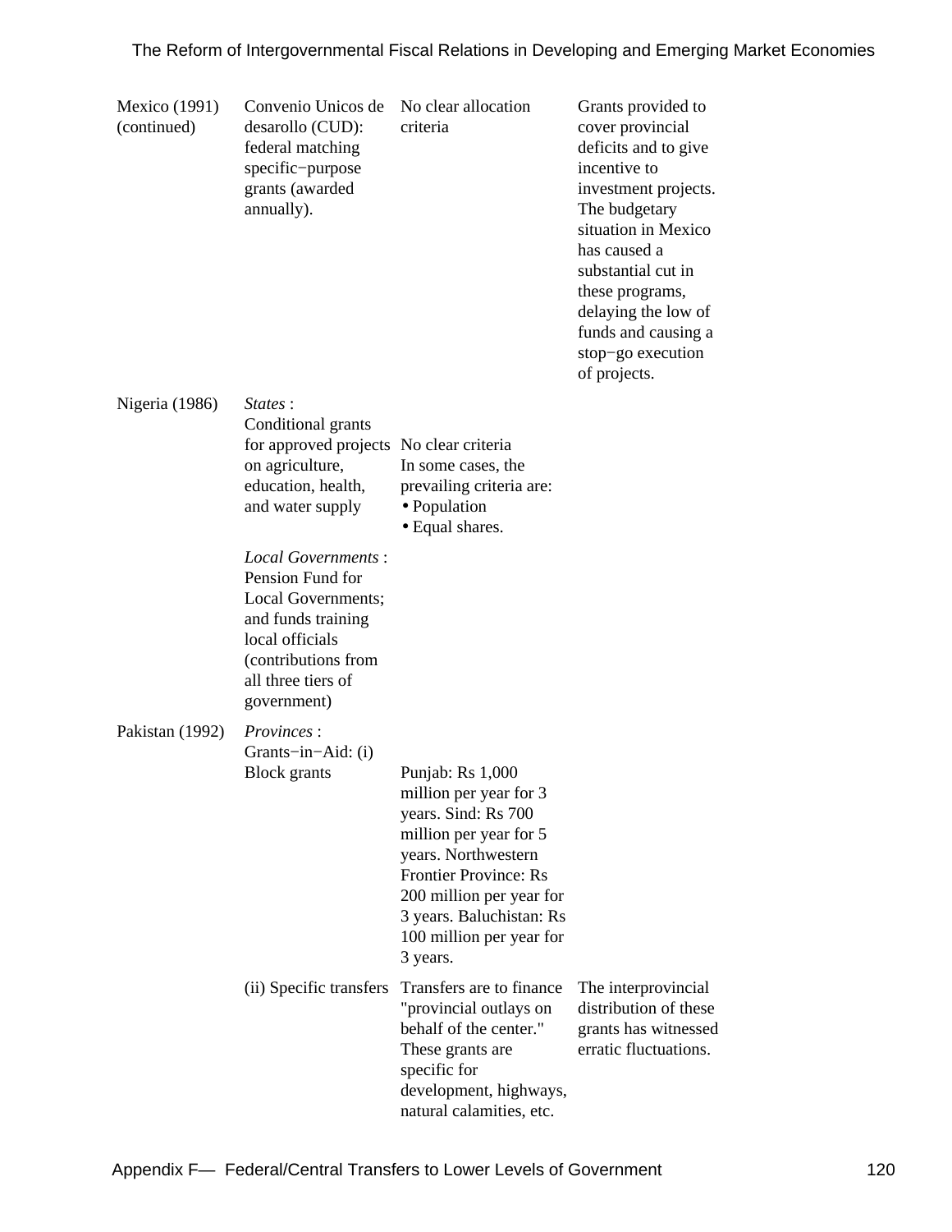| | | | |
|---|---|---|---|
| Mexico (1991) (continued) | Convenio Unicos de desarollo (CUD): federal matching specific−purpose grants (awarded annually). | No clear allocation criteria | Grants provided to cover provincial deficits and to give incentive to investment projects. The budgetary situation in Mexico has caused a substantial cut in these programs, delaying the low of funds and causing a stop−go execution of projects. |
| Nigeria (1986) | *States* : Conditional grants for approved projects on agriculture, education, health, and water supply | No clear criteria In some cases, the prevailing criteria are: • Population • Equal shares. | |
| | *Local Governments* : Pension Fund for Local Governments; and funds training local officials (contributions from all three tiers of government) | | |
| Pakistan (1992) | *Provinces* : Grants−in−Aid: (i) Block grants | Punjab: Rs 1,000 million per year for 3 years. Sind: Rs 700 million per year for 5 years. Northwestern Frontier Province: Rs 200 million per year for 3 years. Baluchistan: Rs 100 million per year for 3 years. | |
| | (ii) Specific transfers | Transfers are to finance "provincial outlays on behalf of the center." These grants are specific for development, highways, natural calamities, etc. | The interprovincial distribution of these grants has witnessed erratic fluctuations. |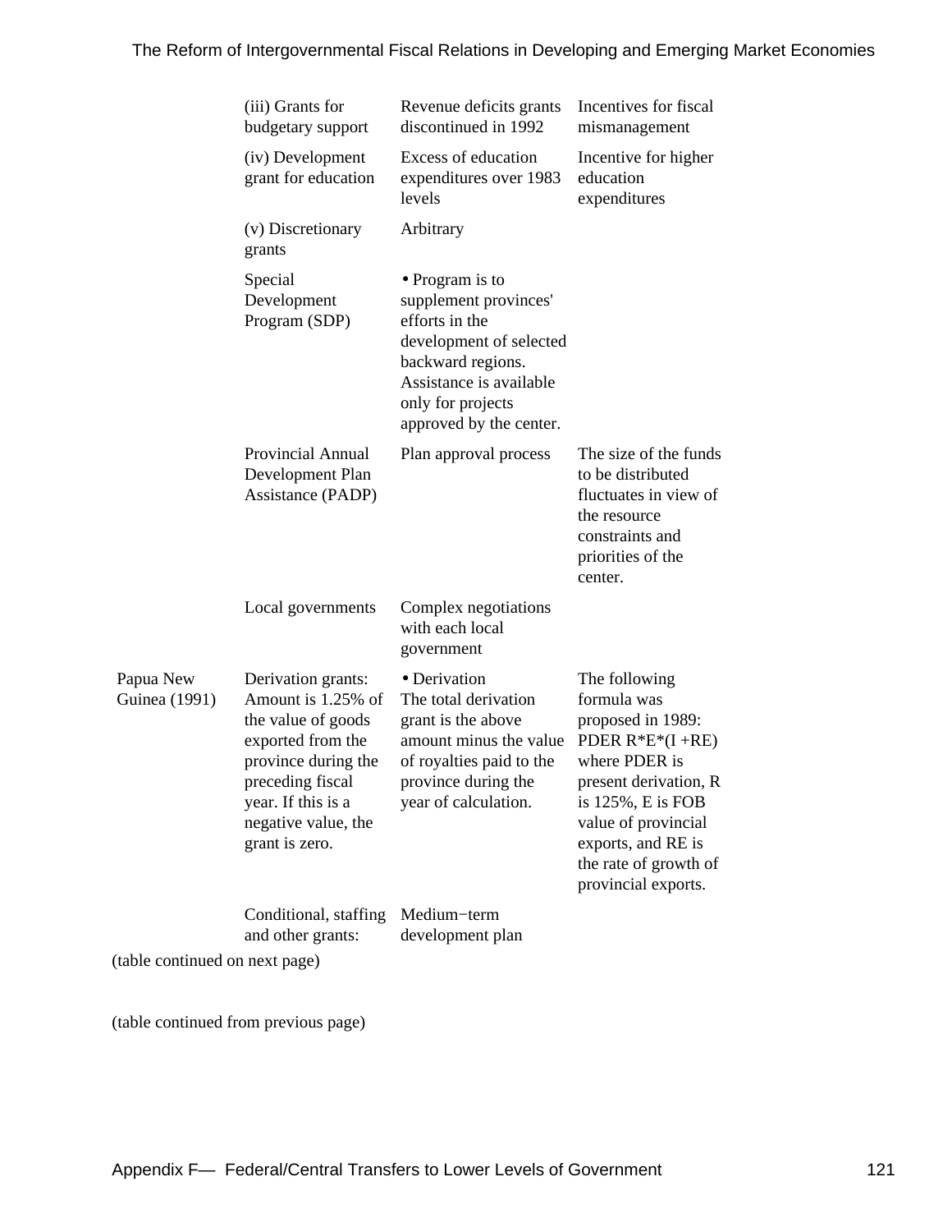| | | | |
|---|---|---|---|
| | (iii) Grants for budgetary support | Revenue deficits grants discontinued in 1992 | Incentives for fiscal mismanagement |
| | (iv) Development grant for education | Excess of education expenditures over 1983 levels | Incentive for higher education expenditures |
| | (v) Discretionary grants | Arbitrary | |
| | Special Development Program (SDP) | • Program is to supplement provinces' efforts in the development of selected backward regions. Assistance is available only for projects approved by the center. | |
| | Provincial Annual Development Plan Assistance (PADP) | Plan approval process | The size of the funds to be distributed fluctuates in view of the resource constraints and priorities of the center. |
| | Local governments | Complex negotiations with each local government | |
| Papua New Guinea (1991) | Derivation grants: Amount is 1.25% of the value of goods exported from the province during the preceding fiscal year. If this is a negative value, the grant is zero. | • Derivation The total derivation grant is the above amount minus the value of royalties paid to the province during the year of calculation. | The following formula was proposed in 1989: PDER R*E*(I +RE) where PDER is present derivation, R is 125%, E is FOB value of provincial exports, and RE is the rate of growth of provincial exports. |
| | Conditional, staffing and other grants: | Medium−term development plan | |

(table continued on next page)

(table continued from previous page)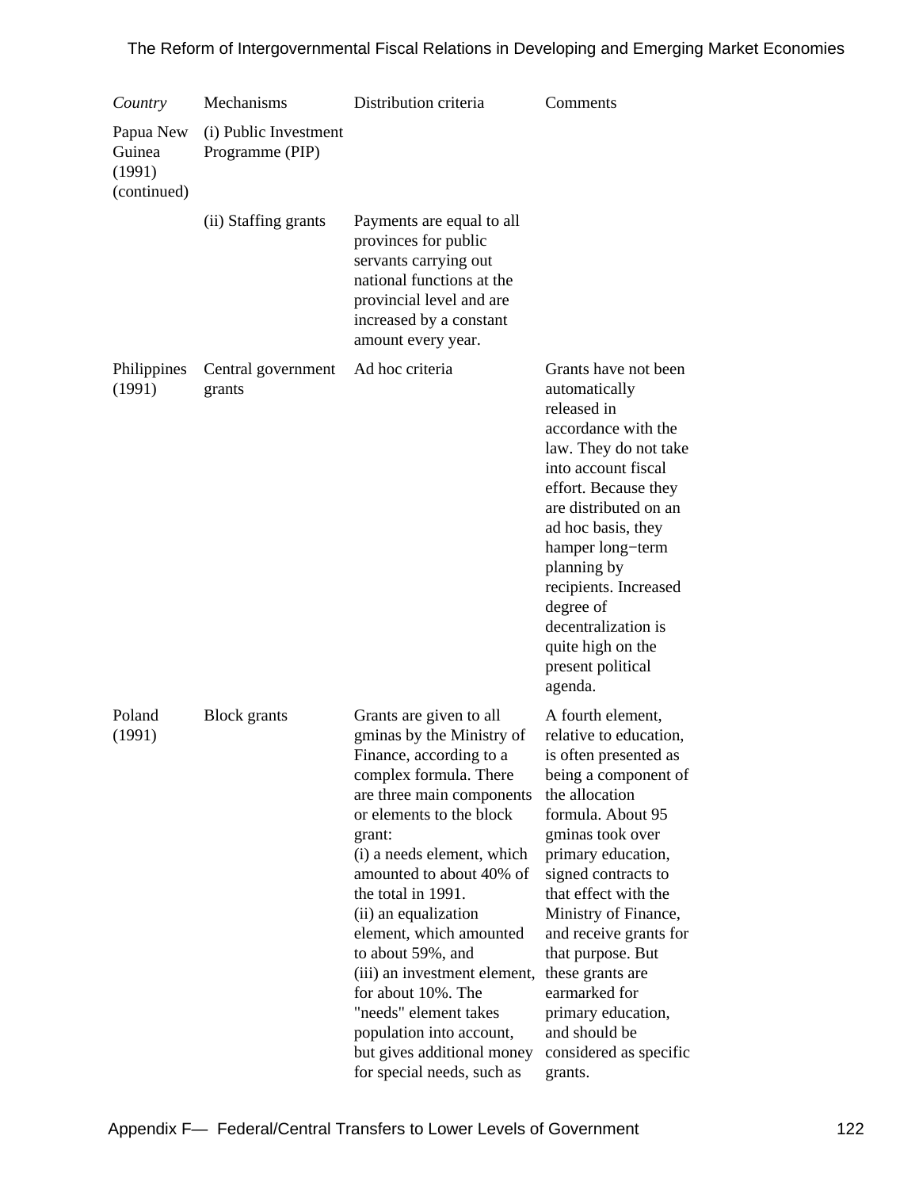| *Country* | Mechanisms | Distribution criteria | Comments |
|---|---|---|---|
| Papua New Guinea (1991) (continued) | (i) Public Investment Programme (PIP) | | |
| | (ii) Staffing grants | Payments are equal to all provinces for public servants carrying out national functions at the provincial level and are increased by a constant amount every year. | |
| Philippines (1991) | Central government grants | Ad hoc criteria | Grants have not been automatically released in accordance with the law. They do not take into account fiscal effort. Because they are distributed on an ad hoc basis, they hamper long−term planning by recipients. Increased degree of decentralization is quite high on the present political agenda. |
| Poland (1991) | Block grants | Grants are given to all gminas by the Ministry of Finance, according to a complex formula. There are three main components or elements to the block grant:<br>(i) a needs element, which amounted to about 40% of the total in 1991.<br>(ii) an equalization element, which amounted to about 59%, and<br>(iii) an investment element, for about 10%. The "needs" element takes population into account, but gives additional money for special needs, such as | A fourth element, relative to education, is often presented as being a component of the allocation formula. About 95 gminas took over primary education, signed contracts to that effect with the Ministry of Finance, and receive grants for that purpose. But these grants are earmarked for primary education, and should be considered as specific grants. |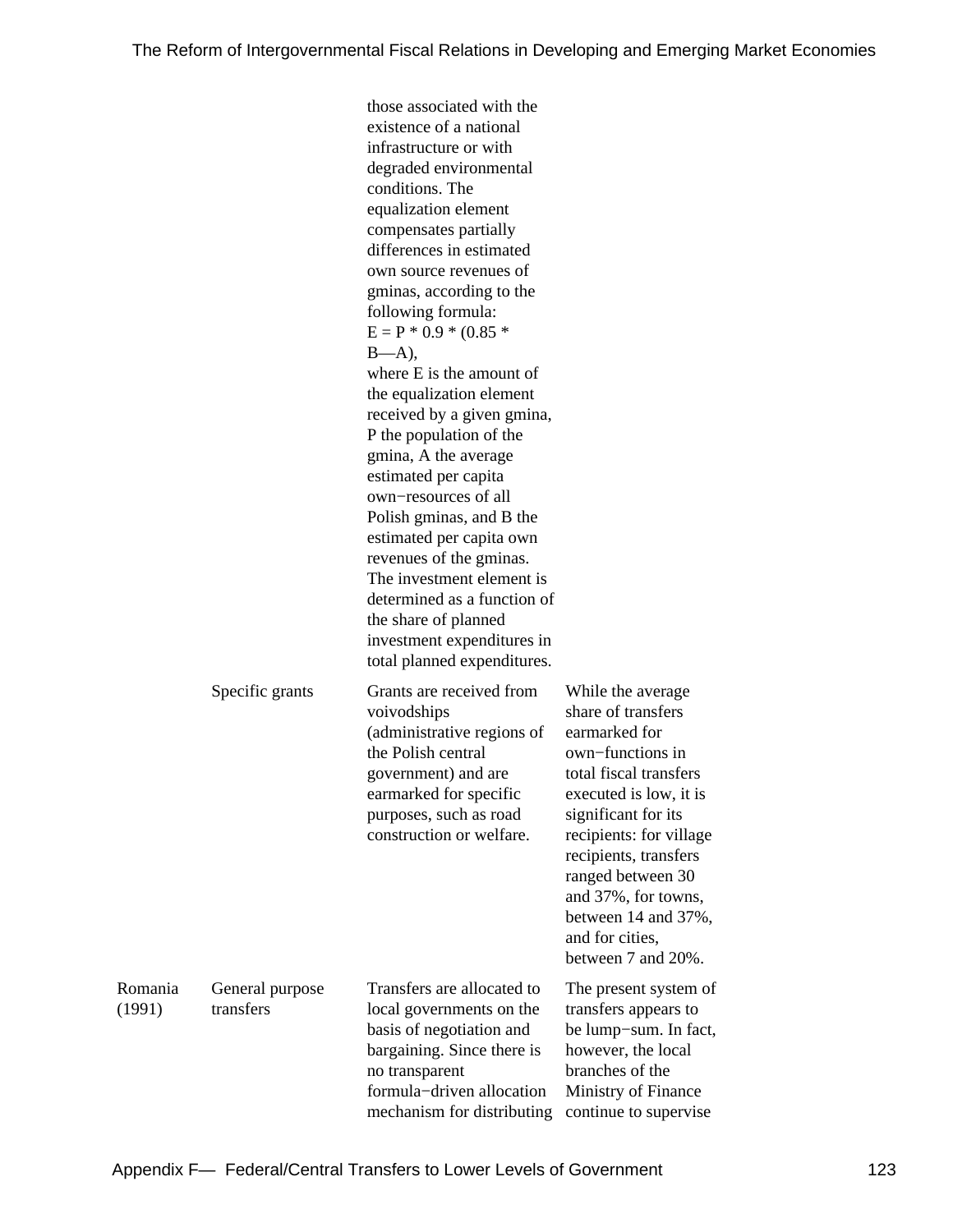| | | | |
|---|---|---|---|
| | | those associated with the existence of a national infrastructure or with degraded environmental conditions. The equalization element compensates partially differences in estimated own source revenues of gminas, according to the following formula: $E = P * 0.9 * (0.85 * B—A)$, where E is the amount of the equalization element received by a given gmina, P the population of the gmina, A the average estimated per capita own−resources of all Polish gminas, and B the estimated per capita own revenues of the gminas. The investment element is determined as a function of the share of planned investment expenditures in total planned expenditures. | |
| | Specific grants | Grants are received from voivodships (administrative regions of the Polish central government) and are earmarked for specific purposes, such as road construction or welfare. | While the average share of transfers earmarked for own−functions in total fiscal transfers executed is low, it is significant for its recipients: for village recipients, transfers ranged between 30 and 37%, for towns, between 14 and 37%, and for cities, between 7 and 20%. |
| Romania (1991) | General purpose transfers | Transfers are allocated to local governments on the basis of negotiation and bargaining. Since there is no transparent formula−driven allocation mechanism for distributing | The present system of transfers appears to be lump−sum. In fact, however, the local branches of the Ministry of Finance continue to supervise |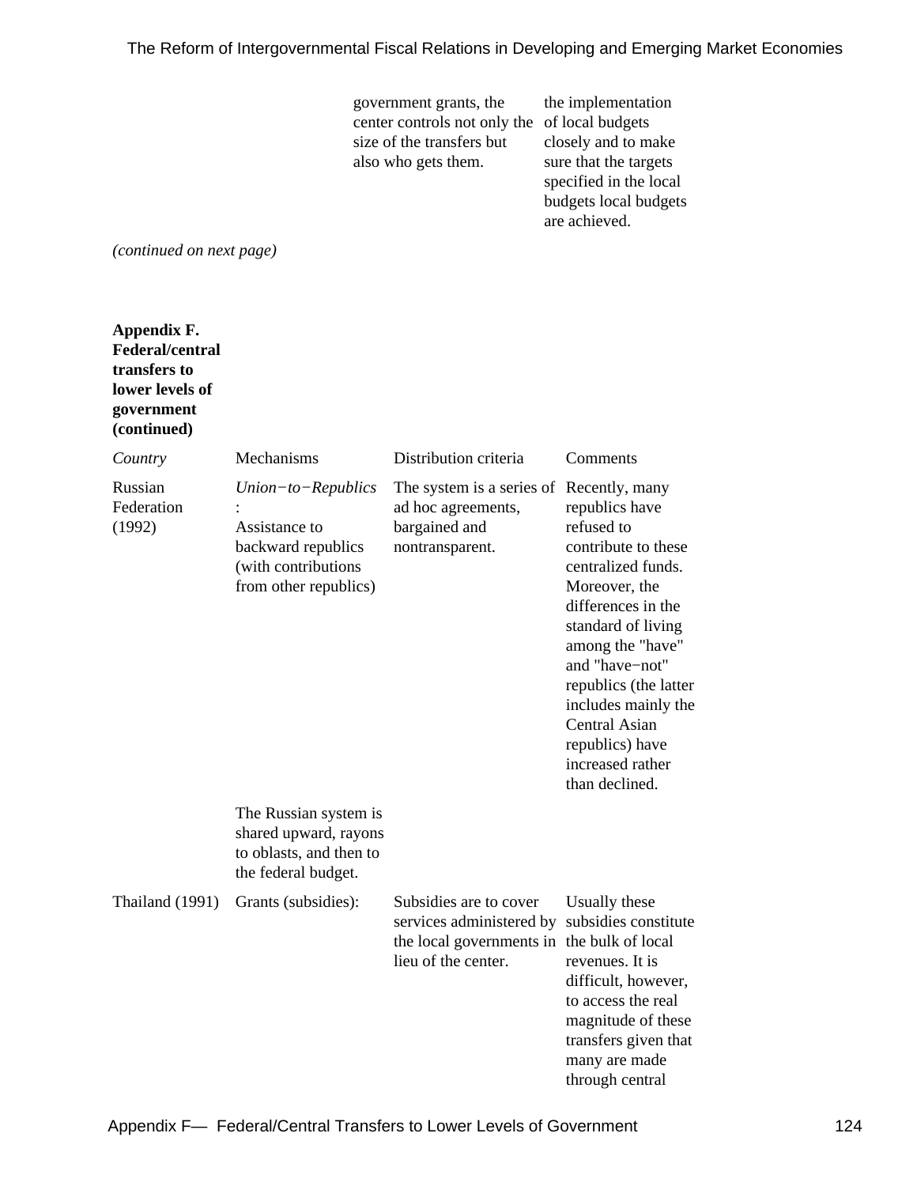| | | | |
|---|---|---|---|
| | | government grants, the center controls not only the size of the transfers but also who gets them. | the implementation of local budgets closely and to make sure that the targets specified in the local budgets local budgets are achieved. |

*(continued on next page)*

**Appendix F. Federal/central transfers to lower levels of government (continued)**

| *Country* | Mechanisms | Distribution criteria | Comments |
|---|---|---|---|
| Russian Federation (1992) | *Union−to−Republics*: Assistance to backward republics (with contributions from other republics) | The system is a series of ad hoc agreements, bargained and nontransparent. | Recently, many republics have refused to contribute to these centralized funds. Moreover, the differences in the standard of living among the "have" and "have−not" republics (the latter includes mainly the Central Asian republics) have increased rather than declined. |
| | The Russian system is shared upward, rayons to oblasts, and then to the federal budget. | | |
| Thailand (1991) | Grants (subsidies): | Subsidies are to cover services administered by the local governments in lieu of the center. | Usually these subsidies constitute the bulk of local revenues. It is difficult, however, to access the real magnitude of these transfers given that many are made through central |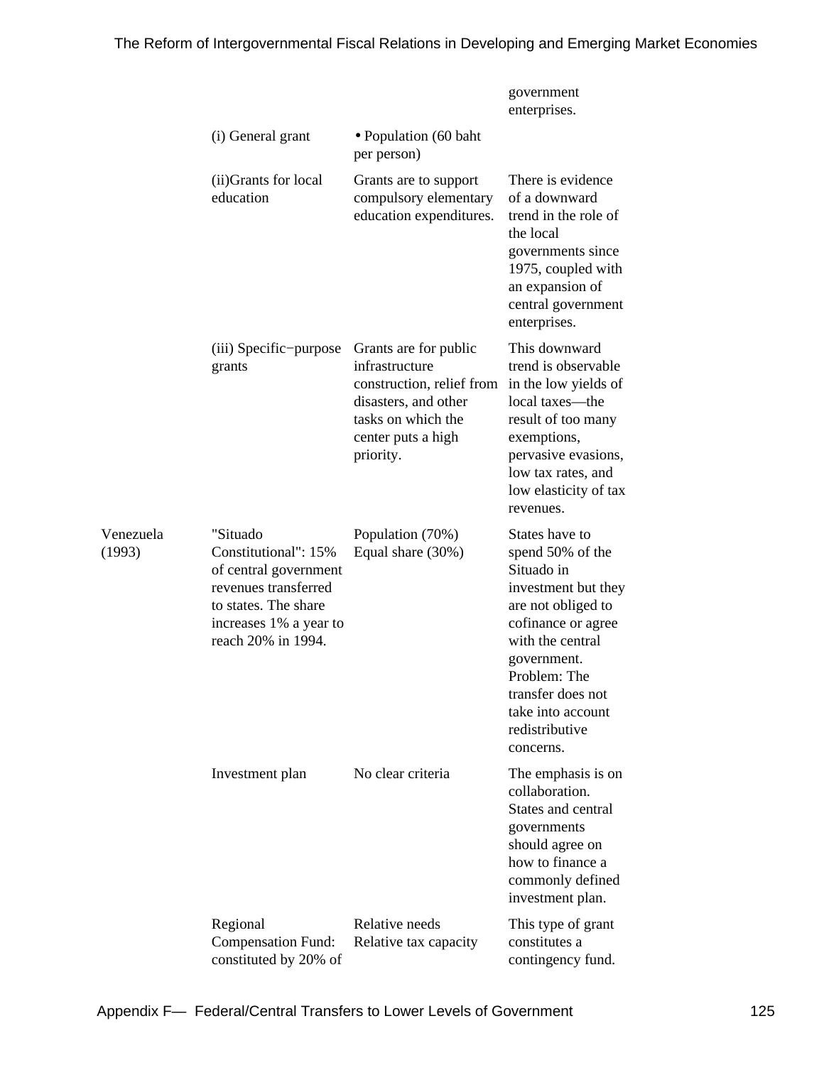| | | | government enterprises. |
|---|---|---|---|
| | (i) General grant | • Population (60 baht per person) | |
| | (ii)Grants for local education | Grants are to support compulsory elementary education expenditures. | There is evidence of a downward trend in the role of the local governments since 1975, coupled with an expansion of central government enterprises. |
| | (iii) Specific−purpose grants | Grants are for public infrastructure construction, relief from disasters, and other tasks on which the center puts a high priority. | This downward trend is observable in the low yields of local taxes—the result of too many exemptions, pervasive evasions, low tax rates, and low elasticity of tax revenues. |
| Venezuela (1993) | "Situado Constitutional": 15% of central government revenues transferred to states. The share increases 1% a year to reach 20% in 1994. | Population (70%) Equal share (30%) | States have to spend 50% of the Situado in investment but they are not obliged to cofinance or agree with the central government. Problem: The transfer does not take into account redistributive concerns. |
| | Investment plan | No clear criteria | The emphasis is on collaboration. States and central governments should agree on how to finance a commonly defined investment plan. |
| | Regional Compensation Fund: constituted by 20% of | Relative needs Relative tax capacity | This type of grant constitutes a contingency fund. |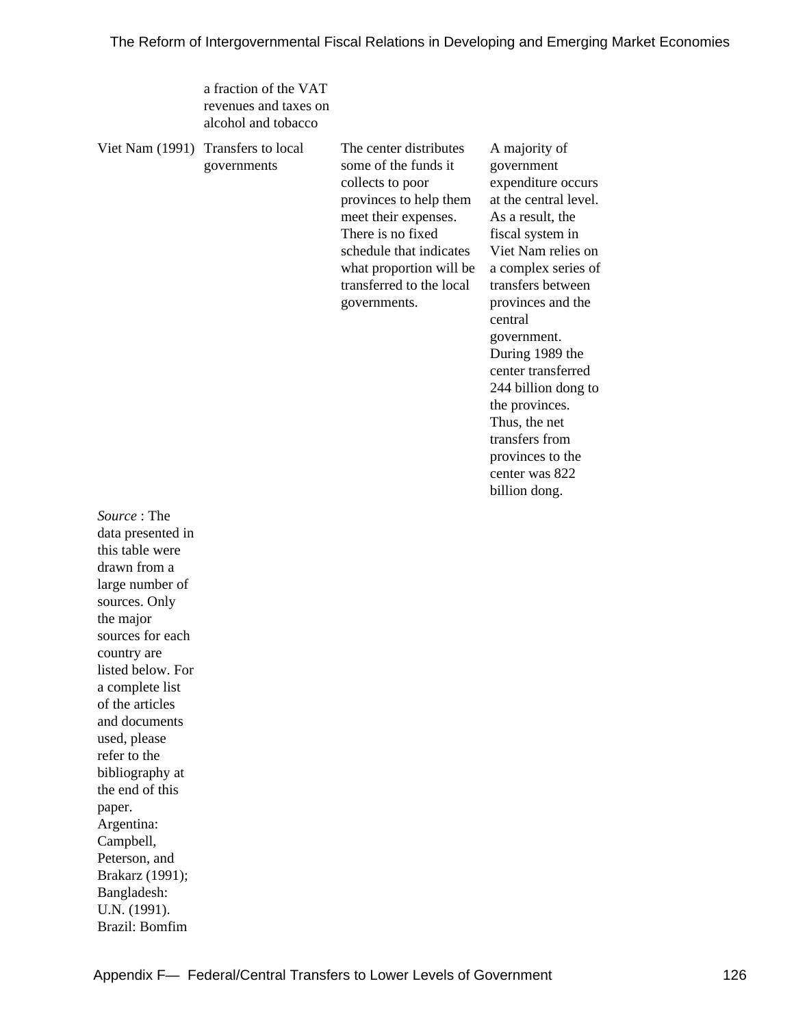| | | | |
|---|---|---|---|
| | a fraction of the VAT revenues and taxes on alcohol and tobacco | | |
| Viet Nam (1991) | Transfers to local governments | The center distributes some of the funds it collects to poor provinces to help them meet their expenses. There is no fixed schedule that indicates what proportion will be transferred to the local governments. | A majority of government expenditure occurs at the central level. As a result, the fiscal system in Viet Nam relies on a complex series of transfers between provinces and the central government. During 1989 the center transferred 244 billion dong to the provinces. Thus, the net transfers from provinces to the center was 822 billion dong. |

*Source* : The data presented in this table were drawn from a large number of sources. Only the major sources for each country are listed below. For a complete list of the articles and documents used, please refer to the bibliography at the end of this paper. Argentina: Campbell, Peterson, and Brakarz (1991); Bangladesh: U.N. (1991). Brazil: Bomfim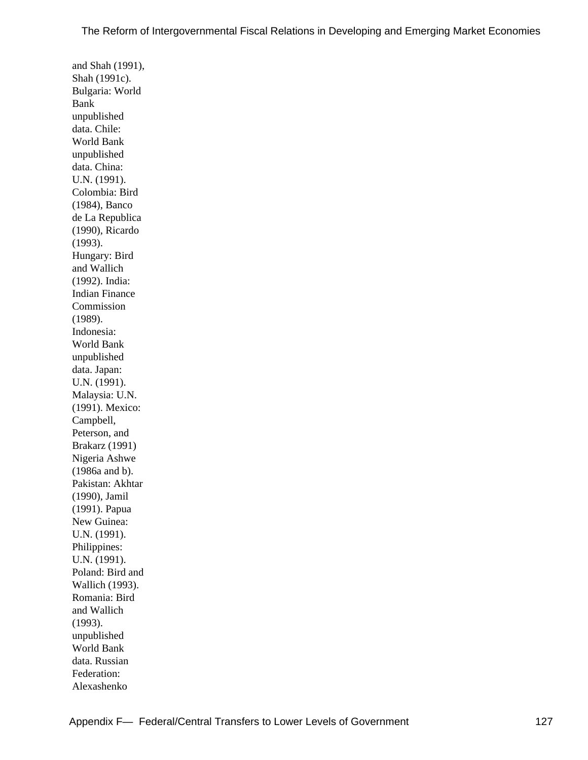and Shah (1991), Shah (1991c). Bulgaria: World Bank unpublished data. Chile: World Bank unpublished data. China: U.N. (1991). Colombia: Bird (1984), Banco de La Republica (1990), Ricardo (1993). Hungary: Bird and Wallich (1992). India: Indian Finance Commission (1989). Indonesia: World Bank unpublished data. Japan: U.N. (1991). Malaysia: U.N. (1991). Mexico: Campbell, Peterson, and Brakarz (1991) Nigeria Ashwe (1986a and b). Pakistan: Akhtar (1990), Jamil (1991). Papua New Guinea: U.N. (1991). Philippines: U.N. (1991). Poland: Bird and Wallich (1993). Romania: Bird and Wallich (1993). unpublished World Bank data. Russian Federation: Alexashenko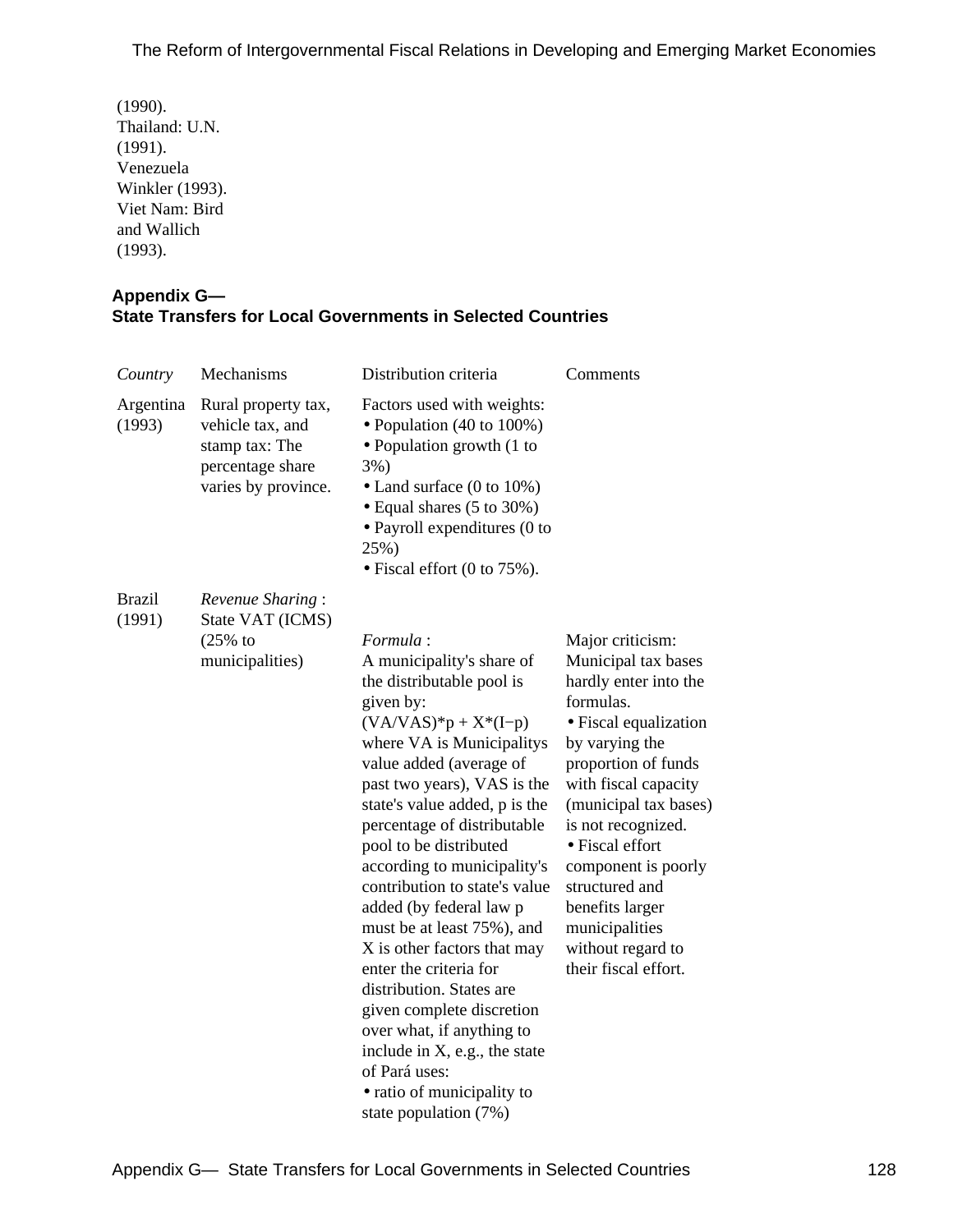(1990).
Thailand: U.N. (1991).
Venezuela Winkler (1993).
Viet Nam: Bird and Wallich (1993).

## Appendix G— State Transfers for Local Governments in Selected Countries

| *Country* | Mechanisms | Distribution criteria | Comments |
|---|---|---|---|
| Argentina (1993) | Rural property tax, vehicle tax, and stamp tax: The percentage share varies by province. | Factors used with weights: • Population (40 to 100%) • Population growth (1 to 3%) • Land surface (0 to 10%) • Equal shares (5 to 30%) • Payroll expenditures (0 to 25%) • Fiscal effort (0 to 75%). | |
| Brazil (1991) | *Revenue Sharing* : State VAT (ICMS) (25% to municipalities) | *Formula* : A municipality's share of the distributable pool is given by: $(VA/VAS)*p + X*(I-p)$ where VA is Municipalitys value added (average of past two years), VAS is the state's value added, p is the percentage of distributable pool to be distributed according to municipality's contribution to state's value added (by federal law p must be at least 75%), and X is other factors that may enter the criteria for distribution. States are given complete discretion over what, if anything to include in X, e.g., the state of Pará uses: • ratio of municipality to state population (7%) | Major criticism: Municipal tax bases hardly enter into the formulas. • Fiscal equalization by varying the proportion of funds with fiscal capacity (municipal tax bases) is not recognized. • Fiscal effort component is poorly structured and benefits larger municipalities without regard to their fiscal effort. |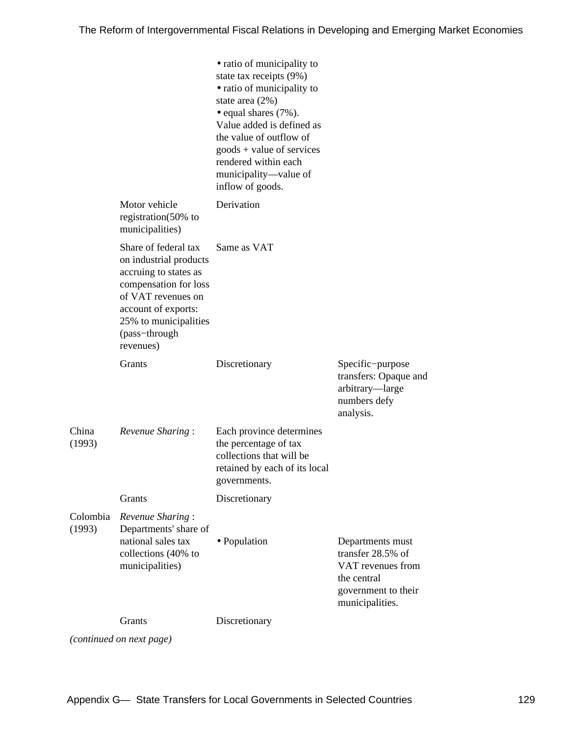| | | | |
|---|---|---|---|
| | | • ratio of municipality to state tax receipts (9%)<br>• ratio of municipality to state area (2%)<br>• equal shares (7%).<br>Value added is defined as the value of outflow of goods + value of services rendered within each municipality—value of inflow of goods. | |
| | Motor vehicle registration(50% to municipalities) | Derivation | |
| | Share of federal tax on industrial products accruing to states as compensation for loss of VAT revenues on account of exports: 25% to municipalities (pass−through revenues) | Same as VAT | |
| | Grants | Discretionary | Specific−purpose transfers: Opaque and arbitrary—large numbers defy analysis. |
| China (1993) | *Revenue Sharing* : | Each province determines the percentage of tax collections that will be retained by each of its local governments. | |
| | Grants | Discretionary | |
| Colombia (1993) | *Revenue Sharing* : Departments' share of national sales tax collections (40% to municipalities) | • Population | Departments must transfer 28.5% of VAT revenues from the central government to their municipalities. |
| | Grants | Discretionary | |

*(continued on next page)*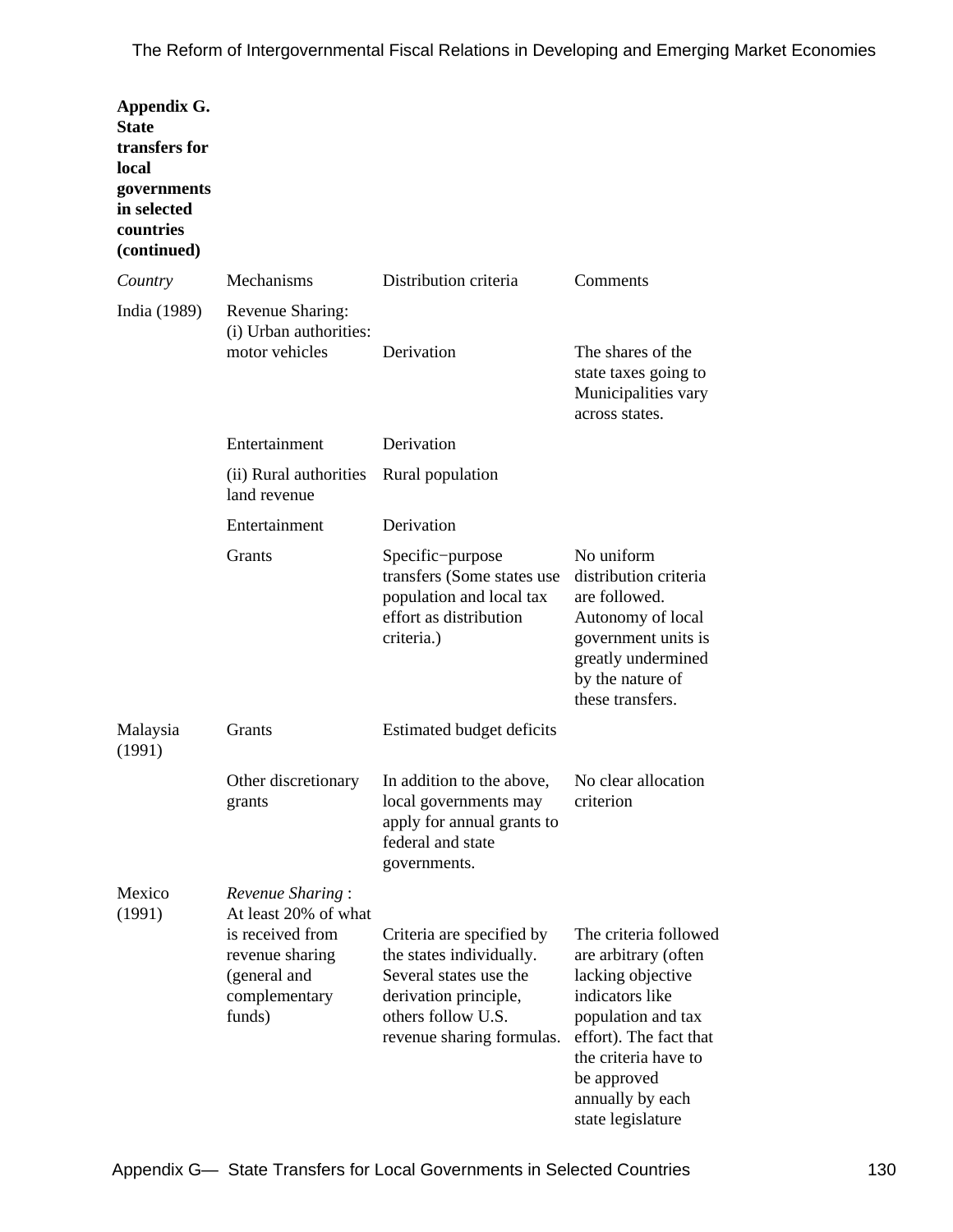**Appendix G. State transfers for local governments in selected countries (continued)**

| *Country* | Mechanisms | Distribution criteria | Comments |
|---|---|---|---|
| India (1989) | Revenue Sharing: (i) Urban authorities: motor vehicles | Derivation | The shares of the state taxes going to Municipalities vary across states. |
| | Entertainment | Derivation | |
| | (ii) Rural authorities land revenue | Rural population | |
| | Entertainment | Derivation | |
| | Grants | Specific−purpose transfers (Some states use population and local tax effort as distribution criteria.) | No uniform distribution criteria are followed. Autonomy of local government units is greatly undermined by the nature of these transfers. |
| Malaysia (1991) | Grants | Estimated budget deficits | |
| | Other discretionary grants | In addition to the above, local governments may apply for annual grants to federal and state governments. | No clear allocation criterion |
| Mexico (1991) | *Revenue Sharing* : At least 20% of what is received from revenue sharing (general and complementary funds) | Criteria are specified by the states individually. Several states use the derivation principle, others follow U.S. revenue sharing formulas. | The criteria followed are arbitrary (often lacking objective indicators like population and tax effort). The fact that the criteria have to be approved annually by each state legislature |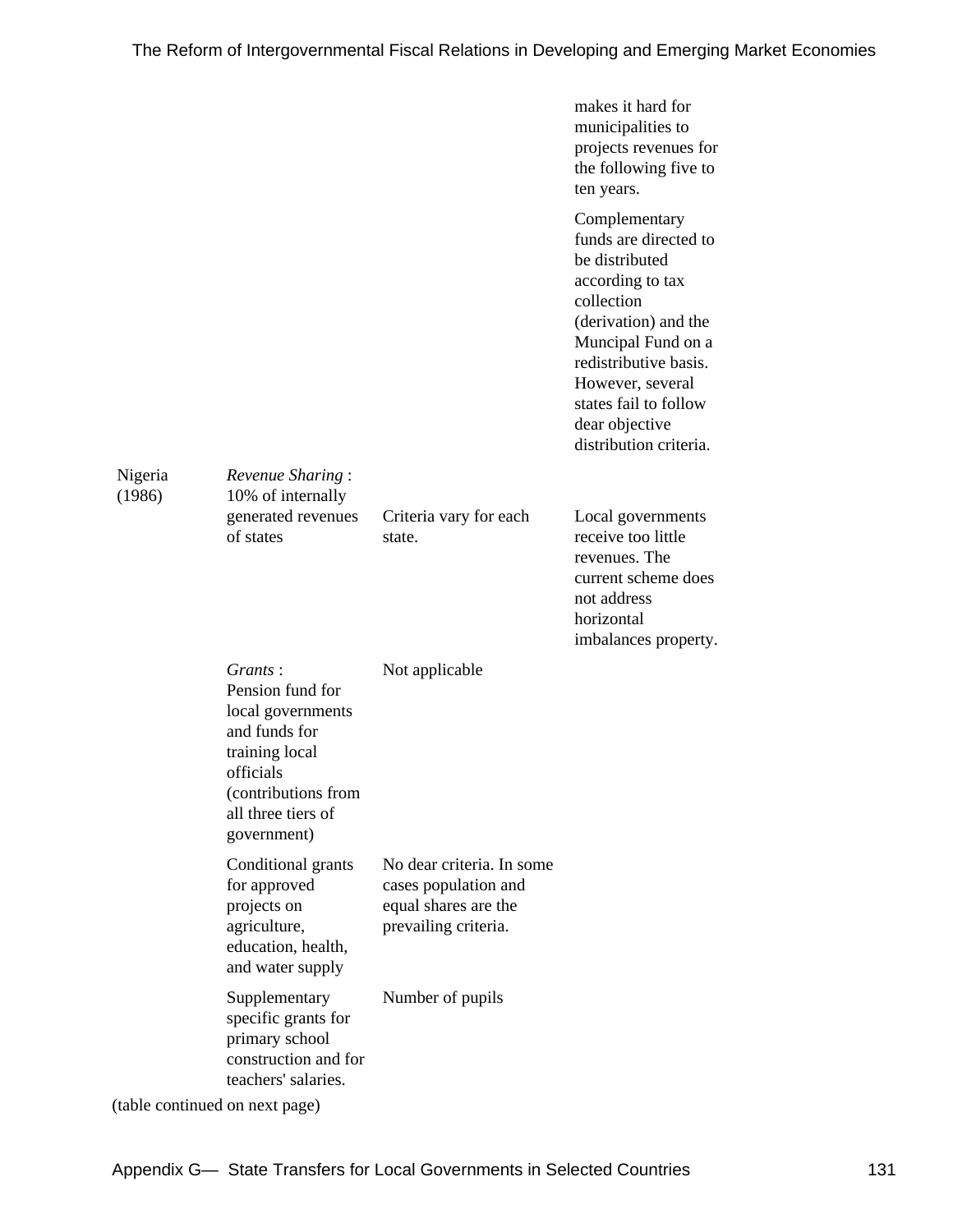| | | | |
|---|---|---|---|
| | | | makes it hard for municipalities to projects revenues for the following five to ten years. |
| | | | Complementary funds are directed to be distributed according to tax collection (derivation) and the Muncipal Fund on a redistributive basis. However, several states fail to follow dear objective distribution criteria. |
| Nigeria (1986) | *Revenue Sharing* : 10% of internally generated revenues of states | Criteria vary for each state. | Local governments receive too little revenues. The current scheme does not address horizontal imbalances property. |
| | *Grants* : Pension fund for local governments and funds for training local officials (contributions from all three tiers of government) | Not applicable | |
| | Conditional grants for approved projects on agriculture, education, health, and water supply | No dear criteria. In some cases population and equal shares are the prevailing criteria. | |
| | Supplementary specific grants for primary school construction and for teachers' salaries. | Number of pupils | |

(table continued on next page)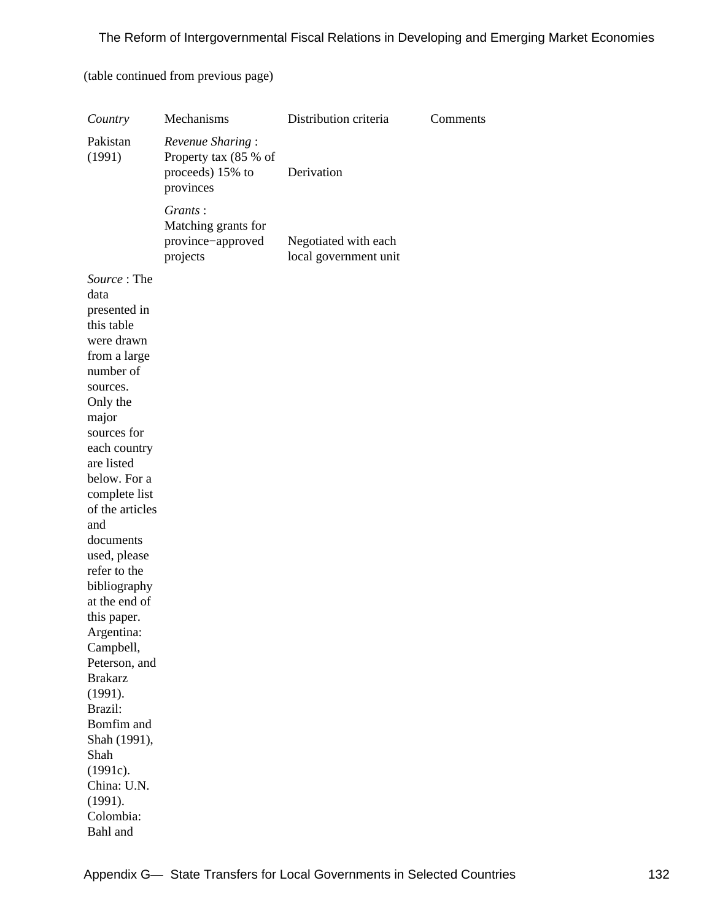(table continued from previous page)

| *Country* | Mechanisms | Distribution criteria | Comments |
| --- | --- | --- | --- |
| Pakistan (1991) | *Revenue Sharing* : Property tax (85 % of proceeds) 15% to provinces | Derivation | |
| | *Grants* : Matching grants for province−approved projects | Negotiated with each local government unit | |

*Source* : The data presented in this table were drawn from a large number of sources. Only the major sources for each country are listed below. For a complete list of the articles and documents used, please refer to the bibliography at the end of this paper. Argentina: Campbell, Peterson, and Brakarz (1991). Brazil: Bomfim and Shah (1991), Shah (1991c). China: U.N. (1991). Colombia: Bahl and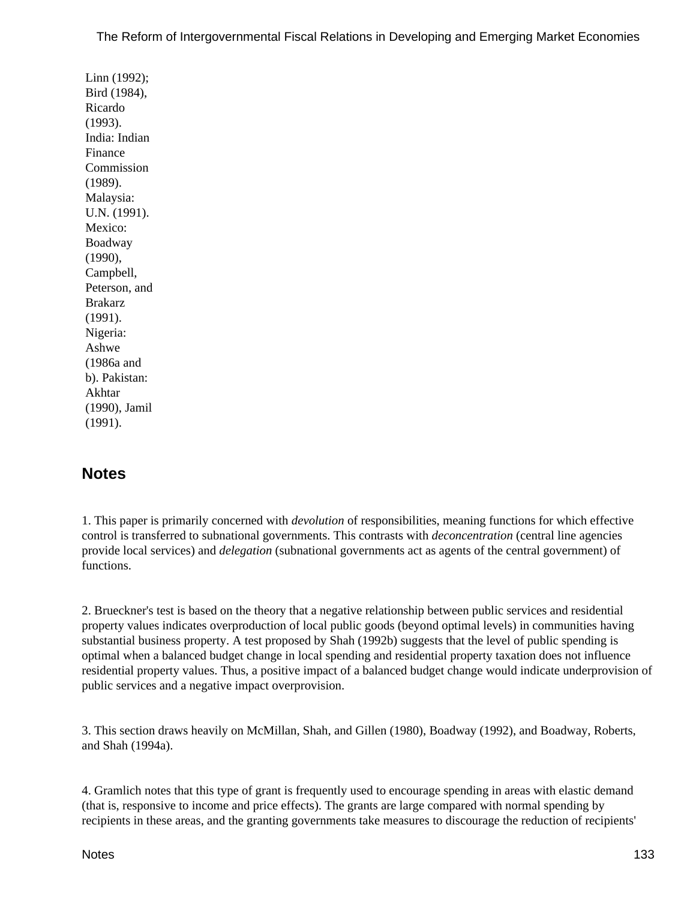Linn (1992); Bird (1984), Ricardo (1993). India: Indian Finance Commission (1989). Malaysia: U.N. (1991). Mexico: Boadway (1990), Campbell, Peterson, and Brakarz (1991). Nigeria: Ashwe (1986a and b). Pakistan: Akhtar (1990), Jamil (1991).

## Notes

1. This paper is primarily concerned with *devolution* of responsibilities, meaning functions for which effective control is transferred to subnational governments. This contrasts with *deconcentration* (central line agencies provide local services) and *delegation* (subnational governments act as agents of the central government) of functions.

2. Brueckner's test is based on the theory that a negative relationship between public services and residential property values indicates overproduction of local public goods (beyond optimal levels) in communities having substantial business property. A test proposed by Shah (1992b) suggests that the level of public spending is optimal when a balanced budget change in local spending and residential property taxation does not influence residential property values. Thus, a positive impact of a balanced budget change would indicate underprovision of public services and a negative impact overprovision.

3. This section draws heavily on McMillan, Shah, and Gillen (1980), Boadway (1992), and Boadway, Roberts, and Shah (1994a).

4. Gramlich notes that this type of grant is frequently used to encourage spending in areas with elastic demand (that is, responsive to income and price effects). The grants are large compared with normal spending by recipients in these areas, and the granting governments take measures to discourage the reduction of recipients'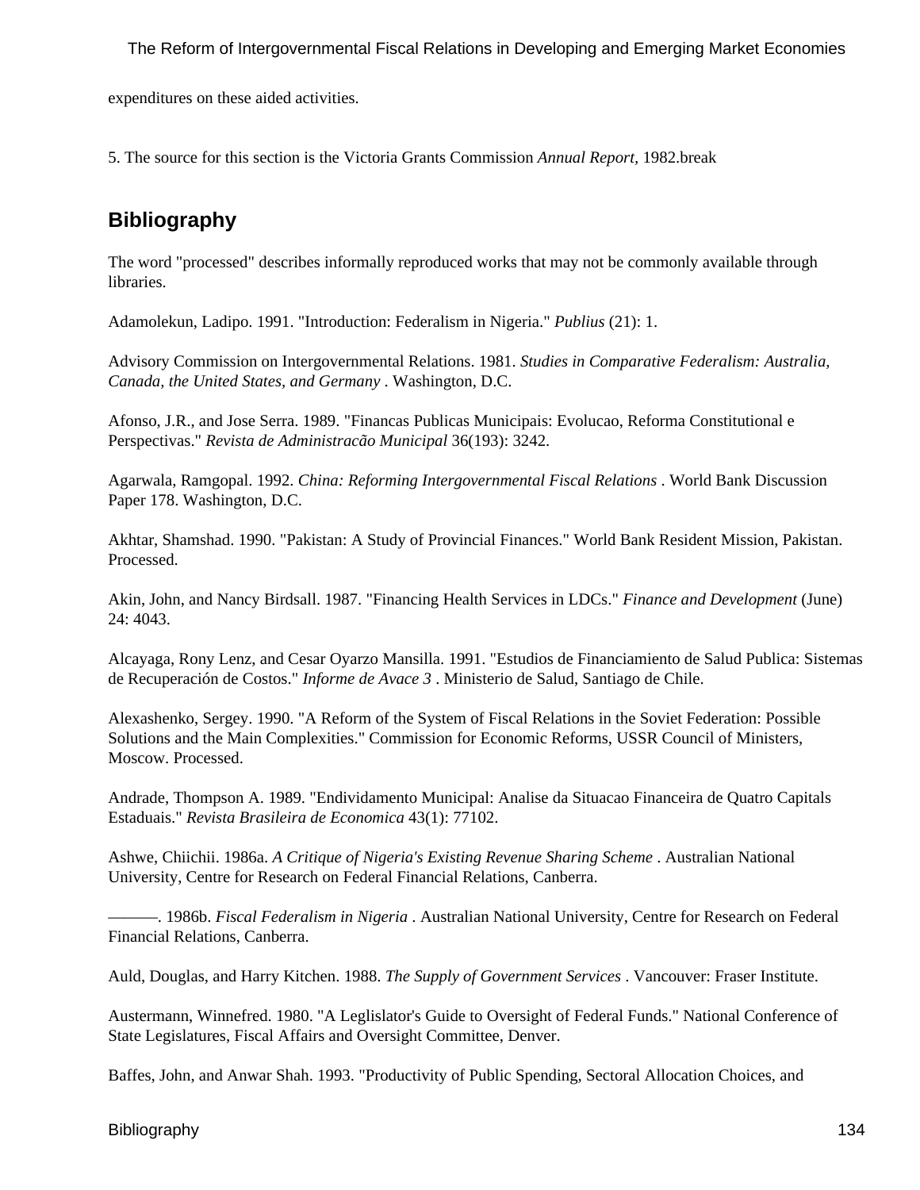expenditures on these aided activities.

5. The source for this section is the Victoria Grants Commission *Annual Report*, 1982.break

## Bibliography

The word "processed" describes informally reproduced works that may not be commonly available through libraries.

Adamolekun, Ladipo. 1991. "Introduction: Federalism in Nigeria." *Publius* (21): 1.

Advisory Commission on Intergovernmental Relations. 1981. *Studies in Comparative Federalism: Australia, Canada, the United States, and Germany* . Washington, D.C.

Afonso, J.R., and Jose Serra. 1989. "Financas Publicas Municipais: Evolucao, Reforma Constitutional e Perspectivas." *Revista de Administracão Municipal* 36(193): 3242.

Agarwala, Ramgopal. 1992. *China: Reforming Intergovernmental Fiscal Relations* . World Bank Discussion Paper 178. Washington, D.C.

Akhtar, Shamshad. 1990. "Pakistan: A Study of Provincial Finances." World Bank Resident Mission, Pakistan. Processed.

Akin, John, and Nancy Birdsall. 1987. "Financing Health Services in LDCs." *Finance and Development* (June) 24: 4043.

Alcayaga, Rony Lenz, and Cesar Oyarzo Mansilla. 1991. "Estudios de Financiamiento de Salud Publica: Sistemas de Recuperación de Costos." *Informe de Avace 3* . Ministerio de Salud, Santiago de Chile.

Alexashenko, Sergey. 1990. "A Reform of the System of Fiscal Relations in the Soviet Federation: Possible Solutions and the Main Complexities." Commission for Economic Reforms, USSR Council of Ministers, Moscow. Processed.

Andrade, Thompson A. 1989. "Endividamento Municipal: Analise da Situacao Financeira de Quatro Capitals Estaduais." *Revista Brasileira de Economica* 43(1): 77102.

Ashwe, Chiichii. 1986a. *A Critique of Nigeria's Existing Revenue Sharing Scheme* . Australian National University, Centre for Research on Federal Financial Relations, Canberra.

———. 1986b. *Fiscal Federalism in Nigeria* . Australian National University, Centre for Research on Federal Financial Relations, Canberra.

Auld, Douglas, and Harry Kitchen. 1988. *The Supply of Government Services* . Vancouver: Fraser Institute.

Austermann, Winnefred. 1980. "A Leglislator's Guide to Oversight of Federal Funds." National Conference of State Legislatures, Fiscal Affairs and Oversight Committee, Denver.

Baffes, John, and Anwar Shah. 1993. "Productivity of Public Spending, Sectoral Allocation Choices, and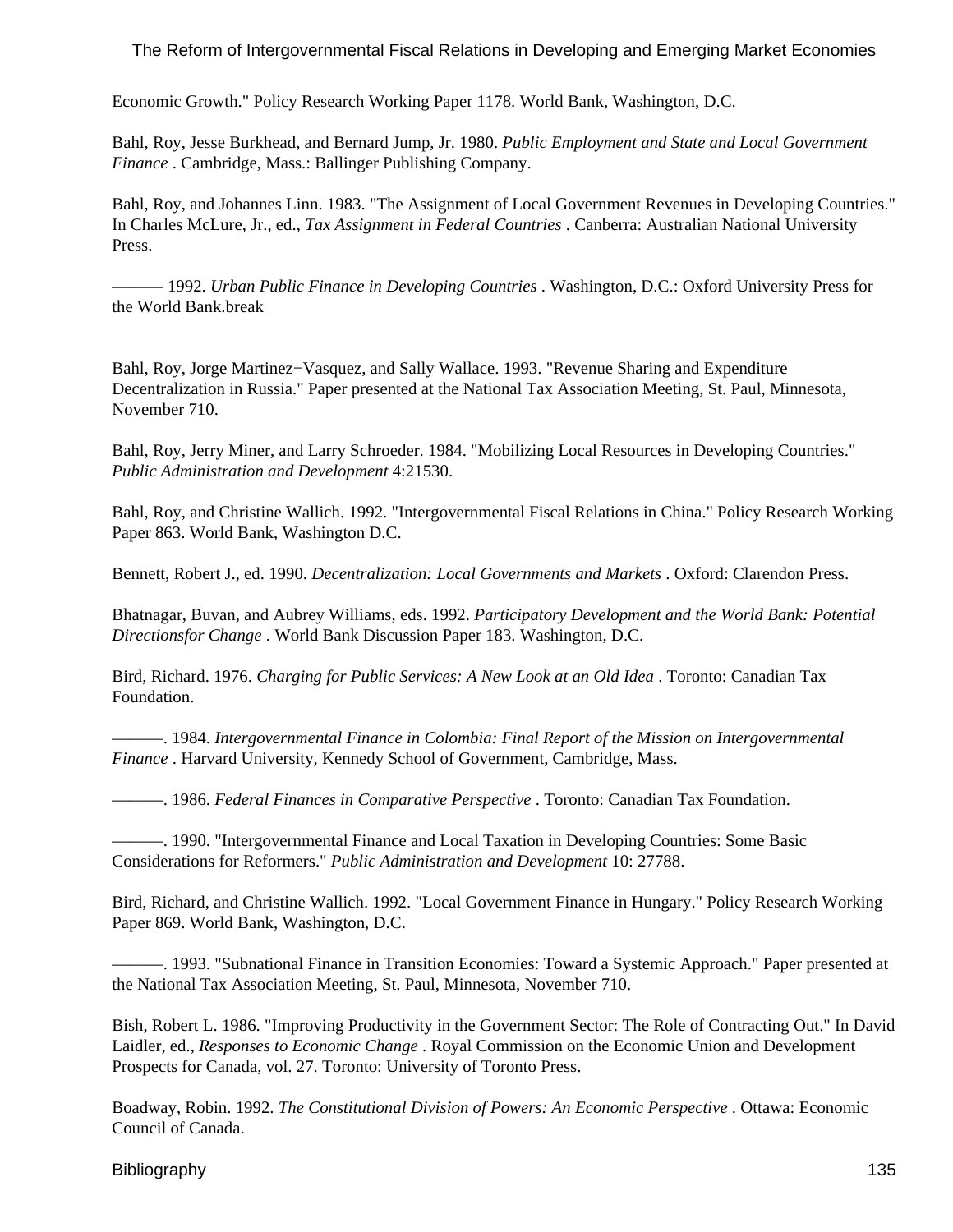Economic Growth." Policy Research Working Paper 1178. World Bank, Washington, D.C.

Bahl, Roy, Jesse Burkhead, and Bernard Jump, Jr. 1980. *Public Employment and State and Local Government Finance* . Cambridge, Mass.: Ballinger Publishing Company.

Bahl, Roy, and Johannes Linn. 1983. "The Assignment of Local Government Revenues in Developing Countries." In Charles McLure, Jr., ed., *Tax Assignment in Federal Countries* . Canberra: Australian National University Press.

——— 1992. *Urban Public Finance in Developing Countries* . Washington, D.C.: Oxford University Press for the World Bank.break

Bahl, Roy, Jorge Martinez−Vasquez, and Sally Wallace. 1993. "Revenue Sharing and Expenditure Decentralization in Russia." Paper presented at the National Tax Association Meeting, St. Paul, Minnesota, November 710.

Bahl, Roy, Jerry Miner, and Larry Schroeder. 1984. "Mobilizing Local Resources in Developing Countries." *Public Administration and Development* 4:21530.

Bahl, Roy, and Christine Wallich. 1992. "Intergovernmental Fiscal Relations in China." Policy Research Working Paper 863. World Bank, Washington D.C.

Bennett, Robert J., ed. 1990. *Decentralization: Local Governments and Markets* . Oxford: Clarendon Press.

Bhatnagar, Buvan, and Aubrey Williams, eds. 1992. *Participatory Development and the World Bank: Potential Directionsfor Change* . World Bank Discussion Paper 183. Washington, D.C.

Bird, Richard. 1976. *Charging for Public Services: A New Look at an Old Idea* . Toronto: Canadian Tax Foundation.

———. 1984. *Intergovernmental Finance in Colombia: Final Report of the Mission on Intergovernmental Finance* . Harvard University, Kennedy School of Government, Cambridge, Mass.

———. 1986. *Federal Finances in Comparative Perspective* . Toronto: Canadian Tax Foundation.

———. 1990. "Intergovernmental Finance and Local Taxation in Developing Countries: Some Basic Considerations for Reformers." *Public Administration and Development* 10: 27788.

Bird, Richard, and Christine Wallich. 1992. "Local Government Finance in Hungary." Policy Research Working Paper 869. World Bank, Washington, D.C.

———. 1993. "Subnational Finance in Transition Economies: Toward a Systemic Approach." Paper presented at the National Tax Association Meeting, St. Paul, Minnesota, November 710.

Bish, Robert L. 1986. "Improving Productivity in the Government Sector: The Role of Contracting Out." In David Laidler, ed., *Responses to Economic Change* . Royal Commission on the Economic Union and Development Prospects for Canada, vol. 27. Toronto: University of Toronto Press.

Boadway, Robin. 1992. *The Constitutional Division of Powers: An Economic Perspective* . Ottawa: Economic Council of Canada.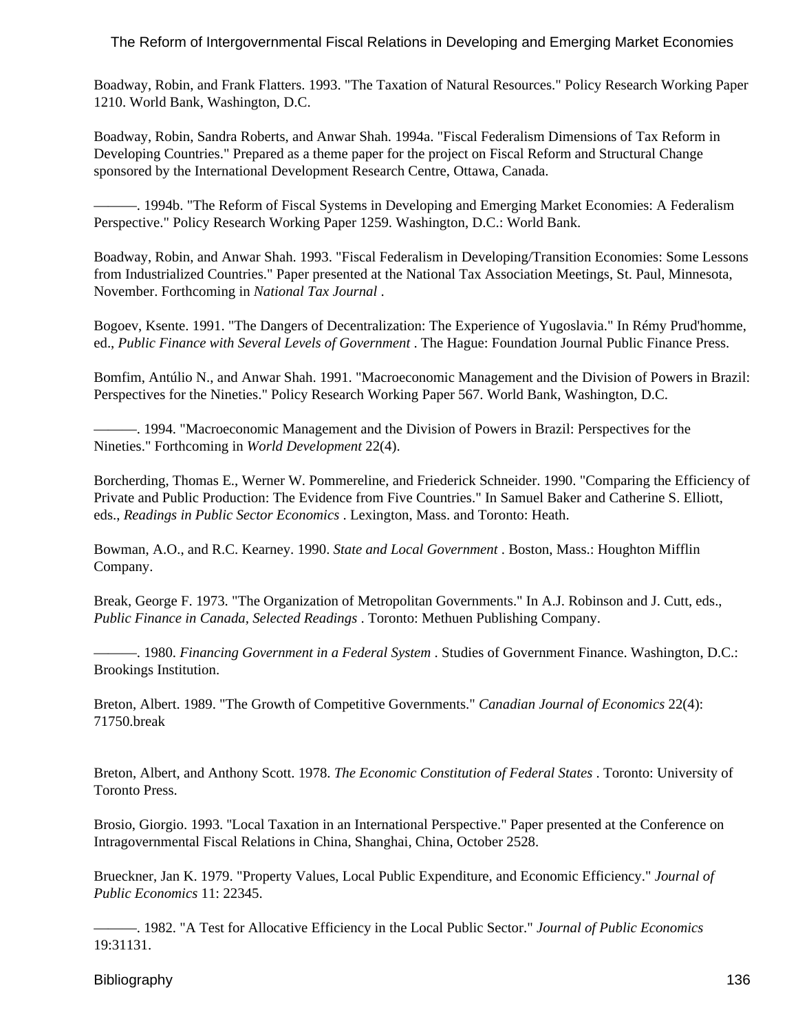Boadway, Robin, and Frank Flatters. 1993. "The Taxation of Natural Resources." Policy Research Working Paper 1210. World Bank, Washington, D.C.

Boadway, Robin, Sandra Roberts, and Anwar Shah. 1994a. "Fiscal Federalism Dimensions of Tax Reform in Developing Countries." Prepared as a theme paper for the project on Fiscal Reform and Structural Change sponsored by the International Development Research Centre, Ottawa, Canada.

———. 1994b. "The Reform of Fiscal Systems in Developing and Emerging Market Economies: A Federalism Perspective." Policy Research Working Paper 1259. Washington, D.C.: World Bank.

Boadway, Robin, and Anwar Shah. 1993. "Fiscal Federalism in Developing/Transition Economies: Some Lessons from Industrialized Countries." Paper presented at the National Tax Association Meetings, St. Paul, Minnesota, November. Forthcoming in *National Tax Journal* .

Bogoev, Ksente. 1991. "The Dangers of Decentralization: The Experience of Yugoslavia." In Rémy Prud'homme, ed., *Public Finance with Several Levels of Government* . The Hague: Foundation Journal Public Finance Press.

Bomfim, Antúlio N., and Anwar Shah. 1991. "Macroeconomic Management and the Division of Powers in Brazil: Perspectives for the Nineties." Policy Research Working Paper 567. World Bank, Washington, D.C.

———. 1994. "Macroeconomic Management and the Division of Powers in Brazil: Perspectives for the Nineties." Forthcoming in *World Development* 22(4).

Borcherding, Thomas E., Werner W. Pommereline, and Friederick Schneider. 1990. "Comparing the Efficiency of Private and Public Production: The Evidence from Five Countries." In Samuel Baker and Catherine S. Elliott, eds., *Readings in Public Sector Economics* . Lexington, Mass. and Toronto: Heath.

Bowman, A.O., and R.C. Kearney. 1990. *State and Local Government* . Boston, Mass.: Houghton Mifflin Company.

Break, George F. 1973. "The Organization of Metropolitan Governments." In A.J. Robinson and J. Cutt, eds., *Public Finance in Canada, Selected Readings* . Toronto: Methuen Publishing Company.

———. 1980. *Financing Government in a Federal System* . Studies of Government Finance. Washington, D.C.: Brookings Institution.

Breton, Albert. 1989. "The Growth of Competitive Governments." *Canadian Journal of Economics* 22(4): 71750.break

Breton, Albert, and Anthony Scott. 1978. *The Economic Constitution of Federal States* . Toronto: University of Toronto Press.

Brosio, Giorgio. 1993. "Local Taxation in an International Perspective." Paper presented at the Conference on Intragovernmental Fiscal Relations in China, Shanghai, China, October 2528.

Brueckner, Jan K. 1979. "Property Values, Local Public Expenditure, and Economic Efficiency." *Journal of Public Economics* 11: 22345.

———. 1982. "A Test for Allocative Efficiency in the Local Public Sector." *Journal of Public Economics* 19:31131.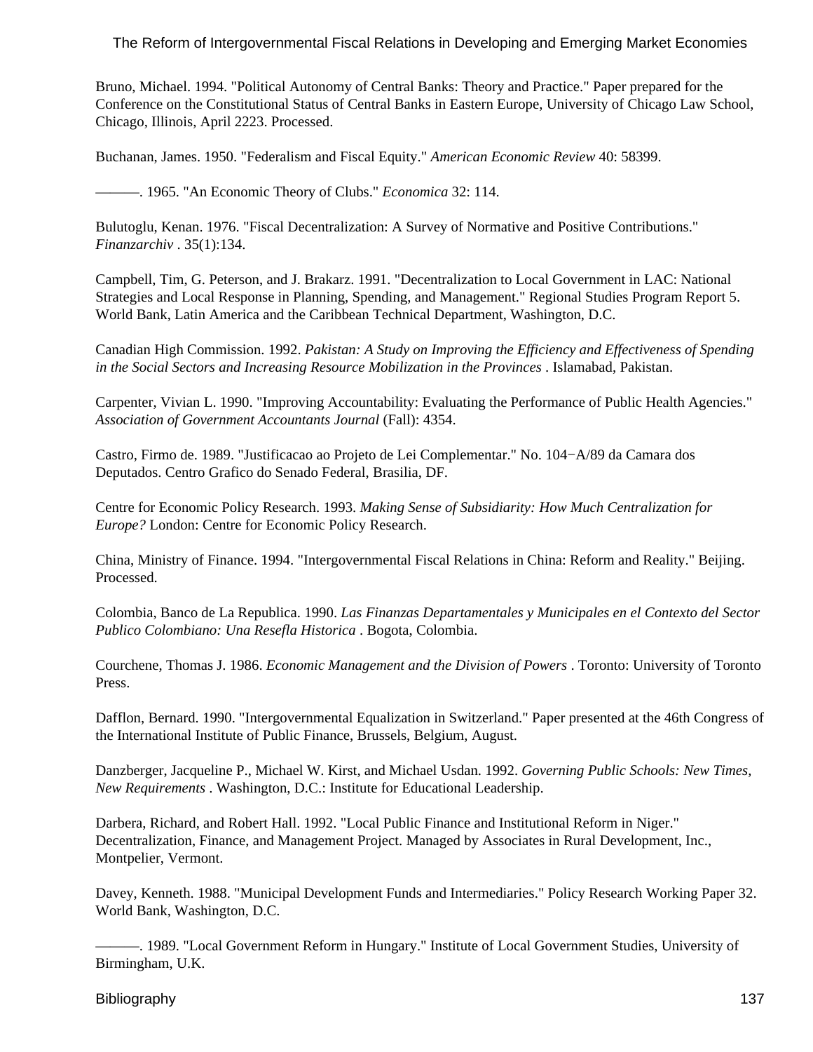Bruno, Michael. 1994. "Political Autonomy of Central Banks: Theory and Practice." Paper prepared for the Conference on the Constitutional Status of Central Banks in Eastern Europe, University of Chicago Law School, Chicago, Illinois, April 2223. Processed.

Buchanan, James. 1950. "Federalism and Fiscal Equity." *American Economic Review* 40: 58399.

———. 1965. "An Economic Theory of Clubs." *Economica* 32: 114.

Bulutoglu, Kenan. 1976. "Fiscal Decentralization: A Survey of Normative and Positive Contributions." *Finanzarchiv* . 35(1):134.

Campbell, Tim, G. Peterson, and J. Brakarz. 1991. "Decentralization to Local Government in LAC: National Strategies and Local Response in Planning, Spending, and Management." Regional Studies Program Report 5. World Bank, Latin America and the Caribbean Technical Department, Washington, D.C.

Canadian High Commission. 1992. *Pakistan: A Study on Improving the Efficiency and Effectiveness of Spending in the Social Sectors and Increasing Resource Mobilization in the Provinces* . Islamabad, Pakistan.

Carpenter, Vivian L. 1990. "Improving Accountability: Evaluating the Performance of Public Health Agencies." *Association of Government Accountants Journal* (Fall): 4354.

Castro, Firmo de. 1989. "Justificacao ao Projeto de Lei Complementar." No. 104−A/89 da Camara dos Deputados. Centro Grafico do Senado Federal, Brasilia, DF.

Centre for Economic Policy Research. 1993. *Making Sense of Subsidiarity: How Much Centralization for Europe?* London: Centre for Economic Policy Research.

China, Ministry of Finance. 1994. "Intergovernmental Fiscal Relations in China: Reform and Reality." Beijing. Processed.

Colombia, Banco de La Republica. 1990. *Las Finanzas Departamentales y Municipales en el Contexto del Sector Publico Colombiano: Una Resefla Historica* . Bogota, Colombia.

Courchene, Thomas J. 1986. *Economic Management and the Division of Powers* . Toronto: University of Toronto Press.

Dafflon, Bernard. 1990. "Intergovernmental Equalization in Switzerland." Paper presented at the 46th Congress of the International Institute of Public Finance, Brussels, Belgium, August.

Danzberger, Jacqueline P., Michael W. Kirst, and Michael Usdan. 1992. *Governing Public Schools: New Times, New Requirements* . Washington, D.C.: Institute for Educational Leadership.

Darbera, Richard, and Robert Hall. 1992. "Local Public Finance and Institutional Reform in Niger." Decentralization, Finance, and Management Project. Managed by Associates in Rural Development, Inc., Montpelier, Vermont.

Davey, Kenneth. 1988. "Municipal Development Funds and Intermediaries." Policy Research Working Paper 32. World Bank, Washington, D.C.

———. 1989. "Local Government Reform in Hungary." Institute of Local Government Studies, University of Birmingham, U.K.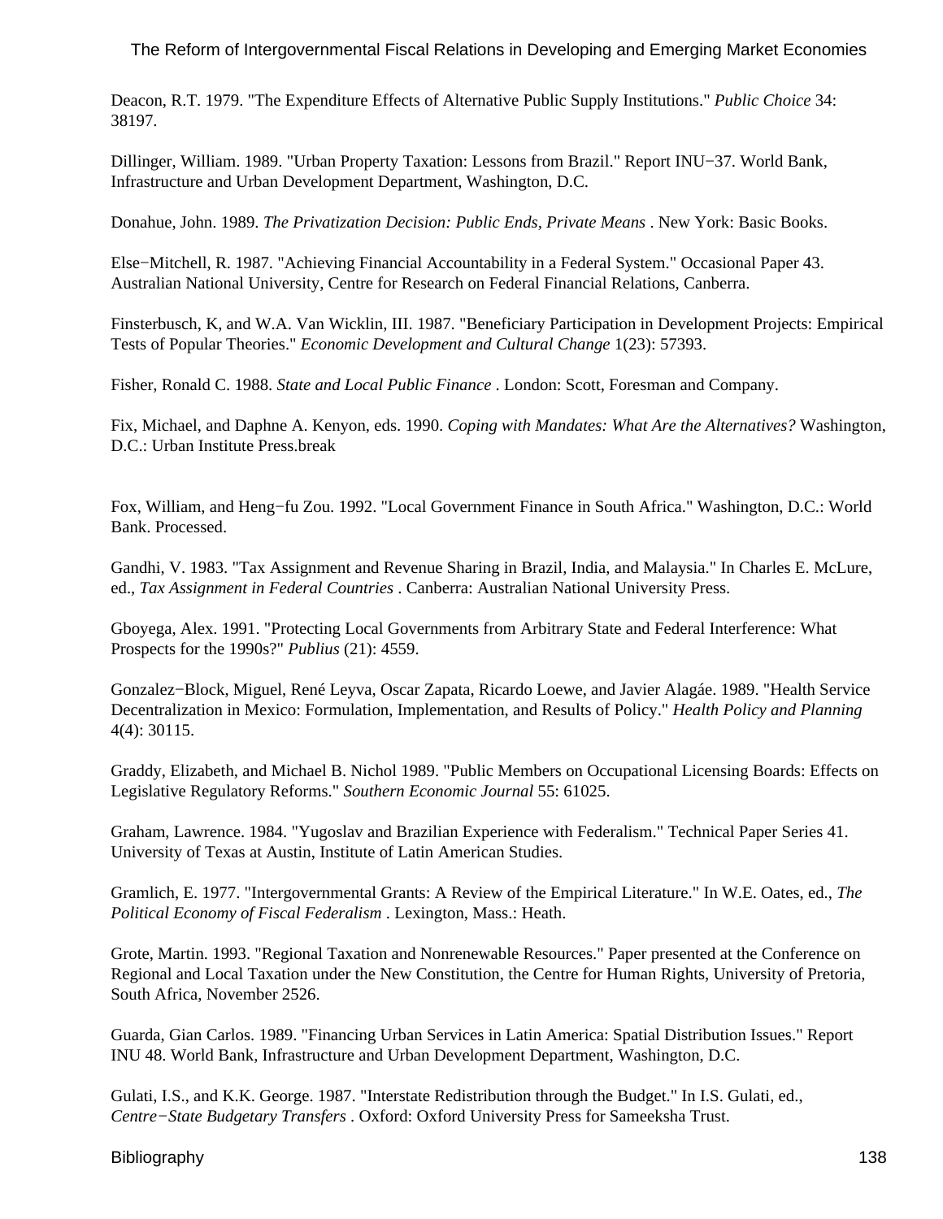Deacon, R.T. 1979. "The Expenditure Effects of Alternative Public Supply Institutions." *Public Choice* 34: 38197.

Dillinger, William. 1989. "Urban Property Taxation: Lessons from Brazil." Report INU−37. World Bank, Infrastructure and Urban Development Department, Washington, D.C.

Donahue, John. 1989. *The Privatization Decision: Public Ends, Private Means* . New York: Basic Books.

Else−Mitchell, R. 1987. "Achieving Financial Accountability in a Federal System." Occasional Paper 43. Australian National University, Centre for Research on Federal Financial Relations, Canberra.

Finsterbusch, K, and W.A. Van Wicklin, III. 1987. "Beneficiary Participation in Development Projects: Empirical Tests of Popular Theories." *Economic Development and Cultural Change* 1(23): 57393.

Fisher, Ronald C. 1988. *State and Local Public Finance* . London: Scott, Foresman and Company.

Fix, Michael, and Daphne A. Kenyon, eds. 1990. *Coping with Mandates: What Are the Alternatives?* Washington, D.C.: Urban Institute Press.break

Fox, William, and Heng−fu Zou. 1992. "Local Government Finance in South Africa." Washington, D.C.: World Bank. Processed.

Gandhi, V. 1983. "Tax Assignment and Revenue Sharing in Brazil, India, and Malaysia." In Charles E. McLure, ed., *Tax Assignment in Federal Countries* . Canberra: Australian National University Press.

Gboyega, Alex. 1991. "Protecting Local Governments from Arbitrary State and Federal Interference: What Prospects for the 1990s?" *Publius* (21): 4559.

Gonzalez−Block, Miguel, René Leyva, Oscar Zapata, Ricardo Loewe, and Javier Alagáe. 1989. "Health Service Decentralization in Mexico: Formulation, Implementation, and Results of Policy." *Health Policy and Planning* 4(4): 30115.

Graddy, Elizabeth, and Michael B. Nichol 1989. "Public Members on Occupational Licensing Boards: Effects on Legislative Regulatory Reforms." *Southern Economic Journal* 55: 61025.

Graham, Lawrence. 1984. "Yugoslav and Brazilian Experience with Federalism." Technical Paper Series 41. University of Texas at Austin, Institute of Latin American Studies.

Gramlich, E. 1977. "Intergovernmental Grants: A Review of the Empirical Literature." In W.E. Oates, ed., *The Political Economy of Fiscal Federalism* . Lexington, Mass.: Heath.

Grote, Martin. 1993. "Regional Taxation and Nonrenewable Resources." Paper presented at the Conference on Regional and Local Taxation under the New Constitution, the Centre for Human Rights, University of Pretoria, South Africa, November 2526.

Guarda, Gian Carlos. 1989. "Financing Urban Services in Latin America: Spatial Distribution Issues." Report INU 48. World Bank, Infrastructure and Urban Development Department, Washington, D.C.

Gulati, I.S., and K.K. George. 1987. "Interstate Redistribution through the Budget." In I.S. Gulati, ed., *Centre−State Budgetary Transfers* . Oxford: Oxford University Press for Sameeksha Trust.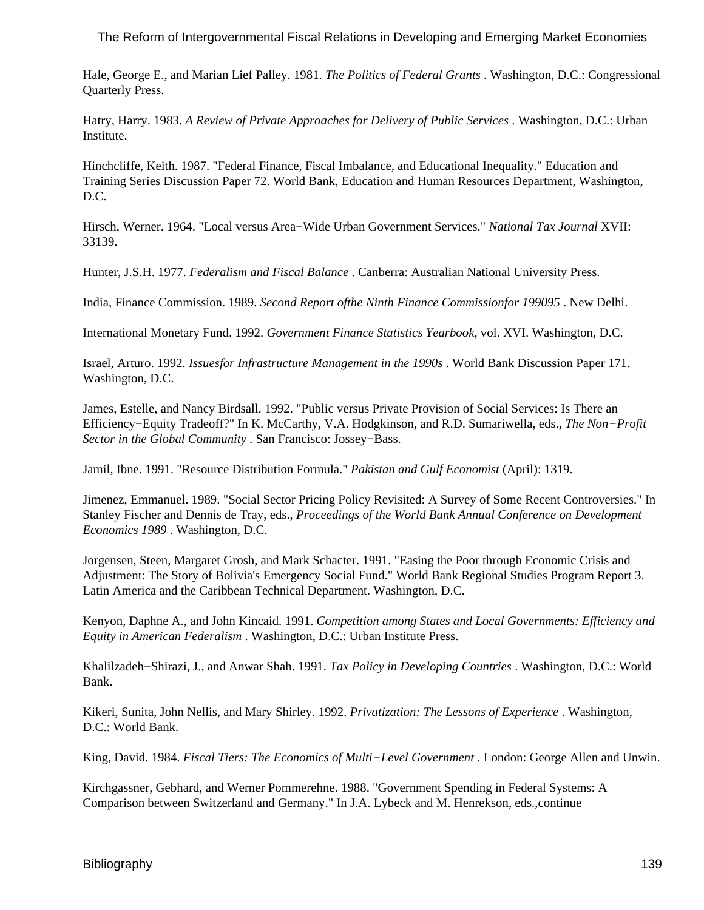Hale, George E., and Marian Lief Palley. 1981. *The Politics of Federal Grants* . Washington, D.C.: Congressional Quarterly Press.

Hatry, Harry. 1983. *A Review of Private Approaches for Delivery of Public Services* . Washington, D.C.: Urban Institute.

Hinchcliffe, Keith. 1987. "Federal Finance, Fiscal Imbalance, and Educational Inequality." Education and Training Series Discussion Paper 72. World Bank, Education and Human Resources Department, Washington, D.C.

Hirsch, Werner. 1964. "Local versus Area−Wide Urban Government Services." *National Tax Journal* XVII: 33139.

Hunter, J.S.H. 1977. *Federalism and Fiscal Balance* . Canberra: Australian National University Press.

India, Finance Commission. 1989. *Second Report ofthe Ninth Finance Commissionfor 199095* . New Delhi.

International Monetary Fund. 1992. *Government Finance Statistics Yearbook,* vol. XVI. Washington, D.C.

Israel, Arturo. 1992. *Issuesfor Infrastructure Management in the 1990s* . World Bank Discussion Paper 171. Washington, D.C.

James, Estelle, and Nancy Birdsall. 1992. "Public versus Private Provision of Social Services: Is There an Efficiency−Equity Tradeoff?" In K. McCarthy, V.A. Hodgkinson, and R.D. Sumariwella, eds., *The Non−Profit Sector in the Global Community* . San Francisco: Jossey−Bass.

Jamil, Ibne. 1991. "Resource Distribution Formula." *Pakistan and Gulf Economist* (April): 1319.

Jimenez, Emmanuel. 1989. "Social Sector Pricing Policy Revisited: A Survey of Some Recent Controversies." In Stanley Fischer and Dennis de Tray, eds., *Proceedings of the World Bank Annual Conference on Development Economics 1989* . Washington, D.C.

Jorgensen, Steen, Margaret Grosh, and Mark Schacter. 1991. "Easing the Poor through Economic Crisis and Adjustment: The Story of Bolivia's Emergency Social Fund." World Bank Regional Studies Program Report 3. Latin America and the Caribbean Technical Department. Washington, D.C.

Kenyon, Daphne A., and John Kincaid. 1991. *Competition among States and Local Governments: Efficiency and Equity in American Federalism* . Washington, D.C.: Urban Institute Press.

Khalilzadeh−Shirazi, J., and Anwar Shah. 1991. *Tax Policy in Developing Countries* . Washington, D.C.: World Bank.

Kikeri, Sunita, John Nellis, and Mary Shirley. 1992. *Privatization: The Lessons of Experience* . Washington, D.C.: World Bank.

King, David. 1984. *Fiscal Tiers: The Economics of Multi−Level Government* . London: George Allen and Unwin.

Kirchgassner, Gebhard, and Werner Pommerehne. 1988. "Government Spending in Federal Systems: A Comparison between Switzerland and Germany." In J.A. Lybeck and M. Henrekson, eds.,continue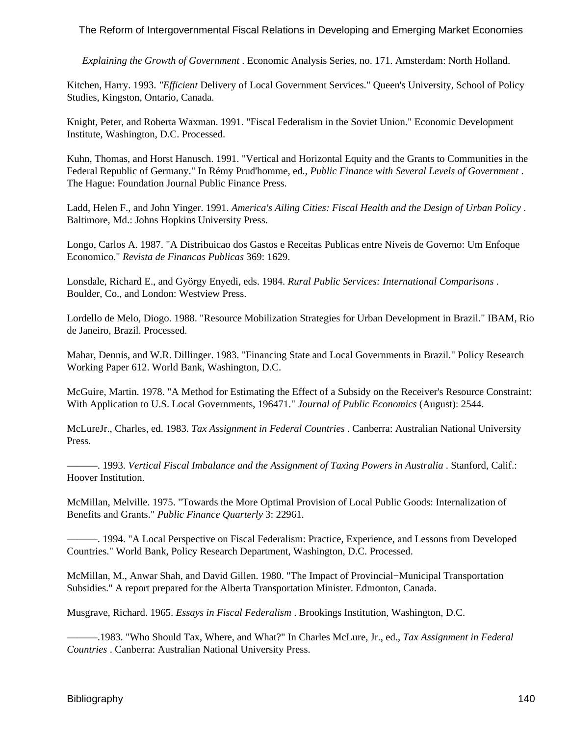*Explaining the Growth of Government* . Economic Analysis Series, no. 171. Amsterdam: North Holland.

Kitchen, Harry. 1993. *"Efficient* Delivery of Local Government Services." Queen's University, School of Policy Studies, Kingston, Ontario, Canada.

Knight, Peter, and Roberta Waxman. 1991. "Fiscal Federalism in the Soviet Union." Economic Development Institute, Washington, D.C. Processed.

Kuhn, Thomas, and Horst Hanusch. 1991. "Vertical and Horizontal Equity and the Grants to Communities in the Federal Republic of Germany." In Rémy Prud'homme, ed., *Public Finance with Several Levels of Government* . The Hague: Foundation Journal Public Finance Press.

Ladd, Helen F., and John Yinger. 1991. *America's Ailing Cities: Fiscal Health and the Design of Urban Policy* . Baltimore, Md.: Johns Hopkins University Press.

Longo, Carlos A. 1987. "A Distribuicao dos Gastos e Receitas Publicas entre Niveis de Governo: Um Enfoque Economico." *Revista de Financas Publicas* 369: 1629.

Lonsdale, Richard E., and György Enyedi, eds. 1984. *Rural Public Services: International Comparisons* . Boulder, Co., and London: Westview Press.

Lordello de Melo, Diogo. 1988. "Resource Mobilization Strategies for Urban Development in Brazil." IBAM, Rio de Janeiro, Brazil. Processed.

Mahar, Dennis, and W.R. Dillinger. 1983. "Financing State and Local Governments in Brazil." Policy Research Working Paper 612. World Bank, Washington, D.C.

McGuire, Martin. 1978. "A Method for Estimating the Effect of a Subsidy on the Receiver's Resource Constraint: With Application to U.S. Local Governments, 196471." *Journal of Public Economics* (August): 2544.

McLureJr., Charles, ed. 1983. *Tax Assignment in Federal Countries* . Canberra: Australian National University Press.

———. 1993. *Vertical Fiscal Imbalance and the Assignment of Taxing Powers in Australia* . Stanford, Calif.: Hoover Institution.

McMillan, Melville. 1975. "Towards the More Optimal Provision of Local Public Goods: Internalization of Benefits and Grants." *Public Finance Quarterly* 3: 22961.

———. 1994. "A Local Perspective on Fiscal Federalism: Practice, Experience, and Lessons from Developed Countries." World Bank, Policy Research Department, Washington, D.C. Processed.

McMillan, M., Anwar Shah, and David Gillen. 1980. "The Impact of Provincial−Municipal Transportation Subsidies." A report prepared for the Alberta Transportation Minister. Edmonton, Canada.

Musgrave, Richard. 1965. *Essays in Fiscal Federalism* . Brookings Institution, Washington, D.C.

———.1983. "Who Should Tax, Where, and What?" In Charles McLure, Jr., ed., *Tax Assignment in Federal Countries* . Canberra: Australian National University Press.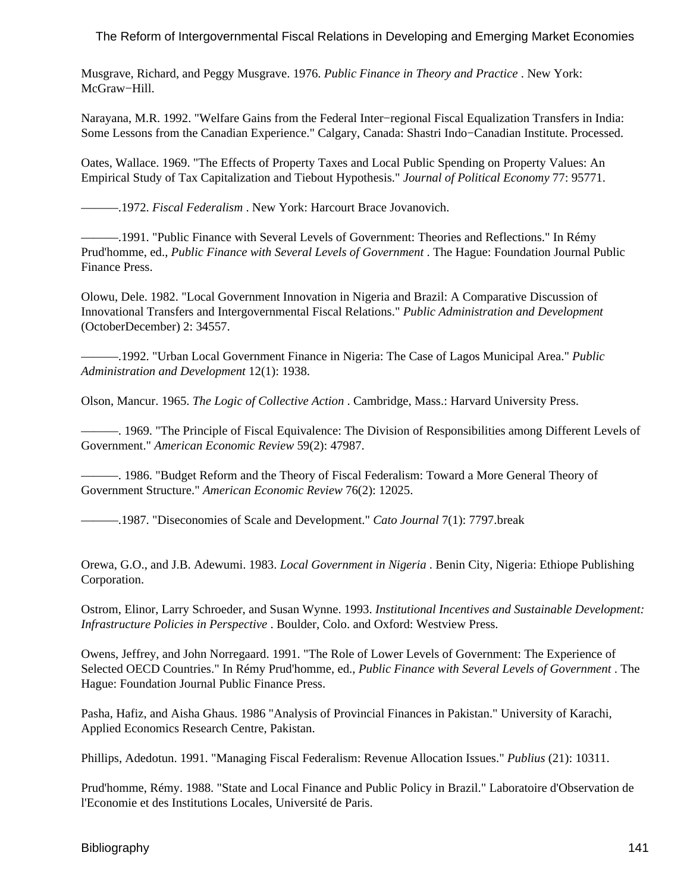Musgrave, Richard, and Peggy Musgrave. 1976. *Public Finance in Theory and Practice* . New York: McGraw−Hill.

Narayana, M.R. 1992. "Welfare Gains from the Federal Inter−regional Fiscal Equalization Transfers in India: Some Lessons from the Canadian Experience." Calgary, Canada: Shastri Indo−Canadian Institute. Processed.

Oates, Wallace. 1969. "The Effects of Property Taxes and Local Public Spending on Property Values: An Empirical Study of Tax Capitalization and Tiebout Hypothesis." *Journal of Political Economy* 77: 95771.

———.1972. *Fiscal Federalism* . New York: Harcourt Brace Jovanovich.

———.1991. "Public Finance with Several Levels of Government: Theories and Reflections." In Rémy Prud'homme, ed., *Public Finance with Several Levels of Government* . The Hague: Foundation Journal Public Finance Press.

Olowu, Dele. 1982. "Local Government Innovation in Nigeria and Brazil: A Comparative Discussion of Innovational Transfers and Intergovernmental Fiscal Relations." *Public Administration and Development* (OctoberDecember) 2: 34557.

———.1992. "Urban Local Government Finance in Nigeria: The Case of Lagos Municipal Area." *Public Administration and Development* 12(1): 1938.

Olson, Mancur. 1965. *The Logic of Collective Action* . Cambridge, Mass.: Harvard University Press.

———. 1969. "The Principle of Fiscal Equivalence: The Division of Responsibilities among Different Levels of Government." *American Economic Review* 59(2): 47987.

———. 1986. "Budget Reform and the Theory of Fiscal Federalism: Toward a More General Theory of Government Structure." *American Economic Review* 76(2): 12025.

———.1987. "Diseconomies of Scale and Development." *Cato Journal* 7(1): 7797.break

Orewa, G.O., and J.B. Adewumi. 1983. *Local Government in Nigeria* . Benin City, Nigeria: Ethiope Publishing Corporation.

Ostrom, Elinor, Larry Schroeder, and Susan Wynne. 1993. *Institutional Incentives and Sustainable Development: Infrastructure Policies in Perspective* . Boulder, Colo. and Oxford: Westview Press.

Owens, Jeffrey, and John Norregaard. 1991. "The Role of Lower Levels of Government: The Experience of Selected OECD Countries." In Rémy Prud'homme, ed., *Public Finance with Several Levels of Government* . The Hague: Foundation Journal Public Finance Press.

Pasha, Hafiz, and Aisha Ghaus. 1986 "Analysis of Provincial Finances in Pakistan." University of Karachi, Applied Economics Research Centre, Pakistan.

Phillips, Adedotun. 1991. "Managing Fiscal Federalism: Revenue Allocation Issues." *Publius* (21): 10311.

Prud'homme, Rémy. 1988. "State and Local Finance and Public Policy in Brazil." Laboratoire d'Observation de l'Economie et des Institutions Locales, Université de Paris.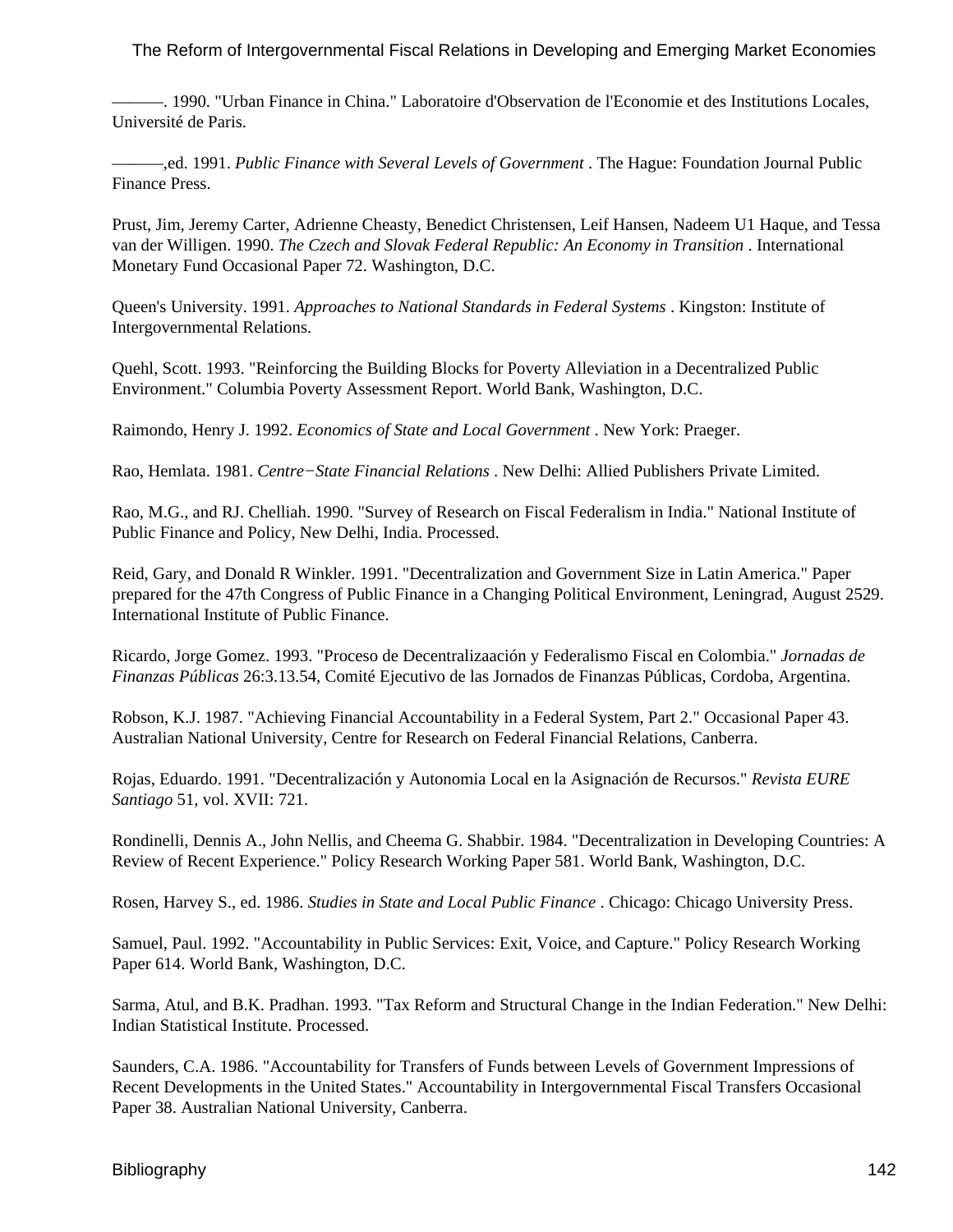———. 1990. "Urban Finance in China." Laboratoire d'Observation de l'Economie et des Institutions Locales, Université de Paris.

———,ed. 1991. *Public Finance with Several Levels of Government* . The Hague: Foundation Journal Public Finance Press.

Prust, Jim, Jeremy Carter, Adrienne Cheasty, Benedict Christensen, Leif Hansen, Nadeem U1 Haque, and Tessa van der Willigen. 1990. *The Czech and Slovak Federal Republic: An Economy in Transition* . International Monetary Fund Occasional Paper 72. Washington, D.C.

Queen's University. 1991. *Approaches to National Standards in Federal Systems* . Kingston: Institute of Intergovernmental Relations.

Quehl, Scott. 1993. "Reinforcing the Building Blocks for Poverty Alleviation in a Decentralized Public Environment." Columbia Poverty Assessment Report. World Bank, Washington, D.C.

Raimondo, Henry J. 1992. *Economics of State and Local Government* . New York: Praeger.

Rao, Hemlata. 1981. *Centre−State Financial Relations* . New Delhi: Allied Publishers Private Limited.

Rao, M.G., and RJ. Chelliah. 1990. "Survey of Research on Fiscal Federalism in India." National Institute of Public Finance and Policy, New Delhi, India. Processed.

Reid, Gary, and Donald R Winkler. 1991. "Decentralization and Government Size in Latin America." Paper prepared for the 47th Congress of Public Finance in a Changing Political Environment, Leningrad, August 2529. International Institute of Public Finance.

Ricardo, Jorge Gomez. 1993. "Proceso de Decentralizaación y Federalismo Fiscal en Colombia." *Jornadas de Finanzas Públicas* 26:3.13.54, Comité Ejecutivo de las Jornados de Finanzas Públicas, Cordoba, Argentina.

Robson, K.J. 1987. "Achieving Financial Accountability in a Federal System, Part 2." Occasional Paper 43. Australian National University, Centre for Research on Federal Financial Relations, Canberra.

Rojas, Eduardo. 1991. "Decentralización y Autonomia Local en la Asignación de Recursos." *Revista EURE Santiago* 51, vol. XVII: 721.

Rondinelli, Dennis A., John Nellis, and Cheema G. Shabbir. 1984. "Decentralization in Developing Countries: A Review of Recent Experience." Policy Research Working Paper 581. World Bank, Washington, D.C.

Rosen, Harvey S., ed. 1986. *Studies in State and Local Public Finance* . Chicago: Chicago University Press.

Samuel, Paul. 1992. "Accountability in Public Services: Exit, Voice, and Capture." Policy Research Working Paper 614. World Bank, Washington, D.C.

Sarma, Atul, and B.K. Pradhan. 1993. "Tax Reform and Structural Change in the Indian Federation." New Delhi: Indian Statistical Institute. Processed.

Saunders, C.A. 1986. "Accountability for Transfers of Funds between Levels of Government Impressions of Recent Developments in the United States." Accountability in Intergovernmental Fiscal Transfers Occasional Paper 38. Australian National University, Canberra.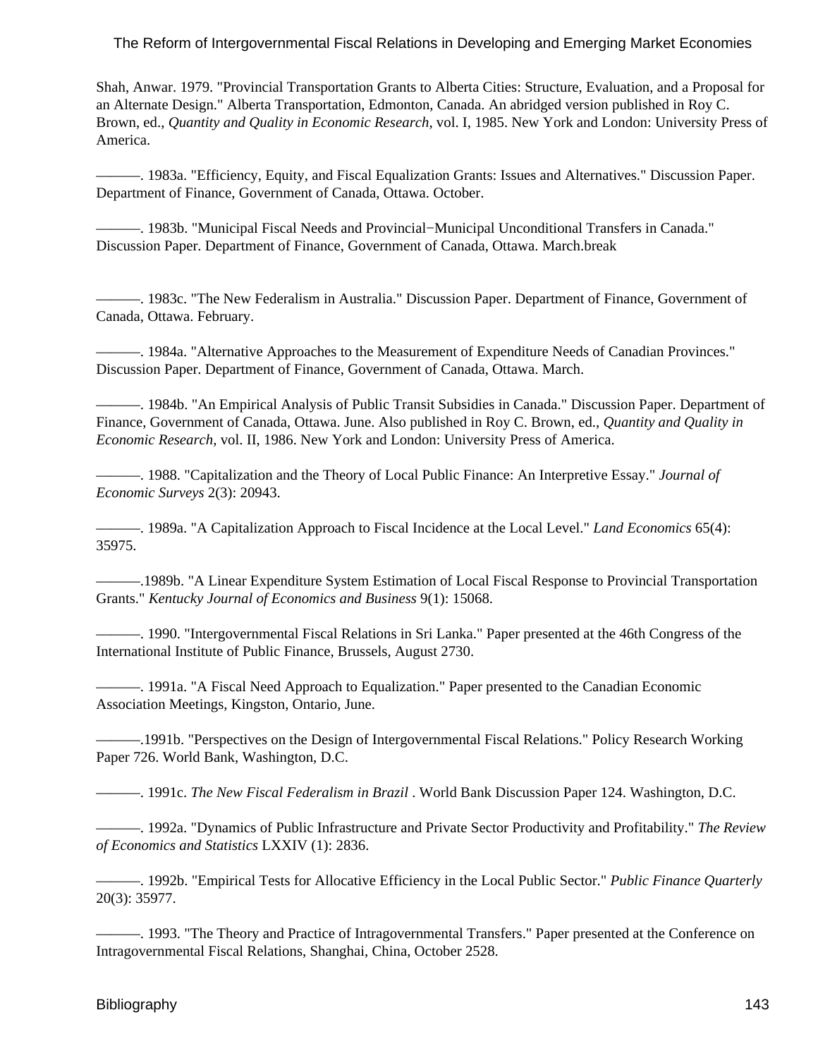Shah, Anwar. 1979. "Provincial Transportation Grants to Alberta Cities: Structure, Evaluation, and a Proposal for an Alternate Design." Alberta Transportation, Edmonton, Canada. An abridged version published in Roy C. Brown, ed., *Quantity and Quality in Economic Research,* vol. I, 1985. New York and London: University Press of America.

———. 1983a. "Efficiency, Equity, and Fiscal Equalization Grants: Issues and Alternatives." Discussion Paper. Department of Finance, Government of Canada, Ottawa. October.

———. 1983b. "Municipal Fiscal Needs and Provincial−Municipal Unconditional Transfers in Canada." Discussion Paper. Department of Finance, Government of Canada, Ottawa. March.break

———. 1983c. "The New Federalism in Australia." Discussion Paper. Department of Finance, Government of Canada, Ottawa. February.

———. 1984a. "Alternative Approaches to the Measurement of Expenditure Needs of Canadian Provinces." Discussion Paper. Department of Finance, Government of Canada, Ottawa. March.

———. 1984b. "An Empirical Analysis of Public Transit Subsidies in Canada." Discussion Paper. Department of Finance, Government of Canada, Ottawa. June. Also published in Roy C. Brown, ed., *Quantity and Quality in Economic Research,* vol. II, 1986. New York and London: University Press of America.

———. 1988. "Capitalization and the Theory of Local Public Finance: An Interpretive Essay." *Journal of Economic Surveys* 2(3): 20943.

———. 1989a. "A Capitalization Approach to Fiscal Incidence at the Local Level." *Land Economics* 65(4): 35975.

———.1989b. "A Linear Expenditure System Estimation of Local Fiscal Response to Provincial Transportation Grants." *Kentucky Journal of Economics and Business* 9(1): 15068.

———. 1990. "Intergovernmental Fiscal Relations in Sri Lanka." Paper presented at the 46th Congress of the International Institute of Public Finance, Brussels, August 2730.

———. 1991a. "A Fiscal Need Approach to Equalization." Paper presented to the Canadian Economic Association Meetings, Kingston, Ontario, June.

———.1991b. "Perspectives on the Design of Intergovernmental Fiscal Relations." Policy Research Working Paper 726. World Bank, Washington, D.C.

———. 1991c. *The New Fiscal Federalism in Brazil* . World Bank Discussion Paper 124. Washington, D.C.

———. 1992a. "Dynamics of Public Infrastructure and Private Sector Productivity and Profitability." *The Review of Economics and Statistics* LXXIV (1): 2836.

———. 1992b. "Empirical Tests for Allocative Efficiency in the Local Public Sector." *Public Finance Quarterly* 20(3): 35977.

———. 1993. "The Theory and Practice of Intragovernmental Transfers." Paper presented at the Conference on Intragovernmental Fiscal Relations, Shanghai, China, October 2528.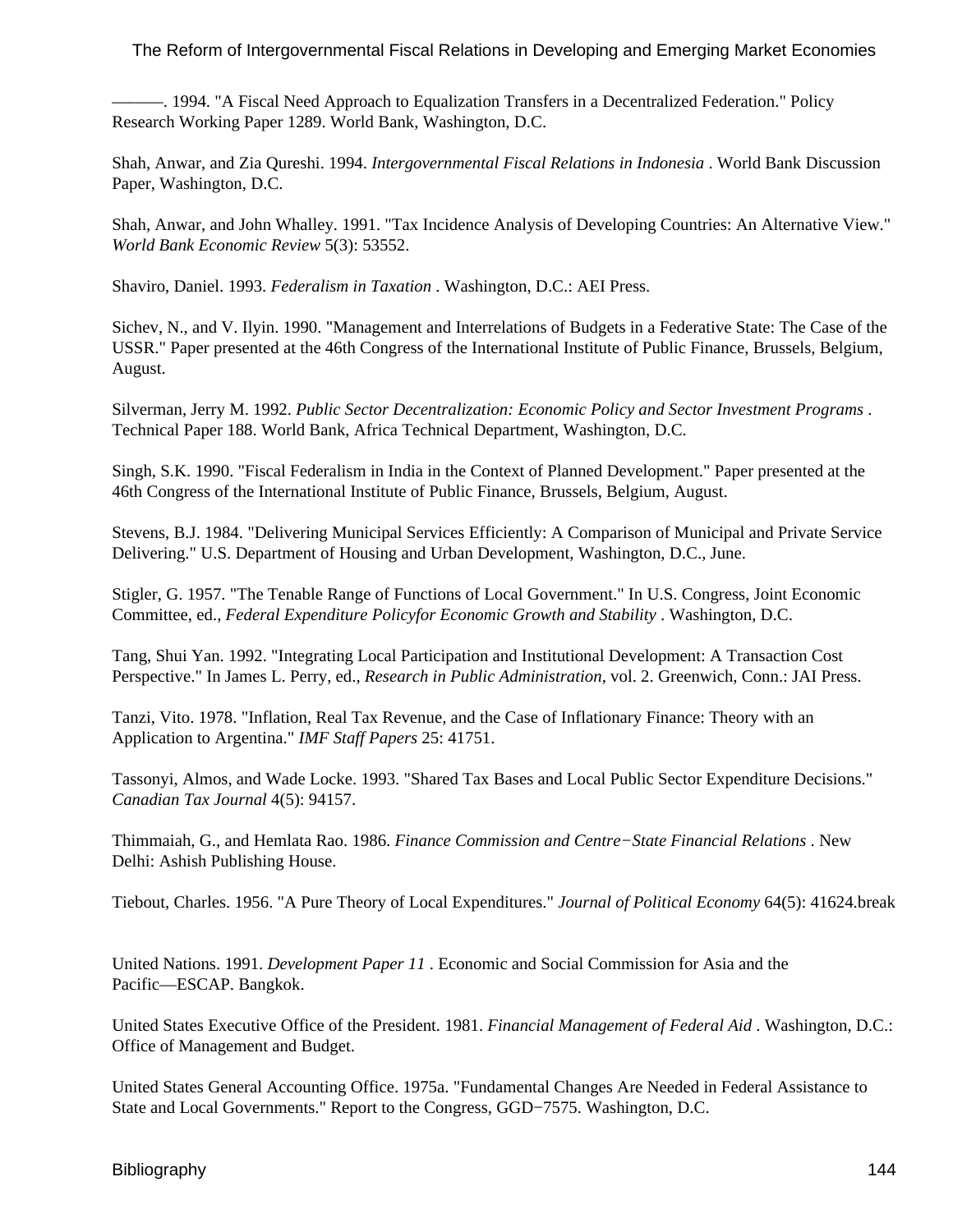———. 1994. "A Fiscal Need Approach to Equalization Transfers in a Decentralized Federation." Policy Research Working Paper 1289. World Bank, Washington, D.C.

Shah, Anwar, and Zia Qureshi. 1994. *Intergovernmental Fiscal Relations in Indonesia* . World Bank Discussion Paper, Washington, D.C.

Shah, Anwar, and John Whalley. 1991. "Tax Incidence Analysis of Developing Countries: An Alternative View." *World Bank Economic Review* 5(3): 53552.

Shaviro, Daniel. 1993. *Federalism in Taxation* . Washington, D.C.: AEI Press.

Sichev, N., and V. Ilyin. 1990. "Management and Interrelations of Budgets in a Federative State: The Case of the USSR." Paper presented at the 46th Congress of the International Institute of Public Finance, Brussels, Belgium, August.

Silverman, Jerry M. 1992. *Public Sector Decentralization: Economic Policy and Sector Investment Programs* . Technical Paper 188. World Bank, Africa Technical Department, Washington, D.C.

Singh, S.K. 1990. "Fiscal Federalism in India in the Context of Planned Development." Paper presented at the 46th Congress of the International Institute of Public Finance, Brussels, Belgium, August.

Stevens, B.J. 1984. "Delivering Municipal Services Efficiently: A Comparison of Municipal and Private Service Delivering." U.S. Department of Housing and Urban Development, Washington, D.C., June.

Stigler, G. 1957. "The Tenable Range of Functions of Local Government." In U.S. Congress, Joint Economic Committee, ed., *Federal Expenditure Policyfor Economic Growth and Stability* . Washington, D.C.

Tang, Shui Yan. 1992. "Integrating Local Participation and Institutional Development: A Transaction Cost Perspective." In James L. Perry, ed., *Research in Public Administration,* vol. 2. Greenwich, Conn.: JAI Press.

Tanzi, Vito. 1978. "Inflation, Real Tax Revenue, and the Case of Inflationary Finance: Theory with an Application to Argentina." *IMF Staff Papers* 25: 41751.

Tassonyi, Almos, and Wade Locke. 1993. "Shared Tax Bases and Local Public Sector Expenditure Decisions." *Canadian Tax Journal* 4(5): 94157.

Thimmaiah, G., and Hemlata Rao. 1986. *Finance Commission and Centre−State Financial Relations* . New Delhi: Ashish Publishing House.

Tiebout, Charles. 1956. "A Pure Theory of Local Expenditures." *Journal of Political Economy* 64(5): 41624.break

United Nations. 1991. *Development Paper 11* . Economic and Social Commission for Asia and the Pacific—ESCAP. Bangkok.

United States Executive Office of the President. 1981. *Financial Management of Federal Aid* . Washington, D.C.: Office of Management and Budget.

United States General Accounting Office. 1975a. "Fundamental Changes Are Needed in Federal Assistance to State and Local Governments." Report to the Congress, GGD−7575. Washington, D.C.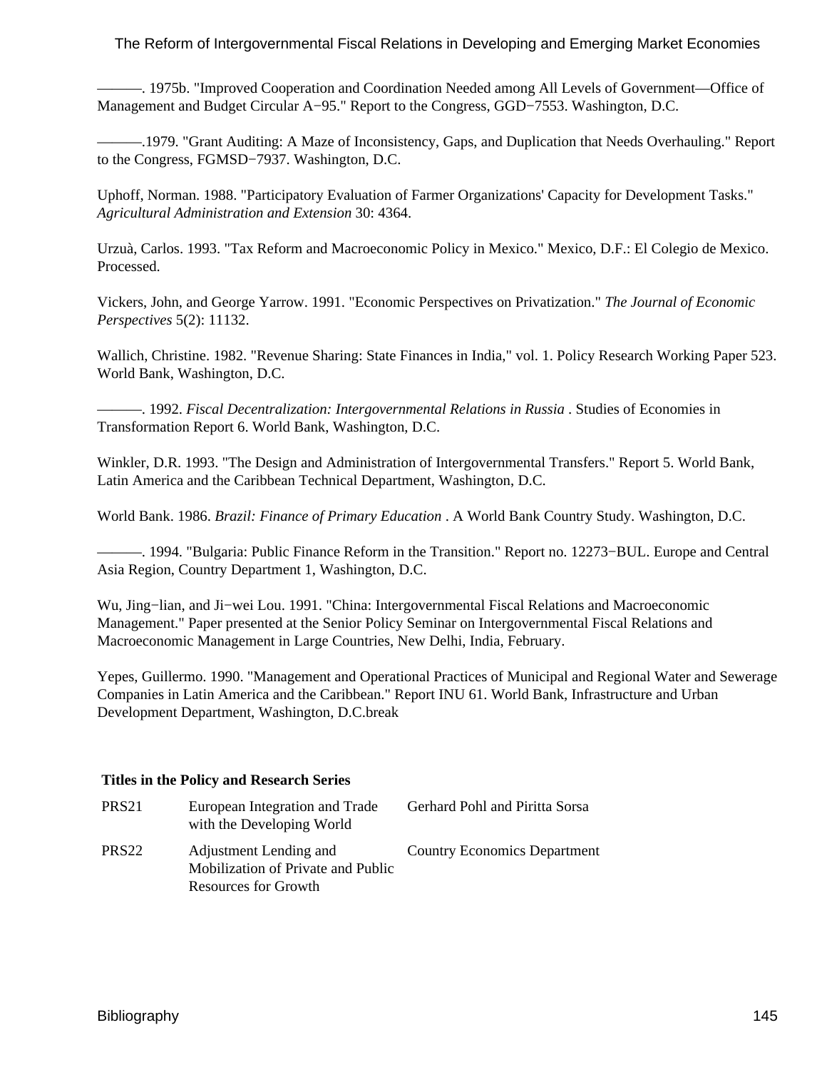———. 1975b. "Improved Cooperation and Coordination Needed among All Levels of Government—Office of Management and Budget Circular A−95." Report to the Congress, GGD−7553. Washington, D.C.

———.1979. "Grant Auditing: A Maze of Inconsistency, Gaps, and Duplication that Needs Overhauling." Report to the Congress, FGMSD−7937. Washington, D.C.

Uphoff, Norman. 1988. "Participatory Evaluation of Farmer Organizations' Capacity for Development Tasks." *Agricultural Administration and Extension* 30: 4364.

Urzuà, Carlos. 1993. "Tax Reform and Macroeconomic Policy in Mexico." Mexico, D.F.: El Colegio de Mexico. Processed.

Vickers, John, and George Yarrow. 1991. "Economic Perspectives on Privatization." *The Journal of Economic Perspectives* 5(2): 11132.

Wallich, Christine. 1982. "Revenue Sharing: State Finances in India," vol. 1. Policy Research Working Paper 523. World Bank, Washington, D.C.

———. 1992. *Fiscal Decentralization: Intergovernmental Relations in Russia* . Studies of Economies in Transformation Report 6. World Bank, Washington, D.C.

Winkler, D.R. 1993. "The Design and Administration of Intergovernmental Transfers." Report 5. World Bank, Latin America and the Caribbean Technical Department, Washington, D.C.

World Bank. 1986. *Brazil: Finance of Primary Education* . A World Bank Country Study. Washington, D.C.

———. 1994. "Bulgaria: Public Finance Reform in the Transition." Report no. 12273−BUL. Europe and Central Asia Region, Country Department 1, Washington, D.C.

Wu, Jing−lian, and Ji−wei Lou. 1991. "China: Intergovernmental Fiscal Relations and Macroeconomic Management." Paper presented at the Senior Policy Seminar on Intergovernmental Fiscal Relations and Macroeconomic Management in Large Countries, New Delhi, India, February.

Yepes, Guillermo. 1990. "Management and Operational Practices of Municipal and Regional Water and Sewerage Companies in Latin America and the Caribbean." Report INU 61. World Bank, Infrastructure and Urban Development Department, Washington, D.C.break

**Titles in the Policy and Research Series**

| | | |
|---|---|---|
| PRS21 | European Integration and Trade with the Developing World | Gerhard Pohl and Piritta Sorsa |
| PRS22 | Adjustment Lending and Mobilization of Private and Public Resources for Growth | Country Economics Department |